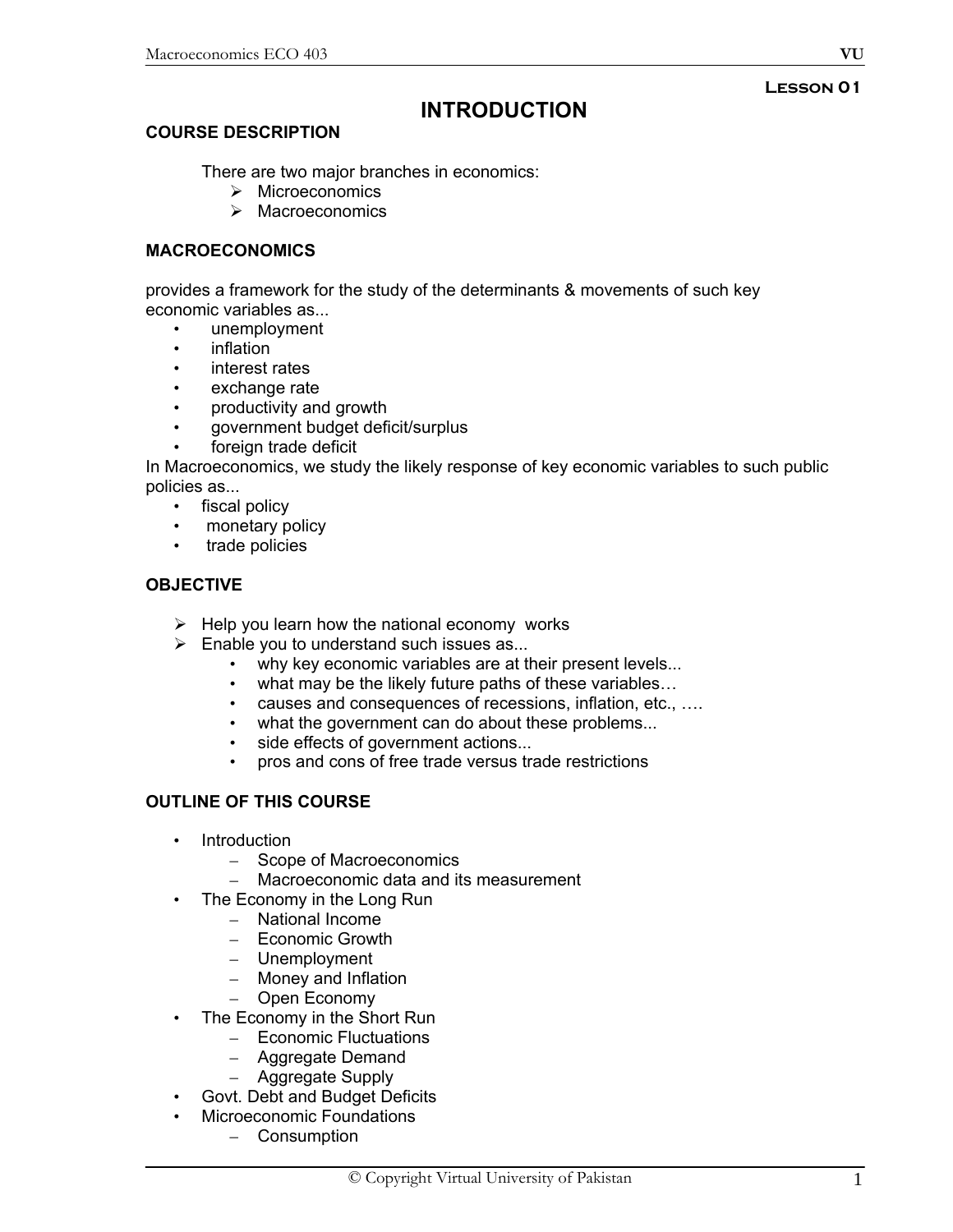**Lesson 01**

# INTRODUCTION

## COURSE DESCRIPTION

There are two major branches in economics:

- Microeconomics
- Macroeconomics

## MACROECONOMICS

provides a framework for the study of the determinants & movements of such key economic variables as...

- unemployment
- inflation
- interest rates
- exchange rate
- productivity and growth
- government budget deficit/surplus
- foreign trade deficit

In Macroeconomics, we study the likely response of key economic variables to such public policies as...

- fiscal policy
- monetary policy
- trade policies

## OBJECTIVE

- Help you learn how the national economy works
- Enable you to understand such issues as...
  - why key economic variables are at their present levels...
  - what may be the likely future paths of these variables…
  - causes and consequences of recessions, inflation, etc., ….
  - what the government can do about these problems...
  - side effects of government actions...
  - pros and cons of free trade versus trade restrictions

## OUTLINE OF THIS COURSE

- Introduction
  - Scope of Macroeconomics
  - Macroeconomic data and its measurement
- The Economy in the Long Run
  - National Income
  - Economic Growth
  - Unemployment
  - Money and Inflation
  - Open Economy
- The Economy in the Short Run
  - Economic Fluctuations
  - Aggregate Demand
  - Aggregate Supply
- Govt. Debt and Budget Deficits
- Microeconomic Foundations
  - Consumption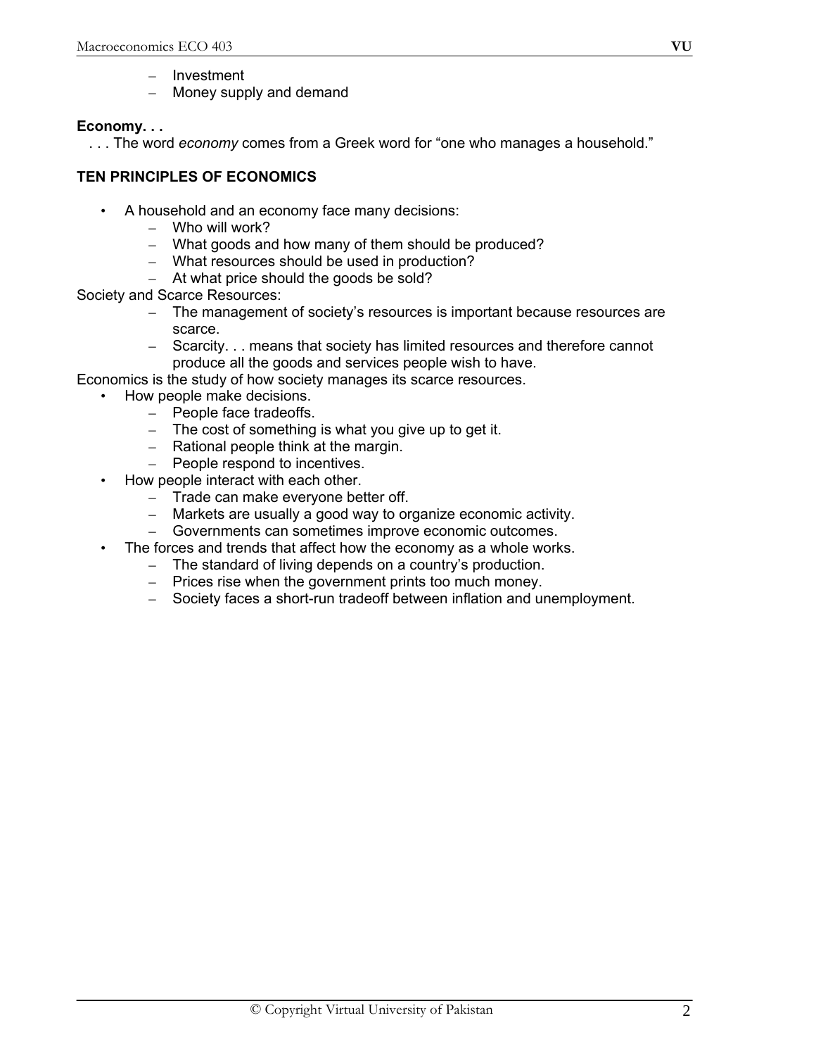- Investment
- Money supply and demand

**Economy. . .**

. . . The word *economy* comes from a Greek word for "one who manages a household."

**TEN PRINCIPLES OF ECONOMICS**

- A household and an economy face many decisions:
  - Who will work?
  - What goods and how many of them should be produced?
  - What resources should be used in production?
  - At what price should the goods be sold?

Society and Scarce Resources:

- The management of society's resources is important because resources are scarce.
- Scarcity. . . means that society has limited resources and therefore cannot produce all the goods and services people wish to have.

Economics is the study of how society manages its scarce resources.

- How people make decisions.
  - People face tradeoffs.
  - The cost of something is what you give up to get it.
  - Rational people think at the margin.
  - People respond to incentives.
- How people interact with each other.
  - Trade can make everyone better off.
  - Markets are usually a good way to organize economic activity.
  - Governments can sometimes improve economic outcomes.
- The forces and trends that affect how the economy as a whole works.
  - The standard of living depends on a country's production.
  - Prices rise when the government prints too much money.
  - Society faces a short-run tradeoff between inflation and unemployment.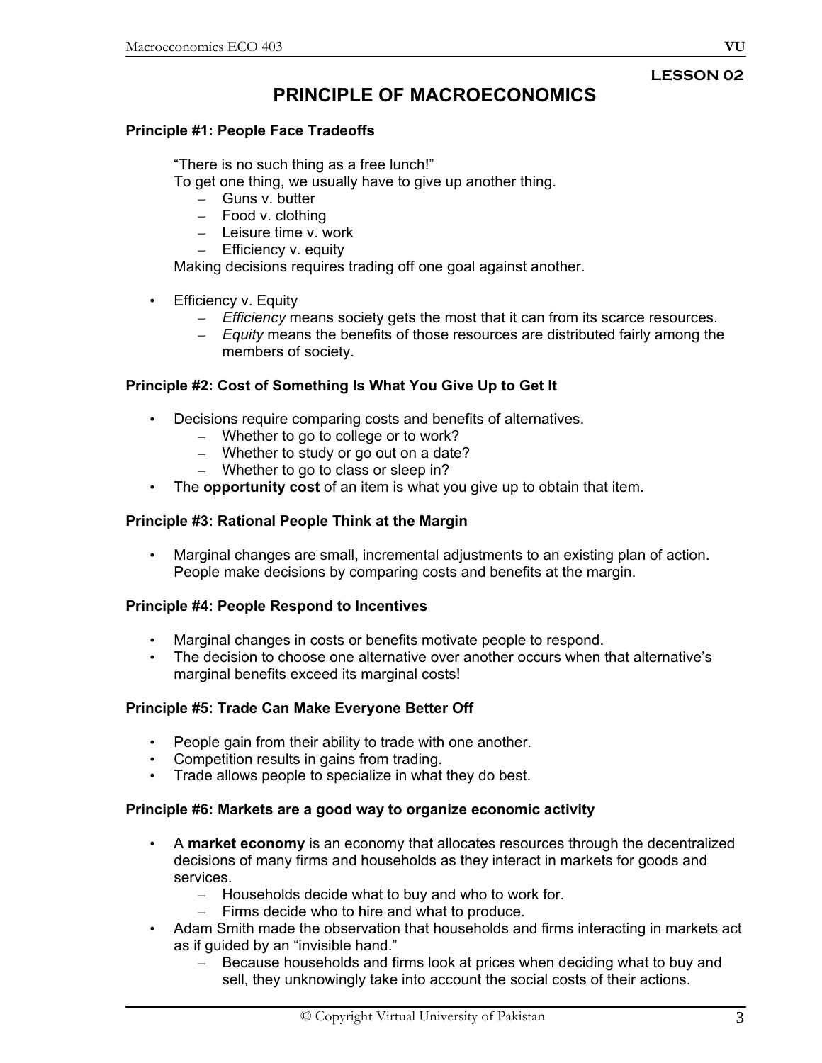**LESSON 02**

# PRINCIPLE OF MACROECONOMICS

### Principle #1: People Face Tradeoffs

"There is no such thing as a free lunch!"
To get one thing, we usually have to give up another thing.

- Guns v. butter
- Food v. clothing
- Leisure time v. work
- Efficiency v. equity

Making decisions requires trading off one goal against another.

- Efficiency v. Equity
  - *Efficiency* means society gets the most that it can from its scarce resources.
  - *Equity* means the benefits of those resources are distributed fairly among the members of society.

### Principle #2: Cost of Something Is What You Give Up to Get It

- Decisions require comparing costs and benefits of alternatives.
  - Whether to go to college or to work?
  - Whether to study or go out on a date?
  - Whether to go to class or sleep in?
- The **opportunity cost** of an item is what you give up to obtain that item.

### Principle #3: Rational People Think at the Margin

- Marginal changes are small, incremental adjustments to an existing plan of action. People make decisions by comparing costs and benefits at the margin.

### Principle #4: People Respond to Incentives

- Marginal changes in costs or benefits motivate people to respond.
- The decision to choose one alternative over another occurs when that alternative's marginal benefits exceed its marginal costs!

### Principle #5: Trade Can Make Everyone Better Off

- People gain from their ability to trade with one another.
- Competition results in gains from trading.
- Trade allows people to specialize in what they do best.

### Principle #6: Markets are a good way to organize economic activity

- A **market economy** is an economy that allocates resources through the decentralized decisions of many firms and households as they interact in markets for goods and services.
  - Households decide what to buy and who to work for.
  - Firms decide who to hire and what to produce.
- Adam Smith made the observation that households and firms interacting in markets act as if guided by an "invisible hand."
  - Because households and firms look at prices when deciding what to buy and sell, they unknowingly take into account the social costs of their actions.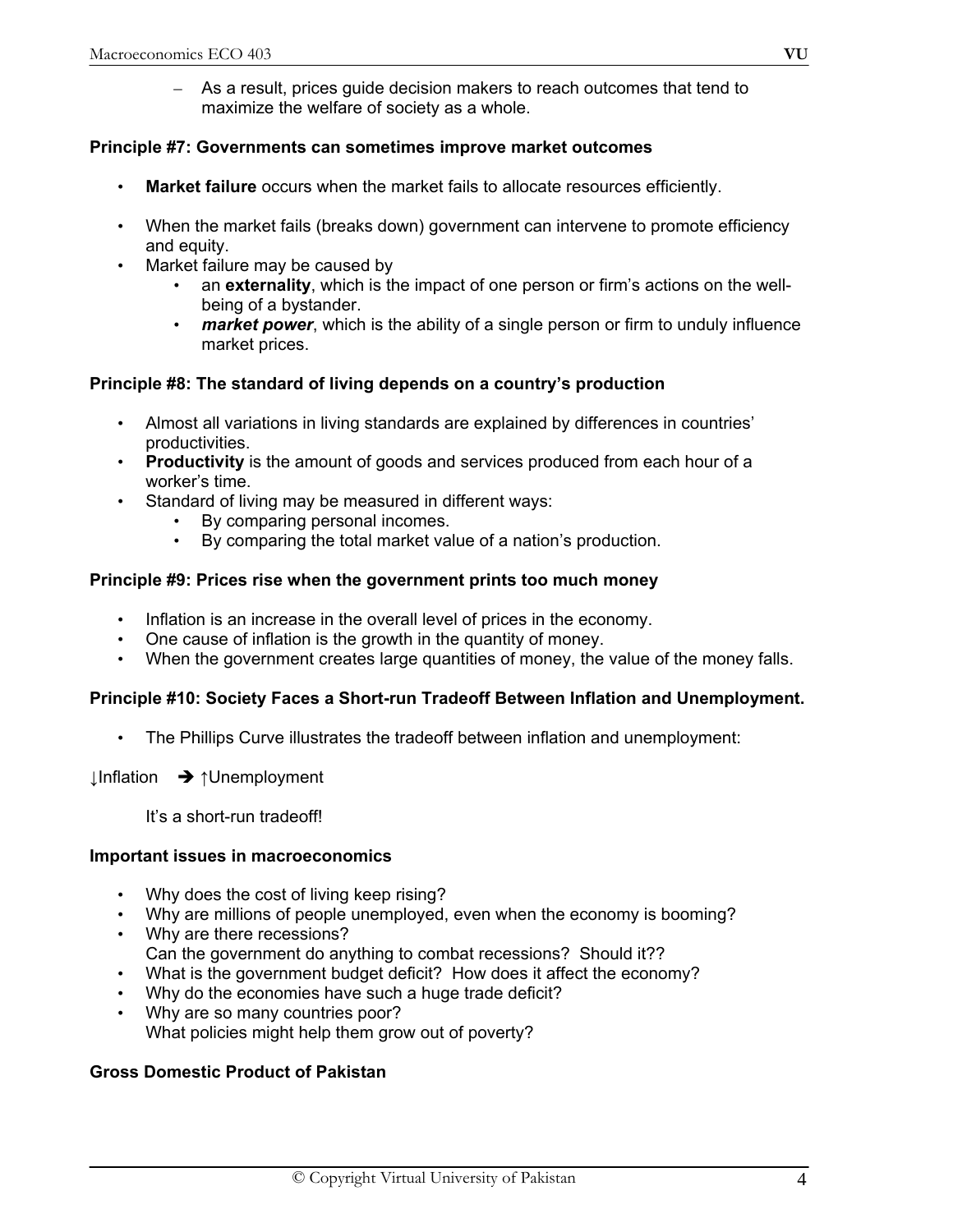- As a result, prices guide decision makers to reach outcomes that tend to maximize the welfare of society as a whole.

**Principle #7: Governments can sometimes improve market outcomes**

- **Market failure** occurs when the market fails to allocate resources efficiently.
- When the market fails (breaks down) government can intervene to promote efficiency and equity.
- Market failure may be caused by
    - an **externality**, which is the impact of one person or firm's actions on the well-being of a bystander.
    - ***market power***, which is the ability of a single person or firm to unduly influence market prices.

**Principle #8: The standard of living depends on a country's production**

- Almost all variations in living standards are explained by differences in countries' productivities.
- **Productivity** is the amount of goods and services produced from each hour of a worker's time.
- Standard of living may be measured in different ways:
    - By comparing personal incomes.
    - By comparing the total market value of a nation's production.

**Principle #9: Prices rise when the government prints too much money**

- Inflation is an increase in the overall level of prices in the economy.
- One cause of inflation is the growth in the quantity of money.
- When the government creates large quantities of money, the value of the money falls.

**Principle #10: Society Faces a Short-run Tradeoff Between Inflation and Unemployment.**

- The Phillips Curve illustrates the tradeoff between inflation and unemployment:

↓Inflation ➔ ↑Unemployment

It's a short-run tradeoff!

**Important issues in macroeconomics**

- Why does the cost of living keep rising?
- Why are millions of people unemployed, even when the economy is booming?
- Why are there recessions?
  Can the government do anything to combat recessions? Should it??
- What is the government budget deficit? How does it affect the economy?
- Why do the economies have such a huge trade deficit?
- Why are so many countries poor?
  What policies might help them grow out of poverty?

**Gross Domestic Product of Pakistan**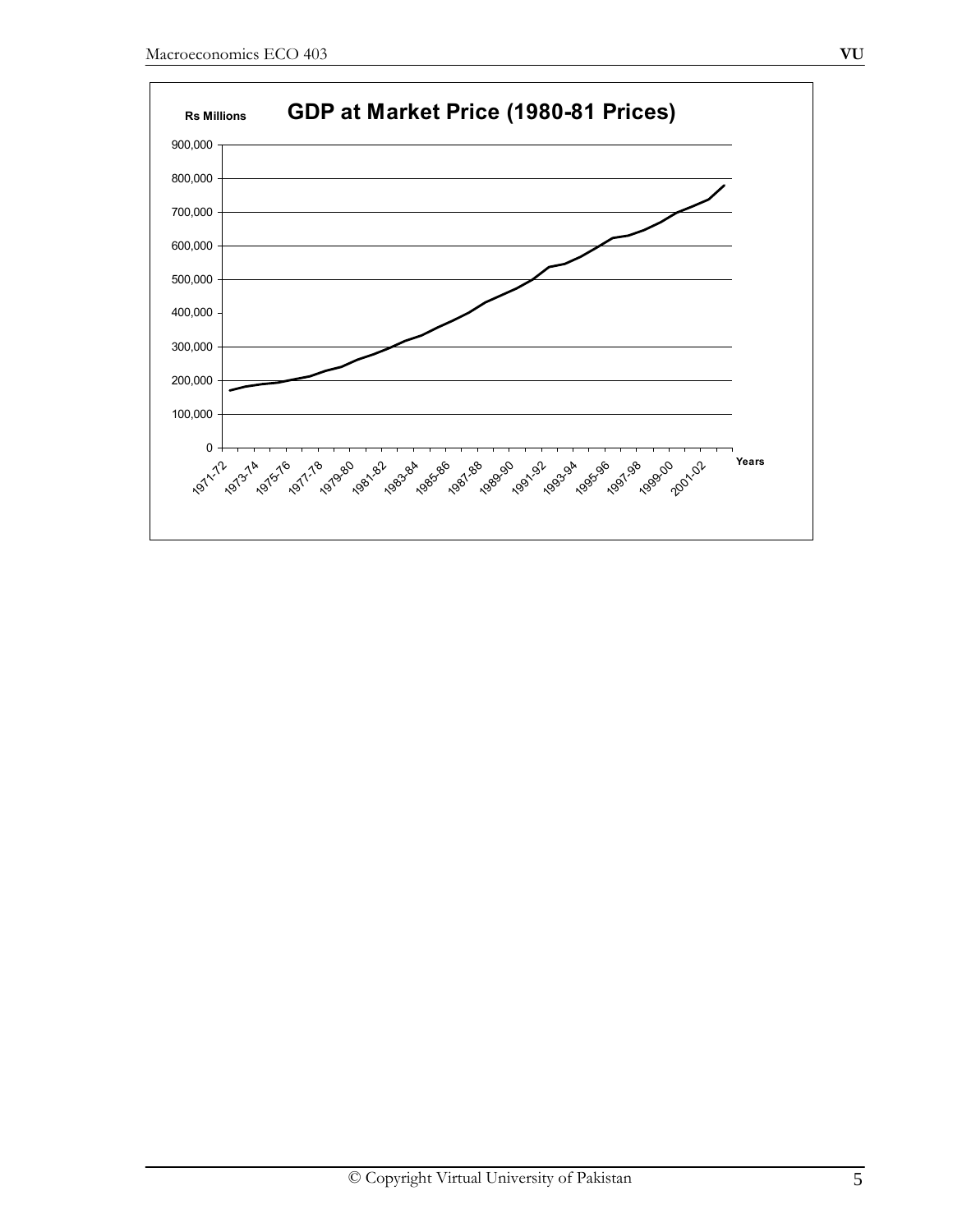Rs Millions

**GDP at Market Price (1980-81 Prices)**

900,000
800,000
700,000
600,000
500,000
400,000
300,000
200,000
100,000
0

1971-72 1973-74 1975-76 1977-78 1979-80 1981-82 1983-84 1985-86 1987-88 1989-90 1991-92 1993-94 1995-96 1997-98 1999-00 2001-02

Years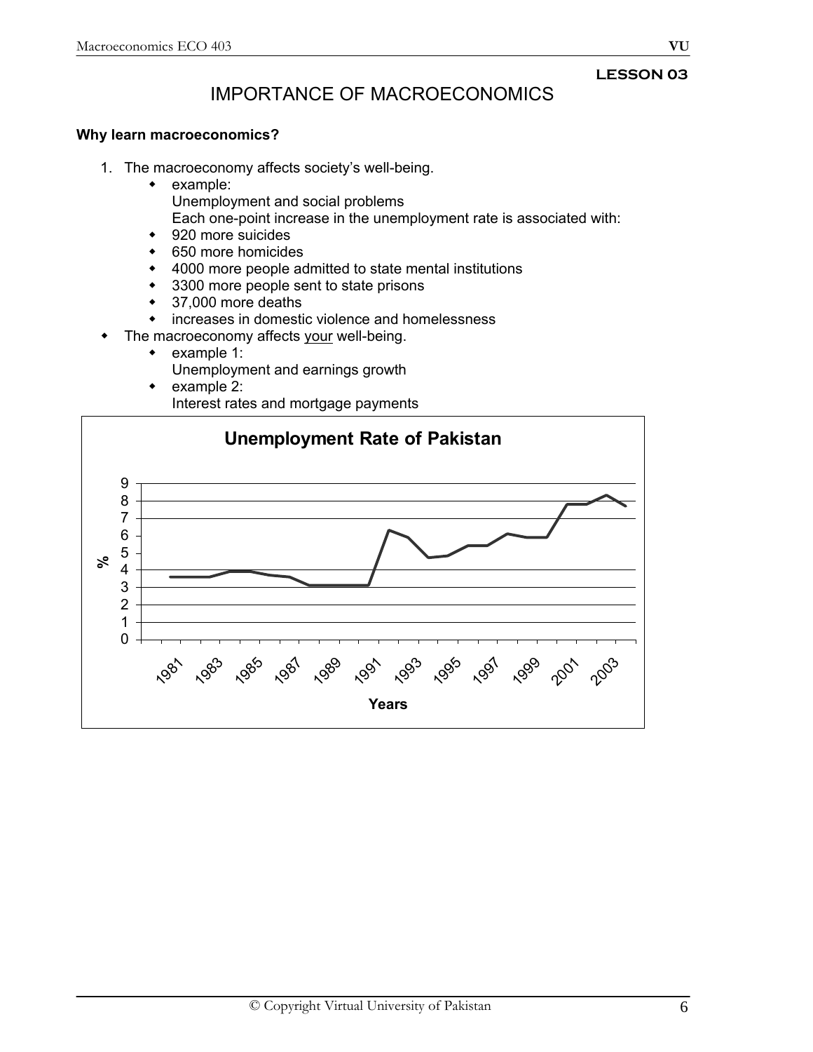**LESSON 03**

# IMPORTANCE OF MACROECONOMICS

**Why learn macroeconomics?**

1. The macroeconomy affects society's well-being.
   - example:
     Unemployment and social problems
     Each one-point increase in the unemployment rate is associated with:
   - 920 more suicides
   - 650 more homicides
   - 4000 more people admitted to state mental institutions
   - 3300 more people sent to state prisons
   - 37,000 more deaths
   - increases in domestic violence and homelessness

- The macroeconomy affects <u>your</u> well-being.
  - example 1:
    Unemployment and earnings growth
  - example 2:
    Interest rates and mortgage payments

**Unemployment Rate of Pakistan**

(Chart: y-axis "%" from 0 to 9; x-axis "Years" from 1981 to 2003)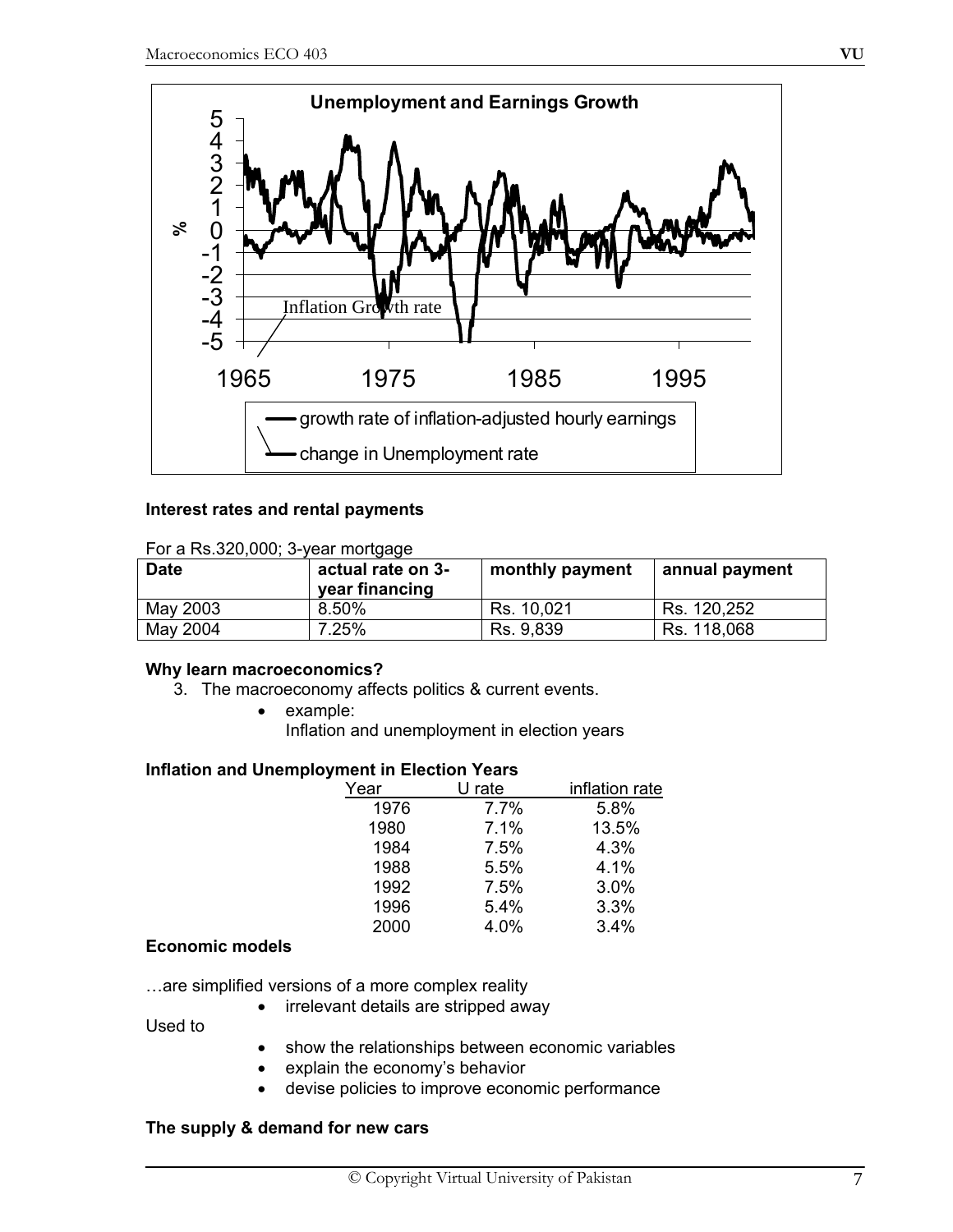**Unemployment and Earnings Growth**

**Interest rates and rental payments**

For a Rs.320,000; 3-year mortgage

| Date | actual rate on 3-year financing | monthly payment | annual payment |
|---|---|---|---|
| May 2003 | 8.50% | Rs. 10,021 | Rs. 120,252 |
| May 2004 | 7.25% | Rs. 9,839 | Rs. 118,068 |

**Why learn macroeconomics?**

3. The macroeconomy affects politics & current events.
   - example:
     Inflation and unemployment in election years

**Inflation and Unemployment in Election Years**

| Year | U rate | inflation rate |
|---|---|---|
| 1976 | 7.7% | 5.8% |
| 1980 | 7.1% | 13.5% |
| 1984 | 7.5% | 4.3% |
| 1988 | 5.5% | 4.1% |
| 1992 | 7.5% | 3.0% |
| 1996 | 5.4% | 3.3% |
| 2000 | 4.0% | 3.4% |

**Economic models**

…are simplified versions of a more complex reality

- irrelevant details are stripped away

Used to

- show the relationships between economic variables
- explain the economy's behavior
- devise policies to improve economic performance

**The supply & demand for new cars**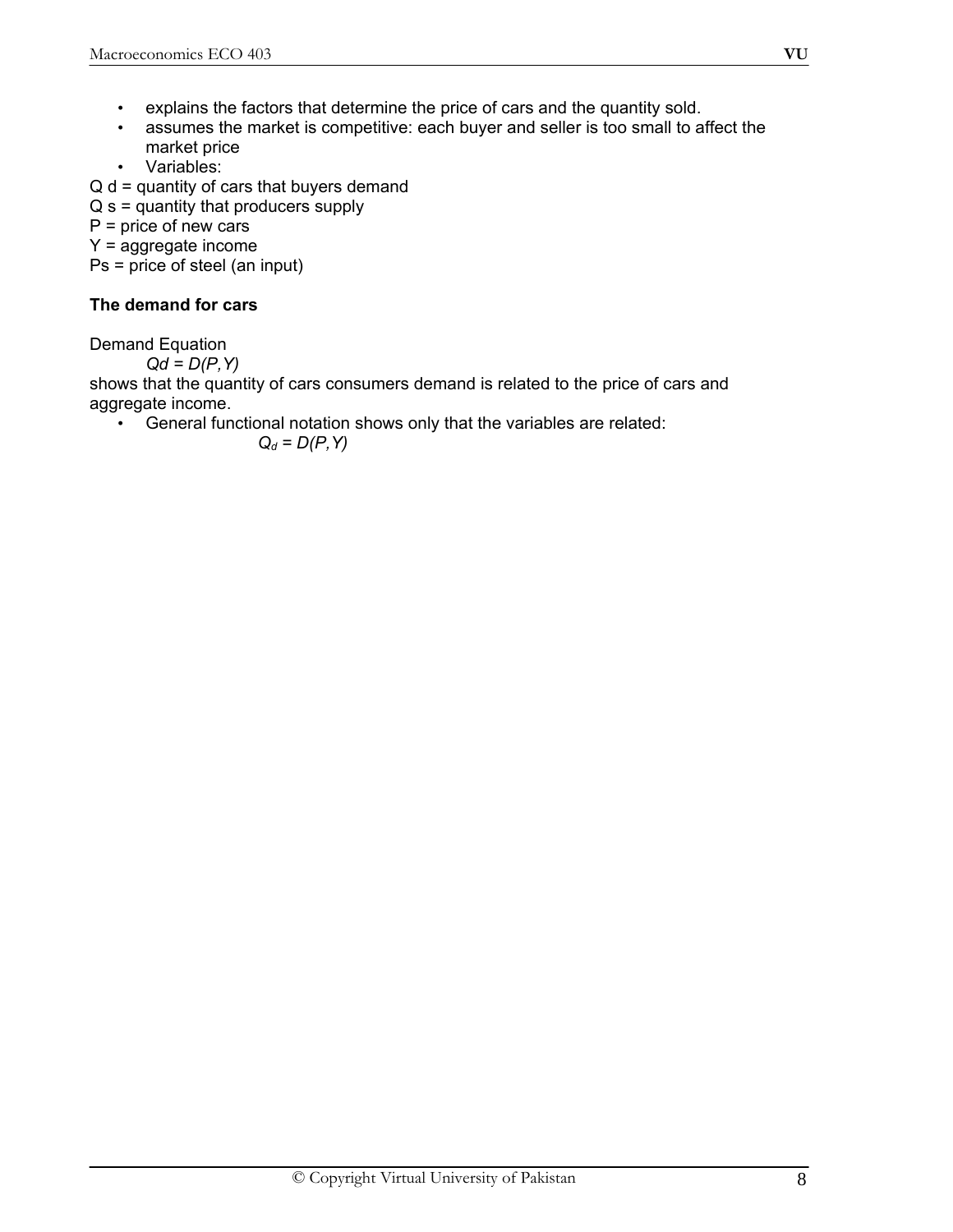- explains the factors that determine the price of cars and the quantity sold.
- assumes the market is competitive: each buyer and seller is too small to affect the market price
- Variables:

$Q_d$ = quantity of cars that buyers demand
$Q_s$ = quantity that producers supply
$P$ = price of new cars
$Y$ = aggregate income
$P_s$ = price of steel (an input)

**The demand for cars**

Demand Equation

$$Qd = D(P,Y)$$

shows that the quantity of cars consumers demand is related to the price of cars and aggregate income.

- General functional notation shows only that the variables are related:

$$Q_d = D(P,Y)$$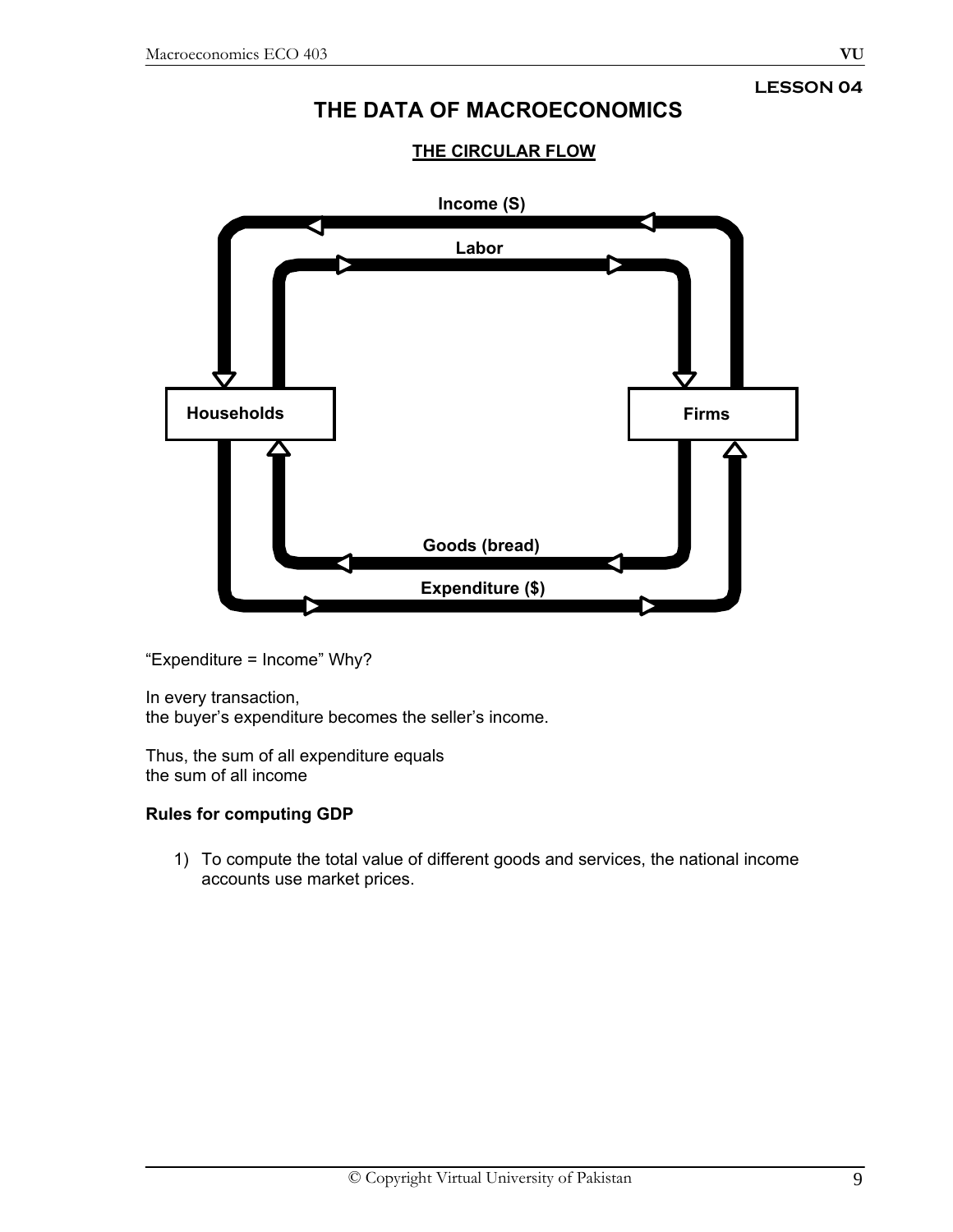LESSON 04

# THE DATA OF MACROECONOMICS

## THE CIRCULAR FLOW

Income (S)

Labor

Households

Firms

Goods (bread)

Expenditure ($)

"Expenditure = Income" Why?

In every transaction,
the buyer's expenditure becomes the seller's income.

Thus, the sum of all expenditure equals
the sum of all income

**Rules for computing GDP**

1) To compute the total value of different goods and services, the national income accounts use market prices.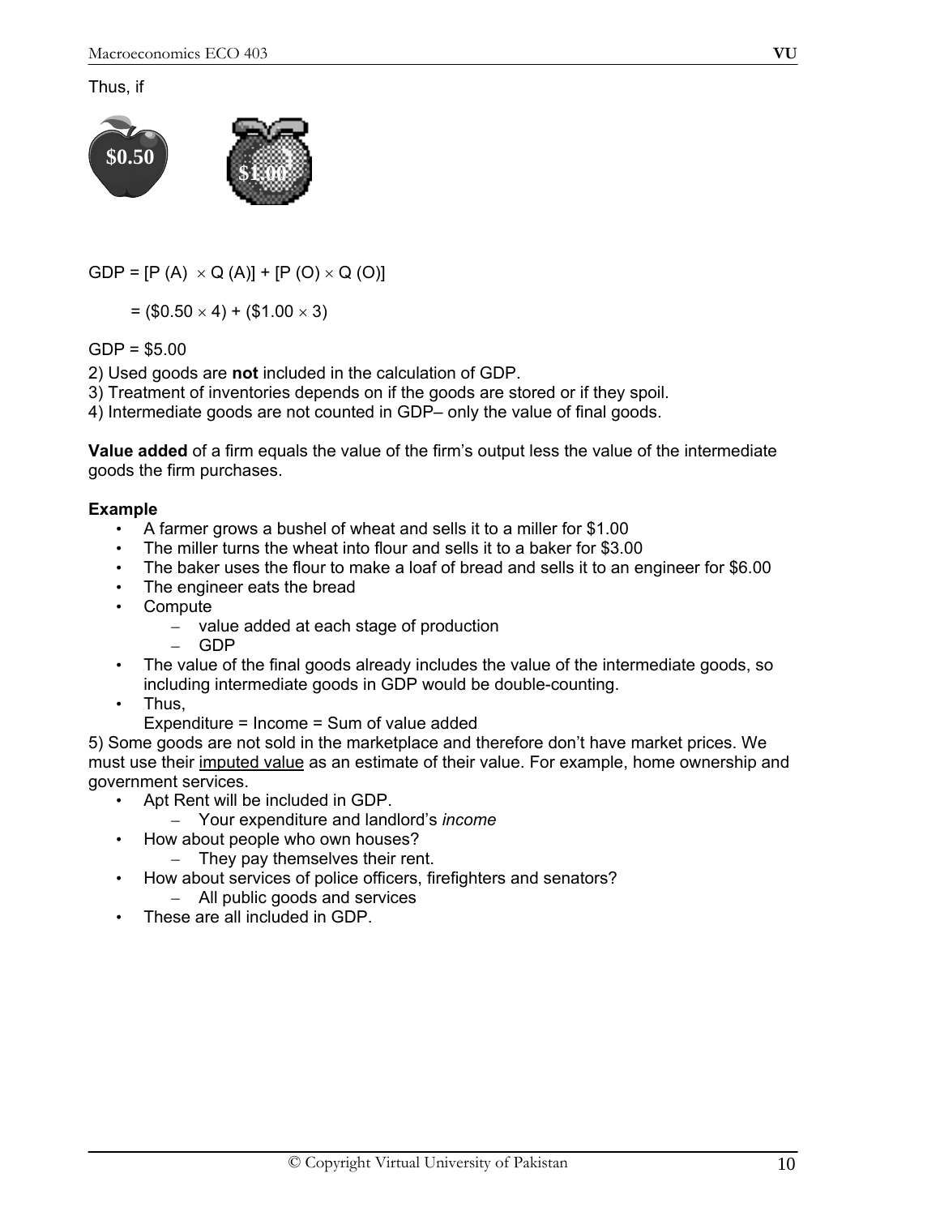Thus, if

$0.50 $1.00

$$GDP = [P(A) \times Q(A)] + [P(O) \times Q(O)]$$

$$= (\$0.50 \times 4) + (\$1.00 \times 3)$$

$$GDP = \$5.00$$

2) Used goods are **not** included in the calculation of GDP.
3) Treatment of inventories depends on if the goods are stored or if they spoil.
4) Intermediate goods are not counted in GDP– only the value of final goods.

**Value added** of a firm equals the value of the firm's output less the value of the intermediate goods the firm purchases.

**Example**

- A farmer grows a bushel of wheat and sells it to a miller for $1.00
- The miller turns the wheat into flour and sells it to a baker for $3.00
- The baker uses the flour to make a loaf of bread and sells it to an engineer for $6.00
- The engineer eats the bread
- Compute
  - value added at each stage of production
  - GDP
- The value of the final goods already includes the value of the intermediate goods, so including intermediate goods in GDP would be double-counting.
- Thus,
  Expenditure = Income = Sum of value added

5) Some goods are not sold in the marketplace and therefore don't have market prices. We must use their imputed value as an estimate of their value. For example, home ownership and government services.

- Apt Rent will be included in GDP.
  - Your expenditure and landlord's *income*
- How about people who own houses?
  - They pay themselves their rent.
- How about services of police officers, firefighters and senators?
  - All public goods and services
- These are all included in GDP.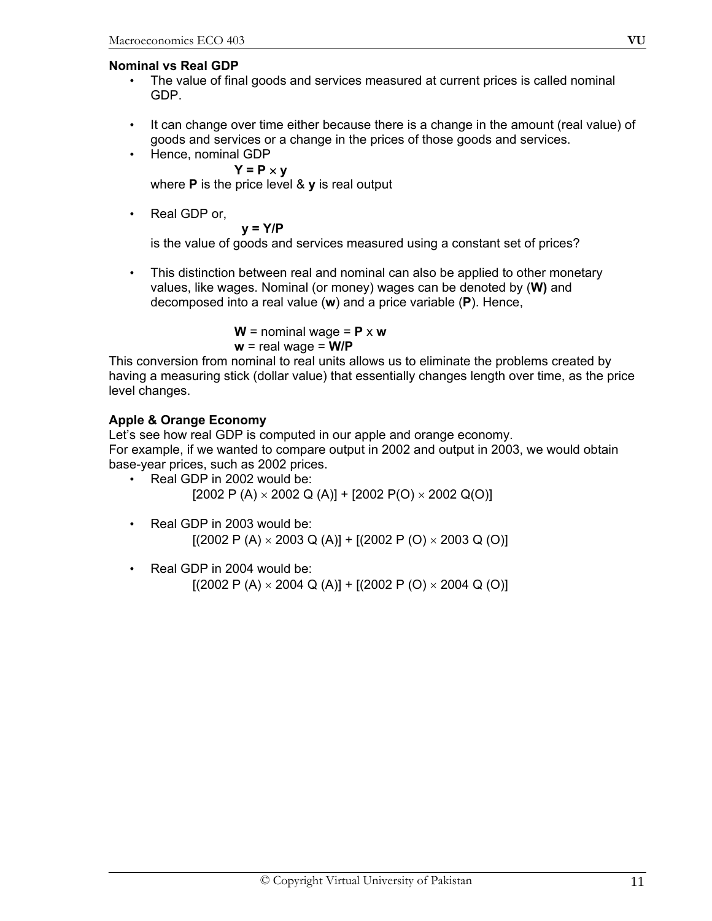**Nominal vs Real GDP**

- The value of final goods and services measured at current prices is called nominal GDP.

- It can change over time either because there is a change in the amount (real value) of goods and services or a change in the prices of those goods and services.
- Hence, nominal GDP

  $$\mathbf{Y = P \times y}$$

  where **P** is the price level & **y** is real output

- Real GDP or,

  $$\mathbf{y = Y/P}$$

  is the value of goods and services measured using a constant set of prices?

- This distinction between real and nominal can also be applied to other monetary values, like wages. Nominal (or money) wages can be denoted by (**W)** and decomposed into a real value (**w**) and a price variable (**P**). Hence,

  $$\mathbf{W} = \text{nominal wage} = \mathbf{P} \times \mathbf{w}$$
  $$\mathbf{w} = \text{real wage} = \mathbf{W/P}$$

This conversion from nominal to real units allows us to eliminate the problems created by having a measuring stick (dollar value) that essentially changes length over time, as the price level changes.

**Apple & Orange Economy**

Let's see how real GDP is computed in our apple and orange economy.
For example, if we wanted to compare output in 2002 and output in 2003, we would obtain base-year prices, such as 2002 prices.

- Real GDP in 2002 would be:

  [2002 P (A) × 2002 Q (A)] + [2002 P(O) × 2002 Q(O)]

- Real GDP in 2003 would be:

  [(2002 P (A) × 2003 Q (A)] + [(2002 P (O) × 2003 Q (O)]

- Real GDP in 2004 would be:

  [(2002 P (A) × 2004 Q (A)] + [(2002 P (O) × 2004 Q (O)]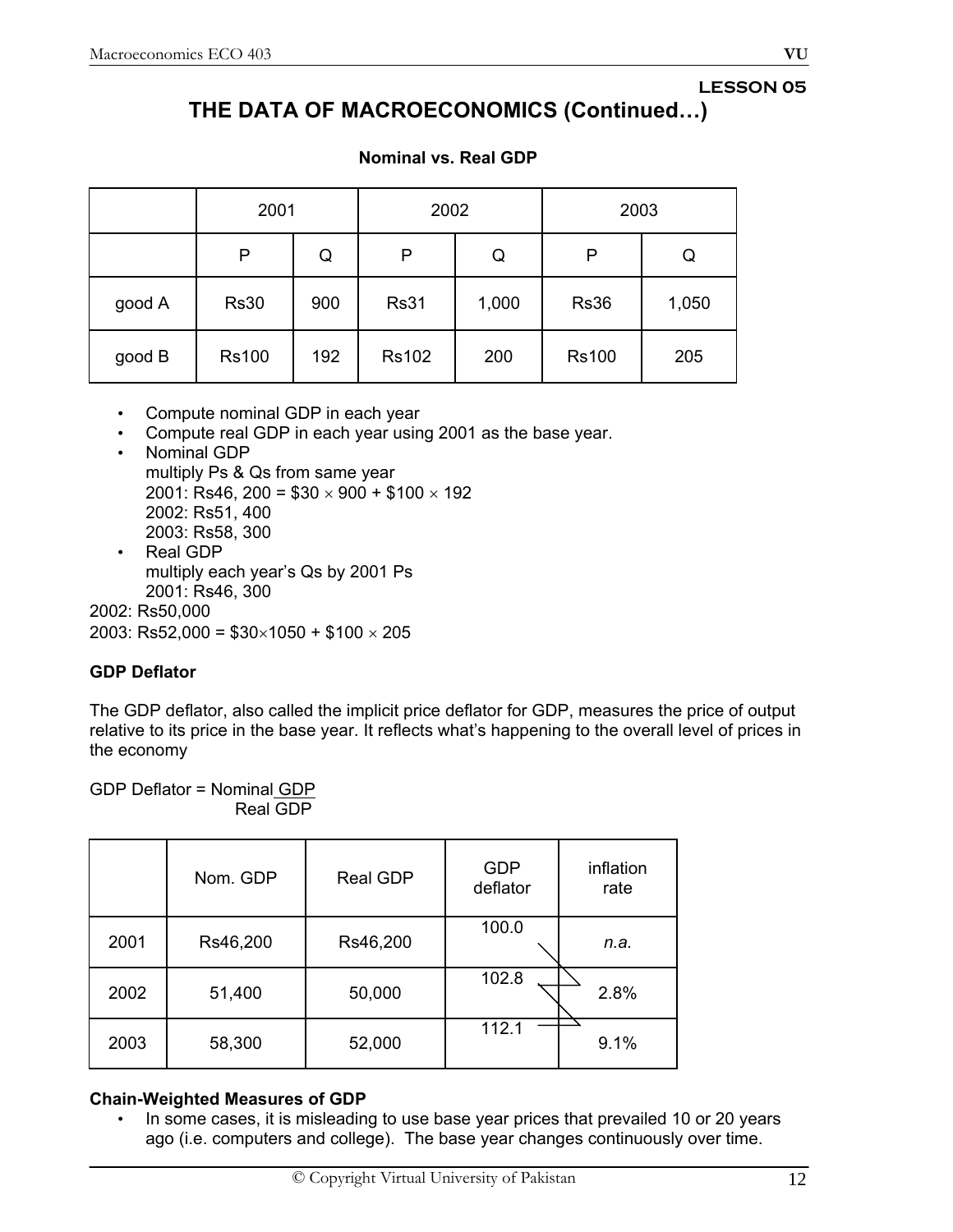# LESSON 05

## THE DATA OF MACROECONOMICS (Continued…)

**Nominal vs. Real GDP**

| | 2001 | | 2002 | | 2003 | |
|---|---|---|---|---|---|---|
| | P | Q | P | Q | P | Q |
| good A | Rs30 | 900 | Rs31 | 1,000 | Rs36 | 1,050 |
| good B | Rs100 | 192 | Rs102 | 200 | Rs100 | 205 |

- Compute nominal GDP in each year
- Compute real GDP in each year using 2001 as the base year.
- Nominal GDP
  multiply Ps & Qs from same year
  2001: Rs46, 200 = $30 × 900 + $100 × 192
  2002: Rs51, 400
  2003: Rs58, 300
- Real GDP
  multiply each year's Qs by 2001 Ps
  2001: Rs46, 300

2002: Rs50,000
2003: Rs52,000 = $30×1050 + $100 × 205

**GDP Deflator**

The GDP deflator, also called the implicit price deflator for GDP, measures the price of output relative to its price in the base year. It reflects what's happening to the overall level of prices in the economy

$$\text{GDP Deflator} = \frac{\text{Nominal GDP}}{\text{Real GDP}}$$

| | Nom. GDP | Real GDP | GDP deflator | inflation rate |
|---|---|---|---|---|
| 2001 | Rs46,200 | Rs46,200 | 100.0 | *n.a.* |
| 2002 | 51,400 | 50,000 | 102.8 | 2.8% |
| 2003 | 58,300 | 52,000 | 112.1 | 9.1% |

**Chain-Weighted Measures of GDP**

- In some cases, it is misleading to use base year prices that prevailed 10 or 20 years ago (i.e. computers and college). The base year changes continuously over time.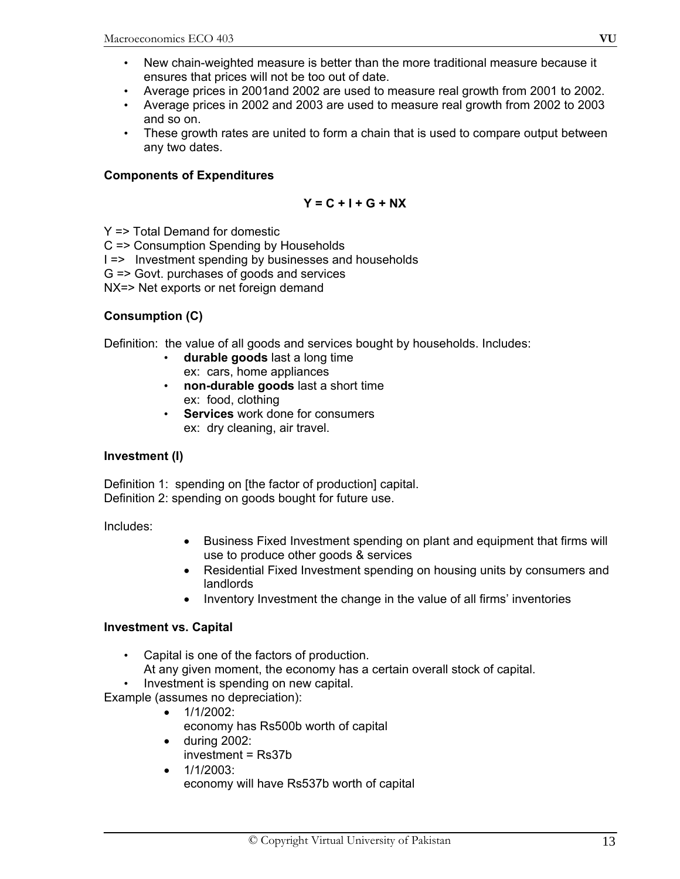- New chain-weighted measure is better than the more traditional measure because it ensures that prices will not be too out of date.
- Average prices in 2001and 2002 are used to measure real growth from 2001 to 2002.
- Average prices in 2002 and 2003 are used to measure real growth from 2002 to 2003 and so on.
- These growth rates are united to form a chain that is used to compare output between any two dates.

**Components of Expenditures**

$$Y = C + I + G + NX$$

Y => Total Demand for domestic
C => Consumption Spending by Households
I => Investment spending by businesses and households
G => Govt. purchases of goods and services
NX=> Net exports or net foreign demand

**Consumption (C)**

Definition: the value of all goods and services bought by households. Includes:

- **durable goods** last a long time
  ex: cars, home appliances
- **non-durable goods** last a short time
  ex: food, clothing
- **Services** work done for consumers
  ex: dry cleaning, air travel.

**Investment (I)**

Definition 1: spending on [the factor of production] capital.
Definition 2: spending on goods bought for future use.

Includes:

- Business Fixed Investment spending on plant and equipment that firms will use to produce other goods & services
- Residential Fixed Investment spending on housing units by consumers and landlords
- Inventory Investment the change in the value of all firms' inventories

**Investment vs. Capital**

- Capital is one of the factors of production.
  At any given moment, the economy has a certain overall stock of capital.
- Investment is spending on new capital.

Example (assumes no depreciation):

- 1/1/2002:
  economy has Rs500b worth of capital
- during 2002:
  investment = Rs37b
- 1/1/2003:
  economy will have Rs537b worth of capital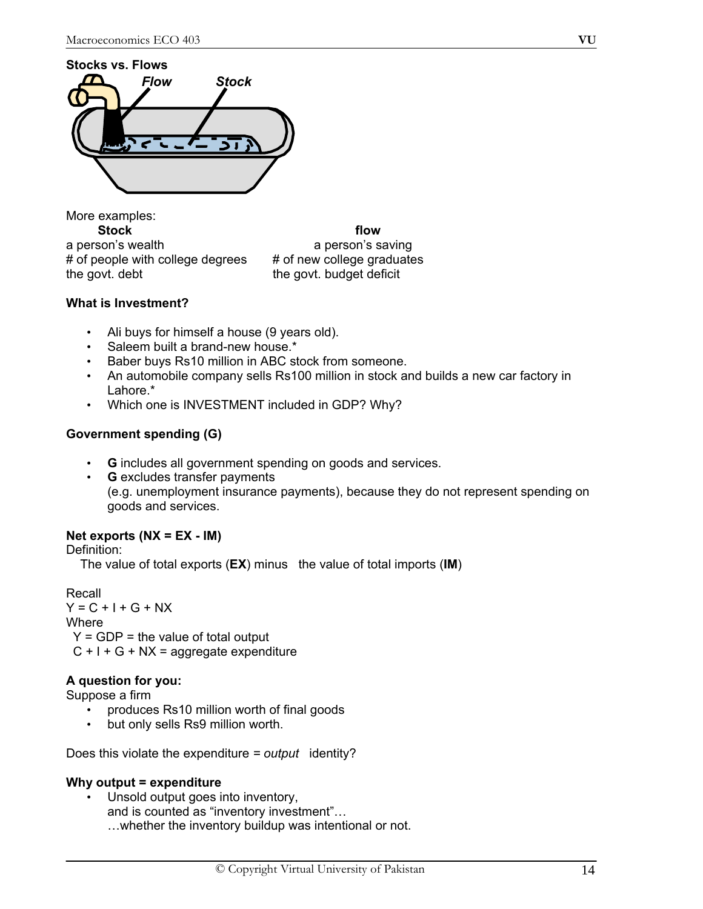**Stocks vs. Flows**

Flow Stock

More examples:

| Stock | flow |
|---|---|
| a person's wealth | a person's saving |
| # of people with college degrees | # of new college graduates |
| the govt. debt | the govt. budget deficit |

**What is Investment?**

- Ali buys for himself a house (9 years old).
- Saleem built a brand-new house.*
- Baber buys Rs10 million in ABC stock from someone.
- An automobile company sells Rs100 million in stock and builds a new car factory in Lahore.*
- Which one is INVESTMENT included in GDP? Why?

**Government spending (G)**

- **G** includes all government spending on goods and services.
- **G** excludes transfer payments
  (e.g. unemployment insurance payments), because they do not represent spending on goods and services.

**Net exports (NX = EX - IM)**

Definition:

The value of total exports (**EX**) minus the value of total imports (**IM**)

Recall

$Y = C + I + G + NX$

Where

$Y$ = GDP = the value of total output

$C + I + G + NX$ = aggregate expenditure

**A question for you:**

Suppose a firm

- produces Rs10 million worth of final goods
- but only sells Rs9 million worth.

Does this violate the expenditure = *output* identity?

**Why output = expenditure**

- Unsold output goes into inventory,
  and is counted as "inventory investment"…
  …whether the inventory buildup was intentional or not.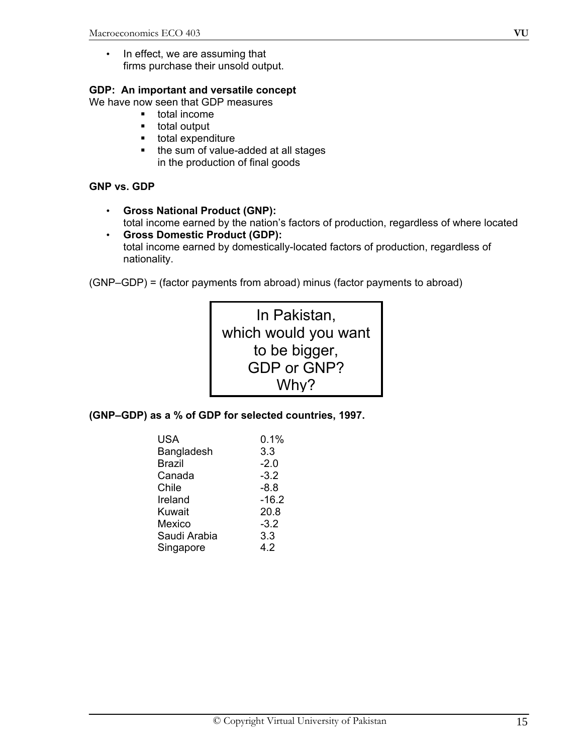- In effect, we are assuming that firms purchase their unsold output.

**GDP: An important and versatile concept**

We have now seen that GDP measures

- total income
- total output
- total expenditure
- the sum of value-added at all stages in the production of final goods

**GNP vs. GDP**

- **Gross National Product (GNP):** total income earned by the nation's factors of production, regardless of where located
- **Gross Domestic Product (GDP):** total income earned by domestically-located factors of production, regardless of nationality.

(GNP–GDP) = (factor payments from abroad) minus (factor payments to abroad)

> In Pakistan, which would you want to be bigger, GDP or GNP? Why?

**(GNP–GDP) as a % of GDP for selected countries, 1997.**

| Country | (GNP–GDP) as % of GDP |
|---|---|
| USA | 0.1% |
| Bangladesh | 3.3 |
| Brazil | -2.0 |
| Canada | -3.2 |
| Chile | -8.8 |
| Ireland | -16.2 |
| Kuwait | 20.8 |
| Mexico | -3.2 |
| Saudi Arabia | 3.3 |
| Singapore | 4.2 |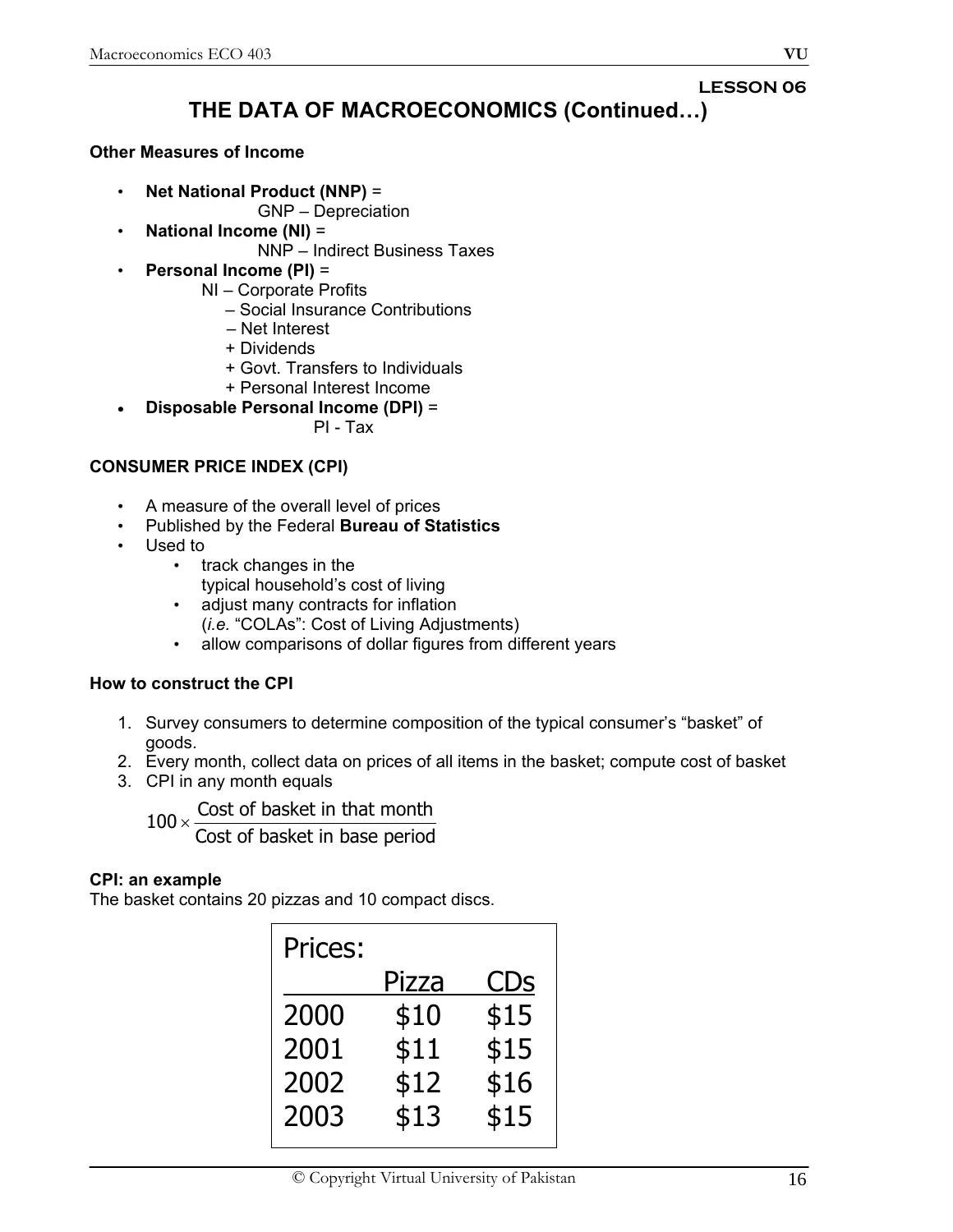## LESSON 06

# THE DATA OF MACROECONOMICS (Continued…)

**Other Measures of Income**

- **Net National Product (NNP)** =
  GNP – Depreciation
- **National Income (NI)** =
  NNP – Indirect Business Taxes
- **Personal Income (PI)** =
  NI – Corporate Profits
  – Social Insurance Contributions
  – Net Interest
  + Dividends
  + Govt. Transfers to Individuals
  + Personal Interest Income
- **Disposable Personal Income (DPI)** =
  PI - Tax

**CONSUMER PRICE INDEX (CPI)**

- A measure of the overall level of prices
- Published by the Federal **Bureau of Statistics**
- Used to
  - track changes in the typical household's cost of living
  - adjust many contracts for inflation (*i.e.* "COLAs": Cost of Living Adjustments)
  - allow comparisons of dollar figures from different years

**How to construct the CPI**

1. Survey consumers to determine composition of the typical consumer's "basket" of goods.
2. Every month, collect data on prices of all items in the basket; compute cost of basket
3. CPI in any month equals

$$100 \times \frac{\text{Cost of basket in that month}}{\text{Cost of basket in base period}}$$

**CPI: an example**

The basket contains 20 pizzas and 10 compact discs.

| Prices: | Pizza | CDs |
|---|---|---|
| 2000 | $10 | $15 |
| 2001 | $11 | $15 |
| 2002 | $12 | $16 |
| 2003 | $13 | $15 |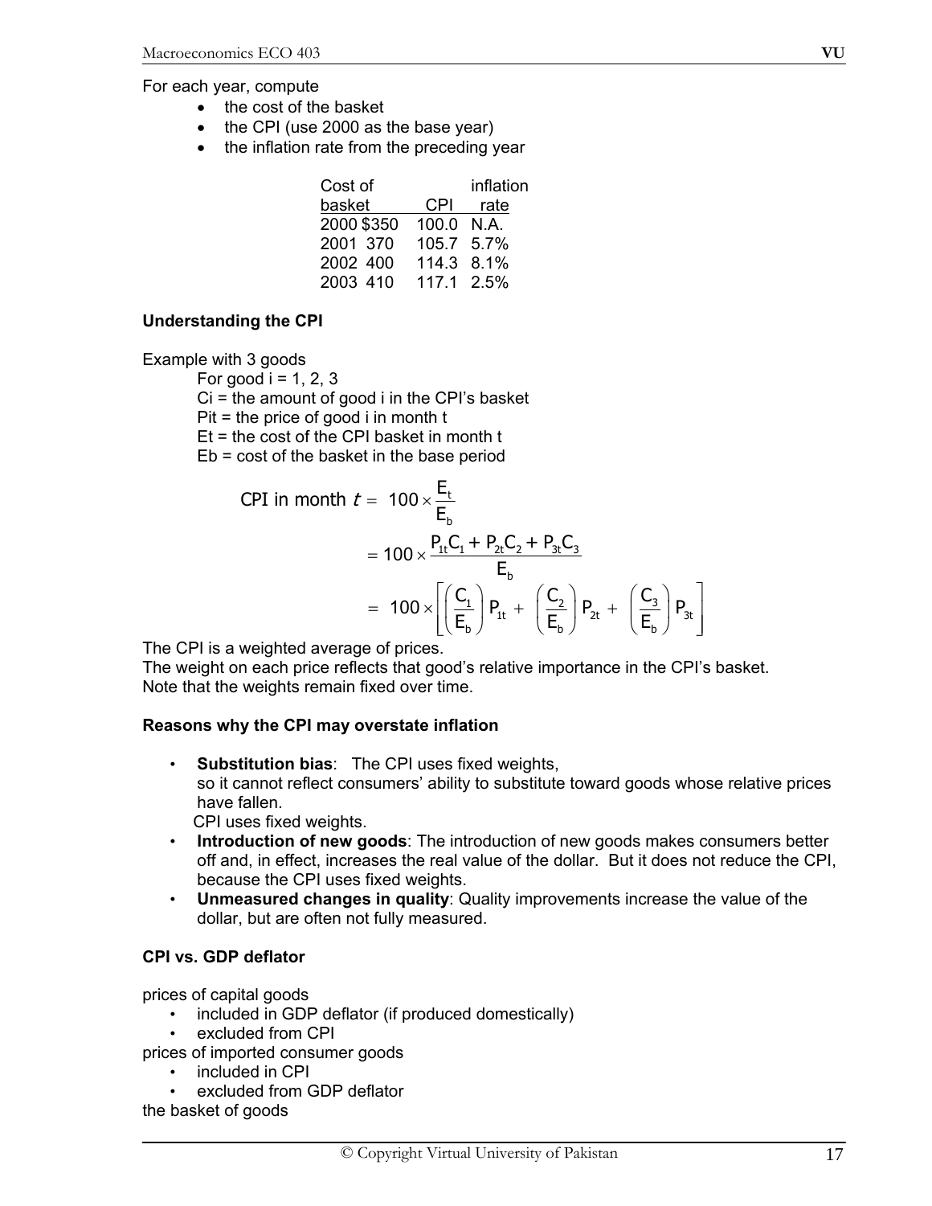For each year, compute

- the cost of the basket
- the CPI (use 2000 as the base year)
- the inflation rate from the preceding year

| | Cost of basket | CPI | inflation rate |
|---|---|---|---|
| 2000 | $350 | 100.0 | N.A. |
| 2001 | 370 | 105.7 | 5.7% |
| 2002 | 400 | 114.3 | 8.1% |
| 2003 | 410 | 117.1 | 2.5% |

**Understanding the CPI**

Example with 3 goods

For good i = 1, 2, 3

Ci = the amount of good i in the CPI's basket

Pit = the price of good i in month t

Et = the cost of the CPI basket in month t

Eb = cost of the basket in the base period

$$\text{CPI in month } t = 100 \times \frac{E_t}{E_b}$$

$$= 100 \times \frac{P_{1t}C_1 + P_{2t}C_2 + P_{3t}C_3}{E_b}$$

$$= 100 \times \left[ \left( \frac{C_1}{E_b} \right) P_{1t} + \left( \frac{C_2}{E_b} \right) P_{2t} + \left( \frac{C_3}{E_b} \right) P_{3t} \right]$$

The CPI is a weighted average of prices.
The weight on each price reflects that good's relative importance in the CPI's basket.
Note that the weights remain fixed over time.

**Reasons why the CPI may overstate inflation**

- **Substitution bias**: The CPI uses fixed weights, so it cannot reflect consumers' ability to substitute toward goods whose relative prices have fallen.
  CPI uses fixed weights.
- **Introduction of new goods**: The introduction of new goods makes consumers better off and, in effect, increases the real value of the dollar. But it does not reduce the CPI, because the CPI uses fixed weights.
- **Unmeasured changes in quality**: Quality improvements increase the value of the dollar, but are often not fully measured.

**CPI vs. GDP deflator**

prices of capital goods

- included in GDP deflator (if produced domestically)
- excluded from CPI

prices of imported consumer goods

- included in CPI
- excluded from GDP deflator

the basket of goods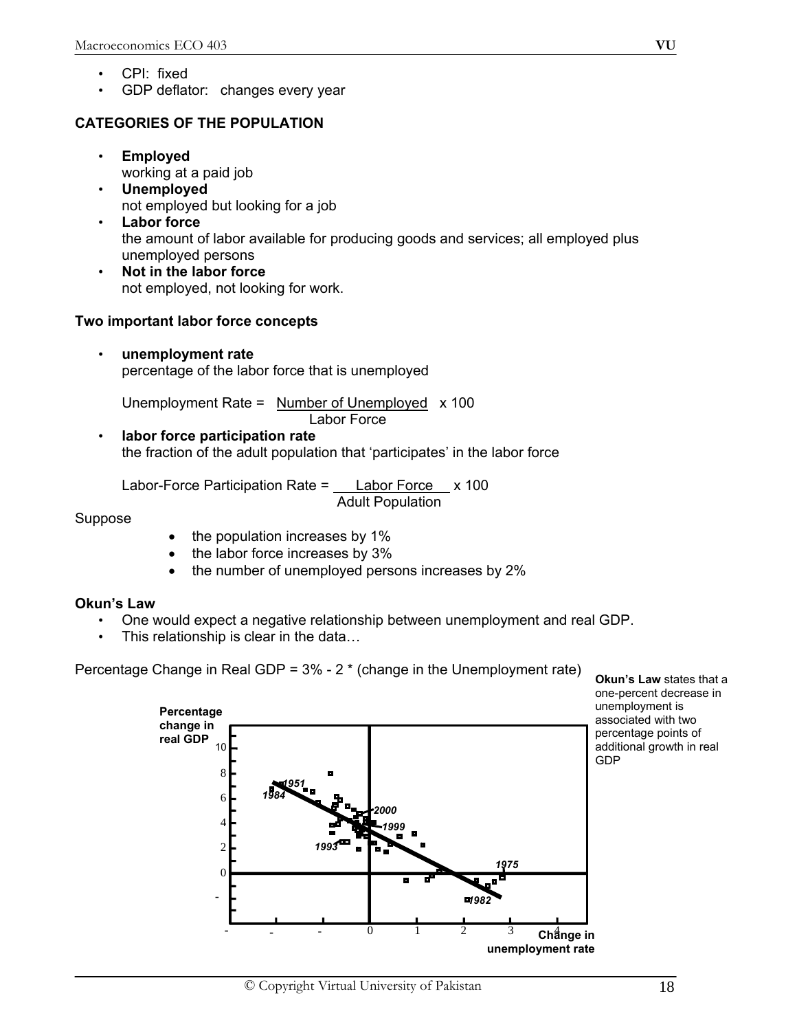- CPI: fixed
- GDP deflator: changes every year

**CATEGORIES OF THE POPULATION**

- **Employed**
  working at a paid job
- **Unemployed**
  not employed but looking for a job
- **Labor force**
  the amount of labor available for producing goods and services; all employed plus unemployed persons
- **Not in the labor force**
  not employed, not looking for work.

**Two important labor force concepts**

- **unemployment rate**
  percentage of the labor force that is unemployed

  $$\text{Unemployment Rate} = \frac{\text{Number of Unemployed}}{\text{Labor Force}} \times 100$$

- **labor force participation rate**
  the fraction of the adult population that 'participates' in the labor force

  $$\text{Labor-Force Participation Rate} = \frac{\text{Labor Force}}{\text{Adult Population}} \times 100$$

Suppose

- the population increases by 1%
- the labor force increases by 3%
- the number of unemployed persons increases by 2%

**Okun's Law**

- One would expect a negative relationship between unemployment and real GDP.
- This relationship is clear in the data…

Percentage Change in Real GDP = 3% - 2 * (change in the Unemployment rate)

**Okun's Law** states that a one-percent decrease in unemployment is associated with two percentage points of additional growth in real GDP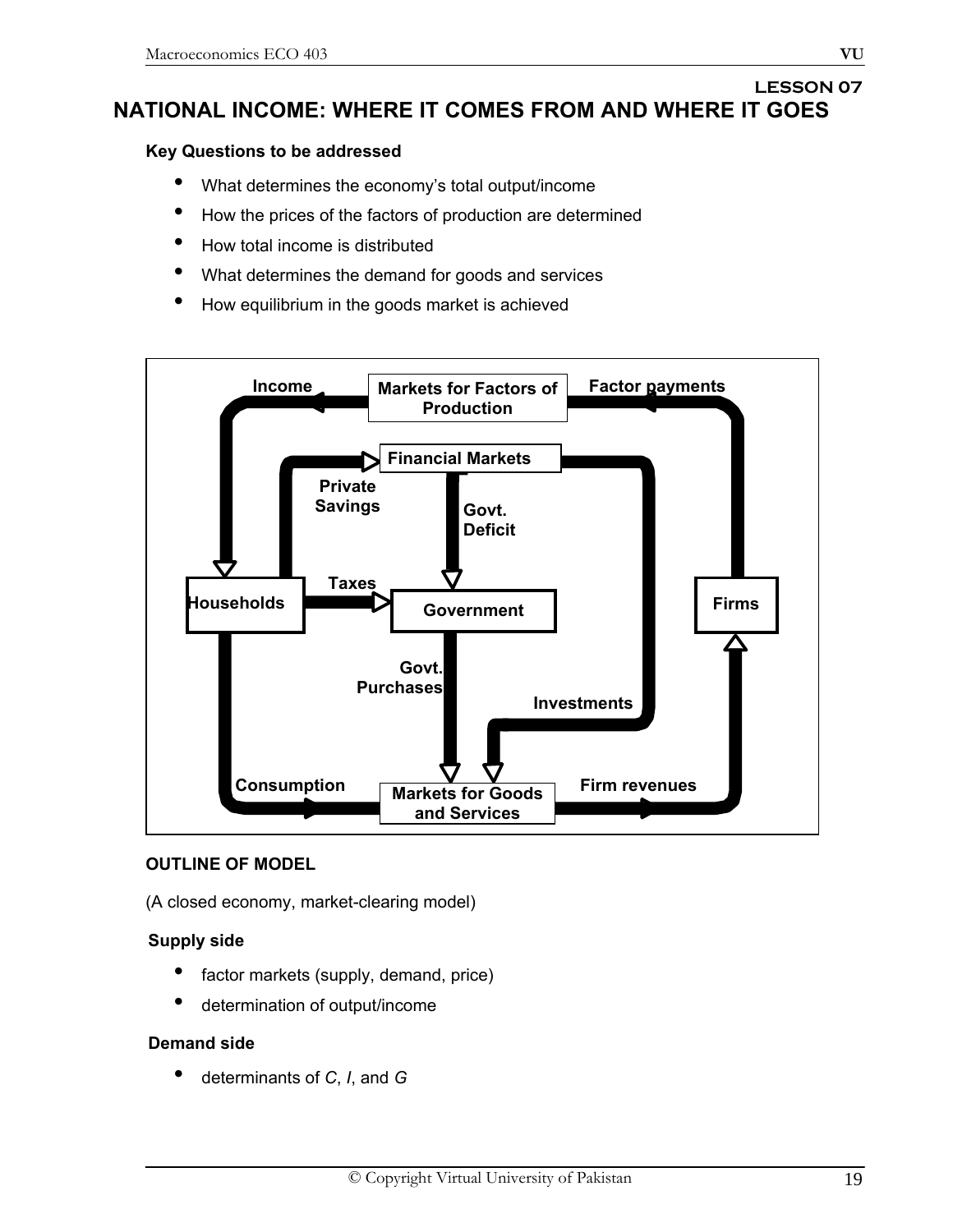LESSON 07

# NATIONAL INCOME: WHERE IT COMES FROM AND WHERE IT GOES

**Key Questions to be addressed**

- What determines the economy's total output/income
- How the prices of the factors of production are determined
- How total income is distributed
- What determines the demand for goods and services
- How equilibrium in the goods market is achieved

Income | Markets for Factors of Production | Factor payments

Financial Markets | Private Savings | Govt. Deficit

Households | Taxes | Government | Firms

Govt. Purchases | Investments

Consumption | Markets for Goods and Services | Firm revenues

**OUTLINE OF MODEL**

(A closed economy, market-clearing model)

**Supply side**

- factor markets (supply, demand, price)
- determination of output/income

**Demand side**

- determinants of *C*, *I*, and *G*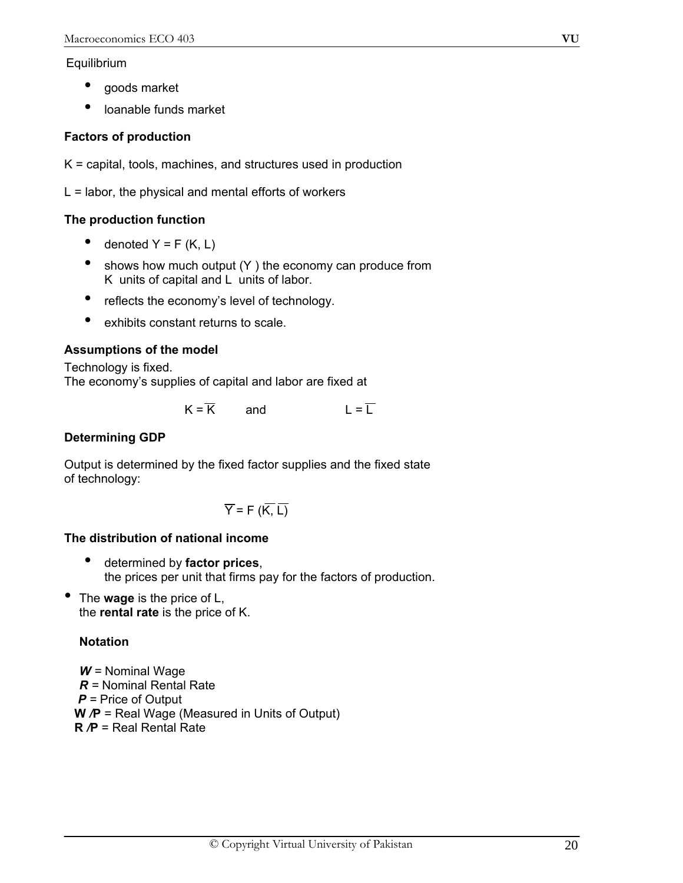Equilibrium

- goods market
- loanable funds market

**Factors of production**

K = capital, tools, machines, and structures used in production

L = labor, the physical and mental efforts of workers

**The production function**

- denoted Y = F (K, L)
- shows how much output (Y ) the economy can produce from K units of capital and L units of labor.
- reflects the economy's level of technology.
- exhibits constant returns to scale.

**Assumptions of the model**

Technology is fixed.
The economy's supplies of capital and labor are fixed at

$$K = \overline{K} \quad \text{and} \quad L = \overline{L}$$

**Determining GDP**

Output is determined by the fixed factor supplies and the fixed state of technology:

$$\overline{Y} = F(\overline{K}, \overline{L})$$

**The distribution of national income**

- determined by **factor prices**,
  the prices per unit that firms pay for the factors of production.

- The **wage** is the price of L,
  the **rental rate** is the price of K.

**Notation**

***W*** = Nominal Wage
***R*** = Nominal Rental Rate
***P*** = Price of Output
**W /P** = Real Wage (Measured in Units of Output)
**R /P** = Real Rental Rate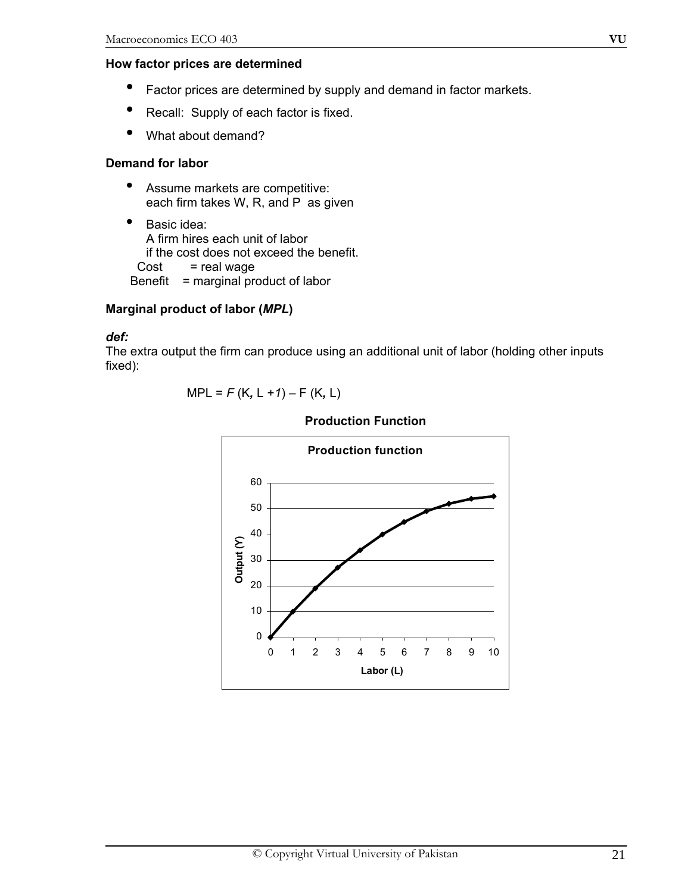**How factor prices are determined**

- Factor prices are determined by supply and demand in factor markets.
- Recall: Supply of each factor is fixed.
- What about demand?

**Demand for labor**

- Assume markets are competitive:
  each firm takes W, R, and P as given
- Basic idea:
  A firm hires each unit of labor
  if the cost does not exceed the benefit.
  Cost = real wage
  Benefit = marginal product of labor

**Marginal product of labor (*MPL*)**

***def:***

The extra output the firm can produce using an additional unit of labor (holding other inputs fixed):

$$MPL = F(K, L + 1) - F(K, L)$$

**Production Function**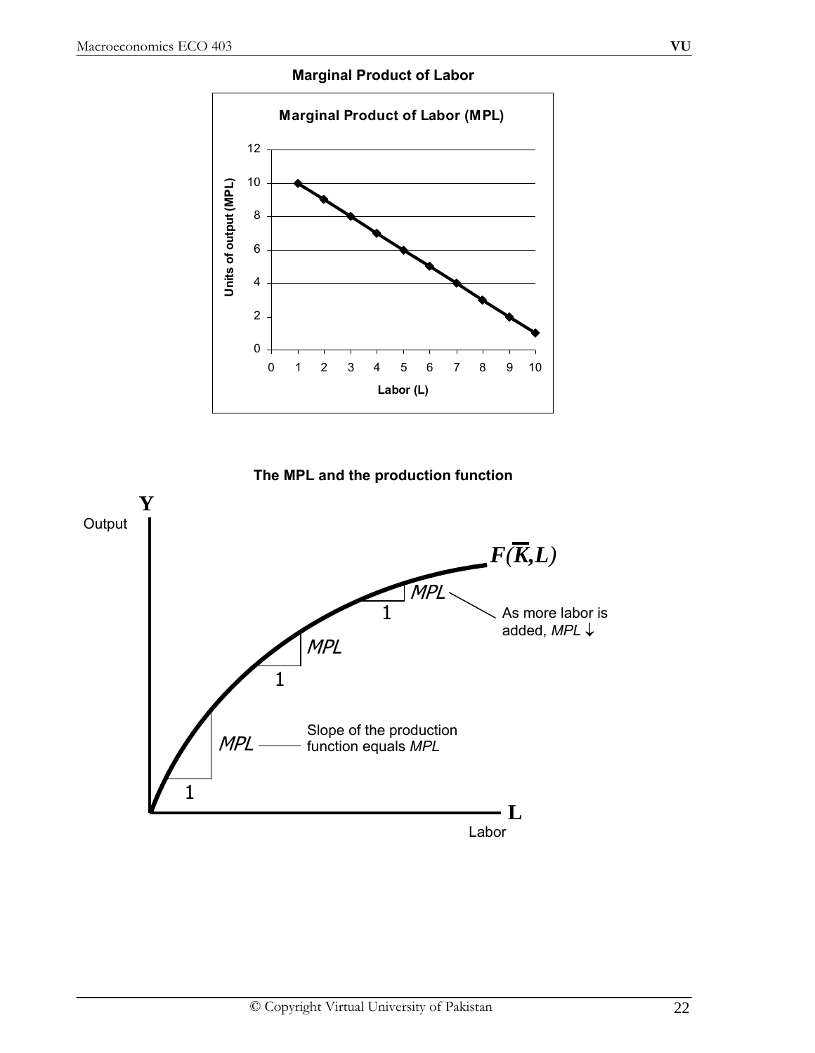**Marginal Product of Labor**

**Marginal Product of Labor (MPL)**

| Labor (L) | Units of output (MPL) |
| --- | --- |
| 1 | 10 |
| 2 | 9 |
| 3 | 8 |
| 4 | 7 |
| 5 | 6 |
| 6 | 5 |
| 7 | 4 |
| 8 | 3 |
| 9 | 2 |
| 10 | 1 |

**The MPL and the production function**

Y Output

$F(\overline{K}, L)$

MPL, 1 — As more labor is added, MPL ↓

MPL, 1

MPL, 1 — Slope of the production function equals MPL

L Labor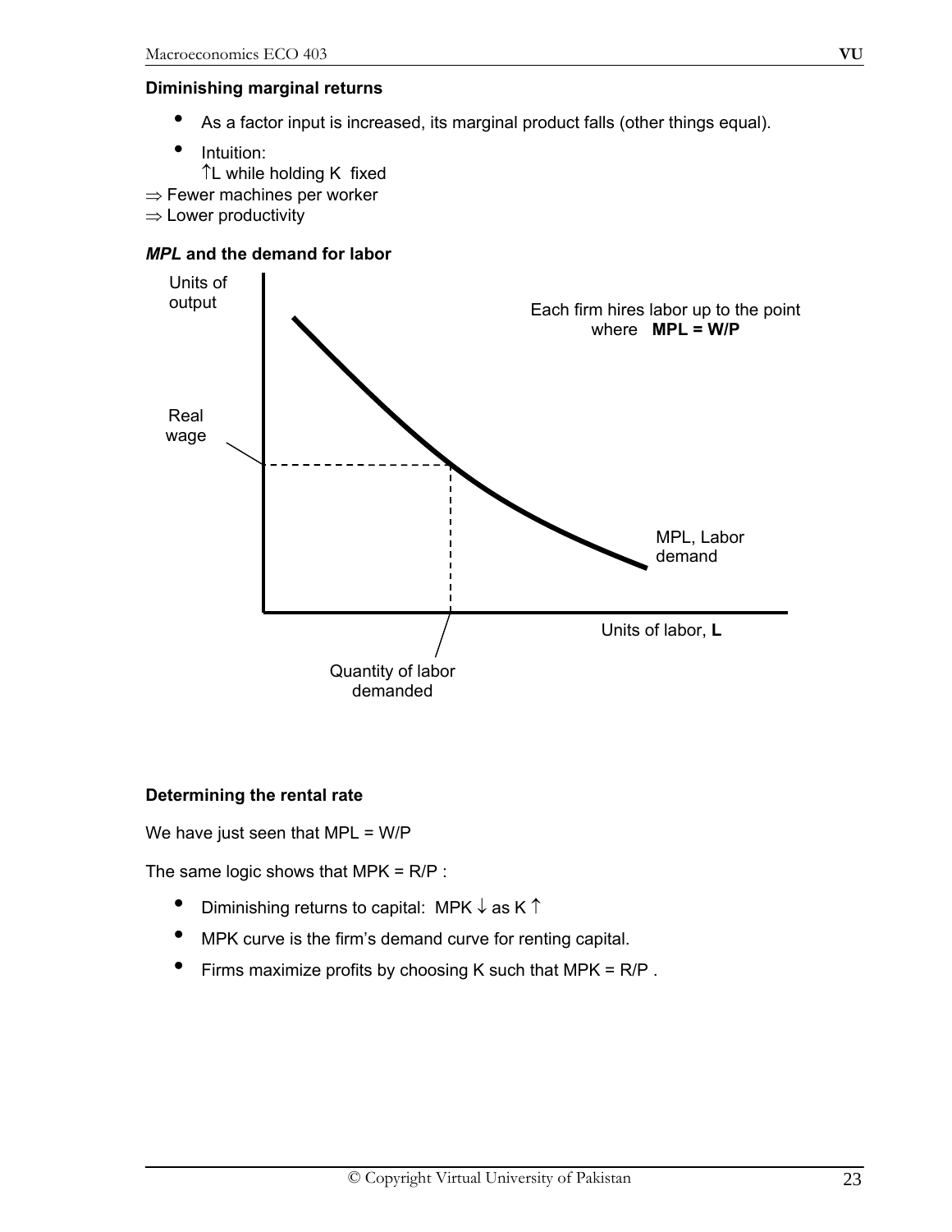**Diminishing marginal returns**

- As a factor input is increased, its marginal product falls (other things equal).
- Intuition:
  ↑L while holding K fixed

⇒ Fewer machines per worker
⇒ Lower productivity

***MPL* and the demand for labor**

Units of output

Each firm hires labor up to the point where **MPL = W/P**

Real wage

MPL, Labor demand

Units of labor, **L**

Quantity of labor demanded

**Determining the rental rate**

We have just seen that MPL = W/P

The same logic shows that MPK = R/P :

- Diminishing returns to capital: MPK ↓ as K ↑
- MPK curve is the firm's demand curve for renting capital.
- Firms maximize profits by choosing K such that MPK = R/P .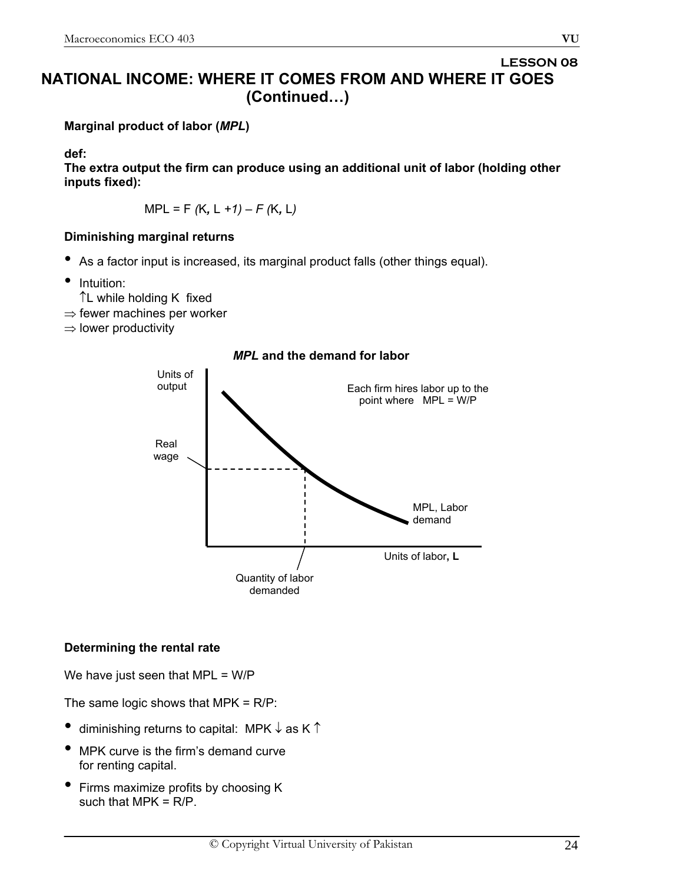# LESSON 08

## NATIONAL INCOME: WHERE IT COMES FROM AND WHERE IT GOES (Continued…)

**Marginal product of labor (*MPL*)**

**def:**

**The extra output the firm can produce using an additional unit of labor (holding other inputs fixed):**

$$MPL = F(K, L + 1) - F(K, L)$$

**Diminishing marginal returns**

- As a factor input is increased, its marginal product falls (other things equal).
- Intuition:
  $\uparrow$L while holding K fixed
  $\Rightarrow$ fewer machines per worker
  $\Rightarrow$ lower productivity

***MPL* and the demand for labor**

Units of output

Each firm hires labor up to the point where MPL = W/P

Real wage

MPL, Labor demand

Units of labor, **L**

Quantity of labor demanded

**Determining the rental rate**

We have just seen that MPL = W/P

The same logic shows that MPK = R/P:

- diminishing returns to capital: MPK $\downarrow$ as K $\uparrow$
- MPK curve is the firm's demand curve for renting capital.
- Firms maximize profits by choosing K such that MPK = R/P.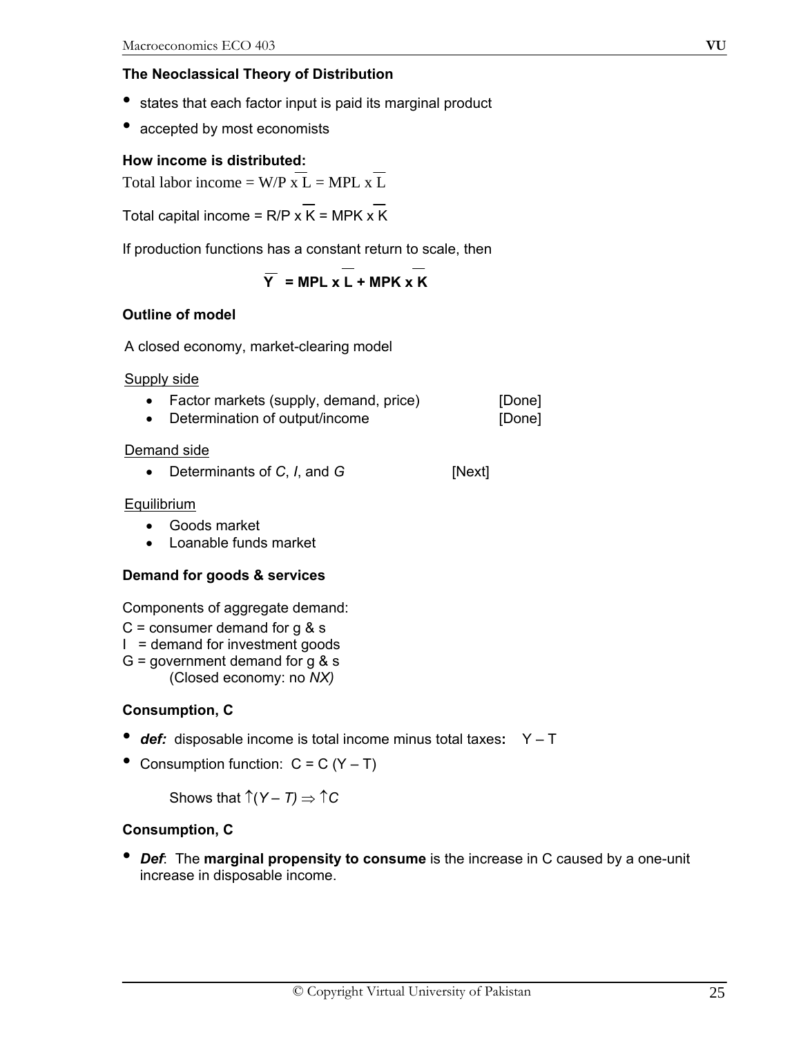### The Neoclassical Theory of Distribution

- states that each factor input is paid its marginal product
- accepted by most economists

**How income is distributed:**

Total labor income = $W/P \times \bar{L} = MPL \times \bar{L}$

Total capital income = $R/P \times \bar{K} = MPK \times \bar{K}$

If production functions has a constant return to scale, then

$$\bar{Y} = MPL \times \bar{L} + MPK \times \bar{K}$$

**Outline of model**

A closed economy, market-clearing model

<u>Supply side</u>

- Factor markets (supply, demand, price) [Done]
- Determination of output/income [Done]

<u>Demand side</u>

- Determinants of *C*, *I*, and *G* [Next]

<u>Equilibrium</u>

- Goods market
- Loanable funds market

**Demand for goods & services**

Components of aggregate demand:

C = consumer demand for g & s
I = demand for investment goods
G = government demand for g & s
(Closed economy: no *NX)*

**Consumption, C**

- ***def:*** disposable income is total income minus total taxes**:** Y – T
- Consumption function: C = C (Y – T)

  Shows that $\uparrow(Y - T) \Rightarrow \uparrow C$

**Consumption, C**

- ***Def***: The **marginal propensity to consume** is the increase in C caused by a one-unit increase in disposable income.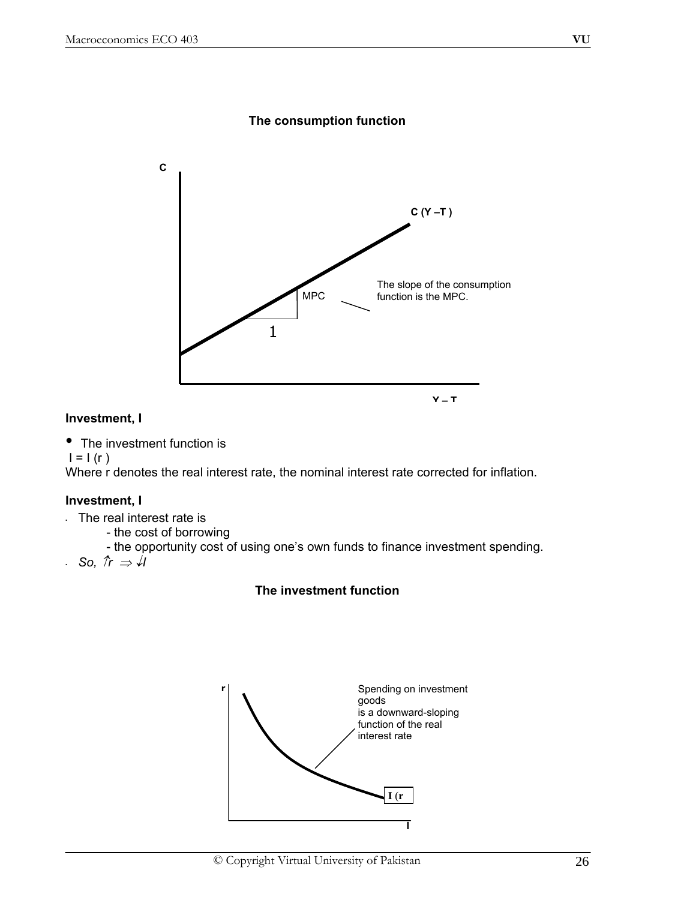**The consumption function**

C

C (Y –T )

MPC

1

The slope of the consumption function is the MPC.

Y – T

**Investment, I**

- The investment function is

I = I (r )

Where r denotes the real interest rate, the nominal interest rate corrected for inflation.

**Investment, I**

- The real interest rate is
  - the cost of borrowing
  - the opportunity cost of using one's own funds to finance investment spending.
- *So,* $\uparrow r \Rightarrow \downarrow I$

**The investment function**

r

Spending on investment goods is a downward-sloping function of the real interest rate

I (r

I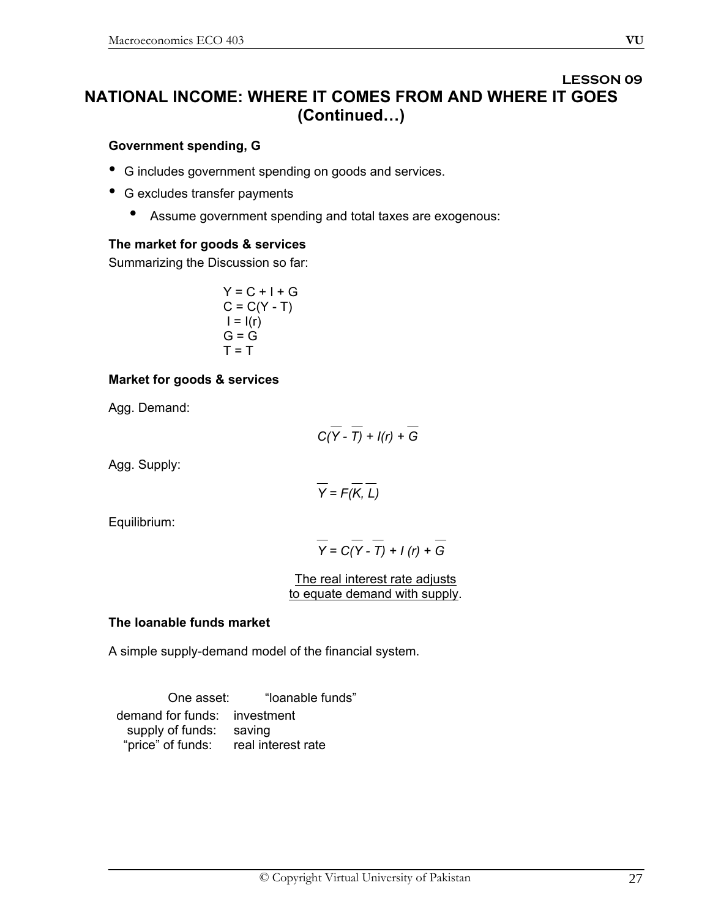## LESSON 09

# NATIONAL INCOME: WHERE IT COMES FROM AND WHERE IT GOES (Continued…)

**Government spending, G**

- G includes government spending on goods and services.
- G excludes transfer payments
    - Assume government spending and total taxes are exogenous:

**The market for goods & services**

Summarizing the Discussion so far:

$$Y = C + I + G$$
$$C = C(Y - T)$$
$$I = I(r)$$
$$G = G$$
$$T = T$$

**Market for goods & services**

Agg. Demand:

$$C(\overline{Y} - \overline{T}) + I(r) + \overline{G}$$

Agg. Supply:

$$\overline{Y} = F(\overline{K}, \overline{L})$$

Equilibrium:

$$\overline{Y} = C(\overline{Y} - \overline{T}) + I\,(r) + \overline{G}$$

The real interest rate adjusts to equate demand with supply.

**The loanable funds market**

A simple supply-demand model of the financial system.

| | |
|---|---|
| One asset: | "loanable funds" |
| demand for funds: | investment |
| supply of funds: | saving |
| "price" of funds: | real interest rate |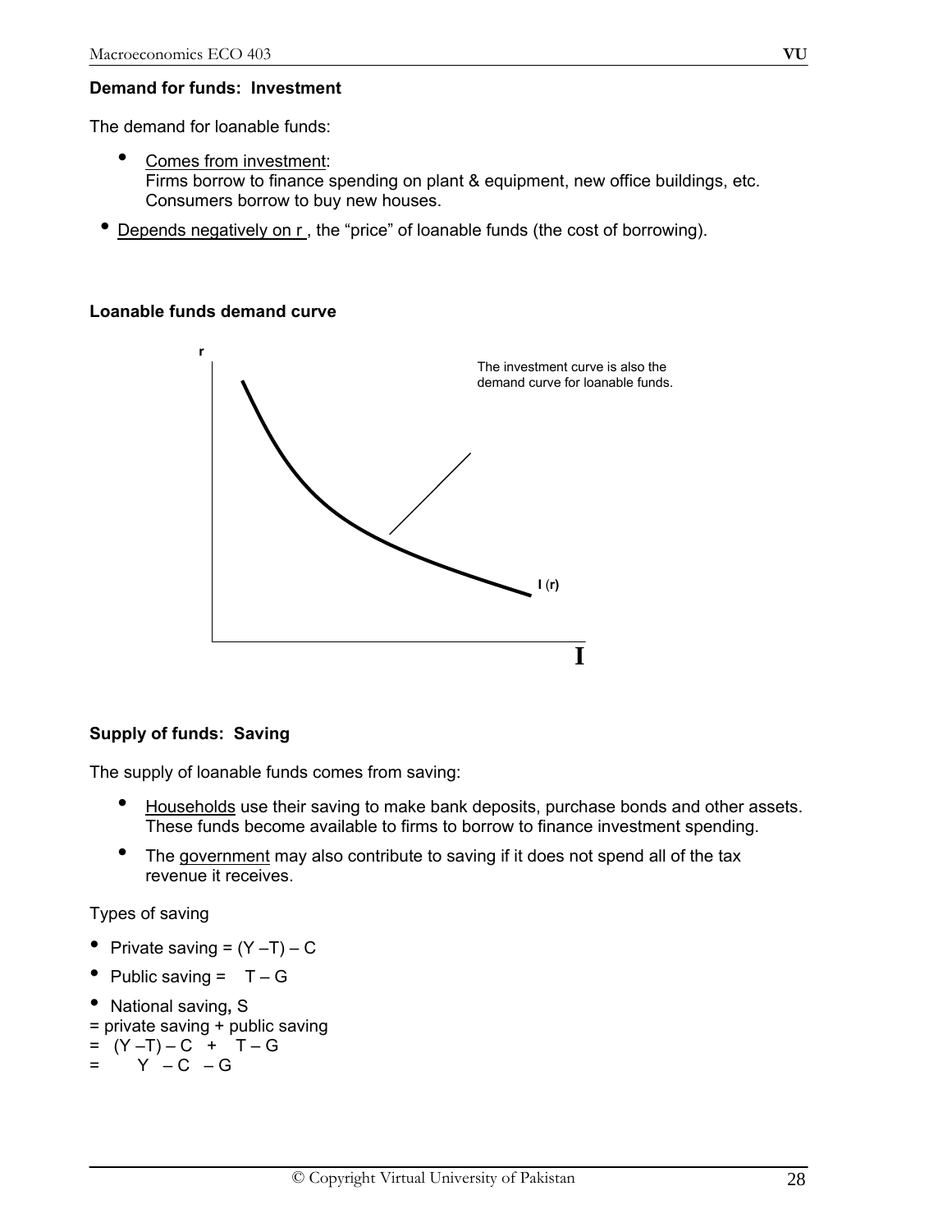**Demand for funds: Investment**

The demand for loanable funds:

- Comes from investment:
  Firms borrow to finance spending on plant & equipment, new office buildings, etc.
  Consumers borrow to buy new houses.
- Depends negatively on r , the "price" of loanable funds (the cost of borrowing).

**Loanable funds demand curve**

r

The investment curve is also the demand curve for loanable funds.

I (r)

I

**Supply of funds: Saving**

The supply of loanable funds comes from saving:

- Households use their saving to make bank deposits, purchase bonds and other assets. These funds become available to firms to borrow to finance investment spending.
- The government may also contribute to saving if it does not spend all of the tax revenue it receives.

Types of saving

- Private saving = $(Y - T) - C$
- Public saving = $T - G$
- National saving, S

= private saving + public saving

= $(Y - T) - C + T - G$

= $Y - C - G$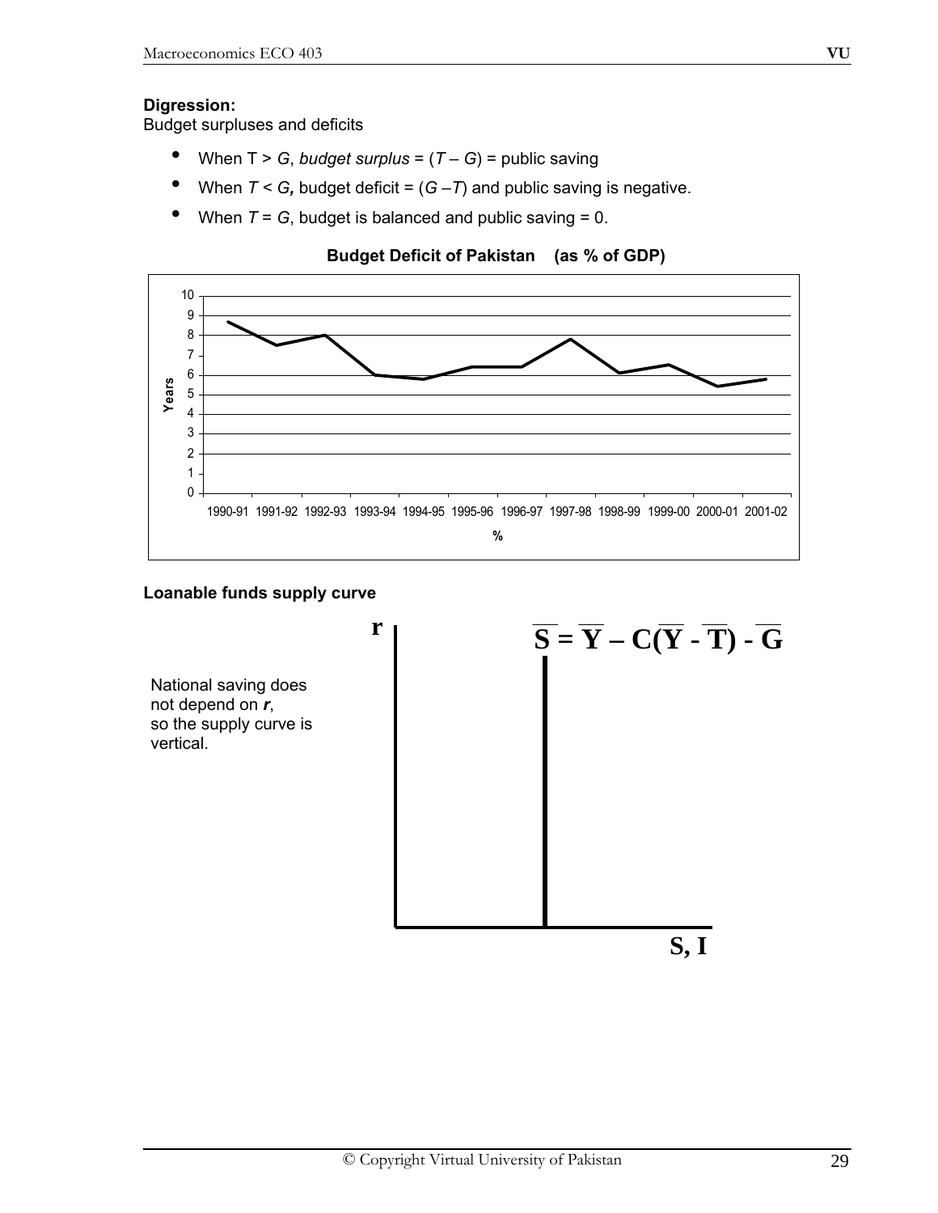**Digression:**
Budget surpluses and deficits

- When $T > G$, *budget surplus* = $(T – G)$ = public saving
- When $T < G$, budget deficit = $(G – T)$ and public saving is negative.
- When $T = G$, budget is balanced and public saving = 0.

**Budget Deficit of Pakistan (as % of GDP)**

**Loanable funds supply curve**

National saving does not depend on ***r***, so the supply curve is vertical.

$$\overline{S} = \overline{Y} – C(\overline{Y} - \overline{T}) - \overline{G}$$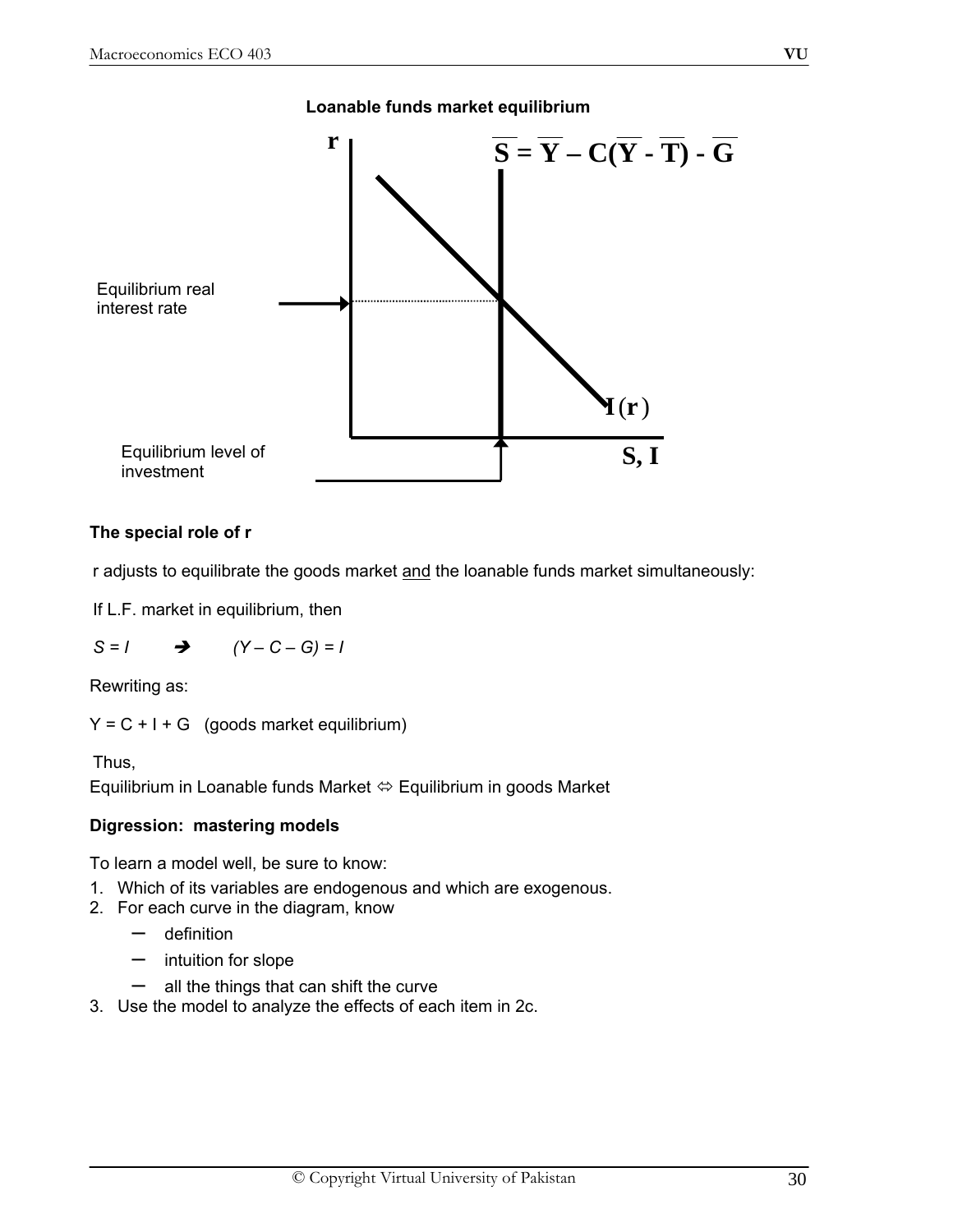**Loanable funds market equilibrium**

$r$

$\overline{S} = \overline{Y} - C(\overline{Y} - \overline{T}) - \overline{G}$

Equilibrium real interest rate

$I(r)$

Equilibrium level of investment

$S, I$

**The special role of r**

r adjusts to equilibrate the goods market <u>and</u> the loanable funds market simultaneously:

If L.F. market in equilibrium, then

$S = I \quad \Rightarrow \quad (Y - C - G) = I$

Rewriting as:

$Y = C + I + G$   (goods market equilibrium)

Thus,
Equilibrium in Loanable funds Market ⇔ Equilibrium in goods Market

**Digression: mastering models**

To learn a model well, be sure to know:

1. Which of its variables are endogenous and which are exogenous.
2. For each curve in the diagram, know
   - definition
   - intuition for slope
   - all the things that can shift the curve
3. Use the model to analyze the effects of each item in 2c.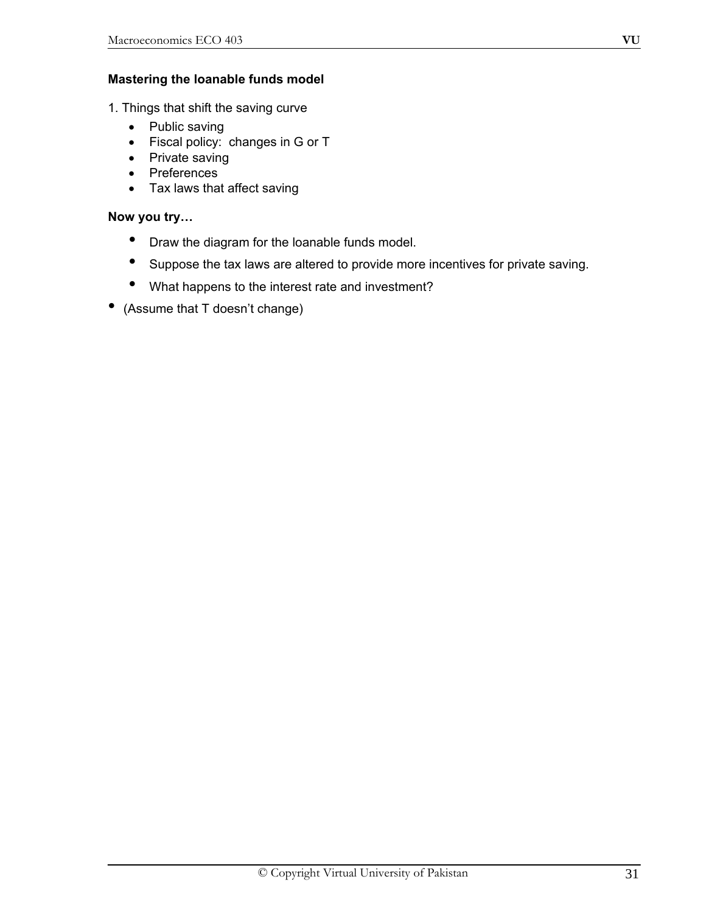**Mastering the loanable funds model**

1. Things that shift the saving curve
    - Public saving
    - Fiscal policy: changes in G or T
    - Private saving
    - Preferences
    - Tax laws that affect saving

**Now you try…**

- Draw the diagram for the loanable funds model.
- Suppose the tax laws are altered to provide more incentives for private saving.
- What happens to the interest rate and investment?

- (Assume that T doesn't change)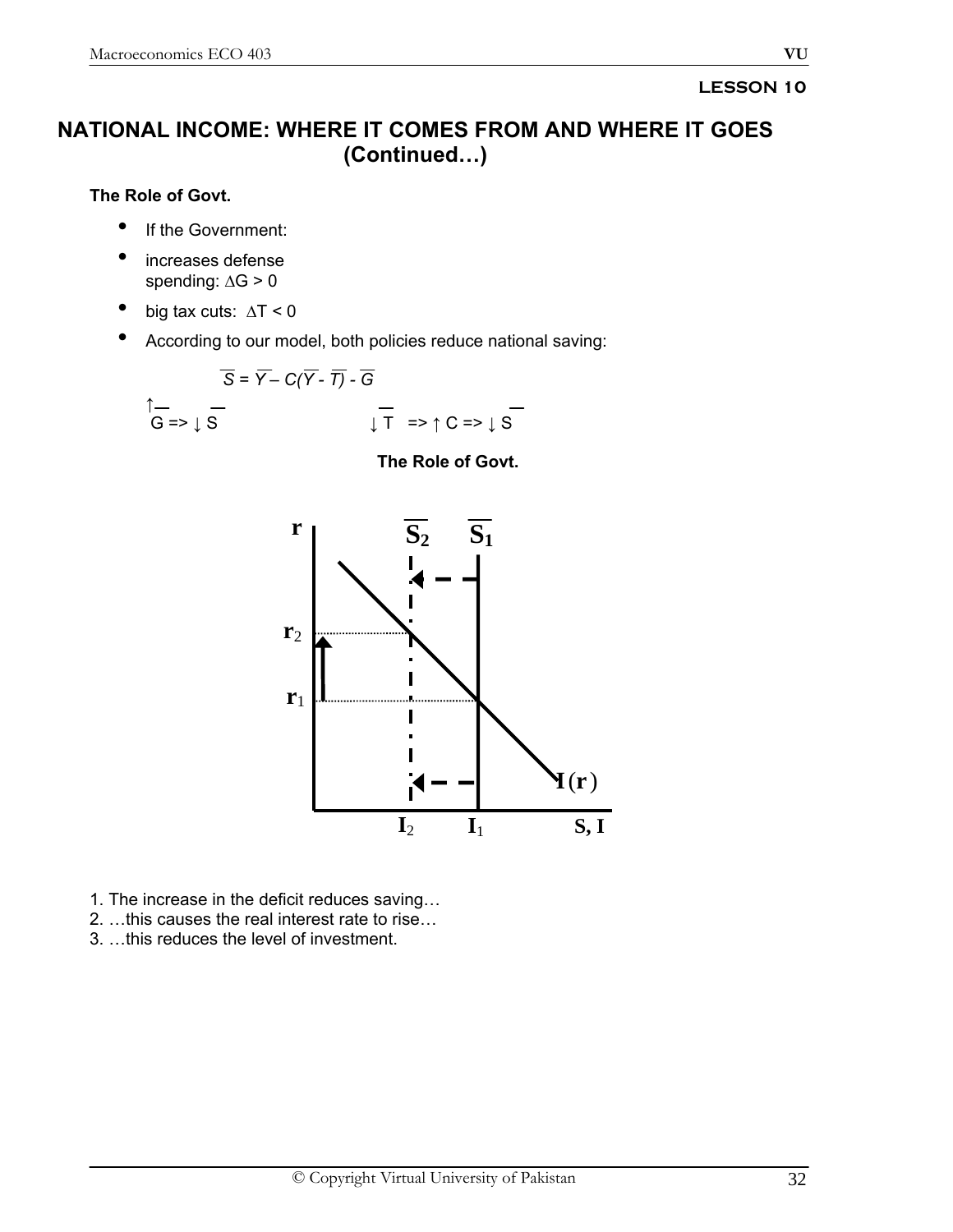**LESSON 10**

# NATIONAL INCOME: WHERE IT COMES FROM AND WHERE IT GOES (Continued…)

**The Role of Govt.**

- If the Government:
- increases defense spending: $\Delta G > 0$
- big tax cuts: $\Delta T < 0$
- According to our model, both policies reduce national saving:

$$\overline{S} = \overline{Y} - C(\overline{Y} - \overline{T}) - \overline{G}$$

$\uparrow \overline{G} \Rightarrow \downarrow \overline{S}$ $\qquad\qquad\qquad$ $\downarrow \overline{T} \Rightarrow \uparrow C \Rightarrow \downarrow \overline{S}$

**The Role of Govt.**

1. The increase in the deficit reduces saving…
2. …this causes the real interest rate to rise…
3. …this reduces the level of investment.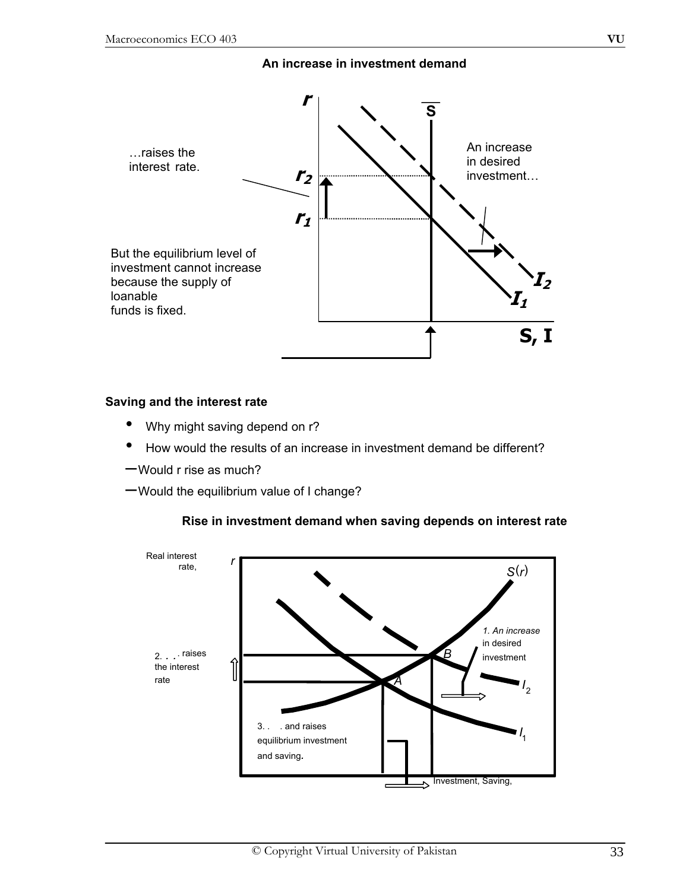**An increase in investment demand**

…raises the interest rate.

An increase in desired investment…

But the equilibrium level of investment cannot increase because the supply of loanable funds is fixed.

**Saving and the interest rate**

- Why might saving depend on r?
- How would the results of an increase in investment demand be different?

– Would r rise as much?

– Would the equilibrium value of I change?

**Rise in investment demand when saving depends on interest rate**

1. An increase in desired investment

2. . . . raises the interest rate

3. . . . and raises equilibrium investment and saving.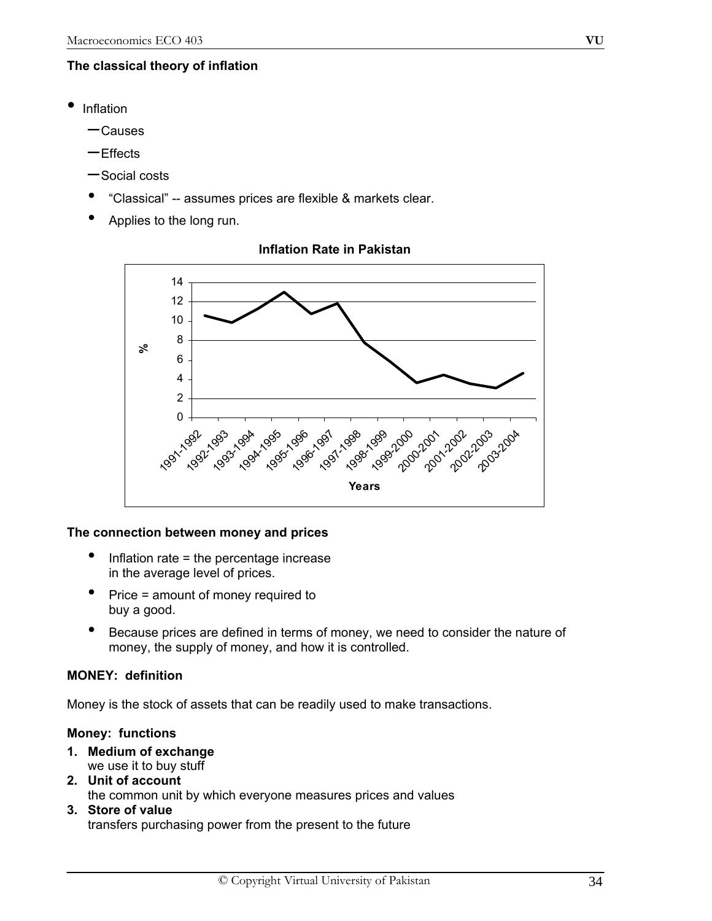**The classical theory of inflation**

- Inflation
  - Causes
  - Effects
  - Social costs
  - "Classical" -- assumes prices are flexible & markets clear.
  - Applies to the long run.

**Inflation Rate in Pakistan**

**The connection between money and prices**

- Inflation rate = the percentage increase in the average level of prices.
- Price = amount of money required to buy a good.
- Because prices are defined in terms of money, we need to consider the nature of money, the supply of money, and how it is controlled.

**MONEY: definition**

Money is the stock of assets that can be readily used to make transactions.

**Money: functions**

1. **Medium of exchange**
   we use it to buy stuff
2. **Unit of account**
   the common unit by which everyone measures prices and values
3. **Store of value**
   transfers purchasing power from the present to the future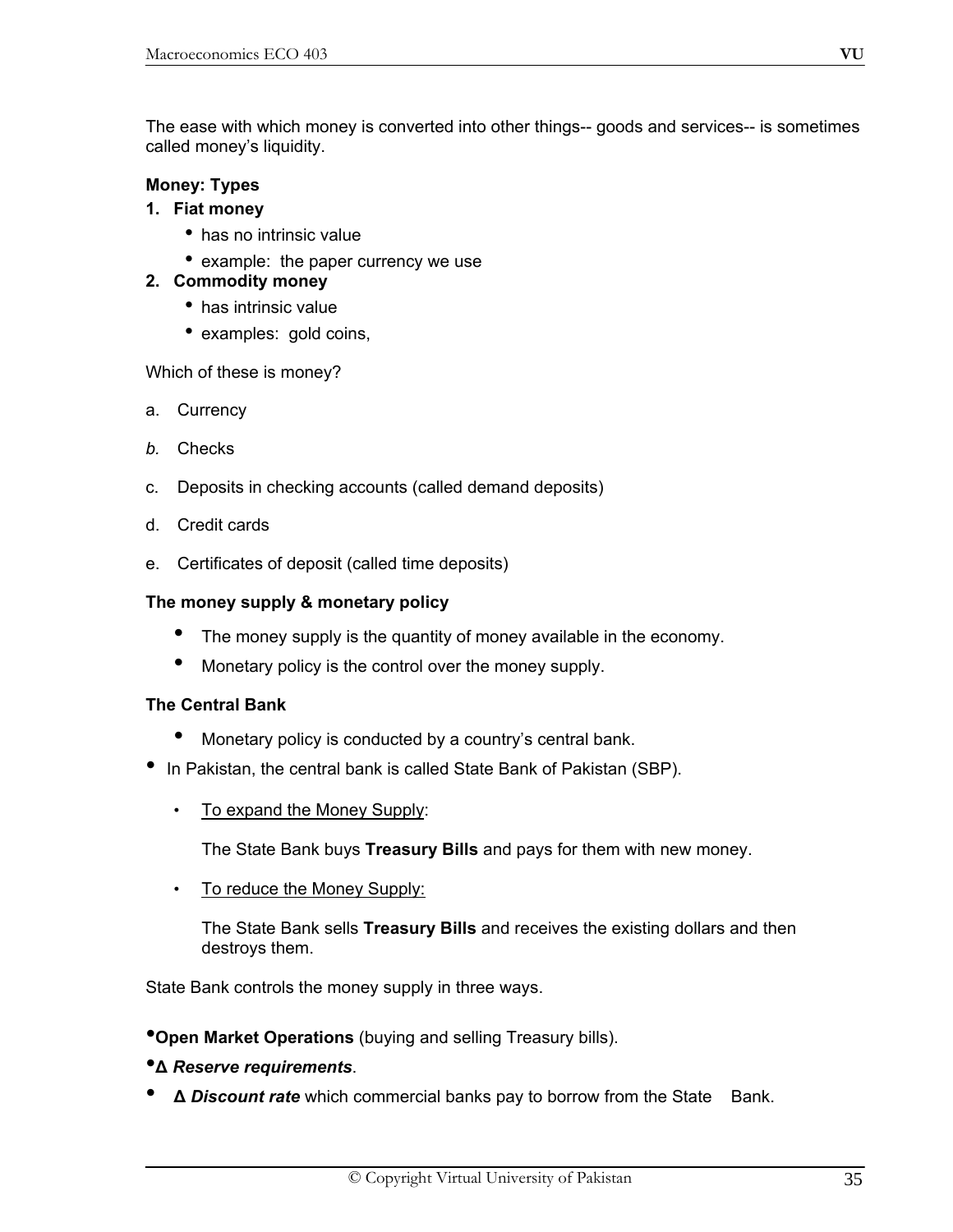The ease with which money is converted into other things-- goods and services-- is sometimes called money's liquidity.

**Money: Types**

1. **Fiat money**
   - has no intrinsic value
   - example: the paper currency we use
2. **Commodity money**
   - has intrinsic value
   - examples: gold coins,

Which of these is money?

a. Currency

*b.* Checks

c. Deposits in checking accounts (called demand deposits)

d. Credit cards

e. Certificates of deposit (called time deposits)

**The money supply & monetary policy**

- The money supply is the quantity of money available in the economy.
- Monetary policy is the control over the money supply.

**The Central Bank**

- Monetary policy is conducted by a country's central bank.

- In Pakistan, the central bank is called State Bank of Pakistan (SBP).

   - <u>To expand the Money Supply</u>:

     The State Bank buys **Treasury Bills** and pays for them with new money.

   - <u>To reduce the Money Supply:</u>

     The State Bank sells **Treasury Bills** and receives the existing dollars and then destroys them.

State Bank controls the money supply in three ways.

- **Open Market Operations** (buying and selling Treasury bills).
- **Δ *Reserve requirements***.
- **Δ *Discount rate*** which commercial banks pay to borrow from the State Bank.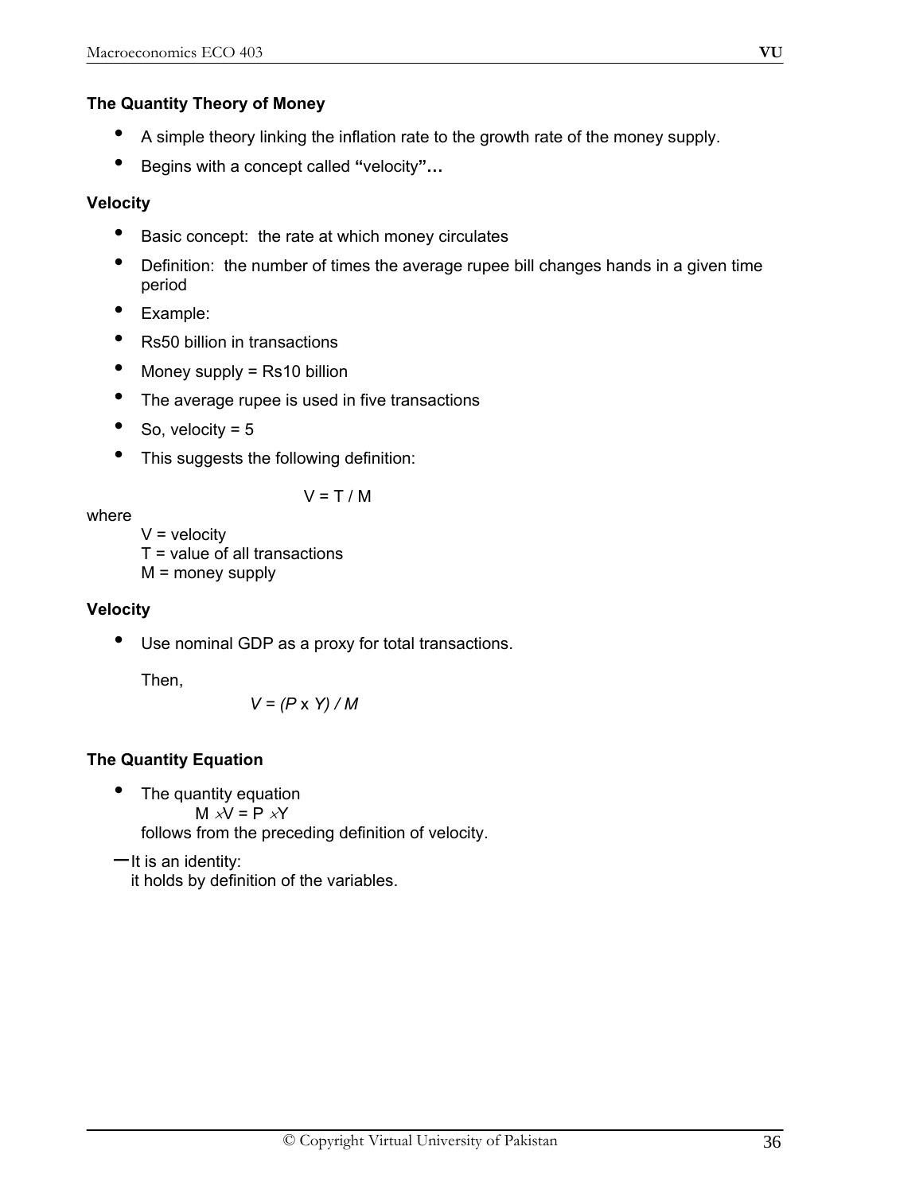**The Quantity Theory of Money**

- A simple theory linking the inflation rate to the growth rate of the money supply.
- Begins with a concept called **"**velocity**"…**

**Velocity**

- Basic concept: the rate at which money circulates
- Definition: the number of times the average rupee bill changes hands in a given time period
- Example:
- Rs50 billion in transactions
- Money supply = Rs10 billion
- The average rupee is used in five transactions
- So, velocity = 5
- This suggests the following definition:

$$V = T / M$$

where

- V = velocity
- T = value of all transactions
- M = money supply

**Velocity**

- Use nominal GDP as a proxy for total transactions.

  Then,

$$V = (P \times Y) / M$$

**The Quantity Equation**

- The quantity equation

$$M \times V = P \times Y$$

  follows from the preceding definition of velocity.

– It is an identity:
  it holds by definition of the variables.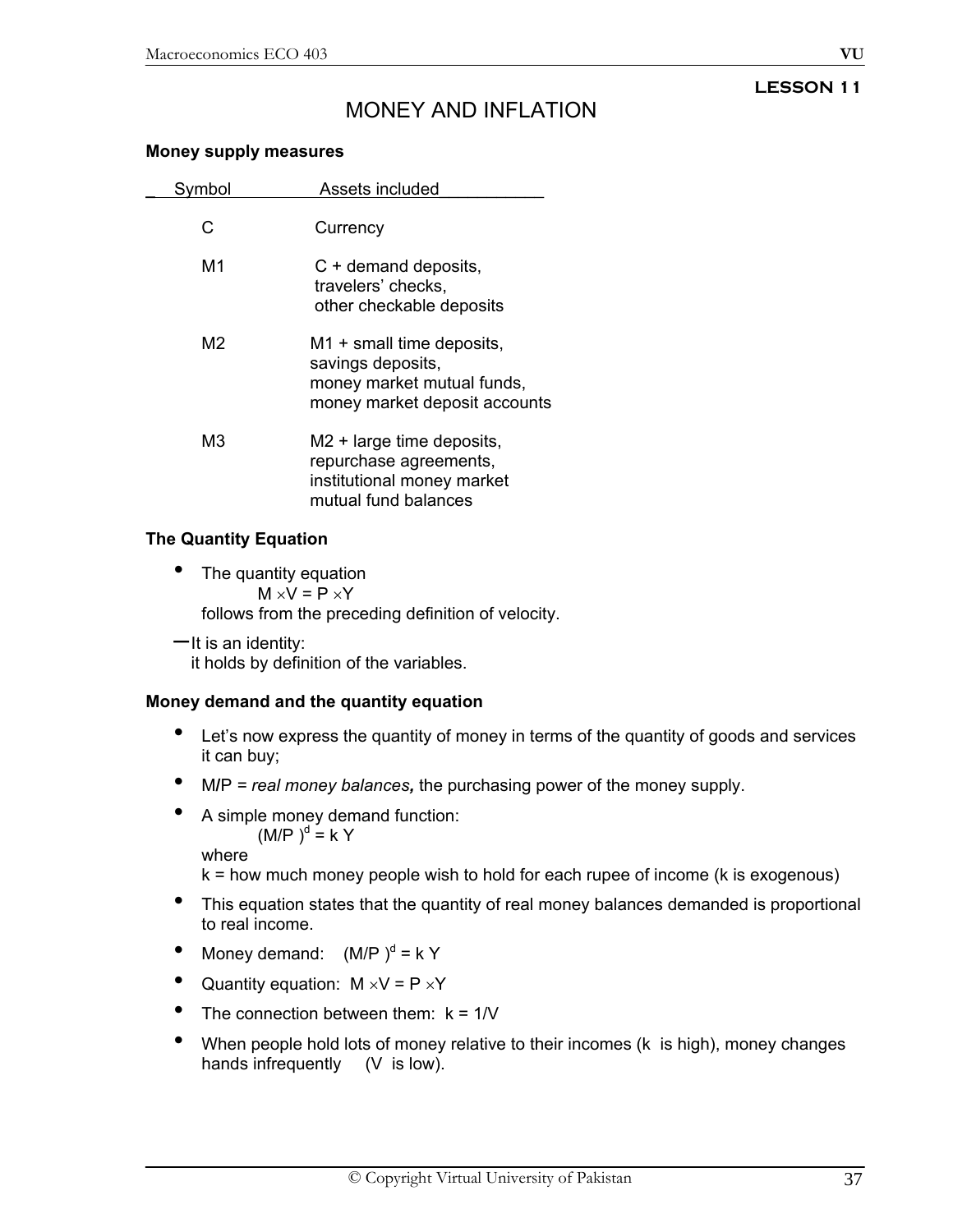LESSON 11

# MONEY AND INFLATION

**Money supply measures**

| Symbol | Assets included |
|---|---|
| C | Currency |
| M1 | C + demand deposits, travelers' checks, other checkable deposits |
| M2 | M1 + small time deposits, savings deposits, money market mutual funds, money market deposit accounts |
| M3 | M2 + large time deposits, repurchase agreements, institutional money market mutual fund balances |

**The Quantity Equation**

- The quantity equation
  $M \times V = P \times Y$
  follows from the preceding definition of velocity.

– It is an identity:
  it holds by definition of the variables.

**Money demand and the quantity equation**

- Let's now express the quantity of money in terms of the quantity of goods and services it can buy;
- M/P = *real money balances,* the purchasing power of the money supply.
- A simple money demand function:
  $(M/P)^d = k Y$
  where
  k = how much money people wish to hold for each rupee of income (k is exogenous)
- This equation states that the quantity of real money balances demanded is proportional to real income.
- Money demand: $(M/P)^d = k Y$
- Quantity equation: $M \times V = P \times Y$
- The connection between them: $k = 1/V$
- When people hold lots of money relative to their incomes (k is high), money changes hands infrequently (V is low).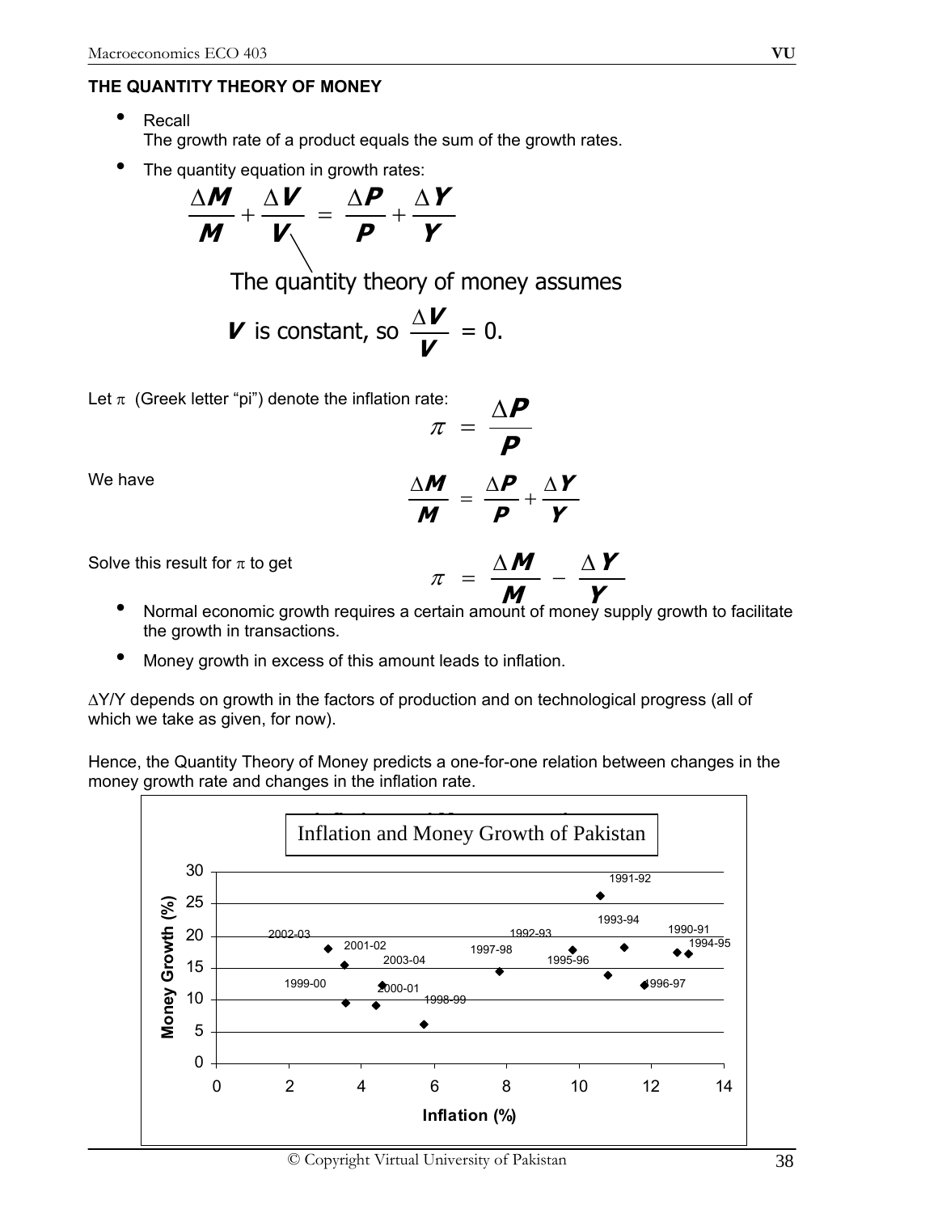### THE QUANTITY THEORY OF MONEY

- Recall
  The growth rate of a product equals the sum of the growth rates.
- The quantity equation in growth rates:

$$\frac{\Delta M}{M} + \frac{\Delta V}{V} = \frac{\Delta P}{P} + \frac{\Delta Y}{Y}$$

The quantity theory of money assumes $V$ is constant, so $\frac{\Delta V}{V} = 0$.

Let $\pi$ (Greek letter "pi") denote the inflation rate:

$$\pi = \frac{\Delta P}{P}$$

We have

$$\frac{\Delta M}{M} = \frac{\Delta P}{P} + \frac{\Delta Y}{Y}$$

Solve this result for $\pi$ to get

$$\pi = \frac{\Delta M}{M} - \frac{\Delta Y}{Y}$$

- Normal economic growth requires a certain amount of money supply growth to facilitate the growth in transactions.
- Money growth in excess of this amount leads to inflation.

$\Delta Y/Y$ depends on growth in the factors of production and on technological progress (all of which we take as given, for now).

Hence, the Quantity Theory of Money predicts a one-for-one relation between changes in the money growth rate and changes in the inflation rate.

Inflation and Money Growth of Pakistan

| Year | Inflation (%) | Money Growth (%) |
|---|---|---|
| 2002-03 | 3.1 | 18 |
| 2001-02 | 3.5 | 15.4 |
| 1999-00 | 3.6 | 9.4 |
| 2000-01 | 4.4 | 9 |
| 2003-04 | 4.6 | 12.2 |
| 1998-99 | 5.7 | 6.1 |
| 1997-98 | 7.8 | 14.5 |
| 1992-93 | 9.8 | 17.8 |
| 1991-92 | 10.6 | 26.2 |
| 1995-96 | 10.8 | 13.8 |
| 1993-94 | 11.2 | 18.2 |
| 1996-97 | 11.8 | 12.2 |
| 1990-91 | 12.7 | 17.4 |
| 1994-95 | 13 | 17.2 |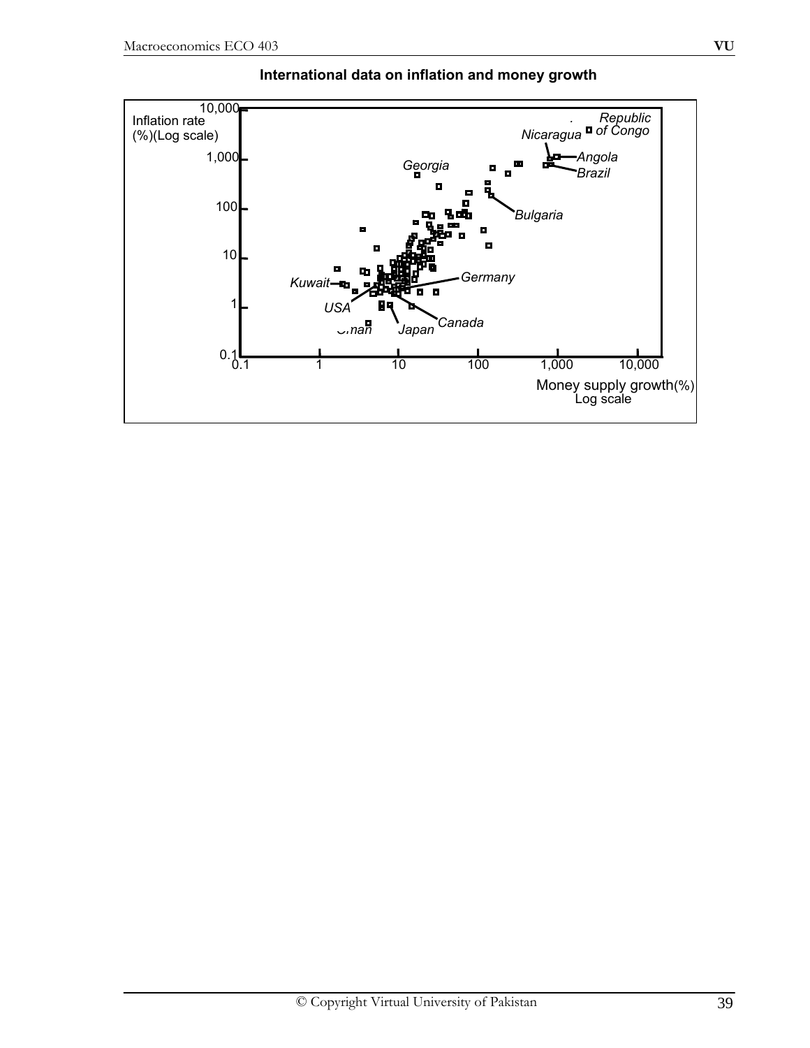**International data on inflation and money growth**

Inflation rate (%)(Log scale)

10,000
1,000
100
10
1
0.1

Republic of Congo
Nicaragua
Angola
Brazil
Georgia
Bulgaria
Germany
Kuwait
USA
Oman
Japan
Canada

0.1 1 10 100 1,000 10,000

Money supply growth(%) Log scale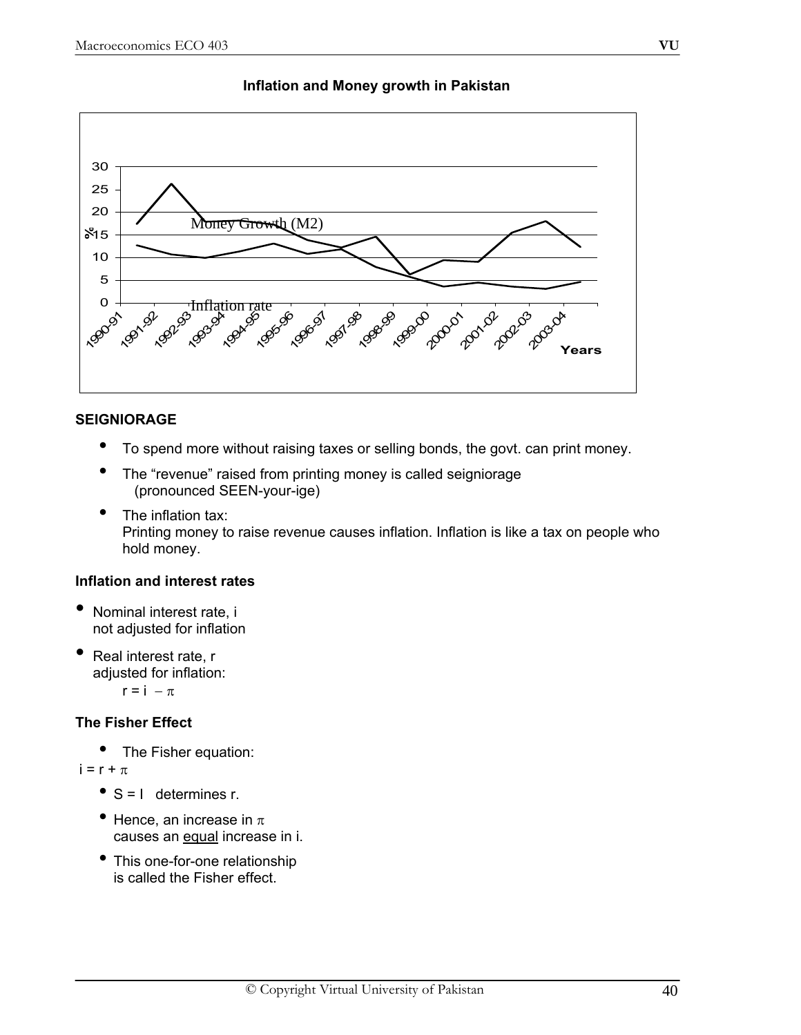**Inflation and Money growth in Pakistan**

## SEIGNIORAGE

- To spend more without raising taxes or selling bonds, the govt. can print money.
- The "revenue" raised from printing money is called seigniorage (pronounced SEEN-your-ige)
- The inflation tax:
  Printing money to raise revenue causes inflation. Inflation is like a tax on people who hold money.

### Inflation and interest rates

- Nominal interest rate, i
  not adjusted for inflation
- Real interest rate, r
  adjusted for inflation:
  $r = i - \pi$

### The Fisher Effect

- The Fisher equation:

$i = r + \pi$

- S = I determines r.
- Hence, an increase in $\pi$ causes an <u>equal</u> increase in i.
- This one-for-one relationship is called the Fisher effect.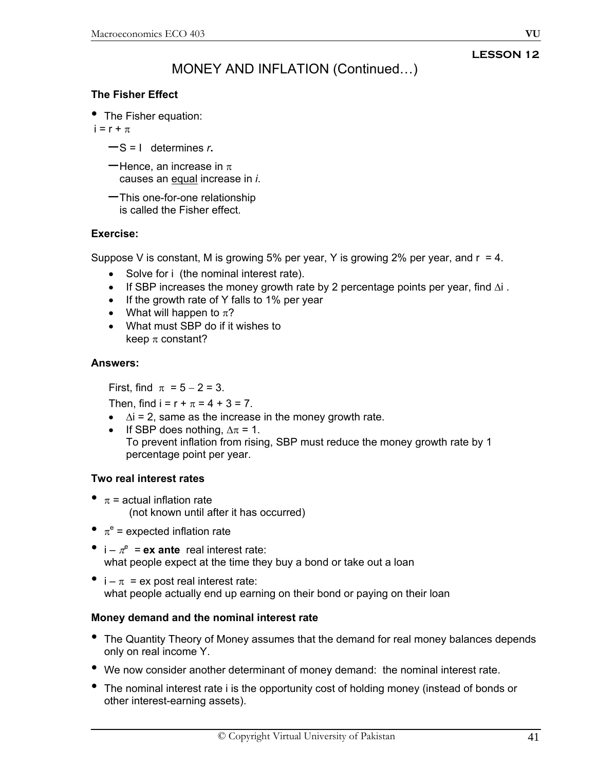**LESSON 12**

# MONEY AND INFLATION (Continued…)

### The Fisher Effect

- The Fisher equation:

$i = r + \pi$

  - $S = I$ determines ***r***.
  - Hence, an increase in $\pi$ causes an equal increase in *i*.
  - This one-for-one relationship is called the Fisher effect.

### Exercise:

Suppose V is constant, M is growing 5% per year, Y is growing 2% per year, and r = 4.

- Solve for i (the nominal interest rate).
- If SBP increases the money growth rate by 2 percentage points per year, find $\Delta i$ .
- If the growth rate of Y falls to 1% per year
- What will happen to $\pi$?
- What must SBP do if it wishes to keep $\pi$ constant?

### Answers:

First, find $\pi = 5 - 2 = 3$.

Then, find $i = r + \pi = 4 + 3 = 7$.

- $\Delta i = 2$, same as the increase in the money growth rate.
- If SBP does nothing, $\Delta\pi = 1$.
  To prevent inflation from rising, SBP must reduce the money growth rate by 1 percentage point per year.

### Two real interest rates

- $\pi$ = actual inflation rate
  (not known until after it has occurred)
- $\pi^e$ = expected inflation rate
- $i - \pi^e$ = **ex ante** real interest rate:
  what people expect at the time they buy a bond or take out a loan
- $i - \pi$ = ex post real interest rate:
  what people actually end up earning on their bond or paying on their loan

### Money demand and the nominal interest rate

- The Quantity Theory of Money assumes that the demand for real money balances depends only on real income Y.
- We now consider another determinant of money demand: the nominal interest rate.
- The nominal interest rate i is the opportunity cost of holding money (instead of bonds or other interest-earning assets).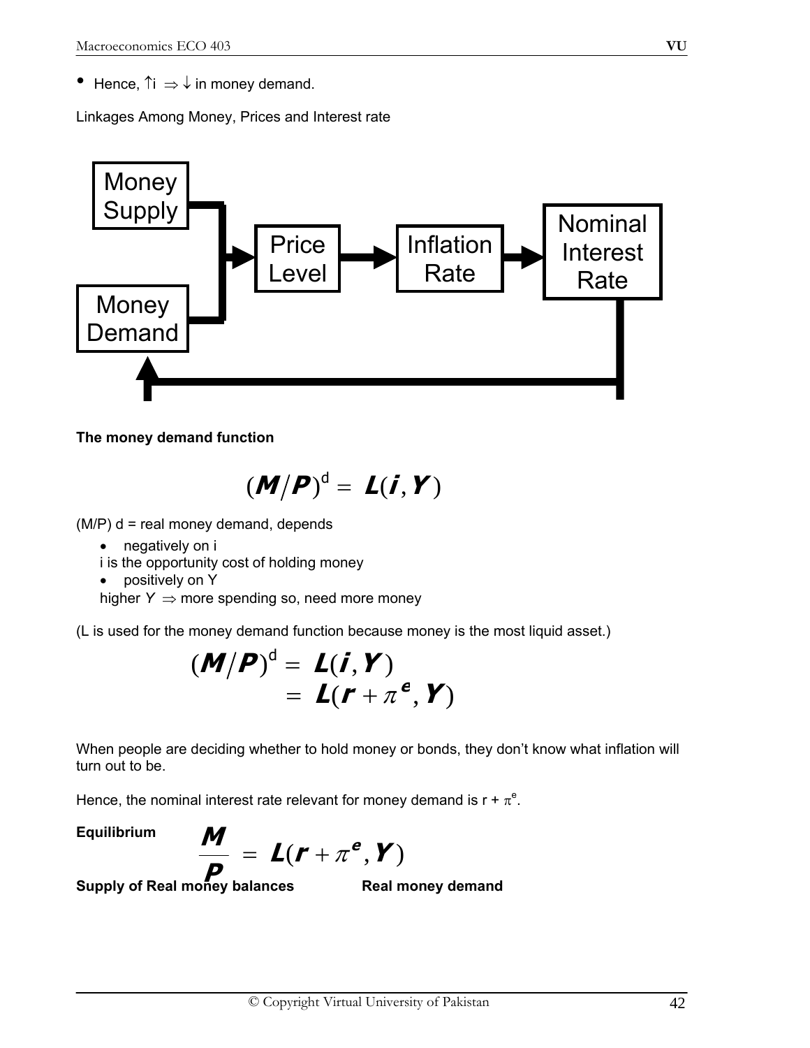- Hence, ↑i $\Rightarrow$ ↓ in money demand.

Linkages Among Money, Prices and Interest rate

Money Supply → Price Level → Inflation Rate → Nominal Interest Rate

Money Demand → Price Level

Nominal Interest Rate → Money Demand

**The money demand function**

$$(M/P)^d = L(i, Y)$$

(M/P) d = real money demand, depends

- negatively on i

  i is the opportunity cost of holding money

- positively on Y

  higher $Y \Rightarrow$ more spending so, need more money

(L is used for the money demand function because money is the most liquid asset.)

$$(M/P)^d = L(i, Y)$$
$$= L(r + \pi^e, Y)$$

When people are deciding whether to hold money or bonds, they don't know what inflation will turn out to be.

Hence, the nominal interest rate relevant for money demand is r + $\pi^e$.

**Equilibrium**

$$\frac{M}{P} = L(r + \pi^e, Y)$$

**Supply of Real money balances** **Real money demand**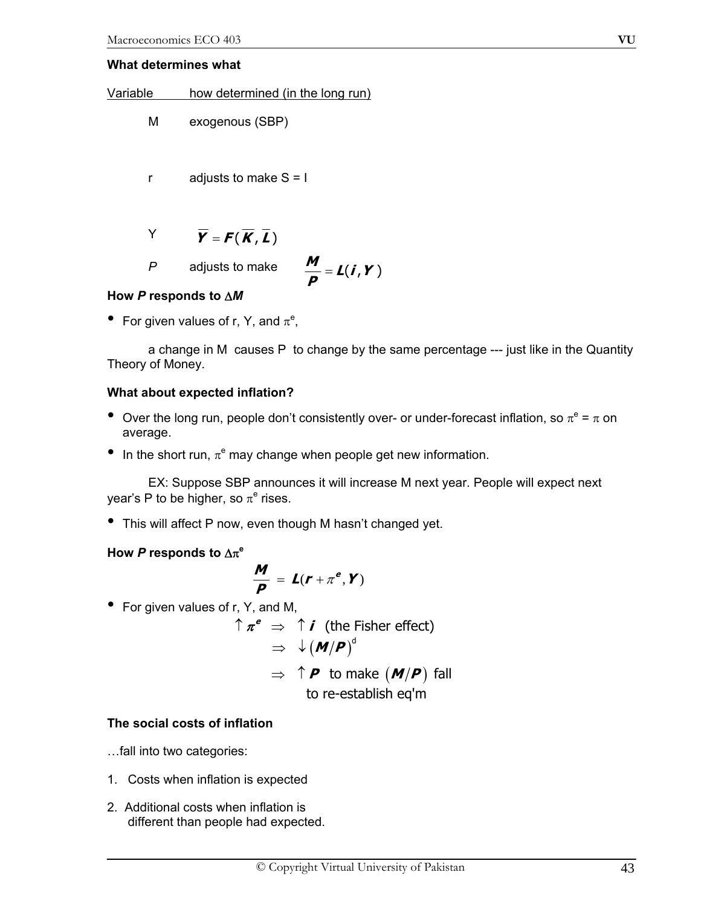**What determines what**

| Variable | how determined (in the long run) |
|---|---|
| M | exogenous (SBP) |
| r | adjusts to make S = I |
| Y | $\overline{Y} = F(\overline{K}, \overline{L})$ |
| *P* | adjusts to make $\dfrac{M}{P} = L(i, Y)$ |

**How *P* responds to $\Delta M$**

- For given values of r, Y, and $\pi^e$,

  a change in M causes P to change by the same percentage --- just like in the Quantity Theory of Money.

**What about expected inflation?**

- Over the long run, people don't consistently over- or under-forecast inflation, so $\pi^e = \pi$ on average.
- In the short run, $\pi^e$ may change when people get new information.

  EX: Suppose SBP announces it will increase M next year. People will expect next year's P to be higher, so $\pi^e$ rises.

- This will affect P now, even though M hasn't changed yet.

**How *P* responds to $\Delta\pi^e$**

$$\frac{M}{P} = L(r + \pi^e, Y)$$

- For given values of r, Y, and M,

$$\begin{aligned} \uparrow \pi^e \;&\Rightarrow\; \uparrow i \text{ (the Fisher effect)} \\ &\Rightarrow\; \downarrow (M/P)^d \\ &\Rightarrow\; \uparrow P \text{ to make } (M/P) \text{ fall} \\ &\qquad \text{to re-establish eq'm} \end{aligned}$$

**The social costs of inflation**

…fall into two categories:

1. Costs when inflation is expected
2. Additional costs when inflation is different than people had expected.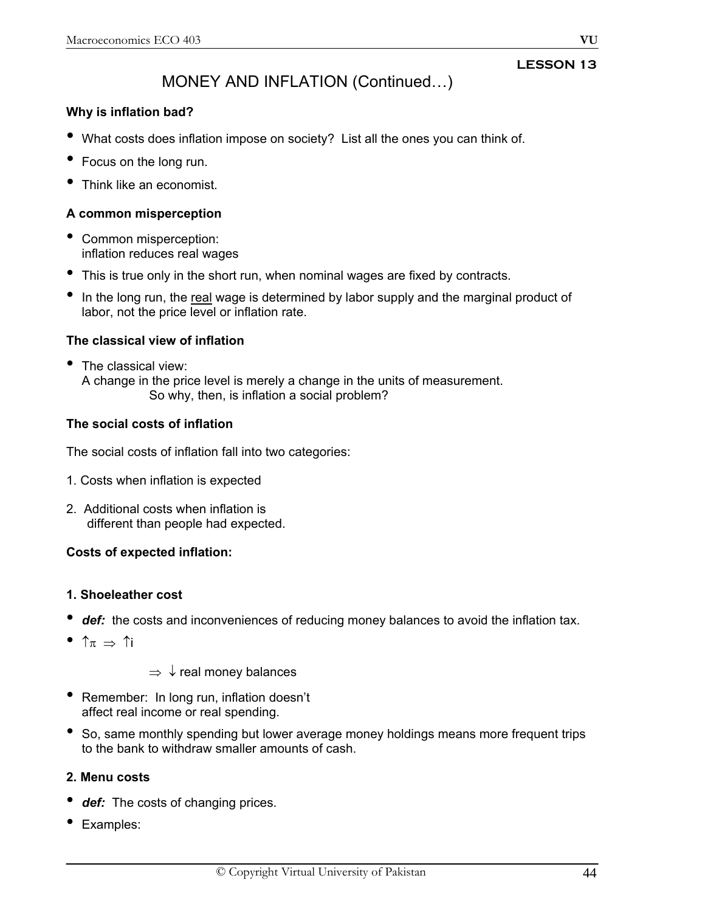## LESSON 13

# MONEY AND INFLATION (Continued…)

### Why is inflation bad?

- What costs does inflation impose on society? List all the ones you can think of.
- Focus on the long run.
- Think like an economist.

### A common misperception

- Common misperception:
  inflation reduces real wages
- This is true only in the short run, when nominal wages are fixed by contracts.
- In the long run, the <u>real</u> wage is determined by labor supply and the marginal product of labor, not the price level or inflation rate.

### The classical view of inflation

- The classical view:
  A change in the price level is merely a change in the units of measurement.
  So why, then, is inflation a social problem?

### The social costs of inflation

The social costs of inflation fall into two categories:

1. Costs when inflation is expected
2. Additional costs when inflation is different than people had expected.

### Costs of expected inflation:

#### 1. Shoeleather cost

- ***def:*** the costs and inconveniences of reducing money balances to avoid the inflation tax.
- $\uparrow\pi \Rightarrow \uparrow i$

  $\Rightarrow \downarrow$ real money balances
- Remember: In long run, inflation doesn't affect real income or real spending.
- So, same monthly spending but lower average money holdings means more frequent trips to the bank to withdraw smaller amounts of cash.

#### 2. Menu costs

- ***def:*** The costs of changing prices.
- Examples: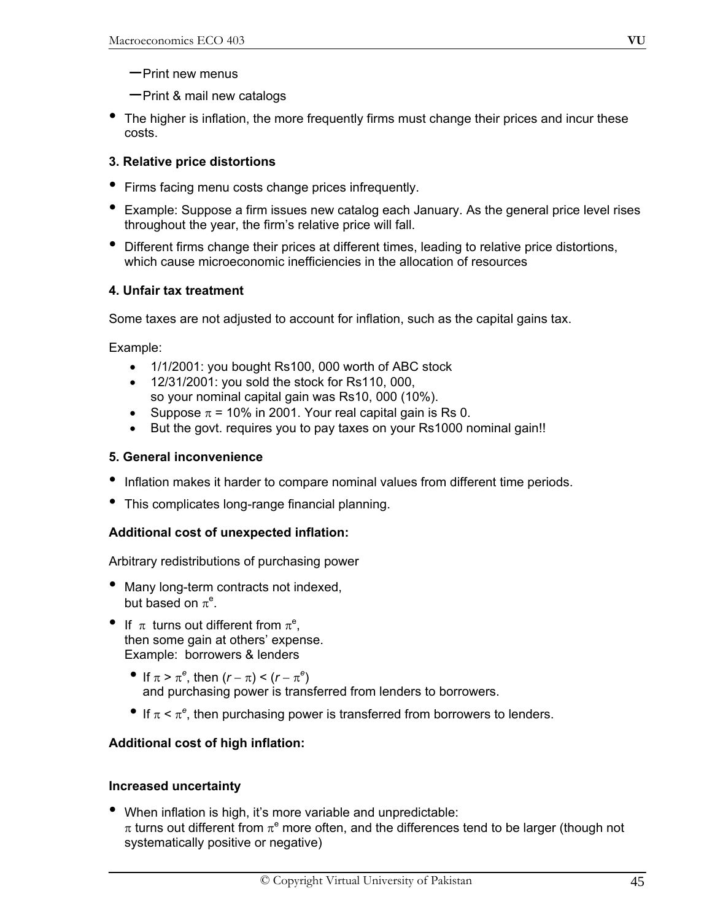- Print new menus
- Print & mail new catalogs

- The higher is inflation, the more frequently firms must change their prices and incur these costs.

**3. Relative price distortions**

- Firms facing menu costs change prices infrequently.
- Example: Suppose a firm issues new catalog each January. As the general price level rises throughout the year, the firm's relative price will fall.
- Different firms change their prices at different times, leading to relative price distortions, which cause microeconomic inefficiencies in the allocation of resources

**4. Unfair tax treatment**

Some taxes are not adjusted to account for inflation, such as the capital gains tax.

Example:

- 1/1/2001: you bought Rs100, 000 worth of ABC stock
- 12/31/2001: you sold the stock for Rs110, 000,
  so your nominal capital gain was Rs10, 000 (10%).
- Suppose $\pi$ = 10% in 2001. Your real capital gain is Rs 0.
- But the govt. requires you to pay taxes on your Rs1000 nominal gain!!

**5. General inconvenience**

- Inflation makes it harder to compare nominal values from different time periods.
- This complicates long-range financial planning.

**Additional cost of unexpected inflation:**

Arbitrary redistributions of purchasing power

- Many long-term contracts not indexed,
  but based on $\pi^e$.
- If $\pi$ turns out different from $\pi^e$,
  then some gain at others' expense.
  Example: borrowers & lenders
  - If $\pi > \pi^e$, then $(r - \pi) < (r - \pi^e)$
    and purchasing power is transferred from lenders to borrowers.
  - If $\pi < \pi^e$, then purchasing power is transferred from borrowers to lenders.

**Additional cost of high inflation:**

**Increased uncertainty**

- When inflation is high, it's more variable and unpredictable:
  $\pi$ turns out different from $\pi^e$ more often, and the differences tend to be larger (though not systematically positive or negative)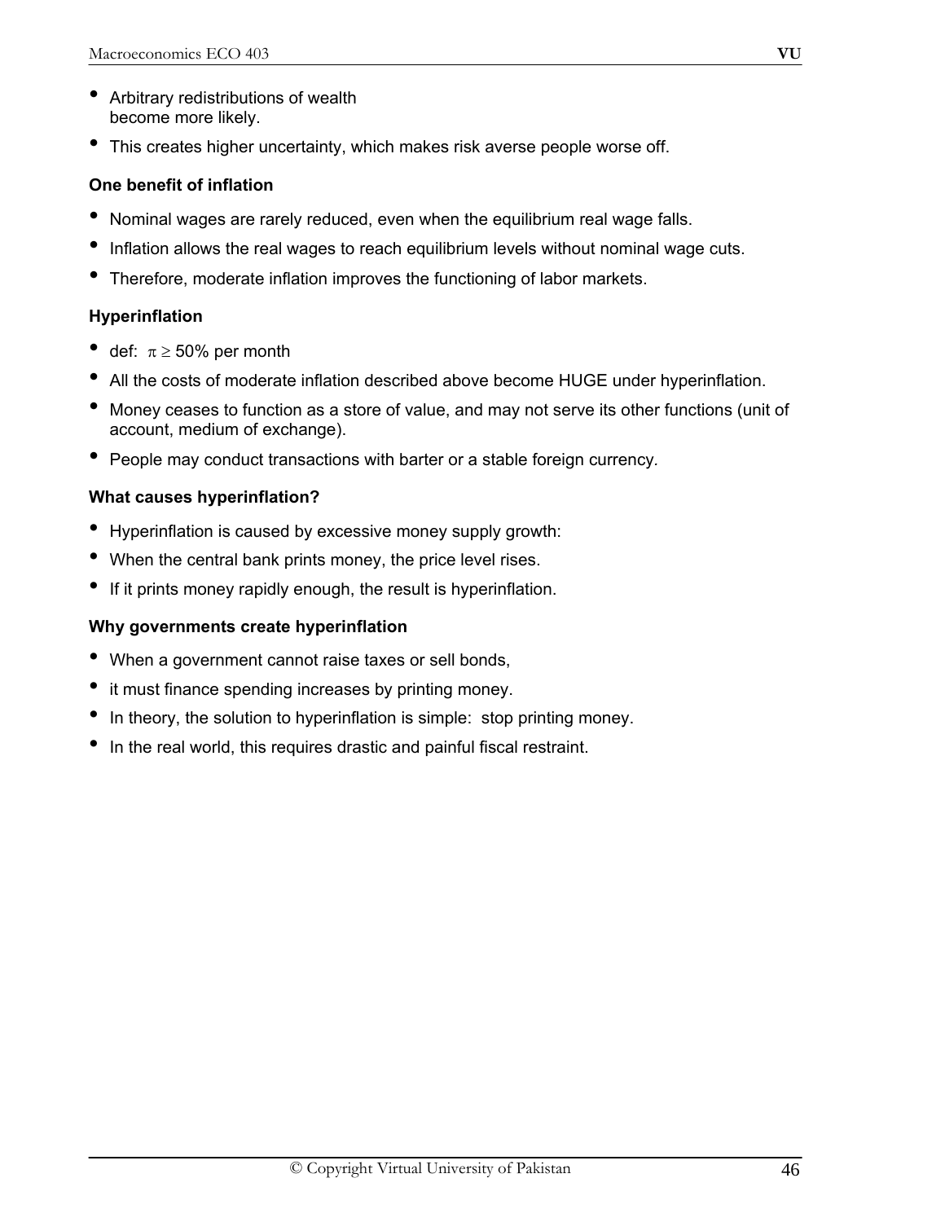- Arbitrary redistributions of wealth become more likely.
- This creates higher uncertainty, which makes risk averse people worse off.

**One benefit of inflation**

- Nominal wages are rarely reduced, even when the equilibrium real wage falls.
- Inflation allows the real wages to reach equilibrium levels without nominal wage cuts.
- Therefore, moderate inflation improves the functioning of labor markets.

**Hyperinflation**

- def: $\pi \geq 50\%$ per month
- All the costs of moderate inflation described above become HUGE under hyperinflation.
- Money ceases to function as a store of value, and may not serve its other functions (unit of account, medium of exchange).
- People may conduct transactions with barter or a stable foreign currency.

**What causes hyperinflation?**

- Hyperinflation is caused by excessive money supply growth:
- When the central bank prints money, the price level rises.
- If it prints money rapidly enough, the result is hyperinflation.

**Why governments create hyperinflation**

- When a government cannot raise taxes or sell bonds,
- it must finance spending increases by printing money.
- In theory, the solution to hyperinflation is simple: stop printing money.
- In the real world, this requires drastic and painful fiscal restraint.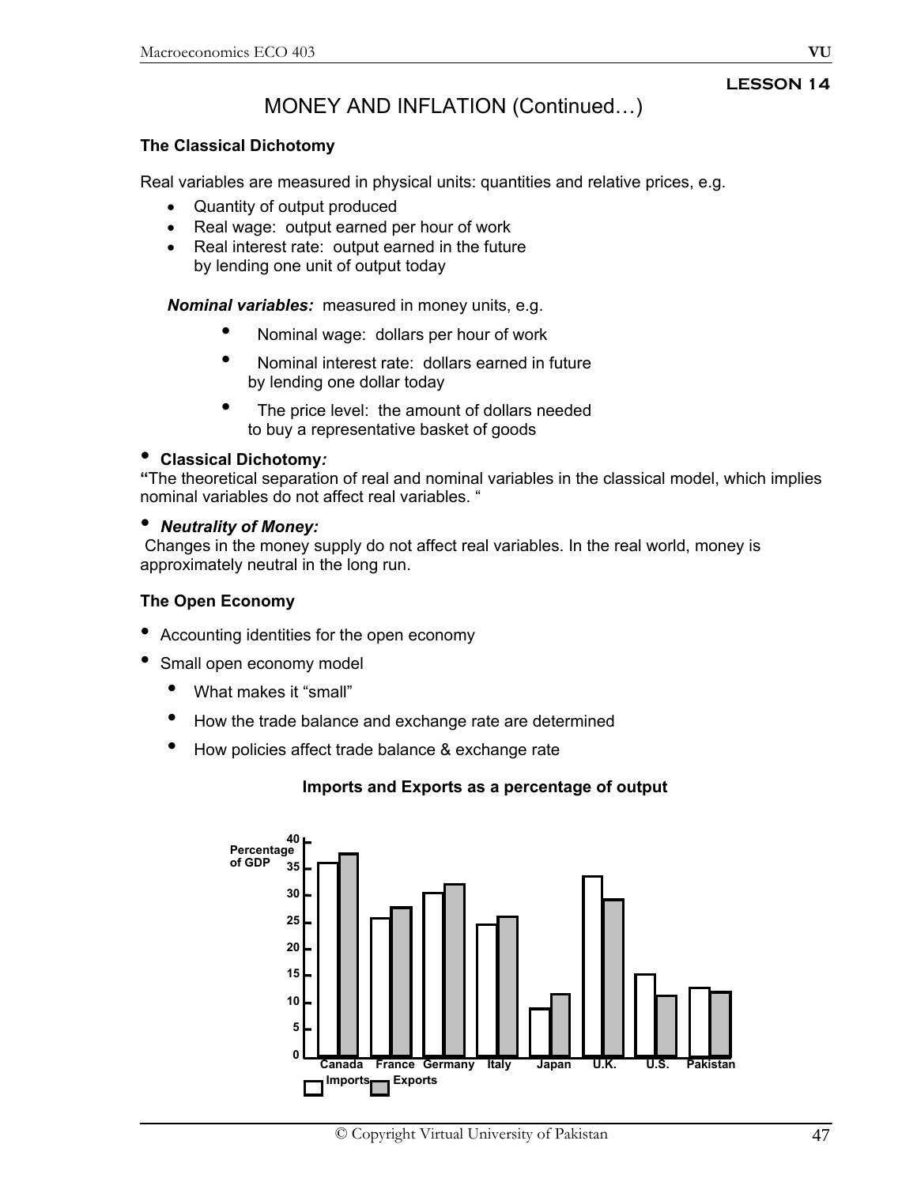**LESSON 14**

# MONEY AND INFLATION (Continued…)

### The Classical Dichotomy

Real variables are measured in physical units: quantities and relative prices, e.g.

- Quantity of output produced
- Real wage: output earned per hour of work
- Real interest rate: output earned in the future by lending one unit of output today

***Nominal variables:*** measured in money units, e.g.

- Nominal wage: dollars per hour of work
- Nominal interest rate: dollars earned in future by lending one dollar today
- The price level: the amount of dollars needed to buy a representative basket of goods

- **Classical Dichotomy*:***

**"**The theoretical separation of real and nominal variables in the classical model, which implies nominal variables do not affect real variables. "

- ***Neutrality of Money:***

Changes in the money supply do not affect real variables. In the real world, money is approximately neutral in the long run.

### The Open Economy

- Accounting identities for the open economy
- Small open economy model
  - What makes it "small"
  - How the trade balance and exchange rate are determined
  - How policies affect trade balance & exchange rate

**Imports and Exports as a percentage of output**

Percentage of GDP: 0, 5, 10, 15, 20, 25, 30, 35, 40

Canada, France, Germany, Italy, Japan, U.K., U.S., Pakistan

Imports, Exports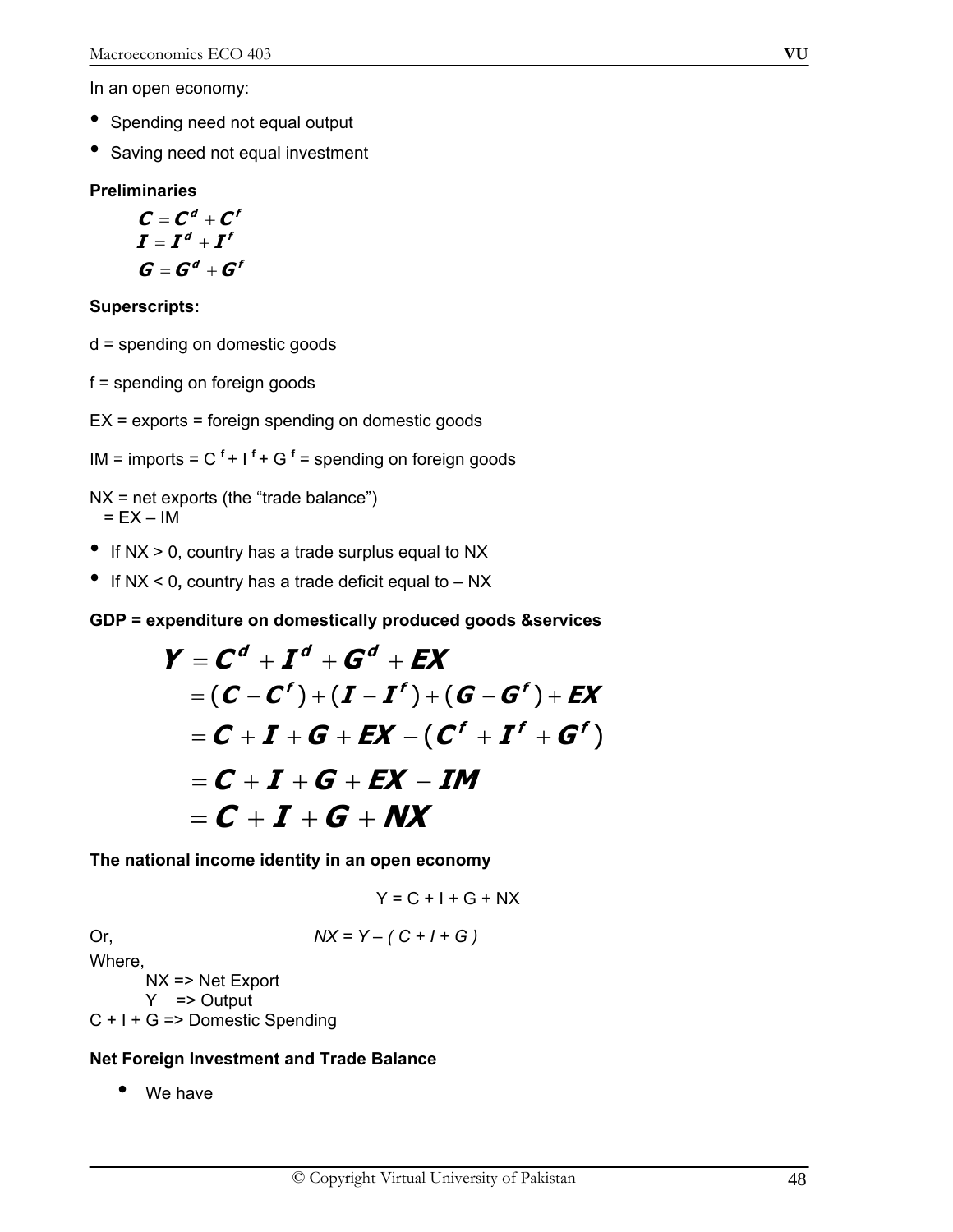In an open economy:

- Spending need not equal output
- Saving need not equal investment

**Preliminaries**

$$C = C^d + C^f$$
$$I = I^d + I^f$$
$$G = G^d + G^f$$

**Superscripts:**

d = spending on domestic goods

f = spending on foreign goods

EX = exports = foreign spending on domestic goods

IM = imports = $C^f + I^f + G^f$ = spending on foreign goods

NX = net exports (the "trade balance")
= EX – IM

- If NX > 0, country has a trade surplus equal to NX
- If NX < 0**,** country has a trade deficit equal to – NX

**GDP = expenditure on domestically produced goods &services**

$$\begin{aligned}
Y &= C^d + I^d + G^d + EX \\
&= (C - C^f) + (I - I^f) + (G - G^f) + EX \\
&= C + I + G + EX - (C^f + I^f + G^f) \\
&= C + I + G + EX - IM \\
&= C + I + G + NX
\end{aligned}$$

**The national income identity in an open economy**

$$Y = C + I + G + NX$$

Or, $$NX = Y - ( C + I + G )$$

Where,

NX => Net Export

Y => Output

C + I + G => Domestic Spending

**Net Foreign Investment and Trade Balance**

- We have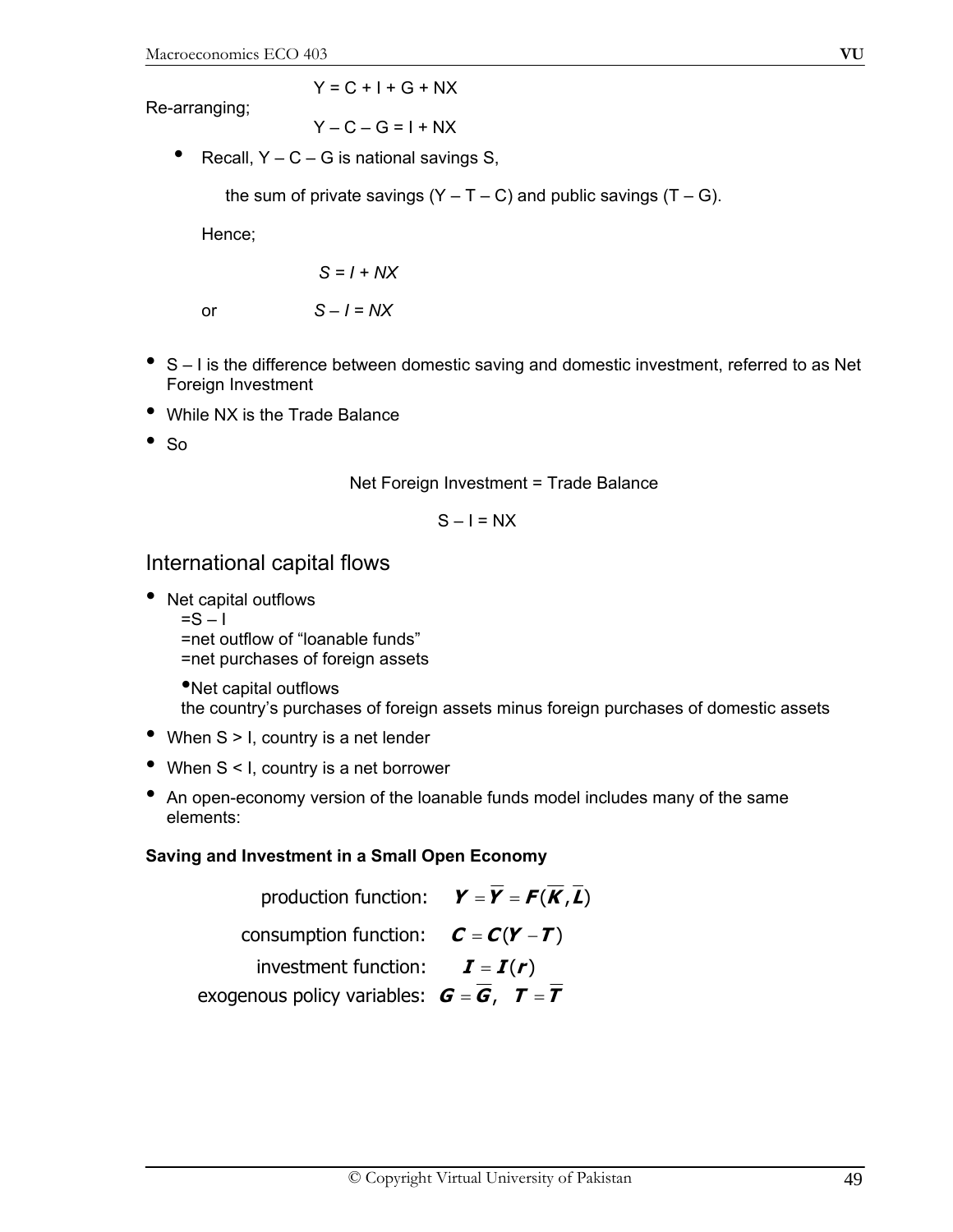$$Y = C + I + G + NX$$

Re-arranging;

$$Y - C - G = I + NX$$

- Recall, $Y - C - G$ is national savings S,

  the sum of private savings $(Y - T - C)$ and public savings $(T - G)$.

  Hence;

  $$S = I + NX$$

  or

  $$S - I = NX$$

- $S - I$ is the difference between domestic saving and domestic investment, referred to as Net Foreign Investment
- While NX is the Trade Balance
- So

Net Foreign Investment = Trade Balance

$$S - I = NX$$

## International capital flows

- Net capital outflows
  $= S - I$
  =net outflow of "loanable funds"
  =net purchases of foreign assets

  - Net capital outflows
  the country's purchases of foreign assets minus foreign purchases of domestic assets
- When $S > I$, country is a net lender
- When $S < I$, country is a net borrower
- An open-economy version of the loanable funds model includes many of the same elements:

**Saving and Investment in a Small Open Economy**

production function: $\boldsymbol{Y} = \overline{\boldsymbol{Y}} = \boldsymbol{F}(\overline{\boldsymbol{K}}, \overline{\boldsymbol{L}})$

consumption function: $\boldsymbol{C} = \boldsymbol{C}(\boldsymbol{Y} - \boldsymbol{T})$

investment function: $\boldsymbol{I} = \boldsymbol{I}(\boldsymbol{r})$

exogenous policy variables: $\boldsymbol{G} = \overline{\boldsymbol{G}}, \quad \boldsymbol{T} = \overline{\boldsymbol{T}}$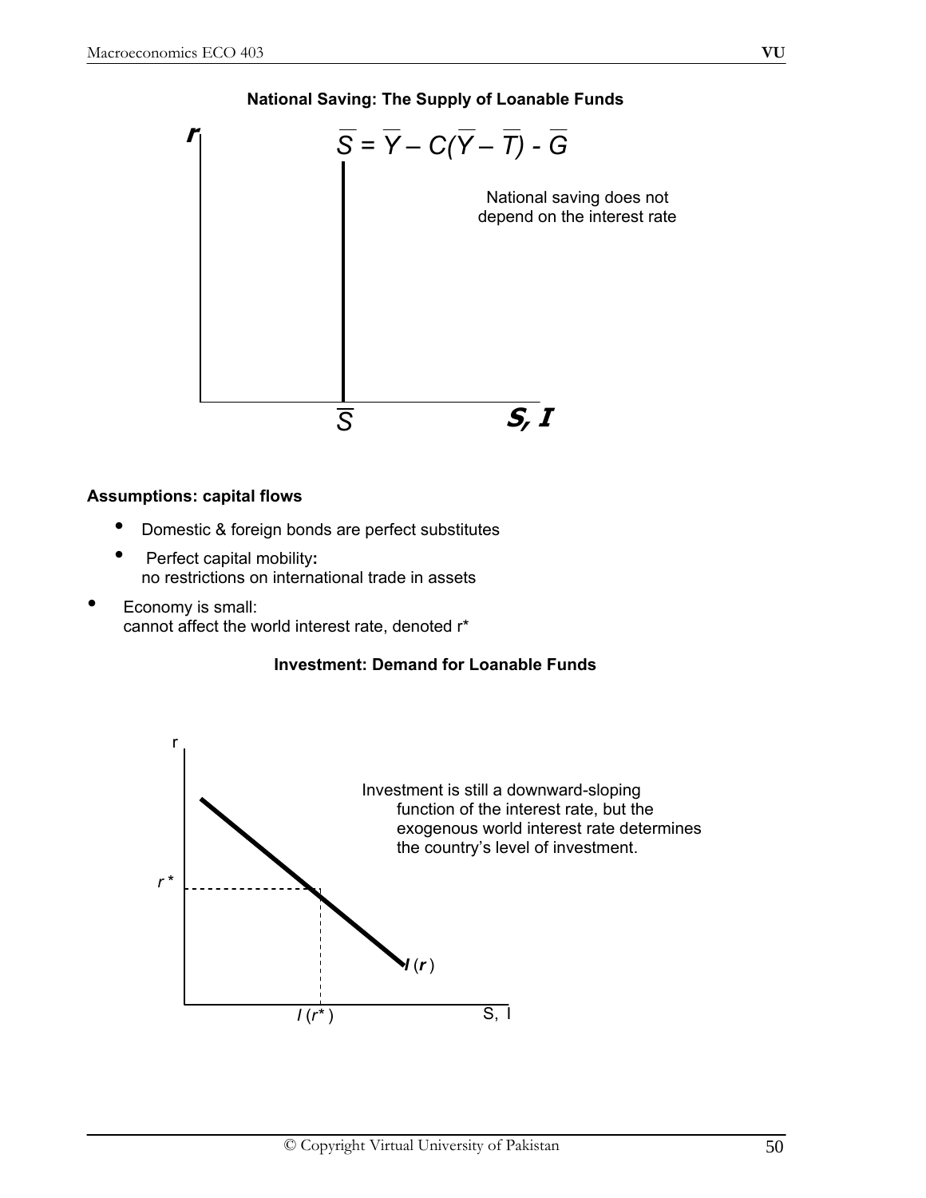**National Saving: The Supply of Loanable Funds**

$$\overline{S} = \overline{Y} - C(\overline{Y} - \overline{T}) - \overline{G}$$

National saving does not depend on the interest rate

**Assumptions: capital flows**

- Domestic & foreign bonds are perfect substitutes
- Perfect capital mobility**:**
  no restrictions on international trade in assets
- Economy is small:
  cannot affect the world interest rate, denoted r*

**Investment: Demand for Loanable Funds**

Investment is still a downward-sloping function of the interest rate, but the exogenous world interest rate determines the country's level of investment.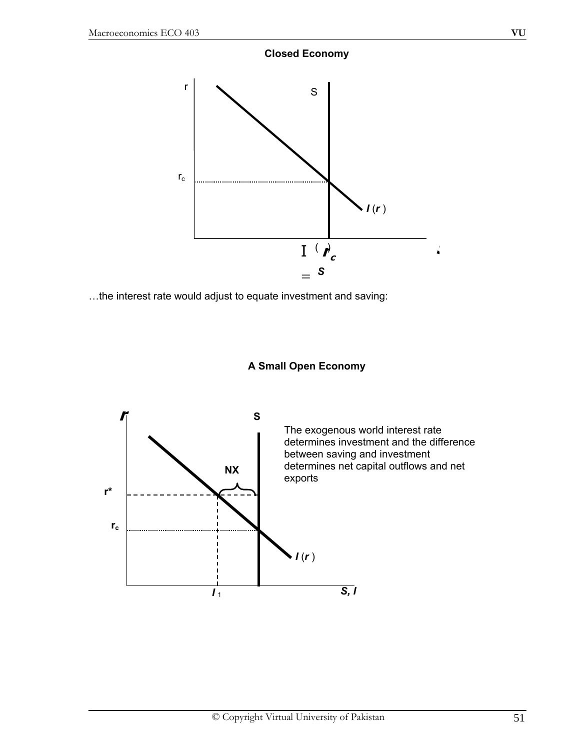**Closed Economy**

r

S

$r_c$

$I(r)$

$I(r_c) = S$

…the interest rate would adjust to equate investment and saving:

**A Small Open Economy**

*r*

S

The exogenous world interest rate determines investment and the difference between saving and investment determines net capital outflows and net exports

NX

r*

$r_c$

$I(r)$

$I_1$

*S, I*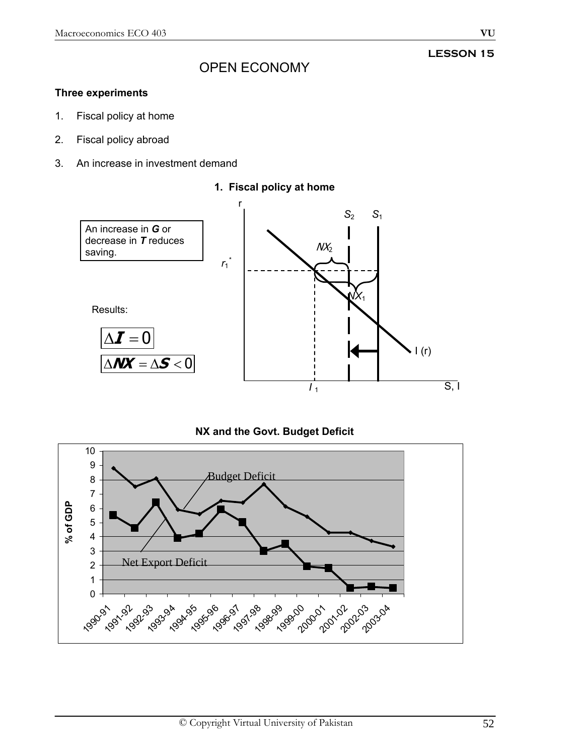**LESSON 15**

# OPEN ECONOMY

**Three experiments**

1. Fiscal policy at home
2. Fiscal policy abroad
3. An increase in investment demand

### 1. Fiscal policy at home

An increase in ***G*** or decrease in ***T*** reduces saving.

Results:

$$\Delta I = 0$$

$$\Delta NX = \Delta S < 0$$

r

$S_2$ $S_1$

$NX_2$

$r_1^*$

$NX_1$

I (r)

$I_1$

S, I

### NX and the Govt. Budget Deficit

% of GDP

Budget Deficit

Net Export Deficit

1990-91, 1991-92, 1992-93, 1993-94, 1994-95, 1995-96, 1996-97, 1997-98, 1998-99, 1999-00, 2000-01, 2001-02, 2002-03, 2003-04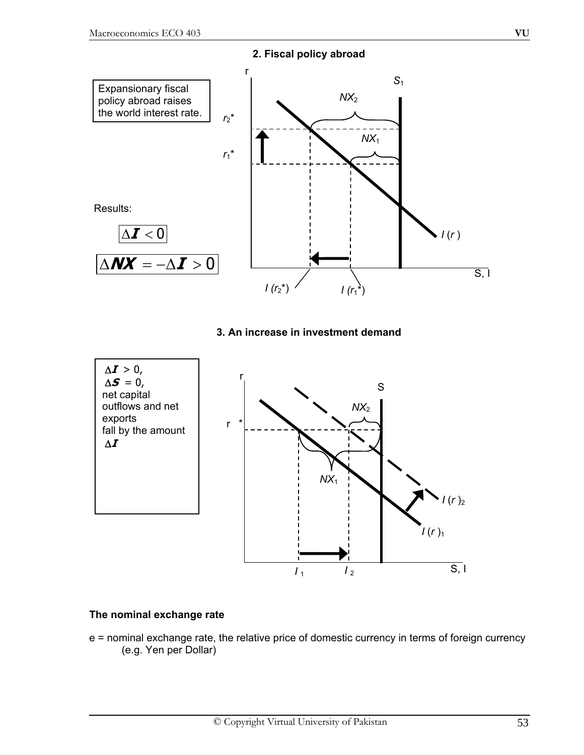**2. Fiscal policy abroad**

Expansionary fiscal policy abroad raises the world interest rate.

Results:

$\Delta I < 0$

$\Delta NX = -\Delta I > 0$

**3. An increase in investment demand**

$\Delta I > 0$,
$\Delta S = 0$,
net capital outflows and net exports fall by the amount $\Delta I$

**The nominal exchange rate**

e = nominal exchange rate, the relative price of domestic currency in terms of foreign currency (e.g. Yen per Dollar)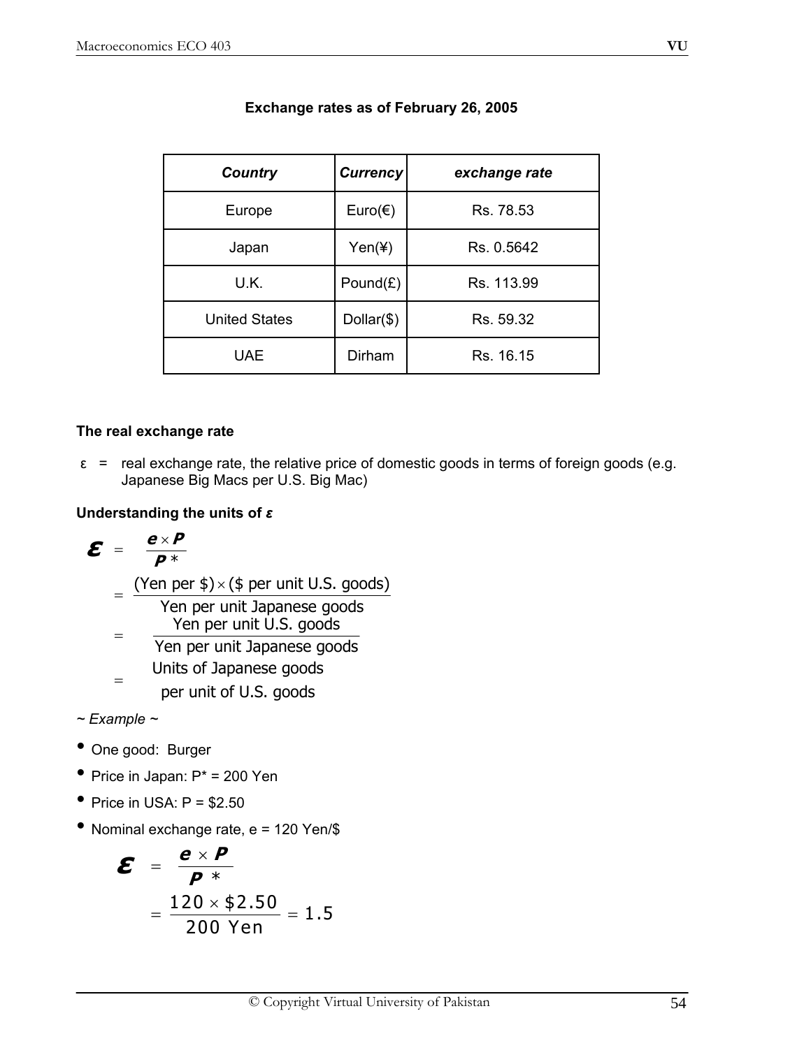**Exchange rates as of February 26, 2005**

| *Country* | *Currency* | *exchange rate* |
|---|---|---|
| Europe | Euro(€) | Rs. 78.53 |
| Japan | Yen(¥) | Rs. 0.5642 |
| U.K. | Pound(£) | Rs. 113.99 |
| United States | Dollar($) | Rs. 59.32 |
| UAE | Dirham | Rs. 16.15 |

**The real exchange rate**

ε = real exchange rate, the relative price of domestic goods in terms of foreign goods (e.g. Japanese Big Macs per U.S. Big Mac)

**Understanding the units of *ε***

$$\varepsilon = \frac{e \times P}{P^*}$$

$$= \frac{(\text{Yen per \$}) \times (\text{\$ per unit U.S. goods})}{\text{Yen per unit Japanese goods}}$$

$$= \frac{\text{Yen per unit U.S. goods}}{\text{Yen per unit Japanese goods}}$$

$$= \text{Units of Japanese goods per unit of U.S. goods}$$

*~ Example ~*

- One good: Burger
- Price in Japan: $P^*$ = 200 Yen
- Price in USA: $P$ = \$2.50
- Nominal exchange rate, $e$ = 120 Yen/\$

$$\varepsilon = \frac{e \times P}{P^*}$$

$$= \frac{120 \times \$2.50}{200 \text{ Yen}} = 1.5$$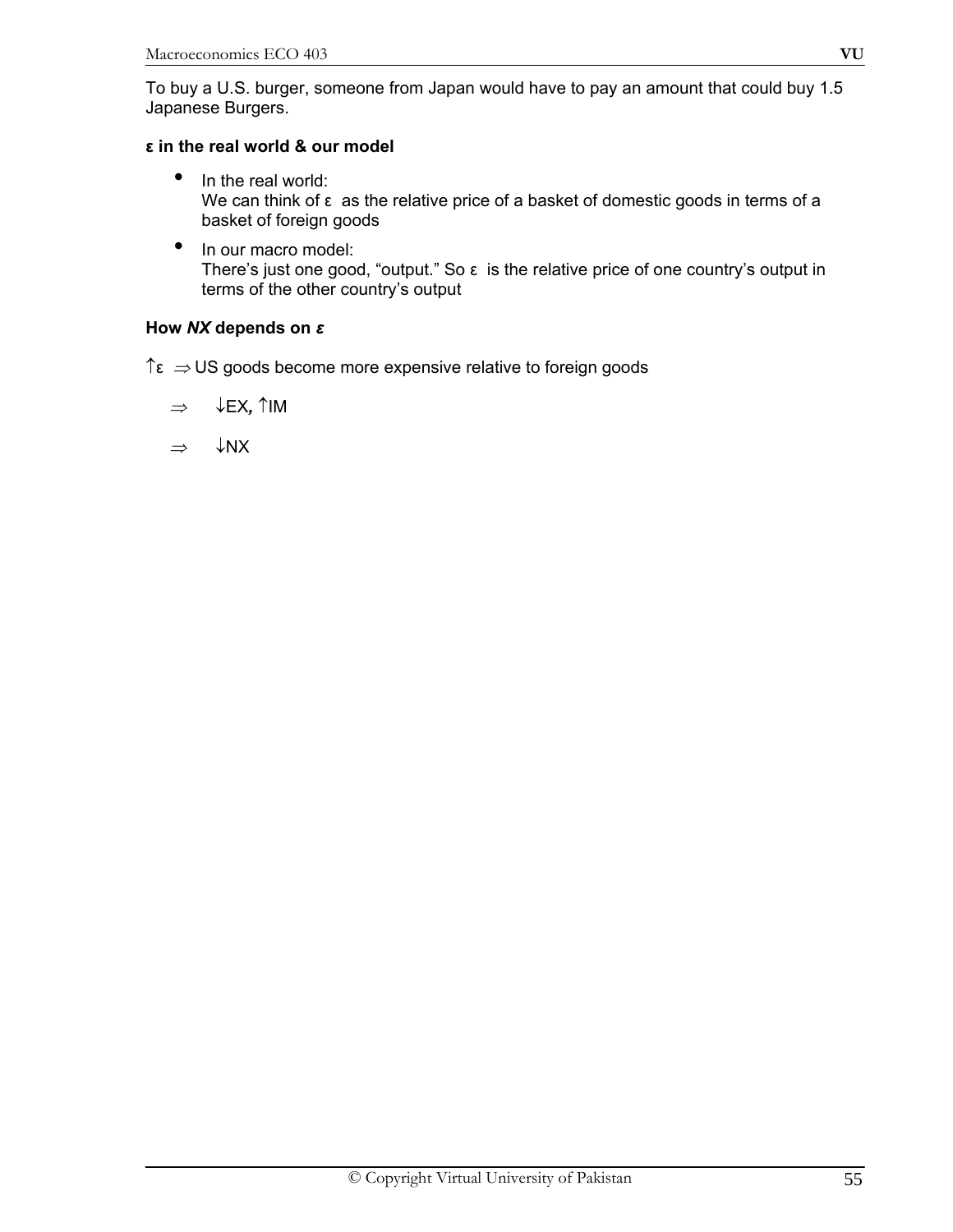To buy a U.S. burger, someone from Japan would have to pay an amount that could buy 1.5 Japanese Burgers.

**ε in the real world & our model**

- In the real world:
  We can think of ε as the relative price of a basket of domestic goods in terms of a basket of foreign goods
- In our macro model:
  There's just one good, "output." So ε is the relative price of one country's output in terms of the other country's output

**How *NX* depends on *ε***

$\uparrow\varepsilon \Rightarrow$ US goods become more expensive relative to foreign goods

$\Rightarrow$ $\downarrow$EX, $\uparrow$IM

$\Rightarrow$ $\downarrow$NX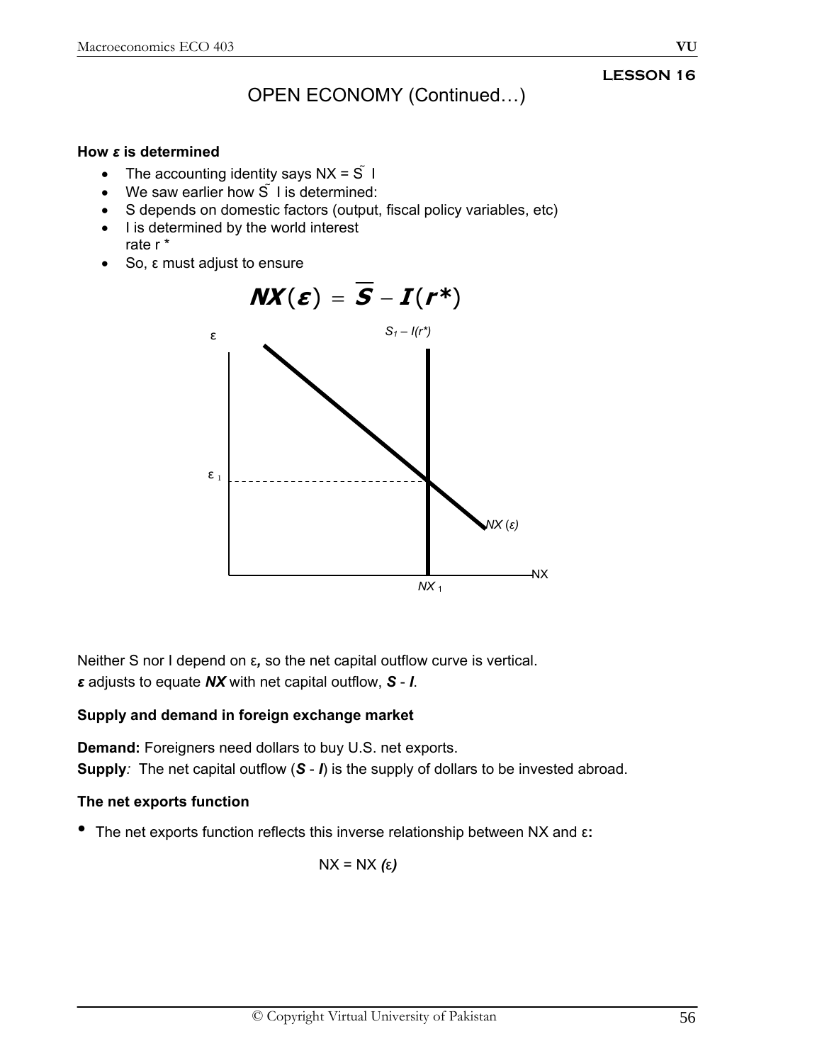# LESSON 16

## OPEN ECONOMY (Continued…)

**How *ε* is determined**

- The accounting identity says NX = S̃ I
- We saw earlier how S̃ I is determined:
- S depends on domestic factors (output, fiscal policy variables, etc)
- I is determined by the world interest rate r *
- So, ε must adjust to ensure

$$NX(\varepsilon) = \overline{S} - I(r^*)$$

Neither S nor I depend on ε**,** so the net capital outflow curve is vertical.
***ε*** adjusts to equate ***NX*** with net capital outflow, ***S*** - ***I***.

**Supply and demand in foreign exchange market**

**Demand:** Foreigners need dollars to buy U.S. net exports.
**Supply***:* The net capital outflow (***S*** - ***I***) is the supply of dollars to be invested abroad.

**The net exports function**

- The net exports function reflects this inverse relationship between NX and ε**:**

$$NX = NX(\varepsilon)$$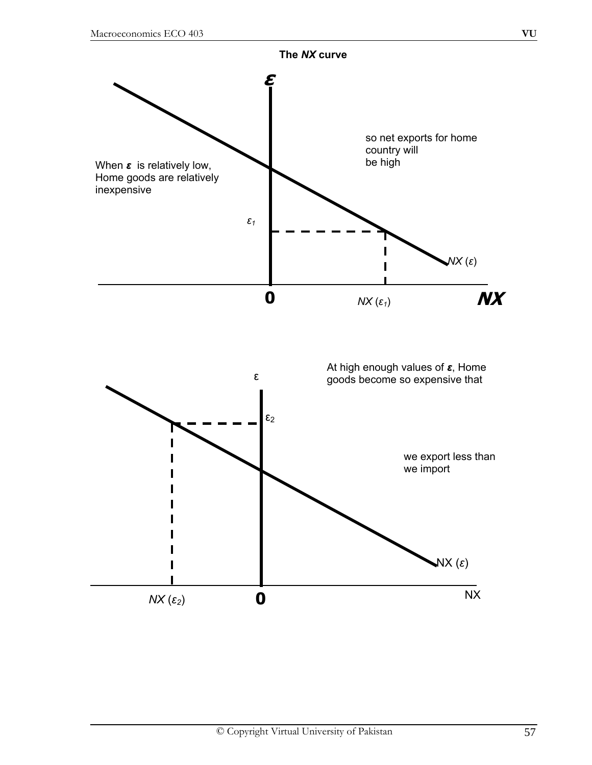**The *NX* curve**

When $\varepsilon$ is relatively low, Home goods are relatively inexpensive

so net exports for home country will be high

$\varepsilon$

$\varepsilon_1$

$NX(\varepsilon)$

0

$NX(\varepsilon_1)$

***NX***

At high enough values of $\varepsilon$, Home goods become so expensive that

we export less than we import

$\varepsilon$

$\varepsilon_2$

$NX(\varepsilon)$

$NX(\varepsilon_2)$

0

NX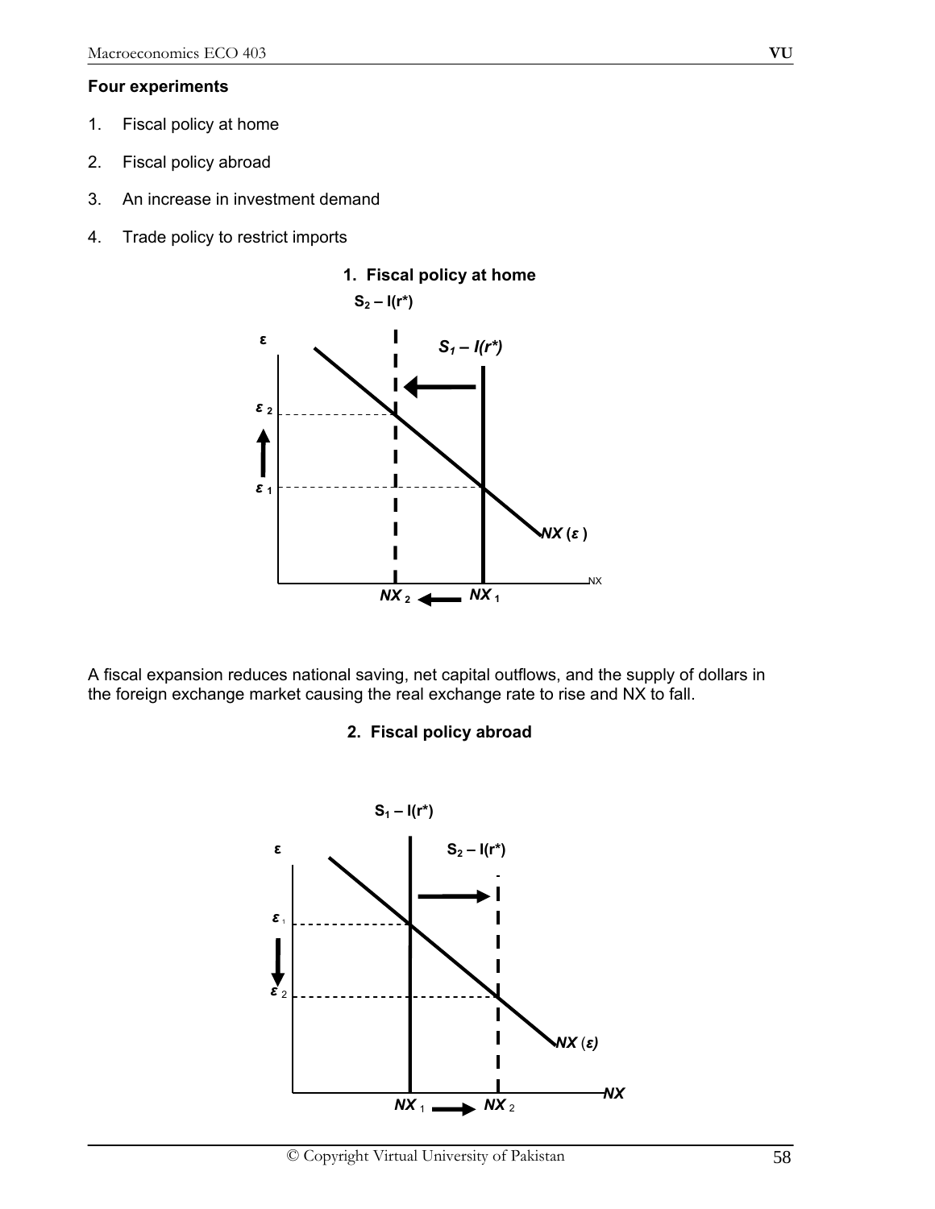**Four experiments**

1. Fiscal policy at home
2. Fiscal policy abroad
3. An increase in investment demand
4. Trade policy to restrict imports

**1. Fiscal policy at home**

A fiscal expansion reduces national saving, net capital outflows, and the supply of dollars in the foreign exchange market causing the real exchange rate to rise and NX to fall.

**2. Fiscal policy abroad**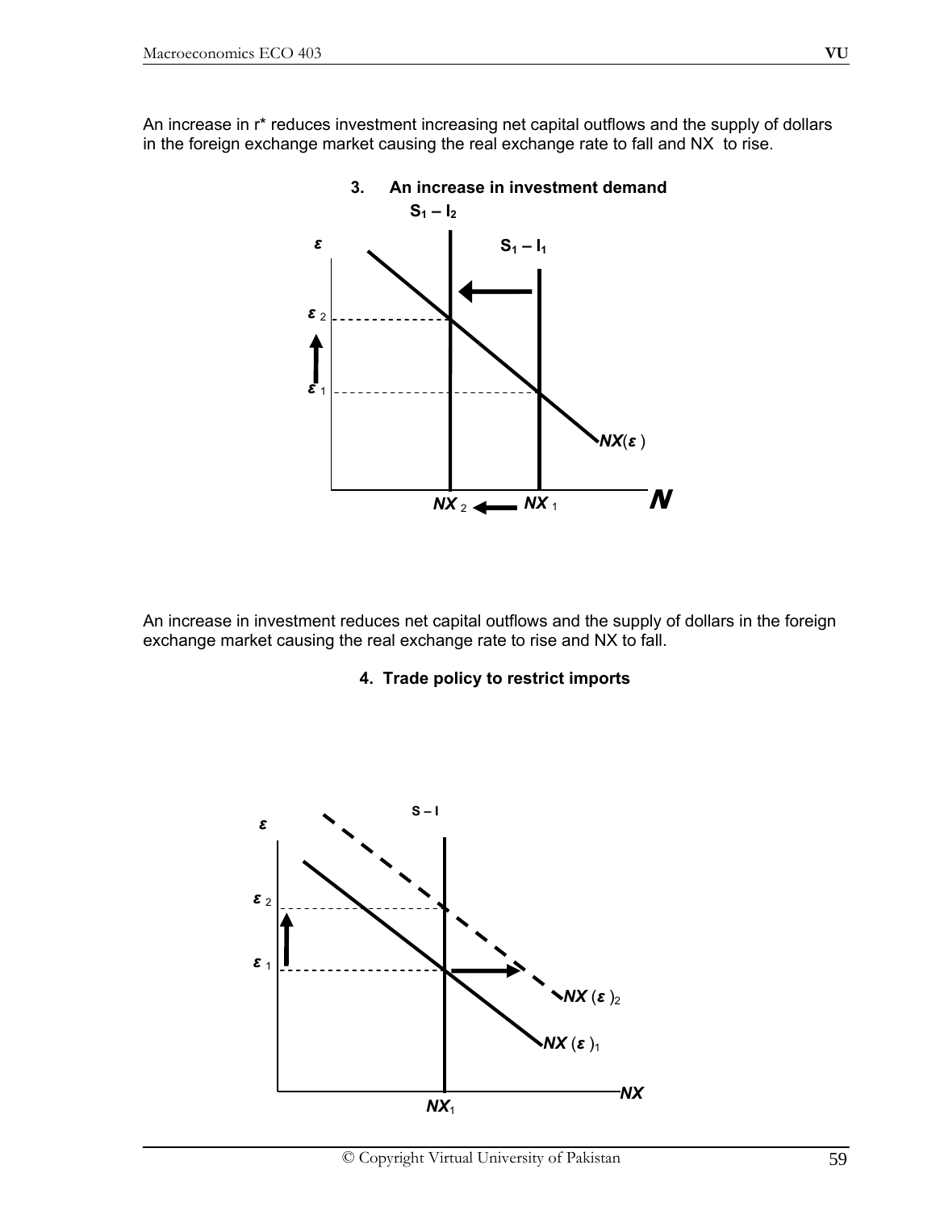An increase in r* reduces investment increasing net capital outflows and the supply of dollars in the foreign exchange market causing the real exchange rate to fall and NX to rise.

### 3. An increase in investment demand

An increase in investment reduces net capital outflows and the supply of dollars in the foreign exchange market causing the real exchange rate to rise and NX to fall.

### 4. Trade policy to restrict imports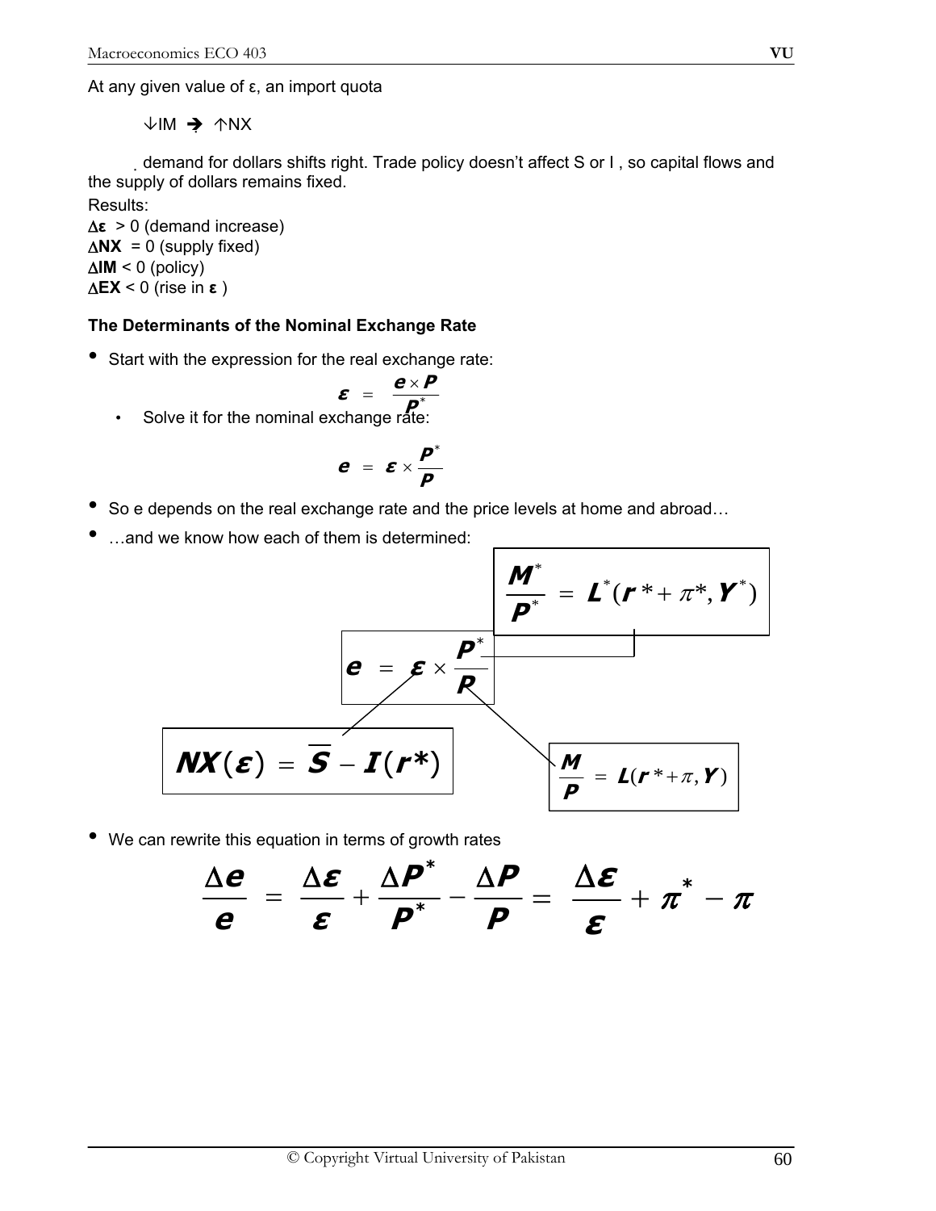At any given value of ε, an import quota

$\downarrow IM \Rightarrow \uparrow NX$

demand for dollars shifts right. Trade policy doesn't affect S or I , so capital flows and the supply of dollars remains fixed.

Results:

$\Delta\varepsilon$ > 0 (demand increase)

$\Delta$**NX** = 0 (supply fixed)

$\Delta$**IM** < 0 (policy)

$\Delta$**EX** < 0 (rise in **ε** )

**The Determinants of the Nominal Exchange Rate**

- Start with the expression for the real exchange rate:

$$\varepsilon = \frac{e \times P}{P^*}$$

  - Solve it for the nominal exchange rate:

$$e = \varepsilon \times \frac{P^*}{P}$$

- So e depends on the real exchange rate and the price levels at home and abroad…
- …and we know how each of them is determined:

$$\frac{M^*}{P^*} = L^*(r^* + \pi^*, Y^*)$$

$$e = \varepsilon \times \frac{P^*}{P}$$

$$NX(\varepsilon) = \overline{S} - I(r^*)$$

$$\frac{M}{P} = L(r^* + \pi, Y)$$

- We can rewrite this equation in terms of growth rates

$$\frac{\Delta e}{e} = \frac{\Delta \varepsilon}{\varepsilon} + \frac{\Delta P^*}{P^*} - \frac{\Delta P}{P} = \frac{\Delta \varepsilon}{\varepsilon} + \pi^* - \pi$$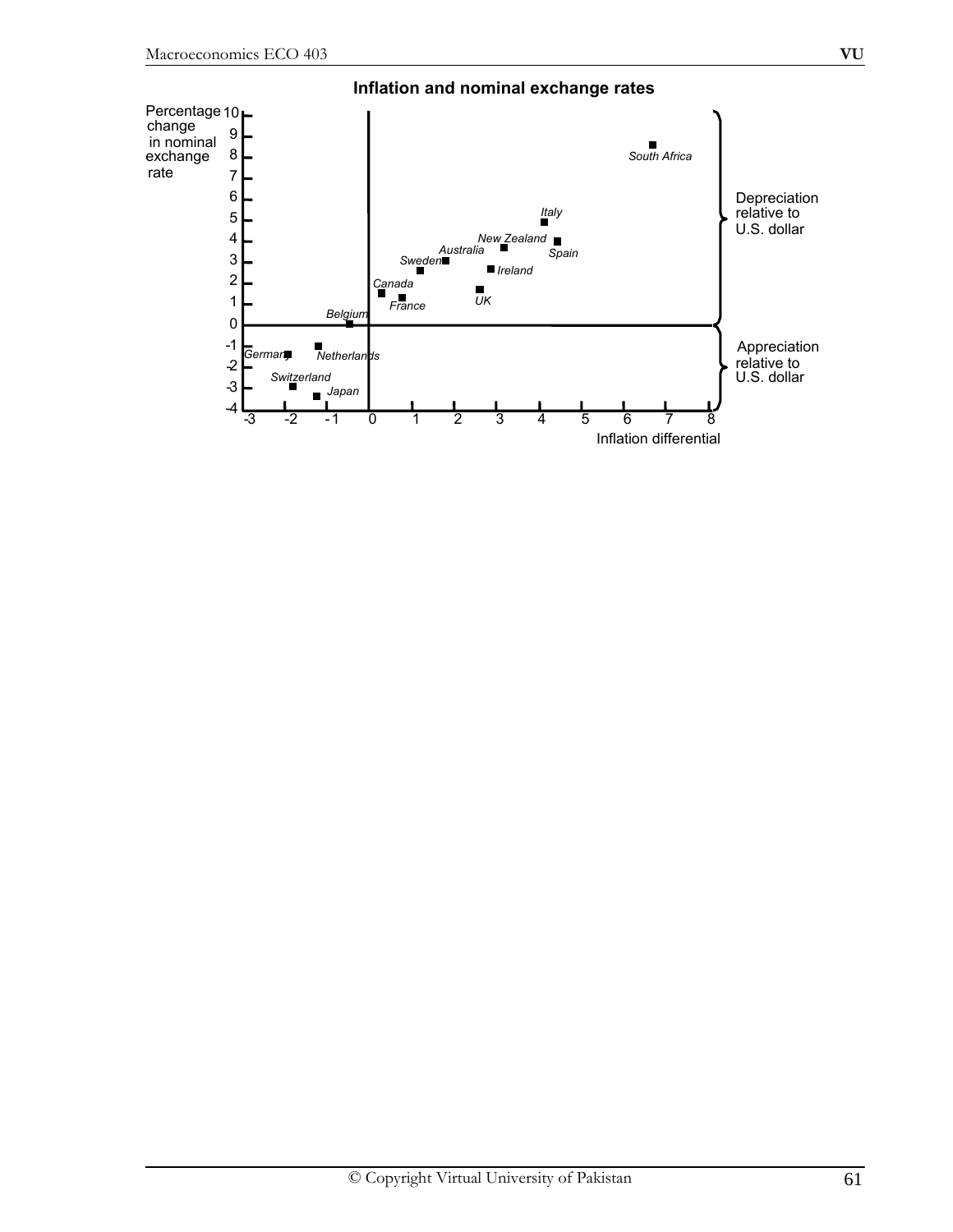**Inflation and nominal exchange rates**

Percentage change in nominal exchange rate

Depreciation relative to U.S. dollar

Appreciation relative to U.S. dollar

South Africa, Italy, New Zealand, Spain, Australia, Sweden, Ireland, Canada, UK, France, Belgium, Germany, Netherlands, Switzerland, Japan

Inflation differential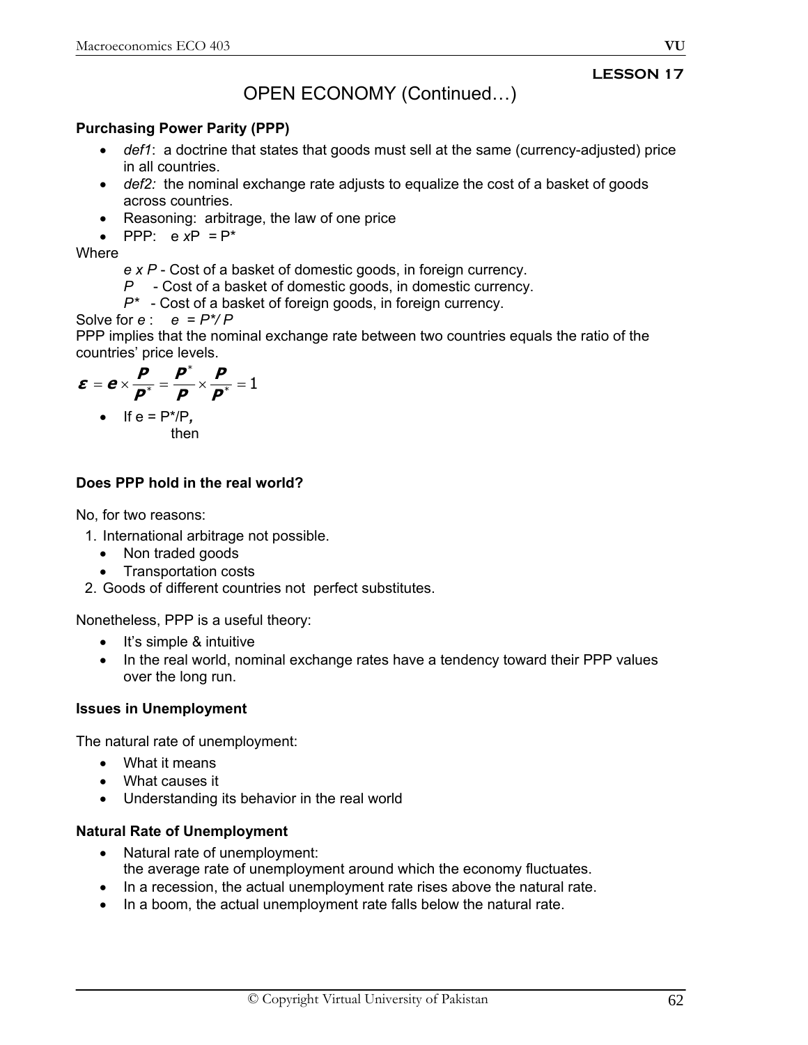## LESSON 17

# OPEN ECONOMY (Continued…)

### Purchasing Power Parity (PPP)

- *def1*: a doctrine that states that goods must sell at the same (currency-adjusted) price in all countries.
- *def2:* the nominal exchange rate adjusts to equalize the cost of a basket of goods across countries.
- Reasoning: arbitrage, the law of one price
- PPP: $e \times P = P^*$

Where

*e x P* - Cost of a basket of domestic goods, in foreign currency.

*P* - Cost of a basket of domestic goods, in domestic currency.

*P\** - Cost of a basket of foreign goods, in foreign currency.

Solve for *e* : $e = P^*/P$

PPP implies that the nominal exchange rate between two countries equals the ratio of the countries' price levels.

$$\varepsilon = e \times \frac{P}{P^*} = \frac{P^*}{P} \times \frac{P}{P^*} = 1$$

- If $e = P^*/P$,
  then

### Does PPP hold in the real world?

No, for two reasons:

1. International arbitrage not possible.
   - Non traded goods
   - Transportation costs
2. Goods of different countries not perfect substitutes.

Nonetheless, PPP is a useful theory:

- It's simple & intuitive
- In the real world, nominal exchange rates have a tendency toward their PPP values over the long run.

### Issues in Unemployment

The natural rate of unemployment:

- What it means
- What causes it
- Understanding its behavior in the real world

### Natural Rate of Unemployment

- Natural rate of unemployment:
  the average rate of unemployment around which the economy fluctuates.
- In a recession, the actual unemployment rate rises above the natural rate.
- In a boom, the actual unemployment rate falls below the natural rate.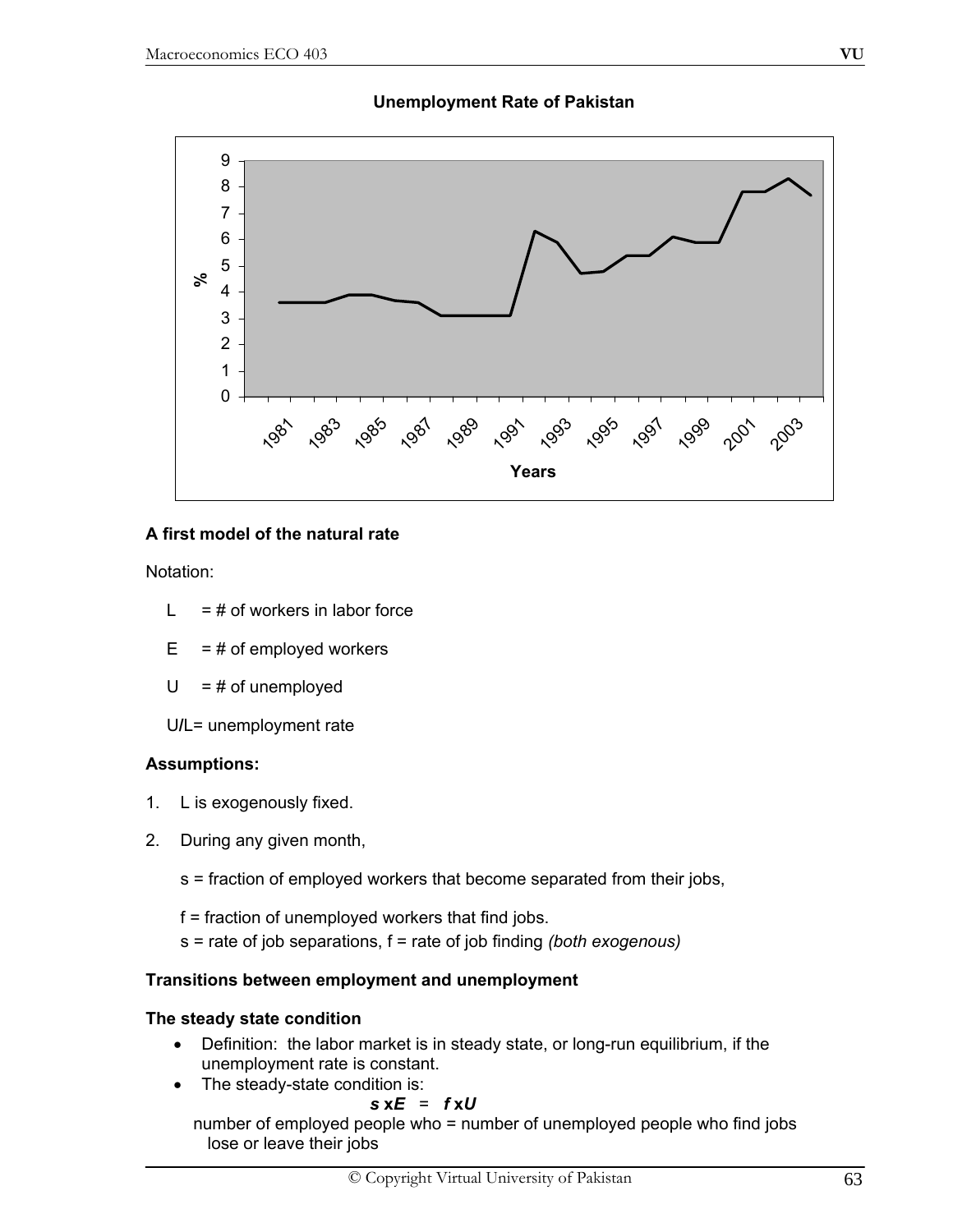**Unemployment Rate of Pakistan**

**A first model of the natural rate**

Notation:

- L = # of workers in labor force
- E = # of employed workers
- U = # of unemployed
- U/L= unemployment rate

**Assumptions:**

1. L is exogenously fixed.
2. During any given month,

   s = fraction of employed workers that become separated from their jobs,

   f = fraction of unemployed workers that find jobs.
   s = rate of job separations, f = rate of job finding *(both exogenous)*

**Transitions between employment and unemployment**

**The steady state condition**

- Definition: the labor market is in steady state, or long-run equilibrium, if the unemployment rate is constant.
- The steady-state condition is:

$$s \times E = f \times U$$

number of employed people who lose or leave their jobs = number of unemployed people who find jobs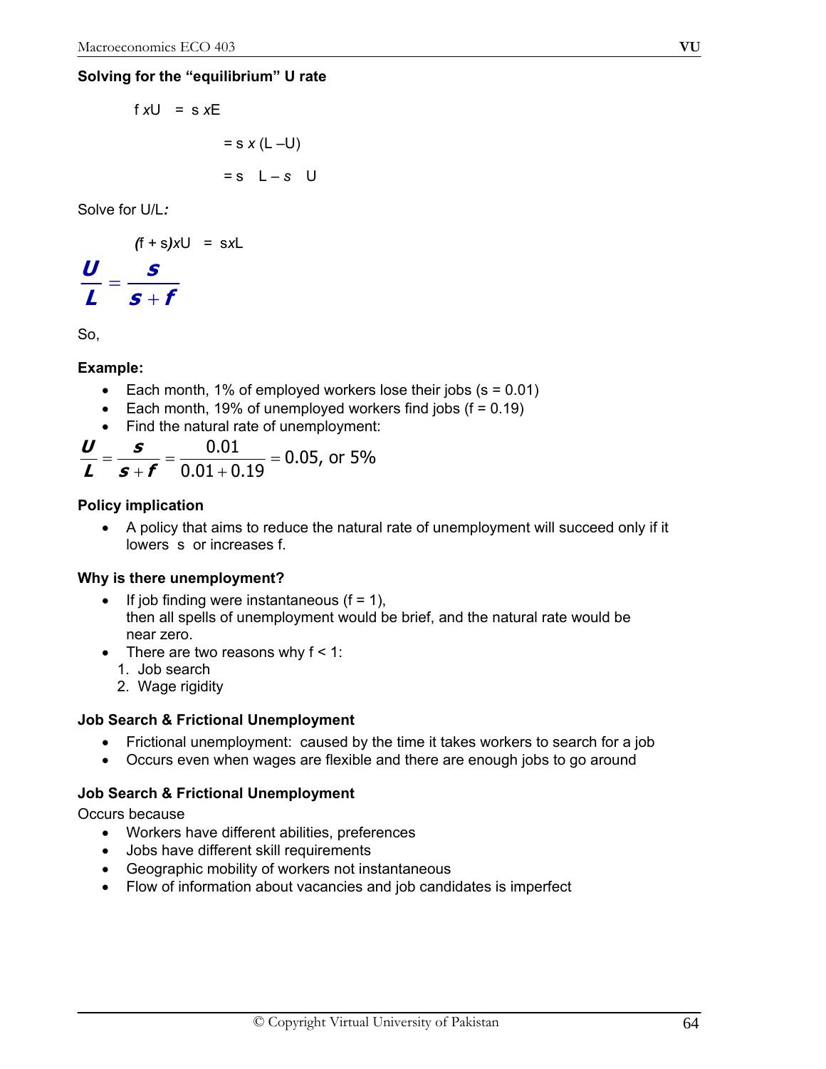**Solving for the "equilibrium" U rate**

$$f \times U = s \times E$$

$$= s \times (L - U)$$

$$= s\ L - s\ U$$

Solve for U/L*:*

$$(f + s) \times U = s \times L$$

$$\frac{U}{L} = \frac{s}{s+f}$$

So,

**Example:**

- Each month, 1% of employed workers lose their jobs (s = 0.01)
- Each month, 19% of unemployed workers find jobs (f = 0.19)
- Find the natural rate of unemployment:

$$\frac{U}{L} = \frac{s}{s+f} = \frac{0.01}{0.01+0.19} = 0.05\text{, or } 5\%$$

**Policy implication**

- A policy that aims to reduce the natural rate of unemployment will succeed only if it lowers s or increases f.

**Why is there unemployment?**

- If job finding were instantaneous (f = 1), then all spells of unemployment would be brief, and the natural rate would be near zero.
- There are two reasons why f < 1:
  1. Job search
  2. Wage rigidity

**Job Search & Frictional Unemployment**

- Frictional unemployment: caused by the time it takes workers to search for a job
- Occurs even when wages are flexible and there are enough jobs to go around

**Job Search & Frictional Unemployment**

Occurs because

- Workers have different abilities, preferences
- Jobs have different skill requirements
- Geographic mobility of workers not instantaneous
- Flow of information about vacancies and job candidates is imperfect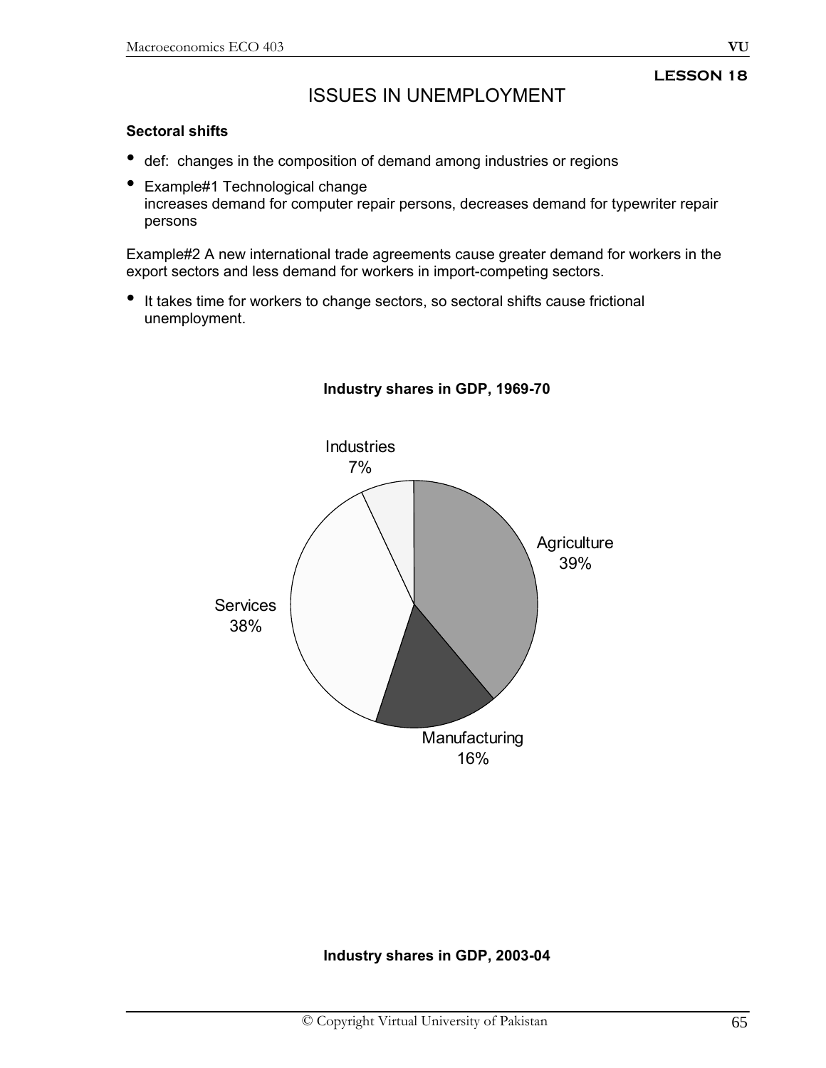**LESSON 18**

# ISSUES IN UNEMPLOYMENT

### Sectoral shifts

- def: changes in the composition of demand among industries or regions
- Example#1 Technological change
  increases demand for computer repair persons, decreases demand for typewriter repair persons

Example#2 A new international trade agreements cause greater demand for workers in the export sectors and less demand for workers in import-competing sectors.

- It takes time for workers to change sectors, so sectoral shifts cause frictional unemployment.

**Industry shares in GDP, 1969-70**

Industries 7%

Agriculture 39%

Services 38%

Manufacturing 16%

**Industry shares in GDP, 2003-04**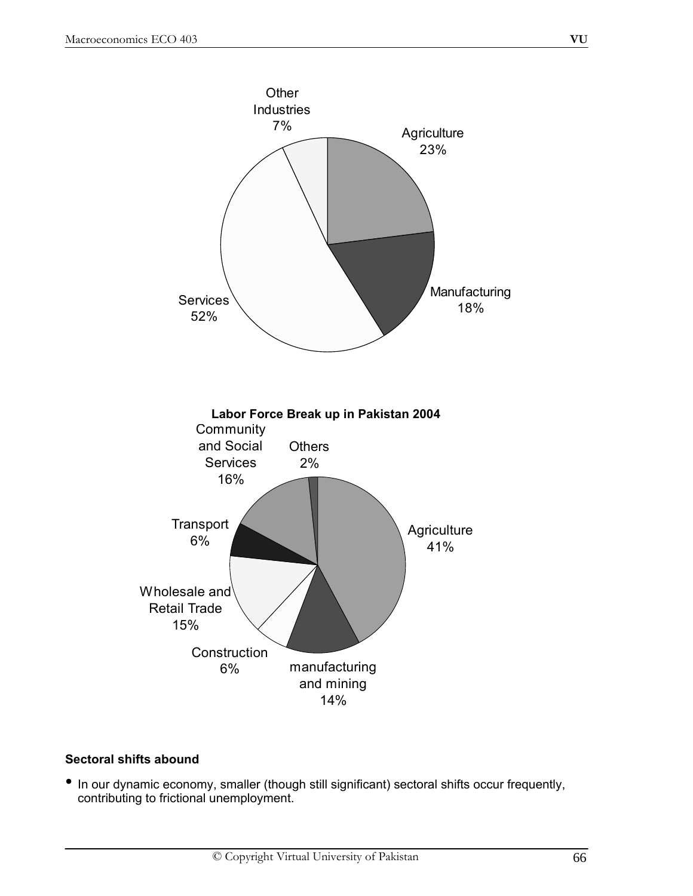Other Industries 7%

Agriculture 23%

Manufacturing 18%

Services 52%

**Labor Force Break up in Pakistan 2004**

Community and Social Services 16%

Others 2%

Agriculture 41%

Transport 6%

Wholesale and Retail Trade 15%

Construction 6%

manufacturing and mining 14%

**Sectoral shifts abound**

- In our dynamic economy, smaller (though still significant) sectoral shifts occur frequently, contributing to frictional unemployment.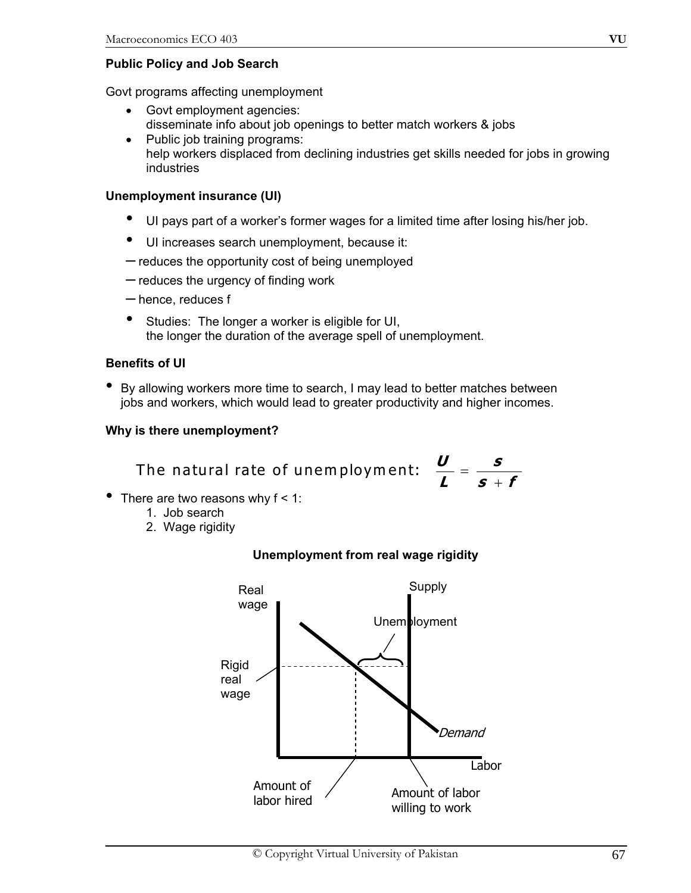### Public Policy and Job Search

Govt programs affecting unemployment

- Govt employment agencies:
  disseminate info about job openings to better match workers & jobs
- Public job training programs:
  help workers displaced from declining industries get skills needed for jobs in growing industries

### Unemployment insurance (UI)

- UI pays part of a worker's former wages for a limited time after losing his/her job.
- UI increases search unemployment, because it:
  - reduces the opportunity cost of being unemployed
  - reduces the urgency of finding work
  - hence, reduces f
- Studies: The longer a worker is eligible for UI,
  the longer the duration of the average spell of unemployment.

### Benefits of UI

- By allowing workers more time to search, I may lead to better matches between jobs and workers, which would lead to greater productivity and higher incomes.

### Why is there unemployment?

The natural rate of unemployment: $\frac{U}{L} = \frac{s}{s + f}$

- There are two reasons why $f < 1$:
  1. Job search
  2. Wage rigidity

**Unemployment from real wage rigidity**

Real wage | Supply | Unemployment | Rigid real wage | Demand | Labor | Amount of labor hired | Amount of labor willing to work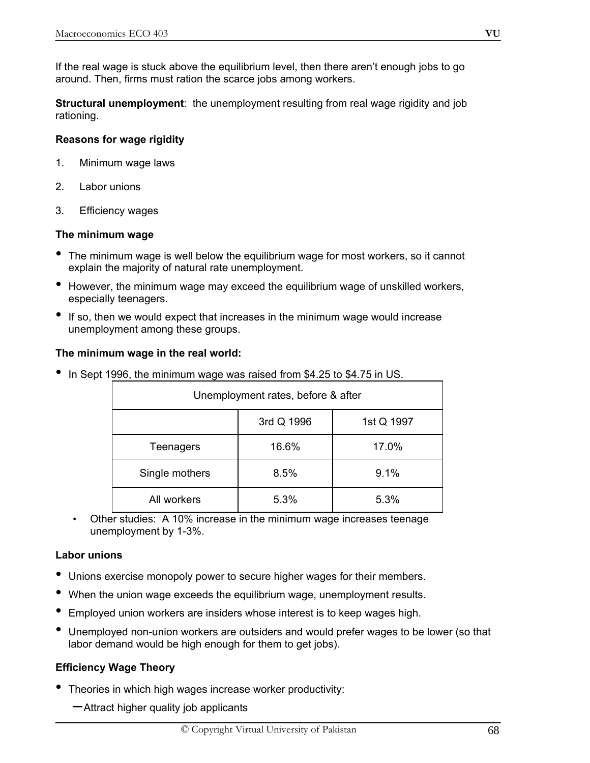If the real wage is stuck above the equilibrium level, then there aren't enough jobs to go around. Then, firms must ration the scarce jobs among workers.

**Structural unemployment**: the unemployment resulting from real wage rigidity and job rationing.

**Reasons for wage rigidity**

1. Minimum wage laws
2. Labor unions
3. Efficiency wages

**The minimum wage**

- The minimum wage is well below the equilibrium wage for most workers, so it cannot explain the majority of natural rate unemployment.
- However, the minimum wage may exceed the equilibrium wage of unskilled workers, especially teenagers.
- If so, then we would expect that increases in the minimum wage would increase unemployment among these groups.

**The minimum wage in the real world:**

- In Sept 1996, the minimum wage was raised from $4.25 to $4.75 in US.

| Unemployment rates, before & after | | |
|---|---|---|
| | 3rd Q 1996 | 1st Q 1997 |
| Teenagers | 16.6% | 17.0% |
| Single mothers | 8.5% | 9.1% |
| All workers | 5.3% | 5.3% |

- Other studies: A 10% increase in the minimum wage increases teenage unemployment by 1-3%.

**Labor unions**

- Unions exercise monopoly power to secure higher wages for their members.
- When the union wage exceeds the equilibrium wage, unemployment results.
- Employed union workers are insiders whose interest is to keep wages high.
- Unemployed non-union workers are outsiders and would prefer wages to be lower (so that labor demand would be high enough for them to get jobs).

**Efficiency Wage Theory**

- Theories in which high wages increase worker productivity:
  - Attract higher quality job applicants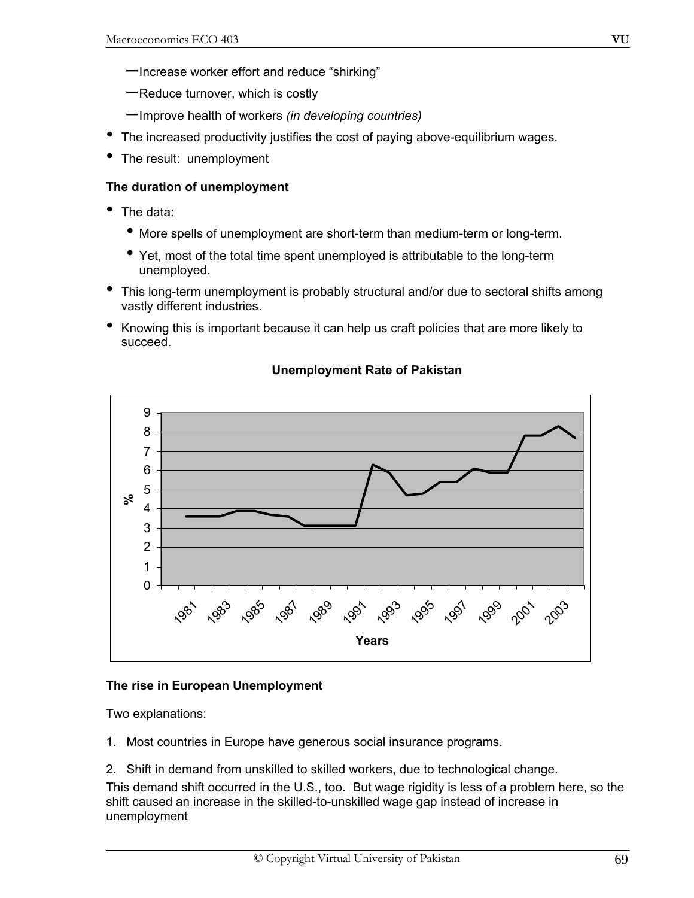- Increase worker effort and reduce "shirking"
- Reduce turnover, which is costly
- Improve health of workers *(in developing countries)*

- The increased productivity justifies the cost of paying above-equilibrium wages.
- The result: unemployment

**The duration of unemployment**

- The data:
  - More spells of unemployment are short-term than medium-term or long-term.
  - Yet, most of the total time spent unemployed is attributable to the long-term unemployed.
- This long-term unemployment is probably structural and/or due to sectoral shifts among vastly different industries.
- Knowing this is important because it can help us craft policies that are more likely to succeed.

**Unemployment Rate of Pakistan**

**The rise in European Unemployment**

Two explanations:

1. Most countries in Europe have generous social insurance programs.
2. Shift in demand from unskilled to skilled workers, due to technological change.

This demand shift occurred in the U.S., too. But wage rigidity is less of a problem here, so the shift caused an increase in the skilled-to-unskilled wage gap instead of increase in unemployment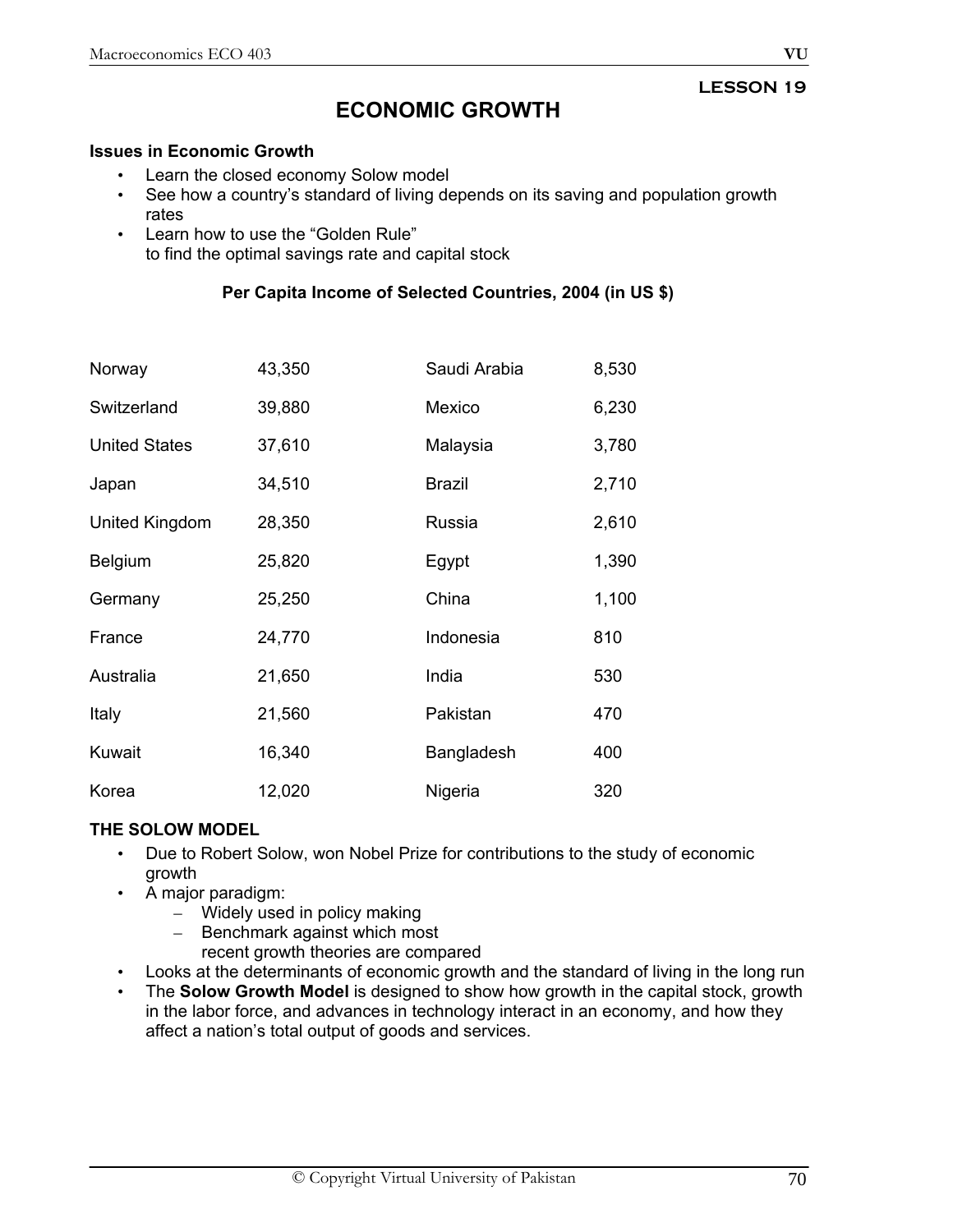**LESSON 19**

# ECONOMIC GROWTH

**Issues in Economic Growth**

- Learn the closed economy Solow model
- See how a country's standard of living depends on its saving and population growth rates
- Learn how to use the "Golden Rule" to find the optimal savings rate and capital stock

**Per Capita Income of Selected Countries, 2004 (in US $)**

| | | | |
|---|---|---|---|
| Norway | 43,350 | Saudi Arabia | 8,530 |
| Switzerland | 39,880 | Mexico | 6,230 |
| United States | 37,610 | Malaysia | 3,780 |
| Japan | 34,510 | Brazil | 2,710 |
| United Kingdom | 28,350 | Russia | 2,610 |
| Belgium | 25,820 | Egypt | 1,390 |
| Germany | 25,250 | China | 1,100 |
| France | 24,770 | Indonesia | 810 |
| Australia | 21,650 | India | 530 |
| Italy | 21,560 | Pakistan | 470 |
| Kuwait | 16,340 | Bangladesh | 400 |
| Korea | 12,020 | Nigeria | 320 |

**THE SOLOW MODEL**

- Due to Robert Solow, won Nobel Prize for contributions to the study of economic growth
- A major paradigm:
  - Widely used in policy making
  - Benchmark against which most recent growth theories are compared
- Looks at the determinants of economic growth and the standard of living in the long run
- The **Solow Growth Model** is designed to show how growth in the capital stock, growth in the labor force, and advances in technology interact in an economy, and how they affect a nation's total output of goods and services.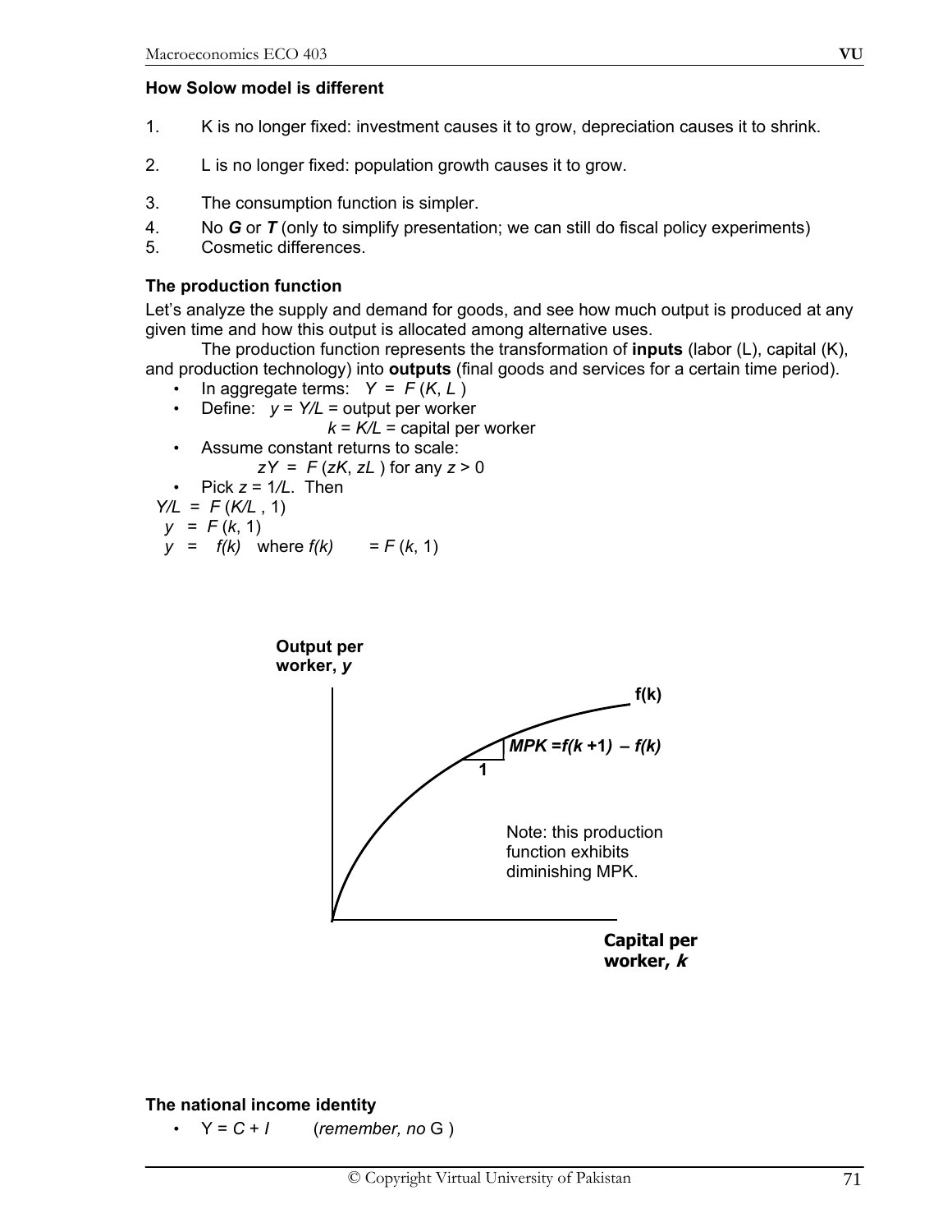### How Solow model is different

1. K is no longer fixed: investment causes it to grow, depreciation causes it to shrink.
2. L is no longer fixed: population growth causes it to grow.
3. The consumption function is simpler.
4. No ***G*** or ***T*** (only to simplify presentation; we can still do fiscal policy experiments)
5. Cosmetic differences.

### The production function

Let's analyze the supply and demand for goods, and see how much output is produced at any given time and how this output is allocated among alternative uses.

The production function represents the transformation of **inputs** (labor (L), capital (K), and production technology) into **outputs** (final goods and services for a certain time period).

- In aggregate terms: $Y = F(K, L)$
- Define: $y = Y/L$ = output per worker
  $k = K/L$ = capital per worker
- Assume constant returns to scale:
  $zY = F(zK, zL)$ for any $z > 0$
- Pick $z = 1/L$. Then

$Y/L = F(K/L, 1)$

$y = F(k, 1)$

$y = f(k)$ where $f(k) = F(k, 1)$

**Output per worker, *y***

**f(k)**

***MPK =f(k +1) – f(k)***

**1**

Note: this production function exhibits diminishing MPK.

**Capital per worker, *k***

### The national income identity

- $Y = C + I$ (*remember, no* G )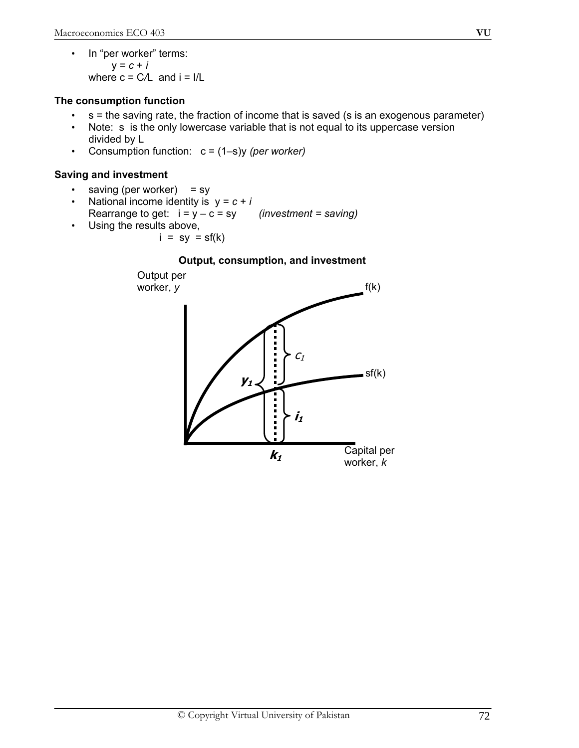- In "per worker" terms:
  $y = c + i$
  where $c = C/L$ and $i = I/L$

**The consumption function**

- s = the saving rate, the fraction of income that is saved (s is an exogenous parameter)
- Note: s is the only lowercase variable that is not equal to its uppercase version divided by L
- Consumption function: $c = (1–s)y$ *(per worker)*

**Saving and investment**

- saving (per worker) = sy
- National income identity is $y = c + i$
  Rearrange to get: $i = y – c = sy$ *(investment = saving)*
- Using the results above,
  $i = sy = sf(k)$

**Output, consumption, and investment**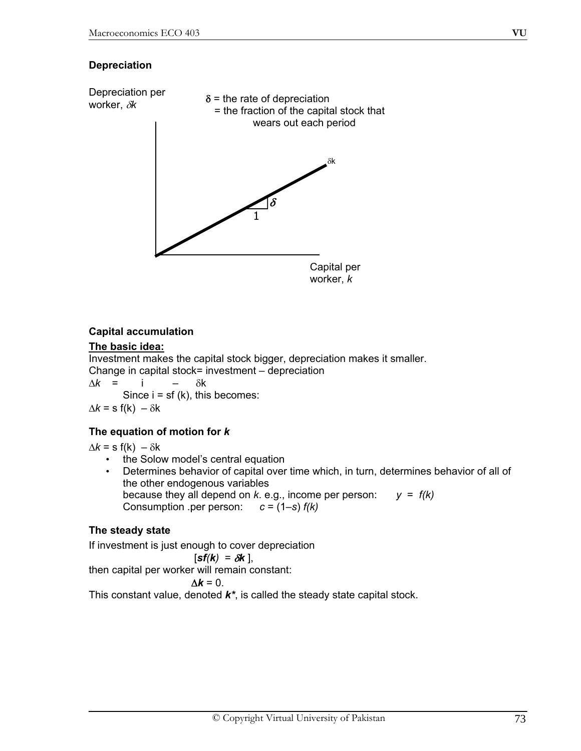**Depreciation**

Depreciation per worker, $\delta k$

$\delta$ = the rate of depreciation
= the fraction of the capital stock that wears out each period

$\delta k$

$\delta$

1

Capital per worker, $k$

**Capital accumulation**

**The basic idea:**

Investment makes the capital stock bigger, depreciation makes it smaller.
Change in capital stock= investment – depreciation

$\Delta k \quad = \quad i \quad - \quad \delta k$

Since $i = sf(k)$, this becomes:

$\Delta k = s\,f(k) - \delta k$

**The equation of motion for *k***

$\Delta k = s\,f(k) - \delta k$

- the Solow model's central equation
- Determines behavior of capital over time which, in turn, determines behavior of all of the other endogenous variables
  because they all depend on *k*. e.g., income per person: $y = f(k)$
  Consumption .per person: $c = (1 - s)\,f(k)$

**The steady state**

If investment is just enough to cover depreciation

$$[\boldsymbol{sf(k)} = \boldsymbol{\delta k}],$$

then capital per worker will remain constant:

$$\Delta \boldsymbol{k} = 0.$$

This constant value, denoted $\boldsymbol{k^*}$, is called the steady state capital stock.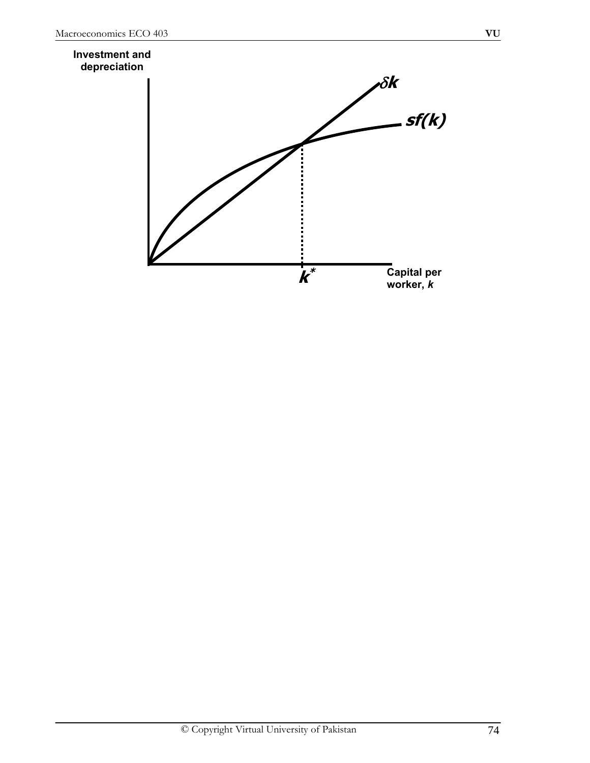Investment and depreciation

$\delta k$

$sf(k)$

$k^*$

Capital per worker, $k$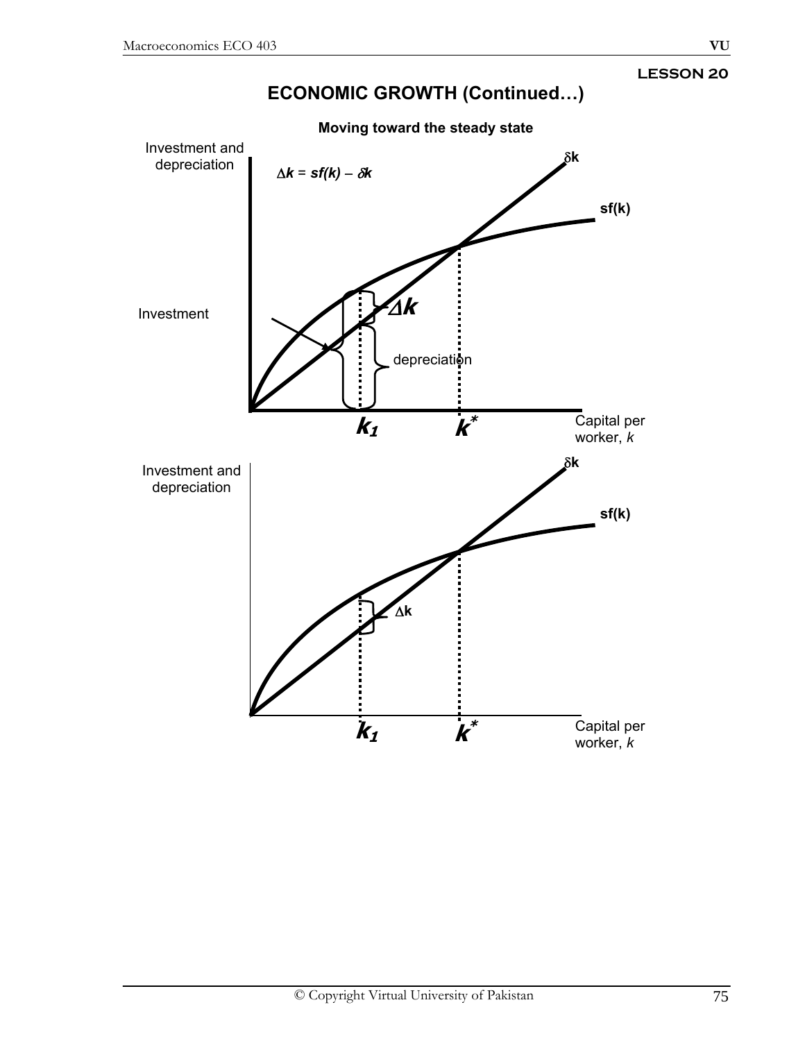LESSON 20

# ECONOMIC GROWTH (Continued…)

**Moving toward the steady state**

Investment and depreciation

$\Delta k = sf(k) - \delta k$

$\delta k$

$sf(k)$

Investment

$\Delta k$

depreciation

$k_1$ $k^*$ Capital per worker, $k$

Investment and depreciation

$\delta k$

$sf(k)$

$\Delta k$

$k_1$ $k^*$ Capital per worker, $k$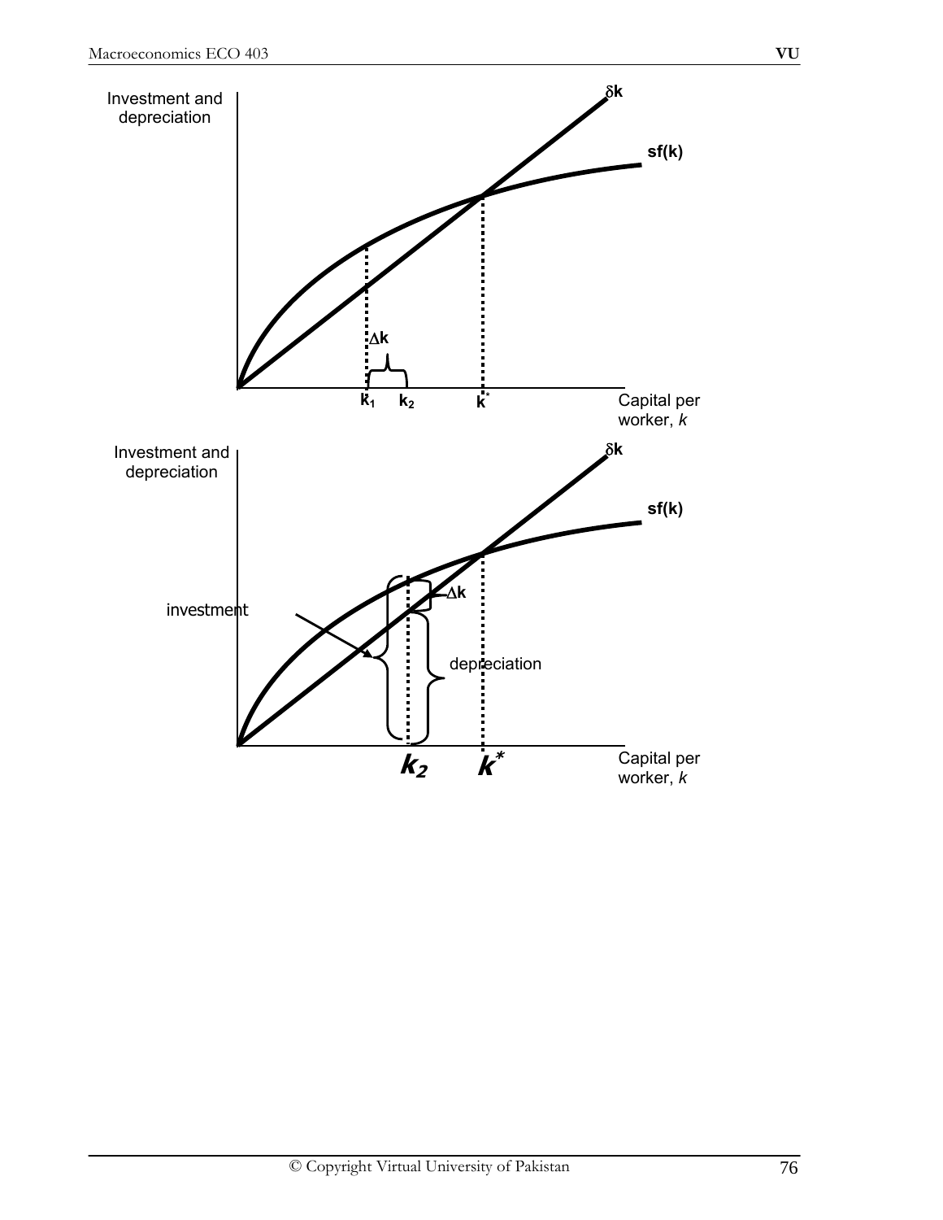Investment and depreciation

$\delta k$

$sf(k)$

$\Delta k$

$k_1$ $k_2$ $k^*$

Capital per worker, *k*

Investment and depreciation

$\delta k$

$sf(k)$

$\Delta k$

investment

depreciation

$k_2$ $k^*$

Capital per worker, *k*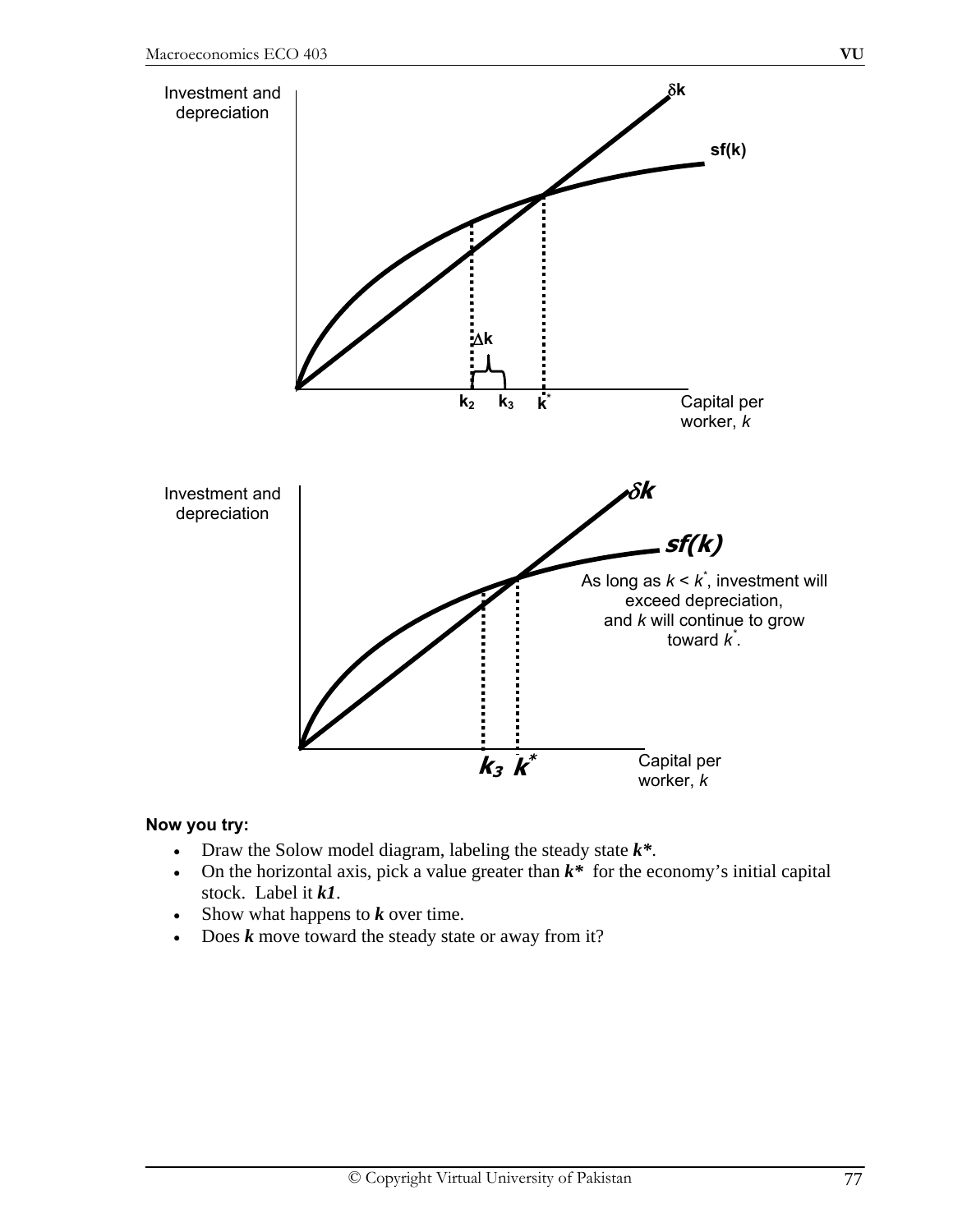Investment and depreciation

$\delta k$

$sf(k)$

$\Delta k$

$k_2$ $k_3$ $k^*$ Capital per worker, $k$

Investment and depreciation

$\delta k$

$sf(k)$

As long as $k < k^*$, investment will exceed depreciation, and $k$ will continue to grow toward $k^*$.

$k_3$ $k^*$ Capital per worker, $k$

**Now you try:**

- Draw the Solow model diagram, labeling the steady state ***k****.
- On the horizontal axis, pick a value greater than ***k**** for the economy's initial capital stock. Label it ***k1***.
- Show what happens to ***k*** over time.
- Does ***k*** move toward the steady state or away from it?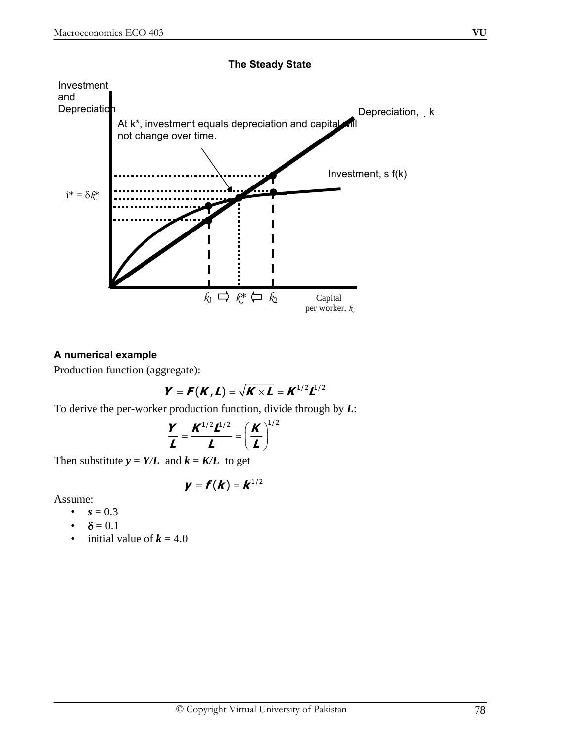**The Steady State**

Investment and Depreciation

Depreciation, $\delta k$

At k*, investment equals depreciation and capital will not change over time.

Investment, s f(k)

$i^* = \delta k^*$

$k_1 \Rightarrow k^* \Leftarrow k_2$

Capital per worker, $k$

### A numerical example

Production function (aggregate):

$$Y = F(K, L) = \sqrt{K \times L} = K^{1/2}L^{1/2}$$

To derive the per-worker production function, divide through by ***L***:

$$\frac{Y}{L} = \frac{K^{1/2}L^{1/2}}{L} = \left(\frac{K}{L}\right)^{1/2}$$

Then substitute ***y*** = ***Y/L*** and ***k*** = ***K/L*** to get

$$y = f(k) = k^{1/2}$$

Assume:

- $s = 0.3$
- $\delta = 0.1$
- initial value of $k = 4.0$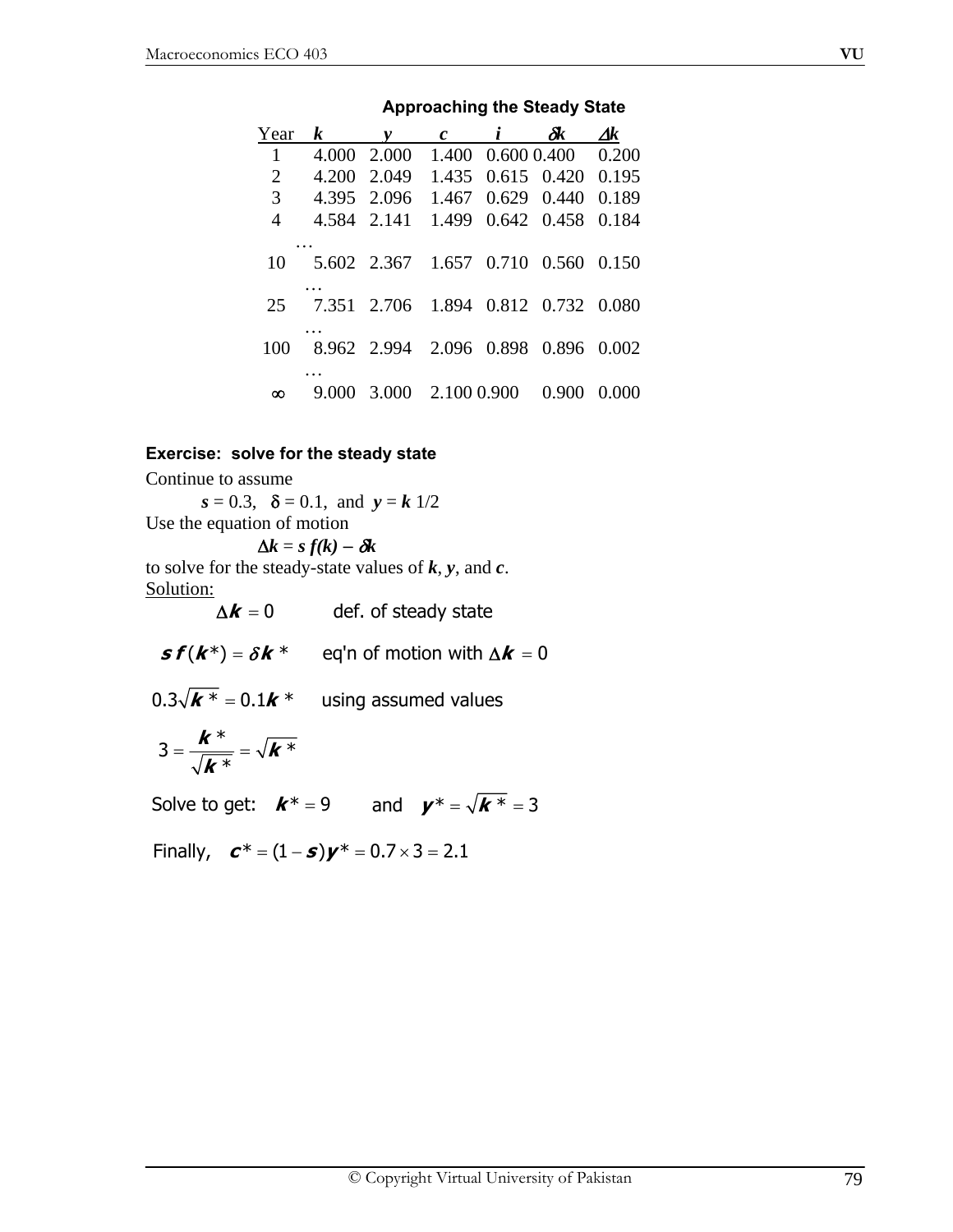**Approaching the Steady State**

| Year | $k$ | $y$ | $c$ | $i$ | $\delta k$ | $\Delta k$ |
|---|---|---|---|---|---|---|
| 1 | 4.000 | 2.000 | 1.400 | 0.600 | 0.400 | 0.200 |
| 2 | 4.200 | 2.049 | 1.435 | 0.615 | 0.420 | 0.195 |
| 3 | 4.395 | 2.096 | 1.467 | 0.629 | 0.440 | 0.189 |
| 4 | 4.584 | 2.141 | 1.499 | 0.642 | 0.458 | 0.184 |
| … | | | | | | |
| 10 | 5.602 | 2.367 | 1.657 | 0.710 | 0.560 | 0.150 |
| … | | | | | | |
| 25 | 7.351 | 2.706 | 1.894 | 0.812 | 0.732 | 0.080 |
| … | | | | | | |
| 100 | 8.962 | 2.994 | 2.096 | 0.898 | 0.896 | 0.002 |
| … | | | | | | |
| $\infty$ | 9.000 | 3.000 | 2.100 | 0.900 | 0.900 | 0.000 |

**Exercise: solve for the steady state**

Continue to assume

$s = 0.3$, $\delta = 0.1$, and $y = k^{1/2}$

Use the equation of motion

$$\Delta k = s\,f(k) - \delta k$$

to solve for the steady-state values of $k$, $y$, and $c$.

Solution:

$$\Delta k = 0 \qquad \text{def. of steady state}$$

$$s\,f(k^*) = \delta k^* \qquad \text{eq'n of motion with } \Delta k = 0$$

$$0.3\sqrt{k^*} = 0.1 k^* \qquad \text{using assumed values}$$

$$3 = \frac{k^*}{\sqrt{k^*}} = \sqrt{k^*}$$

Solve to get: $k^* = 9$ and $y^* = \sqrt{k^*} = 3$

Finally, $c^* = (1 - s)y^* = 0.7 \times 3 = 2.1$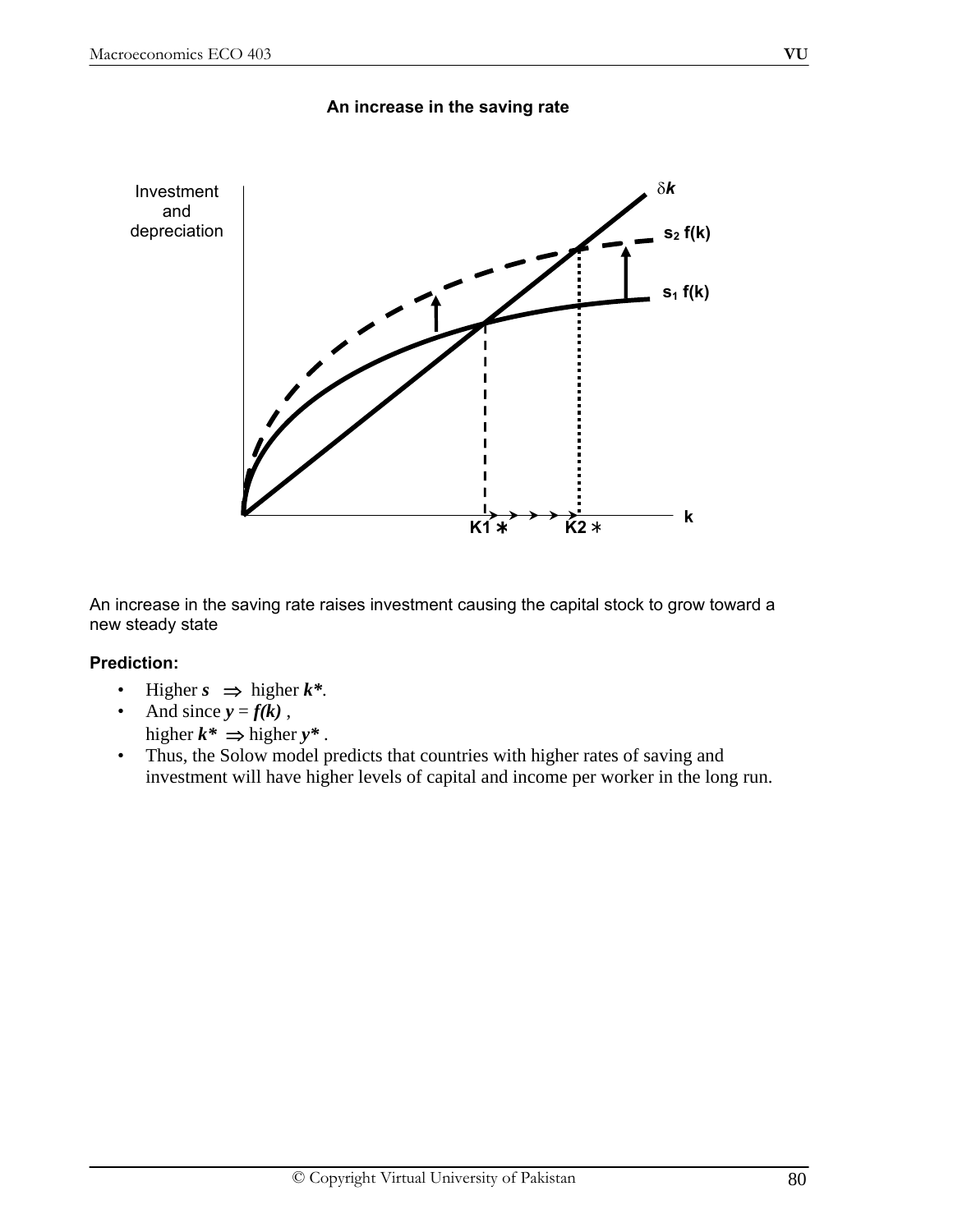**An increase in the saving rate**

An increase in the saving rate raises investment causing the capital stock to grow toward a new steady state

**Prediction:**

- Higher ***s*** $\Rightarrow$ higher ***k****.
- And since ***y*** = ***f(k)*** ,
  higher ***k**** $\Rightarrow$ higher ***y**** .
- Thus, the Solow model predicts that countries with higher rates of saving and investment will have higher levels of capital and income per worker in the long run.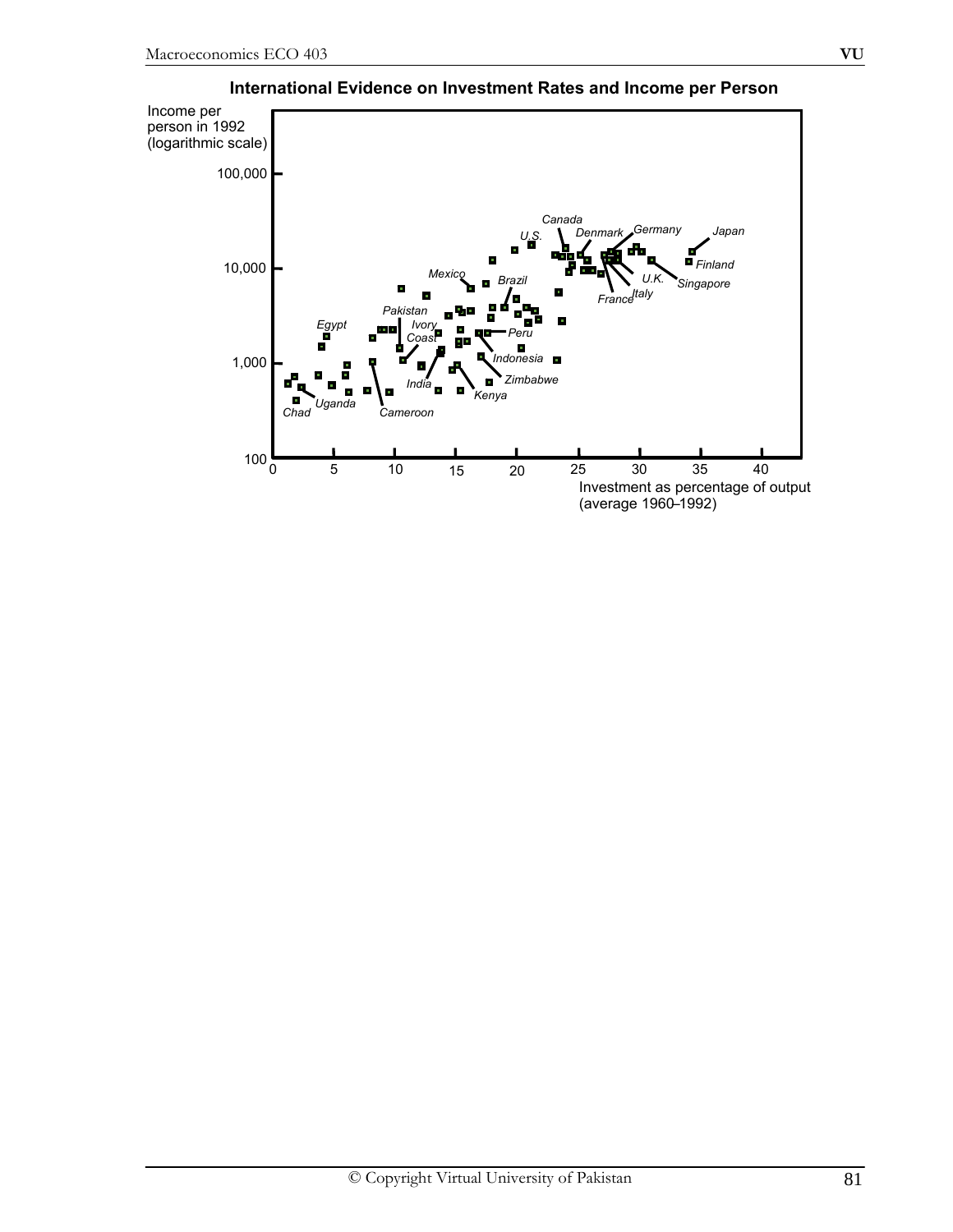**International Evidence on Investment Rates and Income per Person**

Income per person in 1992 (logarithmic scale)

100,000

10,000

1,000

100

Canada, U.S., Denmark, Germany, Japan, Finland, U.K., Singapore, Italy, France, Mexico, Brazil, Pakistan, Egypt, Ivory Coast, Peru, Indonesia, Zimbabwe, India, Kenya, Uganda, Chad, Cameroon

0 5 10 15 20 25 30 35 40

Investment as percentage of output (average 1960–1992)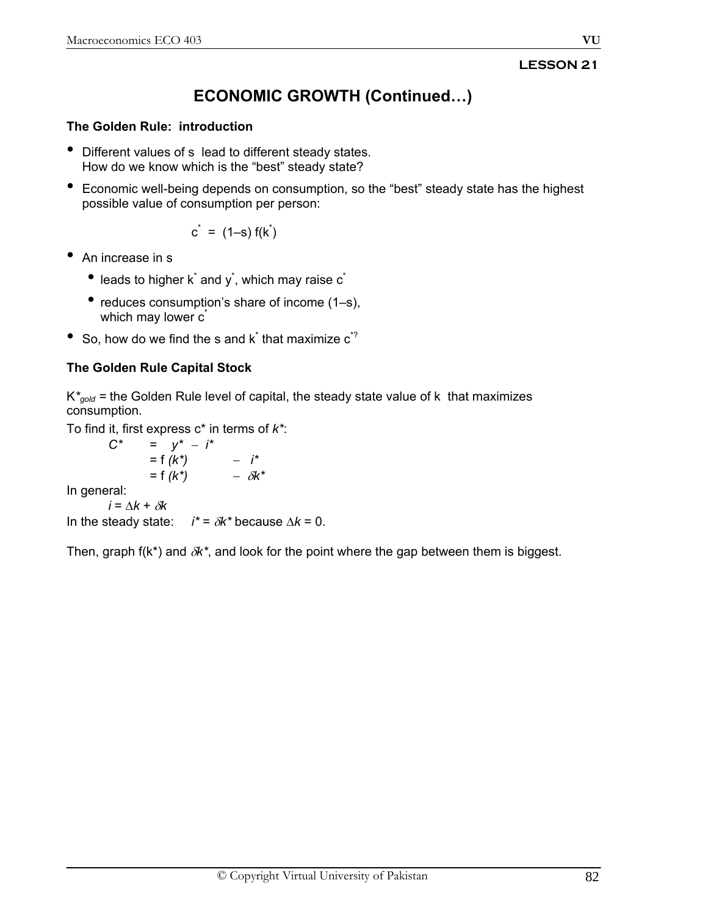**LESSON 21**

# ECONOMIC GROWTH (Continued…)

### The Golden Rule: introduction

- Different values of s lead to different steady states.
  How do we know which is the "best" steady state?
- Economic well-being depends on consumption, so the "best" steady state has the highest possible value of consumption per person:

$$c^* = (1–s)\, f(k^*)$$

- An increase in s
  - leads to higher $k^*$ and $y^*$, which may raise $c^*$
  - reduces consumption's share of income (1–s), which may lower $c^*$
- So, how do we find the s and $k^*$ that maximize $c^{*?}$

### The Golden Rule Capital Stock

$K^*_{gold}$ = the Golden Rule level of capital, the steady state value of k that maximizes consumption.

To find it, first express c* in terms of *k\**:

$$C^* = y^* - i^*$$
$$= f(k^*) - i^*$$
$$= f(k^*) - \delta k^*$$

In general:

$$i = \Delta k + \delta k$$

In the steady state: $i^* = \delta k^*$ because $\Delta k = 0$.

Then, graph f(k*) and $\delta k^*$, and look for the point where the gap between them is biggest.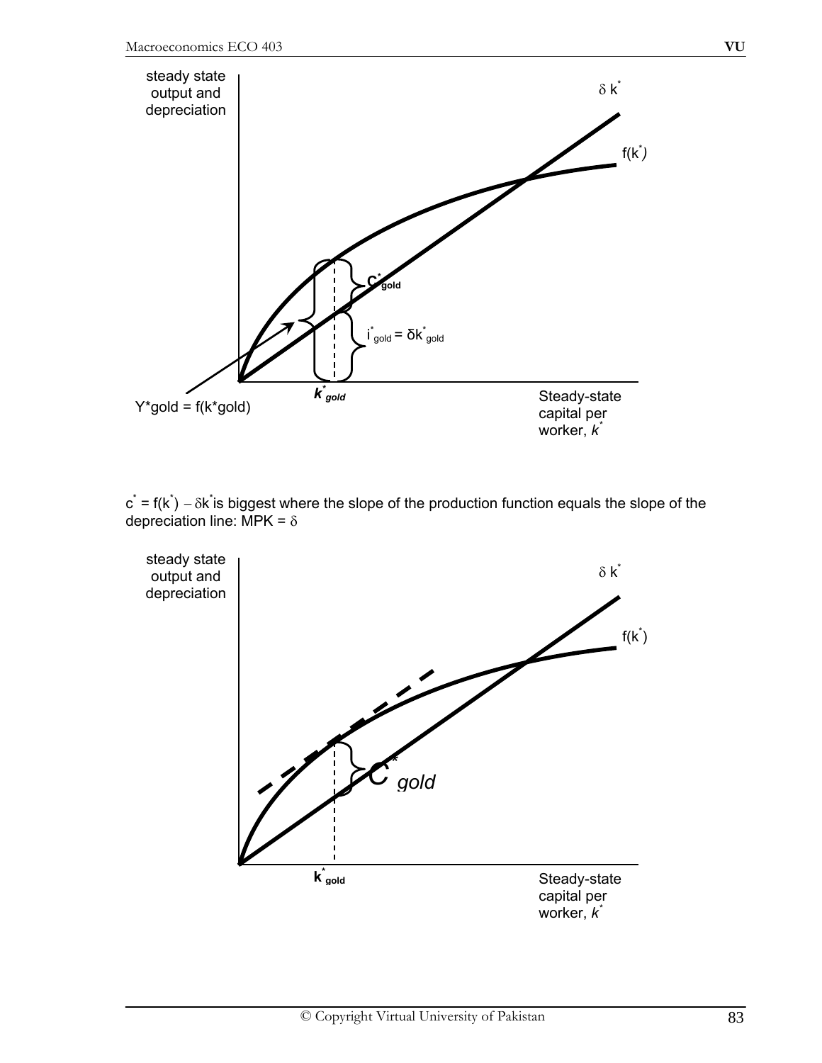steady state output and depreciation

$\delta k^*$

$f(k^*)$

$c^*_{gold}$

$i^*_{gold} = \delta k^*_{gold}$

$Y^*gold = f(k^*gold)$

$k^*_{gold}$

Steady-state capital per worker, $k^*$

$c^* = f(k^*) - \delta k^*$ is biggest where the slope of the production function equals the slope of the depreciation line: MPK = $\delta$

steady state output and depreciation

$\delta k^*$

$f(k^*)$

$c^*_{gold}$

$k^*_{gold}$

Steady-state capital per worker, $k^*$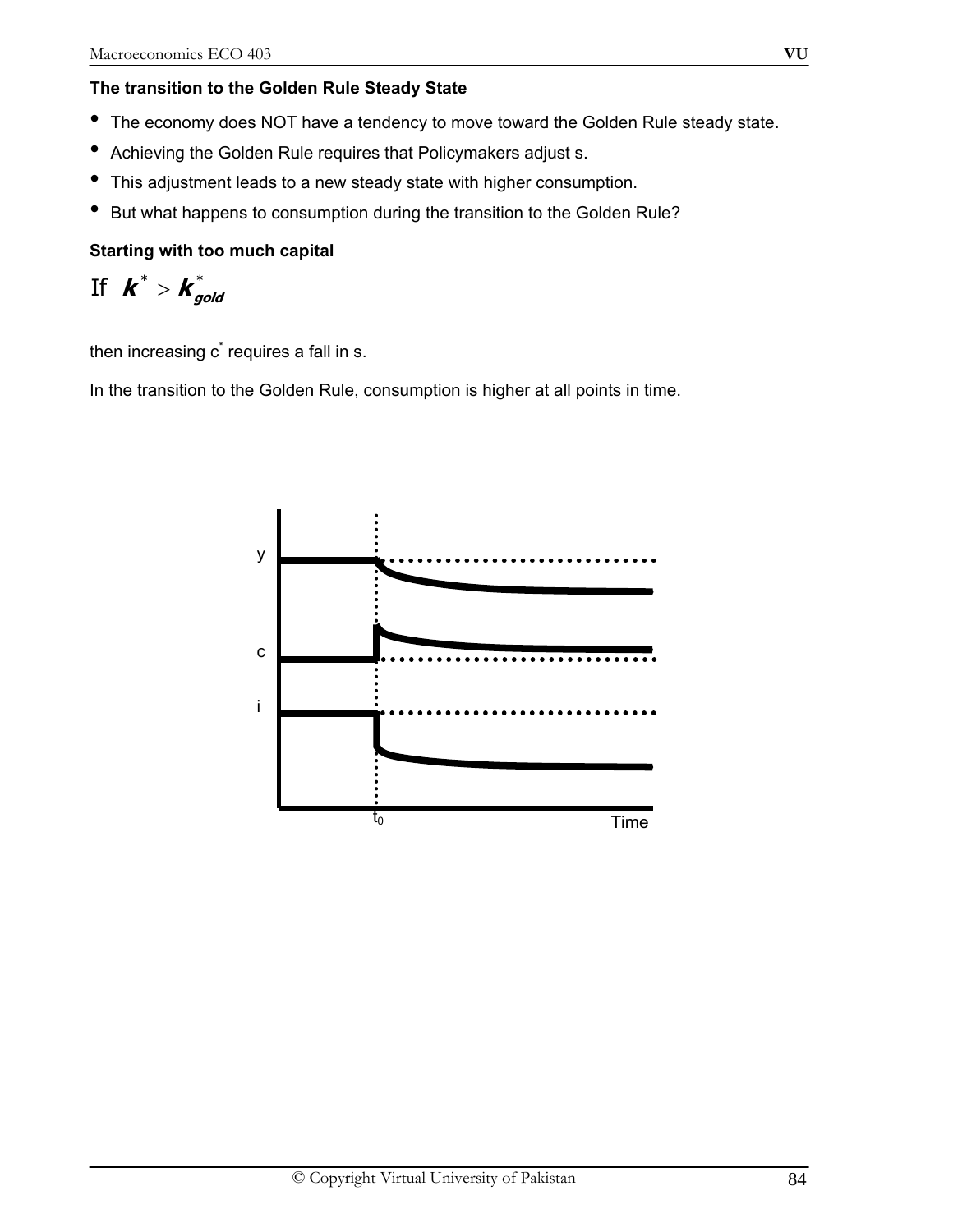**The transition to the Golden Rule Steady State**

- The economy does NOT have a tendency to move toward the Golden Rule steady state.
- Achieving the Golden Rule requires that Policymakers adjust s.
- This adjustment leads to a new steady state with higher consumption.
- But what happens to consumption during the transition to the Golden Rule?

**Starting with too much capital**

If $\boldsymbol{k}^* > \boldsymbol{k}^*_{gold}$

then increasing $c^*$ requires a fall in s.

In the transition to the Golden Rule, consumption is higher at all points in time.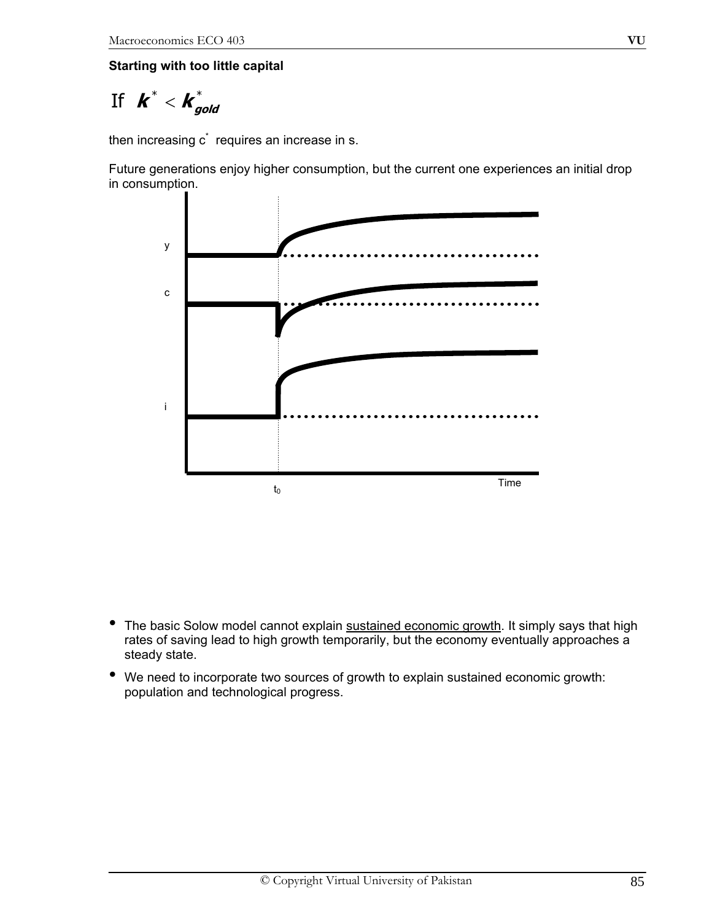**Starting with too little capital**

If $k^* < k^*_{gold}$

then increasing $c^*$ requires an increase in s.

Future generations enjoy higher consumption, but the current one experiences an initial drop in consumption.

- The basic Solow model cannot explain sustained economic growth. It simply says that high rates of saving lead to high growth temporarily, but the economy eventually approaches a steady state.
- We need to incorporate two sources of growth to explain sustained economic growth: population and technological progress.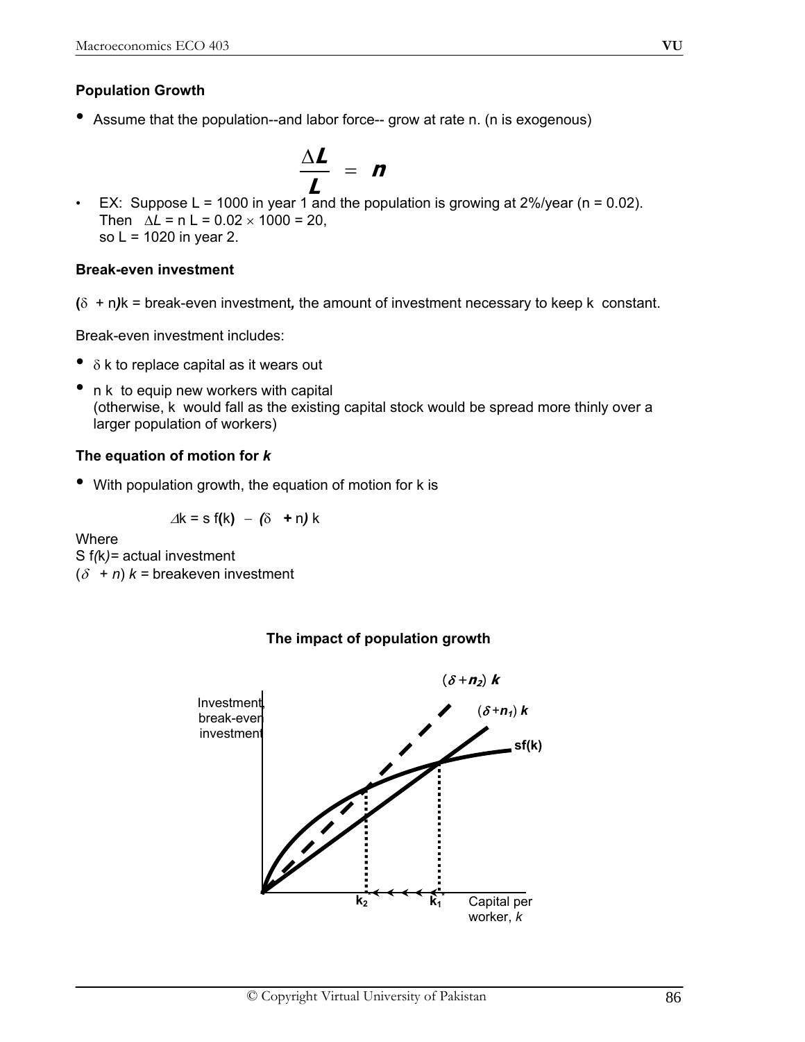**Population Growth**

- Assume that the population--and labor force-- grow at rate n. (n is exogenous)

$$\frac{\Delta L}{L} = n$$

- EX: Suppose L = 1000 in year 1 and the population is growing at 2%/year (n = 0.02). Then $\Delta L$ = n L = 0.02 × 1000 = 20, so L = 1020 in year 2.

**Break-even investment**

$(\delta + n)k$ = break-even investment*,* the amount of investment necessary to keep k constant.

Break-even investment includes:

- $\delta$ k to replace capital as it wears out
- n k to equip new workers with capital (otherwise, k would fall as the existing capital stock would be spread more thinly over a larger population of workers)

**The equation of motion for *k***

- With population growth, the equation of motion for k is

$$\Delta k = s\,f(k) - (\delta + n)\,k$$

Where
S f(k)= actual investment
$(\delta + n)\,k$ = breakeven investment

**The impact of population growth**

Investment, break-even investment

$(\delta + n_2)\,k$

$(\delta + n_1)\,k$

sf(k)

$k_2$ $k_1$ Capital per worker, *k*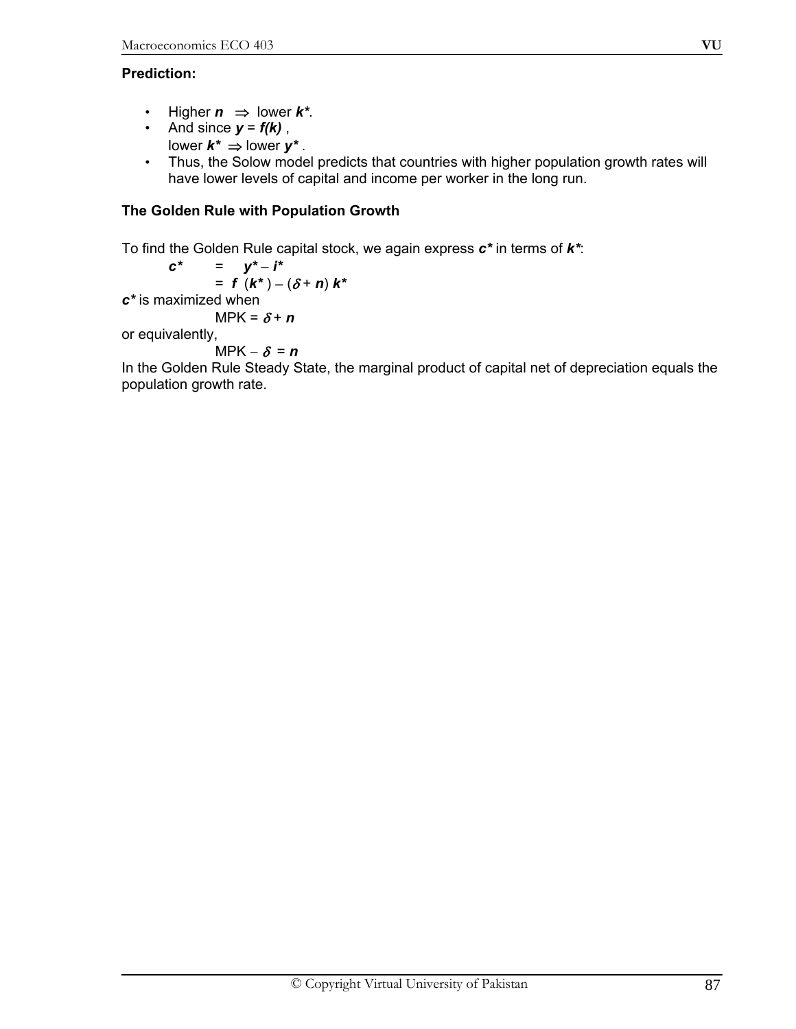**Prediction:**

- Higher $n \Rightarrow$ lower $k^*$.
- And since $y = f(k)$,
  lower $k^* \Rightarrow$ lower $y^*$.
- Thus, the Solow model predicts that countries with higher population growth rates will have lower levels of capital and income per worker in the long run.

**The Golden Rule with Population Growth**

To find the Golden Rule capital stock, we again express $c^*$ in terms of $k^*$:

$$c^* = y^* - i^*$$

$$= f(k^*) - (\delta + n)\, k^*$$

$c^*$ is maximized when

$$\text{MPK} = \delta + n$$

or equivalently,

$$\text{MPK} - \delta = n$$

In the Golden Rule Steady State, the marginal product of capital net of depreciation equals the population growth rate.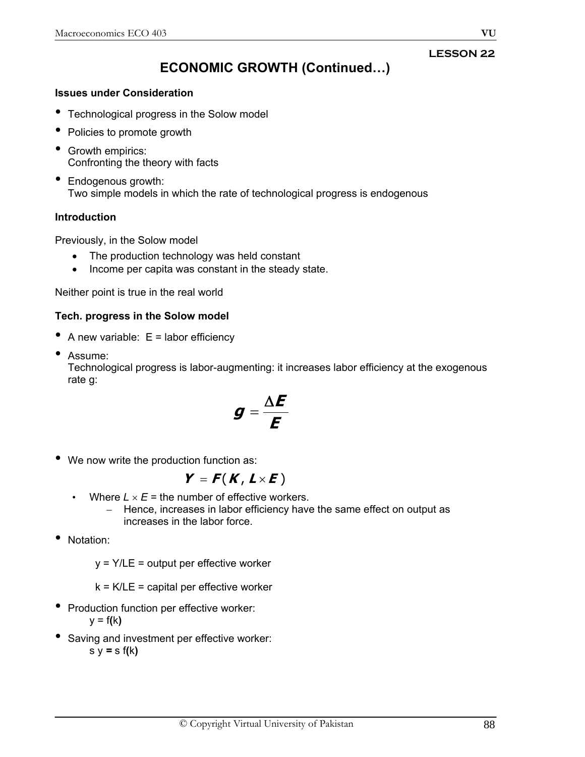**LESSON 22**

# ECONOMIC GROWTH (Continued…)

**Issues under Consideration**

- Technological progress in the Solow model
- Policies to promote growth
- Growth empirics:
  Confronting the theory with facts
- Endogenous growth:
  Two simple models in which the rate of technological progress is endogenous

**Introduction**

Previously, in the Solow model

- The production technology was held constant
- Income per capita was constant in the steady state.

Neither point is true in the real world

**Tech. progress in the Solow model**

- A new variable: E = labor efficiency
- Assume:
  Technological progress is labor-augmenting: it increases labor efficiency at the exogenous rate g:

$$g = \frac{\Delta E}{E}$$

- We now write the production function as:

$$Y = F(K, L \times E)$$

  - Where $L \times E$ = the number of effective workers.
    - Hence, increases in labor efficiency have the same effect on output as increases in the labor force.

- Notation:

  y = Y/LE = output per effective worker

  k = K/LE = capital per effective worker

- Production function per effective worker:
  y = f(k)
- Saving and investment per effective worker:
  s y = s f(k)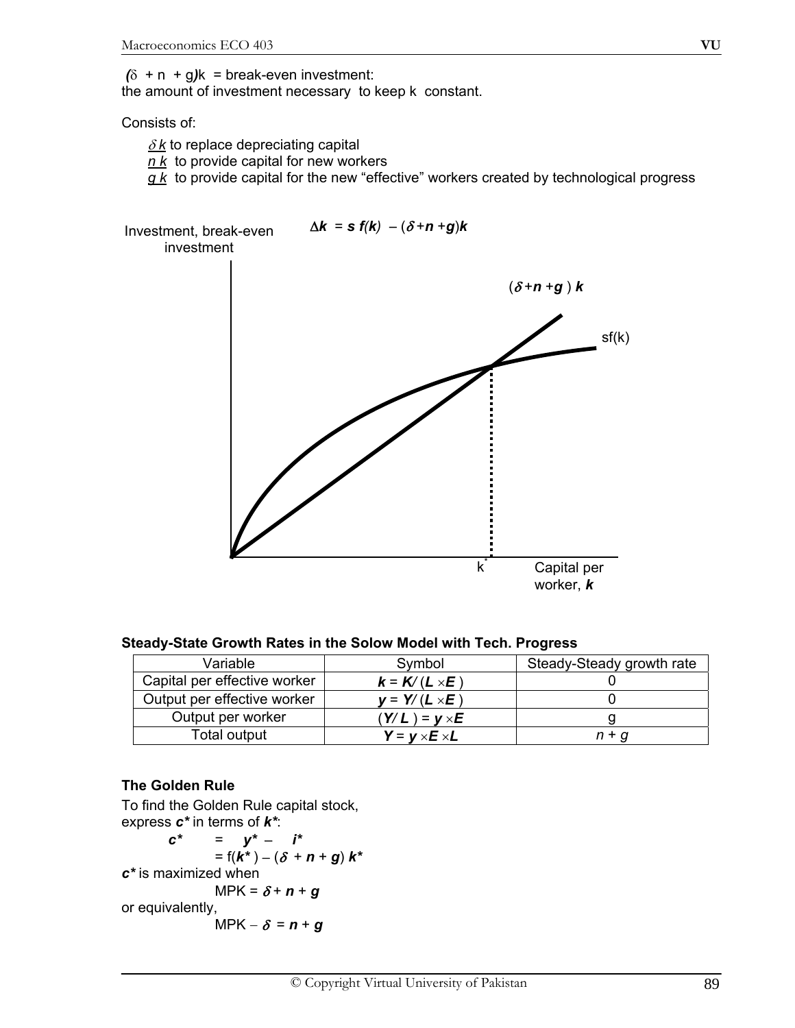$(\delta + n + g)k$ = break-even investment:
the amount of investment necessary to keep k constant.

Consists of:

- $\delta k$ to replace depreciating capital
- $n k$ to provide capital for new workers
- $g k$ to provide capital for the new "effective" workers created by technological progress

Investment, break-even investment

$\Delta k = s f(k) - (\delta + n + g)k$

$(\delta + n + g)k$

sf(k)

$k^*$ Capital per worker, $k$

**Steady-State Growth Rates in the Solow Model with Tech. Progress**

| Variable | Symbol | Steady-Steady growth rate |
|---|---|---|
| Capital per effective worker | $k = K/(L \times E)$ | 0 |
| Output per effective worker | $y = Y/(L \times E)$ | 0 |
| Output per worker | $(Y/L) = y \times E$ | g |
| Total output | $Y = y \times E \times L$ | $n + g$ |

**The Golden Rule**

To find the Golden Rule capital stock, express $c^*$ in terms of $k^*$:

$$c^* = y^* - i^*$$
$$= f(k^*) - (\delta + n + g)k^*$$

$c^*$ is maximized when

$$\text{MPK} = \delta + n + g$$

or equivalently,

$$\text{MPK} - \delta = n + g$$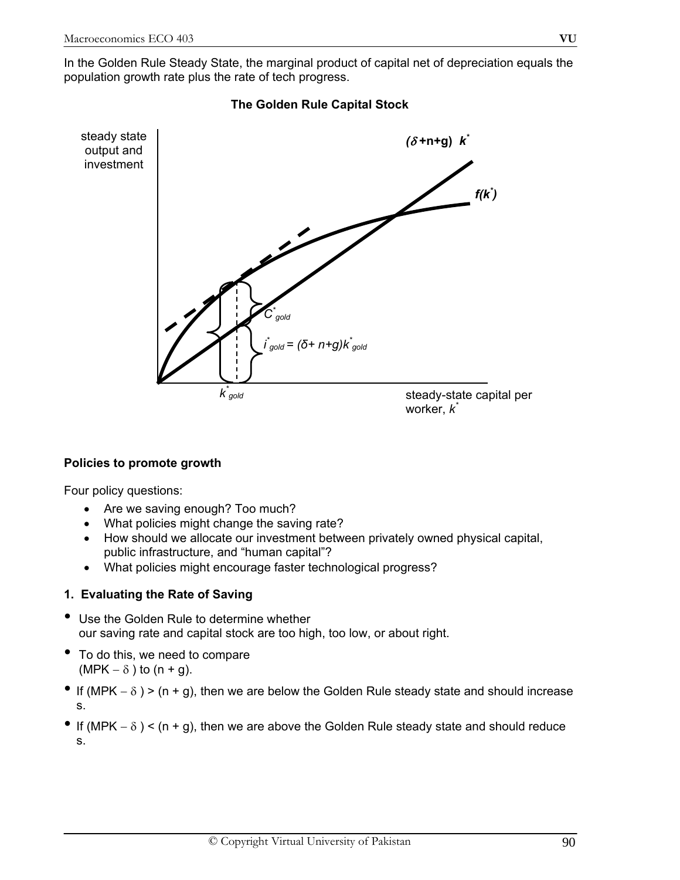In the Golden Rule Steady State, the marginal product of capital net of depreciation equals the population growth rate plus the rate of tech progress.

**The Golden Rule Capital Stock**

**Policies to promote growth**

Four policy questions:

- Are we saving enough? Too much?
- What policies might change the saving rate?
- How should we allocate our investment between privately owned physical capital, public infrastructure, and "human capital"?
- What policies might encourage faster technological progress?

**1. Evaluating the Rate of Saving**

- Use the Golden Rule to determine whether our saving rate and capital stock are too high, too low, or about right.
- To do this, we need to compare $(MPK - \delta)$ to $(n + g)$.
- If $(MPK - \delta) > (n + g)$, then we are below the Golden Rule steady state and should increase s.
- If $(MPK - \delta) < (n + g)$, then we are above the Golden Rule steady state and should reduce s.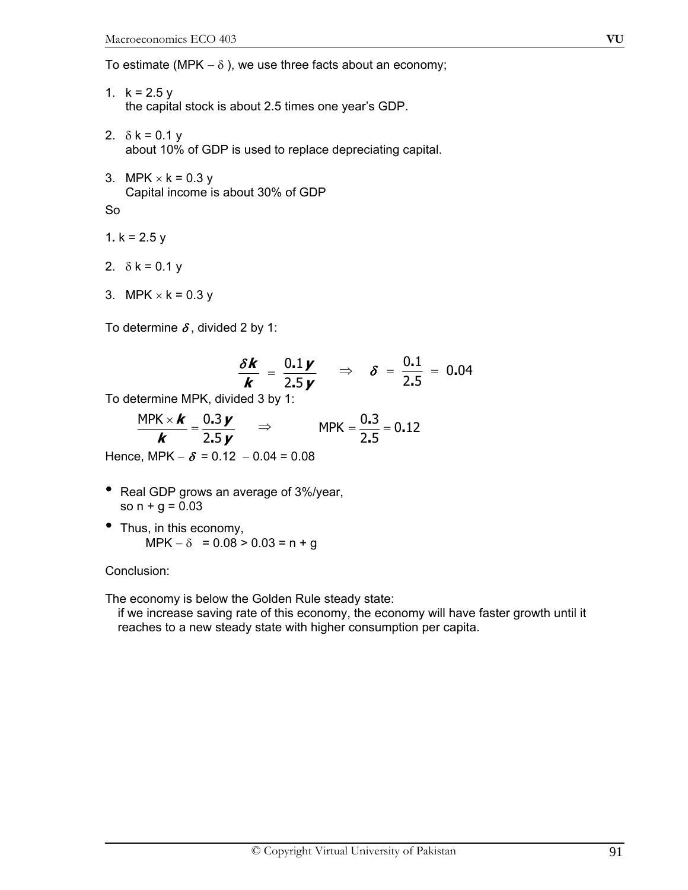To estimate ($MPK - \delta$), we use three facts about an economy;

1. $k = 2.5\, y$
   the capital stock is about 2.5 times one year's GDP.

2. $\delta k = 0.1\, y$
   about 10% of GDP is used to replace depreciating capital.

3. $MPK \times k = 0.3\, y$
   Capital income is about 30% of GDP

So

1. $k = 2.5\, y$

2. $\delta k = 0.1\, y$

3. $MPK \times k = 0.3\, y$

To determine $\delta$, divided 2 by 1:

$$\frac{\delta \boldsymbol{k}}{\boldsymbol{k}} = \frac{0.1\,\boldsymbol{y}}{2.5\,\boldsymbol{y}} \quad \Rightarrow \quad \delta = \frac{0.1}{2.5} = 0.04$$

To determine MPK, divided 3 by 1:

$$\frac{\text{MPK} \times \boldsymbol{k}}{\boldsymbol{k}} = \frac{0.3\,\boldsymbol{y}}{2.5\,\boldsymbol{y}} \quad \Rightarrow \quad \text{MPK} = \frac{0.3}{2.5} = 0.12$$

Hence, $MPK - \delta = 0.12 - 0.04 = 0.08$

- Real GDP grows an average of 3%/year,
  so $n + g = 0.03$
- Thus, in this economy,
  $MPK - \delta = 0.08 > 0.03 = n + g$

Conclusion:

The economy is below the Golden Rule steady state:
if we increase saving rate of this economy, the economy will have faster growth until it reaches to a new steady state with higher consumption per capita.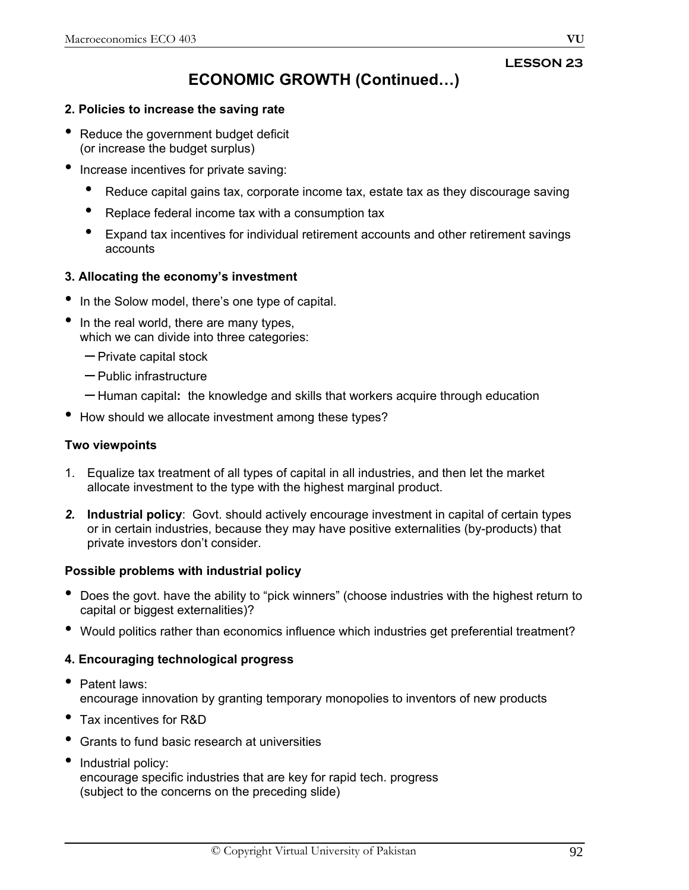LESSON 23

# ECONOMIC GROWTH (Continued…)

**2. Policies to increase the saving rate**

- Reduce the government budget deficit
  (or increase the budget surplus)
- Increase incentives for private saving:
  - Reduce capital gains tax, corporate income tax, estate tax as they discourage saving
  - Replace federal income tax with a consumption tax
  - Expand tax incentives for individual retirement accounts and other retirement savings accounts

**3. Allocating the economy's investment**

- In the Solow model, there's one type of capital.
- In the real world, there are many types,
  which we can divide into three categories:
  - Private capital stock
  - Public infrastructure
  - Human capital**:** the knowledge and skills that workers acquire through education
- How should we allocate investment among these types?

**Two viewpoints**

1. Equalize tax treatment of all types of capital in all industries, and then let the market allocate investment to the type with the highest marginal product.
2. **Industrial policy**: Govt. should actively encourage investment in capital of certain types or in certain industries, because they may have positive externalities (by-products) that private investors don't consider.

**Possible problems with industrial policy**

- Does the govt. have the ability to "pick winners" (choose industries with the highest return to capital or biggest externalities)?
- Would politics rather than economics influence which industries get preferential treatment?

**4. Encouraging technological progress**

- Patent laws:
  encourage innovation by granting temporary monopolies to inventors of new products
- Tax incentives for R&D
- Grants to fund basic research at universities
- Industrial policy:
  encourage specific industries that are key for rapid tech. progress
  (subject to the concerns on the preceding slide)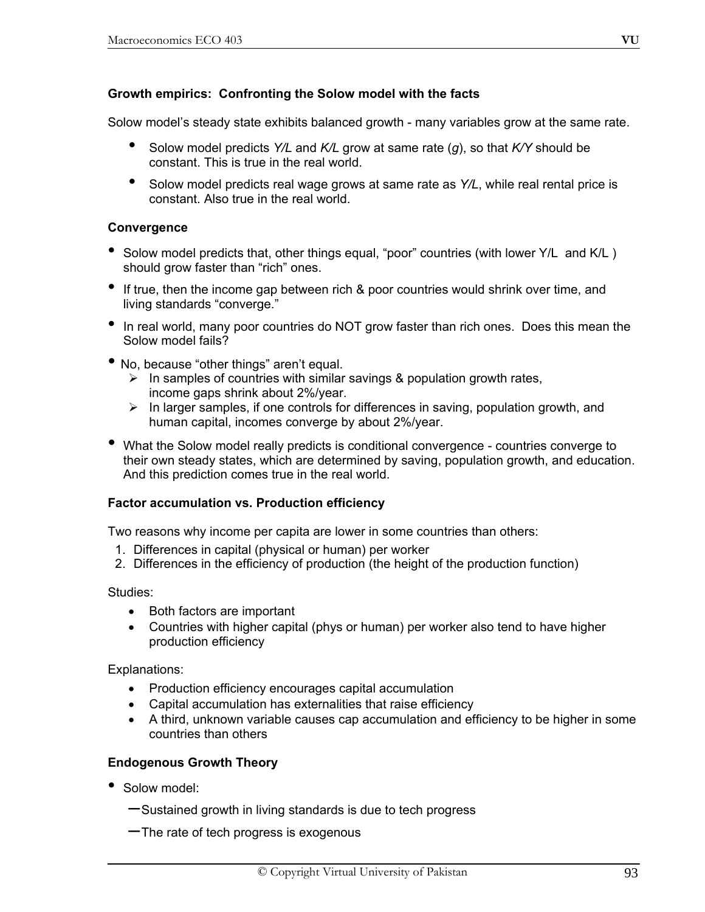### Growth empirics: Confronting the Solow model with the facts

Solow model's steady state exhibits balanced growth - many variables grow at the same rate.

- Solow model predicts *Y/L* and *K/L* grow at same rate (*g*), so that *K/Y* should be constant. This is true in the real world.
- Solow model predicts real wage grows at same rate as *Y/L*, while real rental price is constant. Also true in the real world.

### Convergence

- Solow model predicts that, other things equal, "poor" countries (with lower Y/L and K/L ) should grow faster than "rich" ones.
- If true, then the income gap between rich & poor countries would shrink over time, and living standards "converge."
- In real world, many poor countries do NOT grow faster than rich ones. Does this mean the Solow model fails?
- No, because "other things" aren't equal.
  - In samples of countries with similar savings & population growth rates, income gaps shrink about 2%/year.
  - In larger samples, if one controls for differences in saving, population growth, and human capital, incomes converge by about 2%/year.
- What the Solow model really predicts is conditional convergence - countries converge to their own steady states, which are determined by saving, population growth, and education. And this prediction comes true in the real world.

### Factor accumulation vs. Production efficiency

Two reasons why income per capita are lower in some countries than others:

1. Differences in capital (physical or human) per worker
2. Differences in the efficiency of production (the height of the production function)

Studies:

- Both factors are important
- Countries with higher capital (phys or human) per worker also tend to have higher production efficiency

Explanations:

- Production efficiency encourages capital accumulation
- Capital accumulation has externalities that raise efficiency
- A third, unknown variable causes cap accumulation and efficiency to be higher in some countries than others

### Endogenous Growth Theory

- Solow model:
  - Sustained growth in living standards is due to tech progress
  - The rate of tech progress is exogenous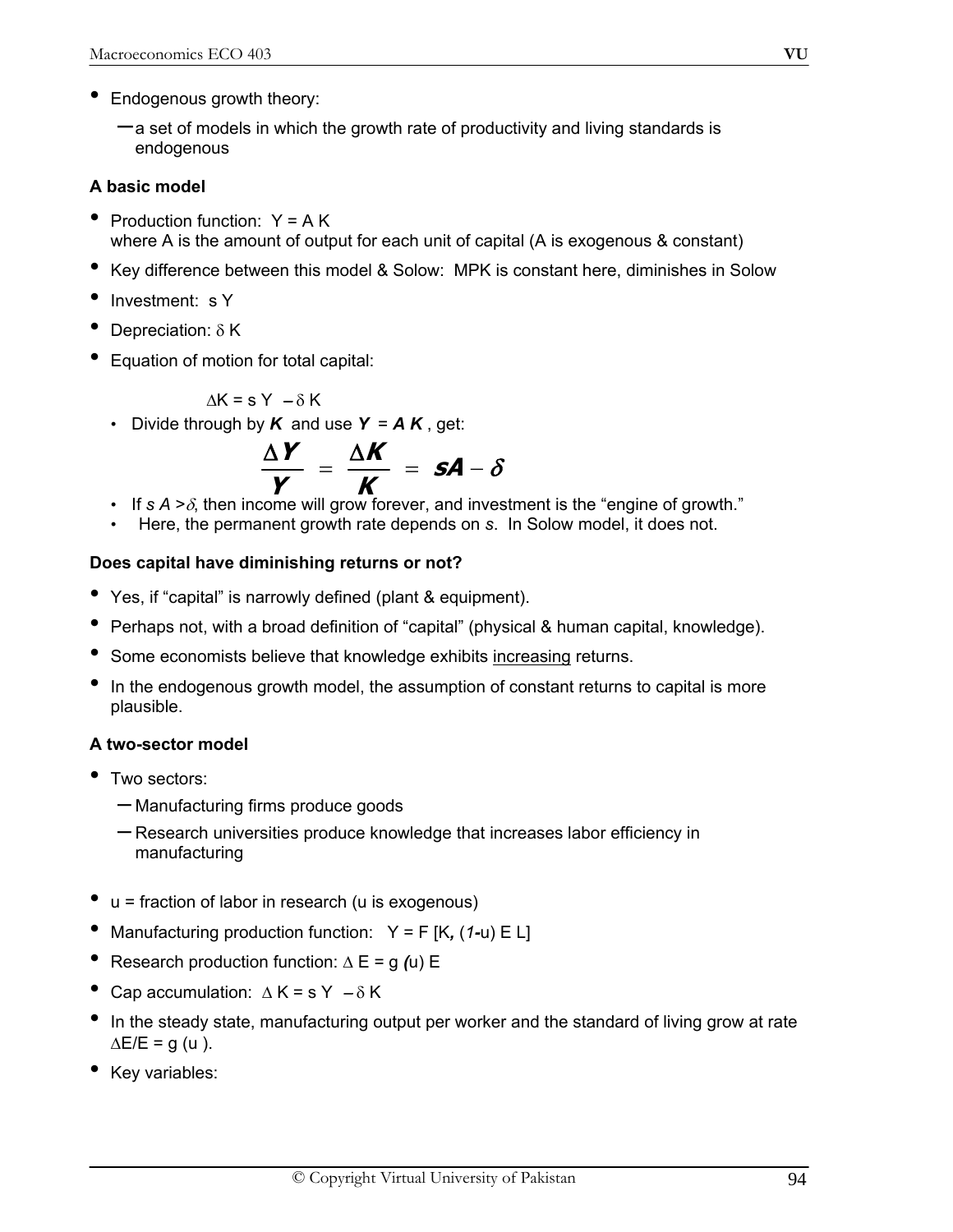- Endogenous growth theory:
  - a set of models in which the growth rate of productivity and living standards is endogenous

**A basic model**

- Production function: $Y = A K$
  where A is the amount of output for each unit of capital (A is exogenous & constant)
- Key difference between this model & Solow: MPK is constant here, diminishes in Solow
- Investment: $s Y$
- Depreciation: $\delta K$
- Equation of motion for total capital:

$$\Delta K = s Y - \delta K$$

  - Divide through by ***K*** and use ***Y*** $=$ ***A K***, get:

$$\frac{\Delta Y}{Y} = \frac{\Delta K}{K} = sA - \delta$$

  - If $s A > \delta$, then income will grow forever, and investment is the "engine of growth."
  - Here, the permanent growth rate depends on *s*. In Solow model, it does not.

**Does capital have diminishing returns or not?**

- Yes, if "capital" is narrowly defined (plant & equipment).
- Perhaps not, with a broad definition of "capital" (physical & human capital, knowledge).
- Some economists believe that knowledge exhibits <u>increasing</u> returns.
- In the endogenous growth model, the assumption of constant returns to capital is more plausible.

**A two-sector model**

- Two sectors:
  - Manufacturing firms produce goods
  - Research universities produce knowledge that increases labor efficiency in manufacturing

- u = fraction of labor in research (u is exogenous)
- Manufacturing production function: $Y = F[K, (1-u) E L]$
- Research production function: $\Delta E = g(u) E$
- Cap accumulation: $\Delta K = s Y - \delta K$
- In the steady state, manufacturing output per worker and the standard of living grow at rate $\Delta E/E = g(u)$.
- Key variables: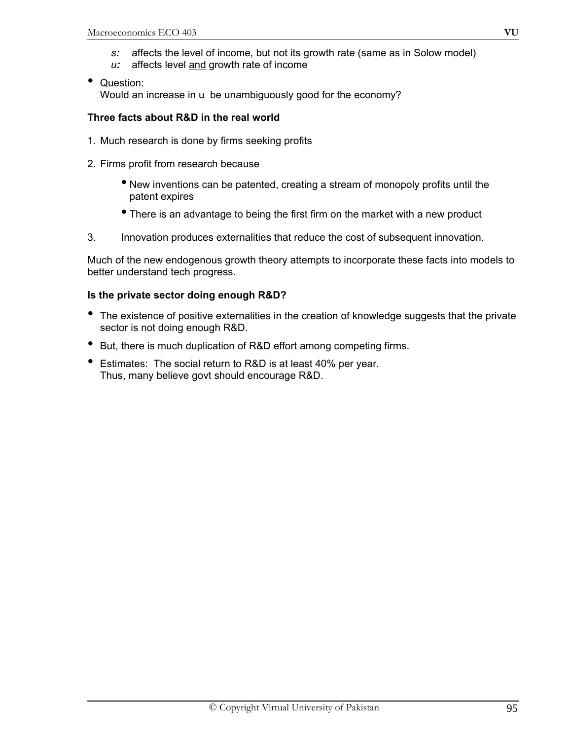- *s:* affects the level of income, but not its growth rate (same as in Solow model)
- *u:* affects level <u>and</u> growth rate of income

- Question:
  Would an increase in u be unambiguously good for the economy?

**Three facts about R&D in the real world**

1. Much research is done by firms seeking profits

2. Firms profit from research because
   - New inventions can be patented, creating a stream of monopoly profits until the patent expires
   - There is an advantage to being the first firm on the market with a new product

3. Innovation produces externalities that reduce the cost of subsequent innovation.

Much of the new endogenous growth theory attempts to incorporate these facts into models to better understand tech progress.

**Is the private sector doing enough R&D?**

- The existence of positive externalities in the creation of knowledge suggests that the private sector is not doing enough R&D.
- But, there is much duplication of R&D effort among competing firms.
- Estimates: The social return to R&D is at least 40% per year.
  Thus, many believe govt should encourage R&D.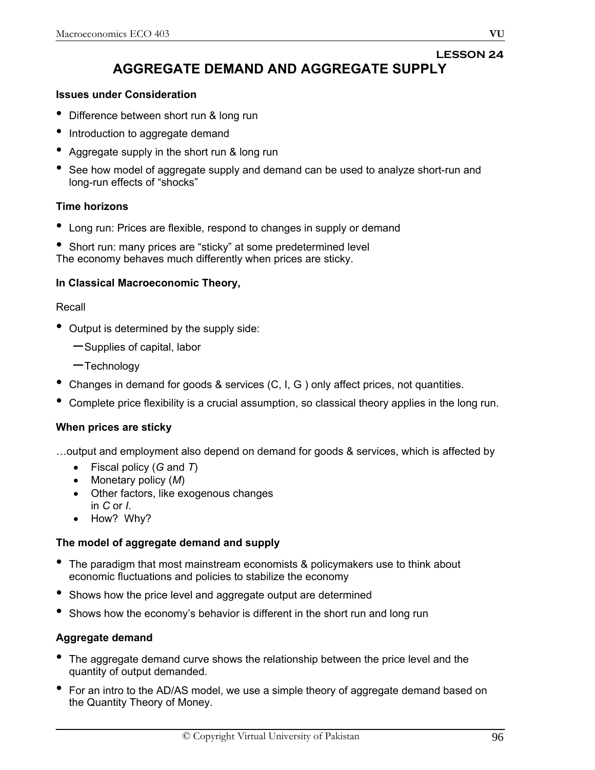LESSON 24

# AGGREGATE DEMAND AND AGGREGATE SUPPLY

**Issues under Consideration**

- Difference between short run & long run
- Introduction to aggregate demand
- Aggregate supply in the short run & long run
- See how model of aggregate supply and demand can be used to analyze short-run and long-run effects of "shocks"

**Time horizons**

- Long run: Prices are flexible, respond to changes in supply or demand
- Short run: many prices are "sticky" at some predetermined level

The economy behaves much differently when prices are sticky.

**In Classical Macroeconomic Theory,**

Recall

- Output is determined by the supply side:
  - Supplies of capital, labor
  - Technology
- Changes in demand for goods & services (C, I, G ) only affect prices, not quantities.
- Complete price flexibility is a crucial assumption, so classical theory applies in the long run.

**When prices are sticky**

…output and employment also depend on demand for goods & services, which is affected by

- Fiscal policy (*G* and *T*)
- Monetary policy (*M*)
- Other factors, like exogenous changes in *C* or *I*.
- How? Why?

**The model of aggregate demand and supply**

- The paradigm that most mainstream economists & policymakers use to think about economic fluctuations and policies to stabilize the economy
- Shows how the price level and aggregate output are determined
- Shows how the economy's behavior is different in the short run and long run

**Aggregate demand**

- The aggregate demand curve shows the relationship between the price level and the quantity of output demanded.
- For an intro to the AD/AS model, we use a simple theory of aggregate demand based on the Quantity Theory of Money.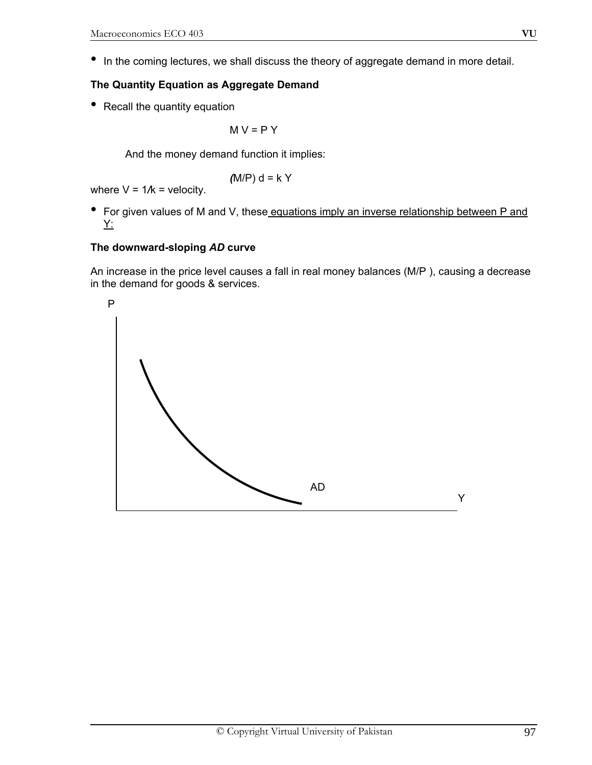- In the coming lectures, we shall discuss the theory of aggregate demand in more detail.

**The Quantity Equation as Aggregate Demand**

- Recall the quantity equation

$$M V = P Y$$

And the money demand function it implies:

$$(M/P)^d = k Y$$

where $V = 1/k$ = velocity.

- For given values of M and V, these equations imply an inverse relationship between P and Y:

**The downward-sloping *AD* curve**

An increase in the price level causes a fall in real money balances (M/P ), causing a decrease in the demand for goods & services.

P

AD

Y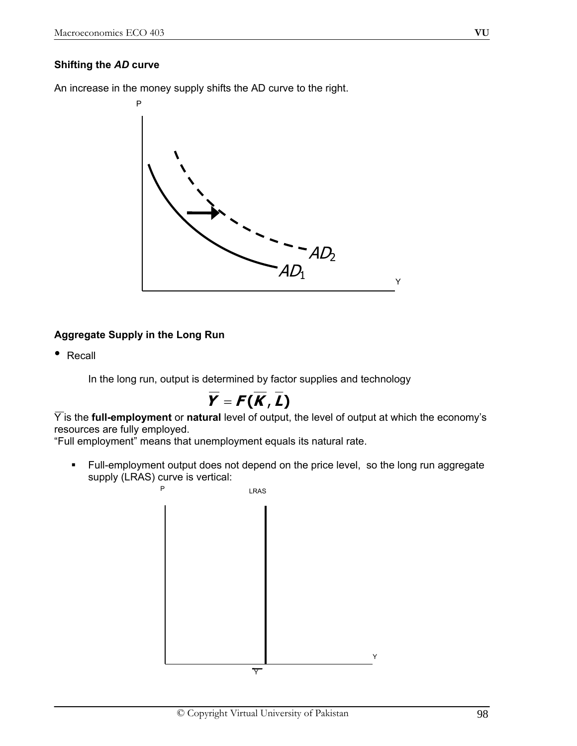**Shifting the *AD* curve**

An increase in the money supply shifts the AD curve to the right.

**Aggregate Supply in the Long Run**

- Recall

    In the long run, output is determined by factor supplies and technology

$$\overline{Y} = F(\overline{K}, \overline{L})$$

$\overline{Y}$ is the **full-employment** or **natural** level of output, the level of output at which the economy's resources are fully employed.
"Full employment" means that unemployment equals its natural rate.

- Full-employment output does not depend on the price level, so the long run aggregate supply (LRAS) curve is vertical: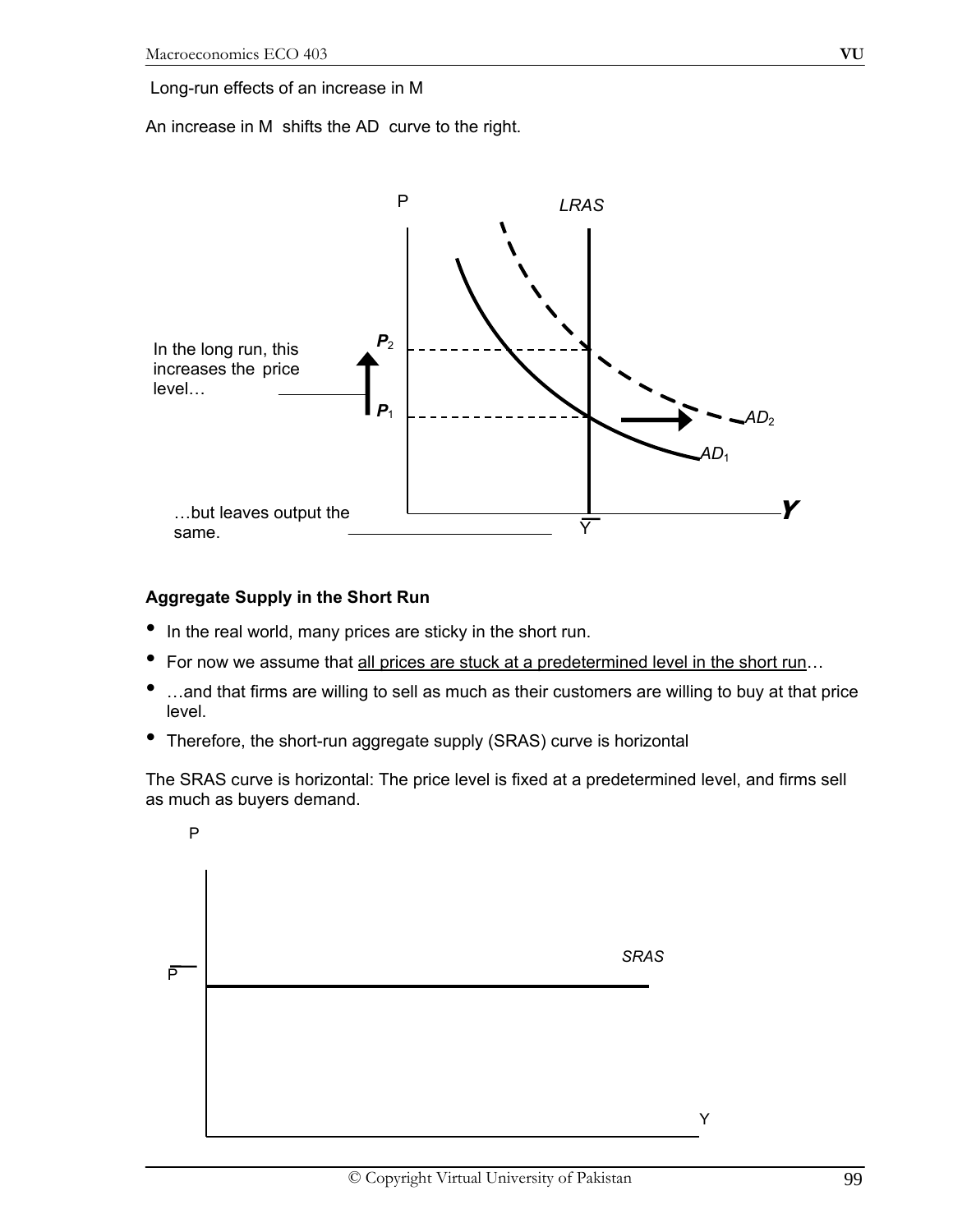Long-run effects of an increase in M

An increase in M shifts the AD curve to the right.

In the long run, this increases the price level…

…but leaves output the same.

**Aggregate Supply in the Short Run**

- In the real world, many prices are sticky in the short run.
- For now we assume that all prices are stuck at a predetermined level in the short run…
- …and that firms are willing to sell as much as their customers are willing to buy at that price level.
- Therefore, the short-run aggregate supply (SRAS) curve is horizontal

The SRAS curve is horizontal: The price level is fixed at a predetermined level, and firms sell as much as buyers demand.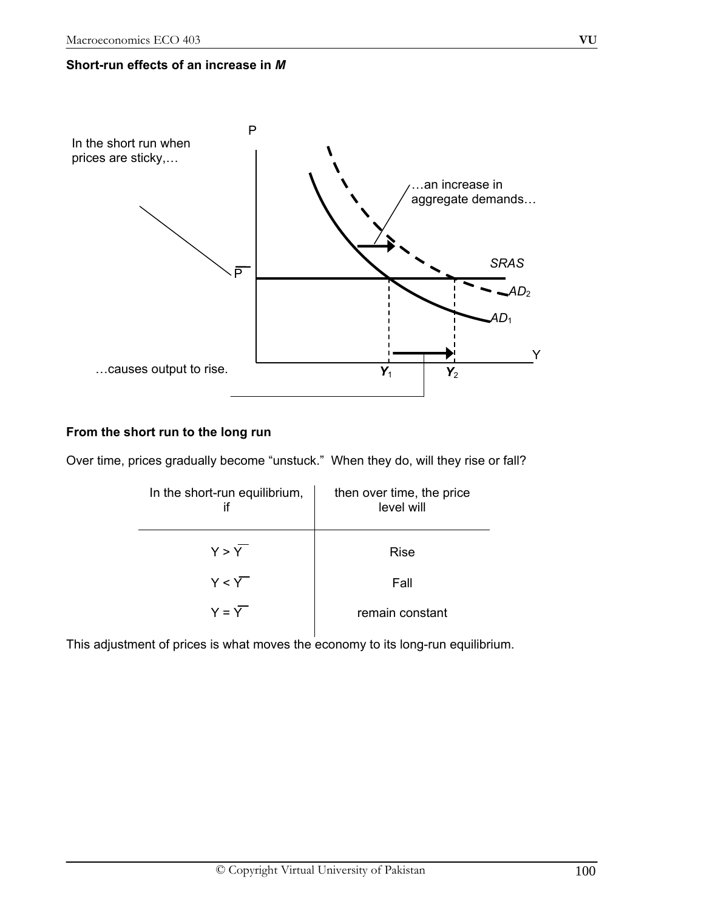**Short-run effects of an increase in *M***

In the short run when prices are sticky,…

…an increase in aggregate demands…

…causes output to rise.

P

$\overline{P}$

SRAS

$AD_2$

$AD_1$

Y

$Y_1$ $Y_2$

**From the short run to the long run**

Over time, prices gradually become "unstuck." When they do, will they rise or fall?

| In the short-run equilibrium, if | then over time, the price level will |
| --- | --- |
| $Y > \overline{Y}$ | Rise |
| $Y < \overline{Y}$ | Fall |
| $Y = \overline{Y}$ | remain constant |

This adjustment of prices is what moves the economy to its long-run equilibrium.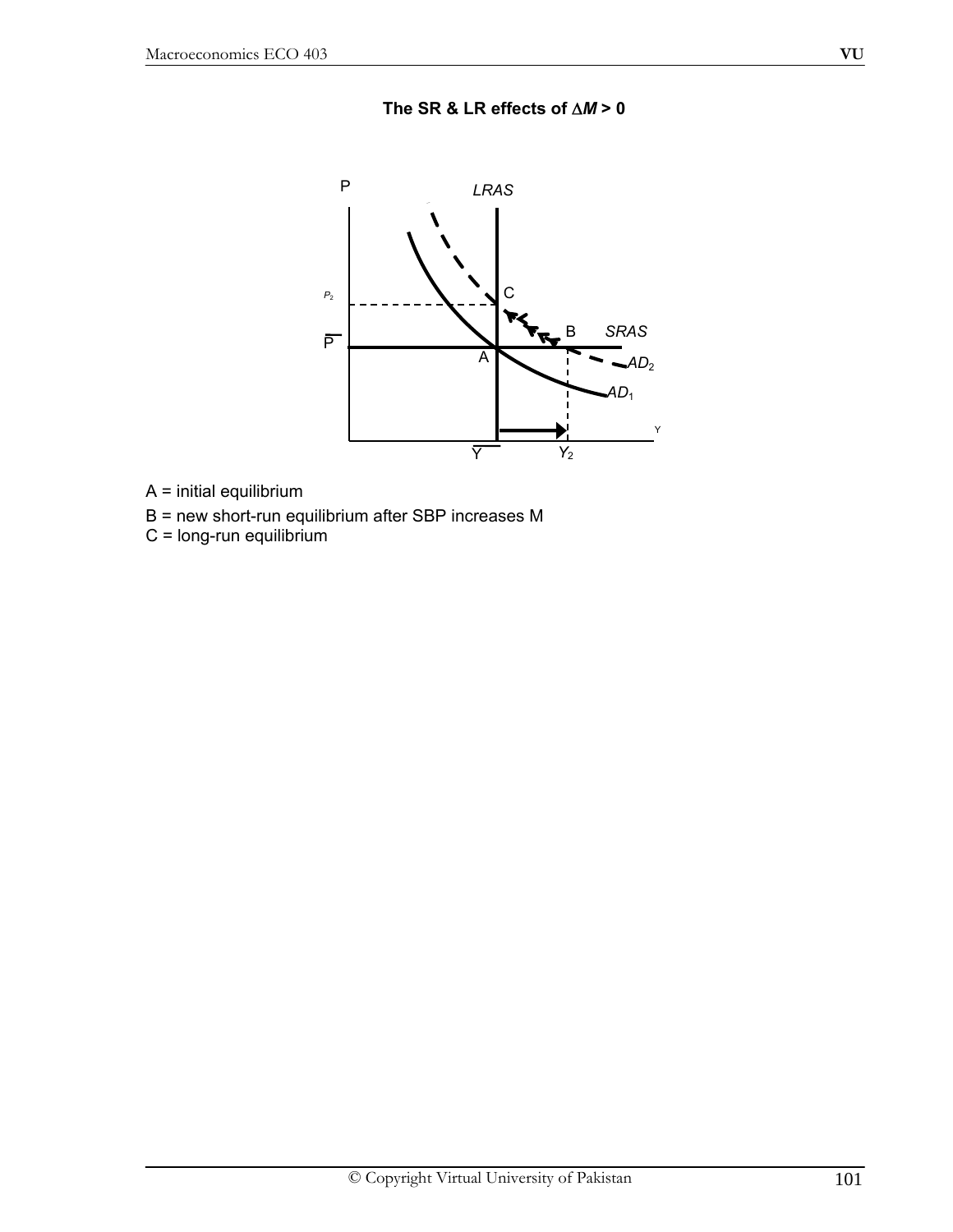**The SR & LR effects of $\Delta M > 0$**

A = initial equilibrium

B = new short-run equilibrium after SBP increases M

C = long-run equilibrium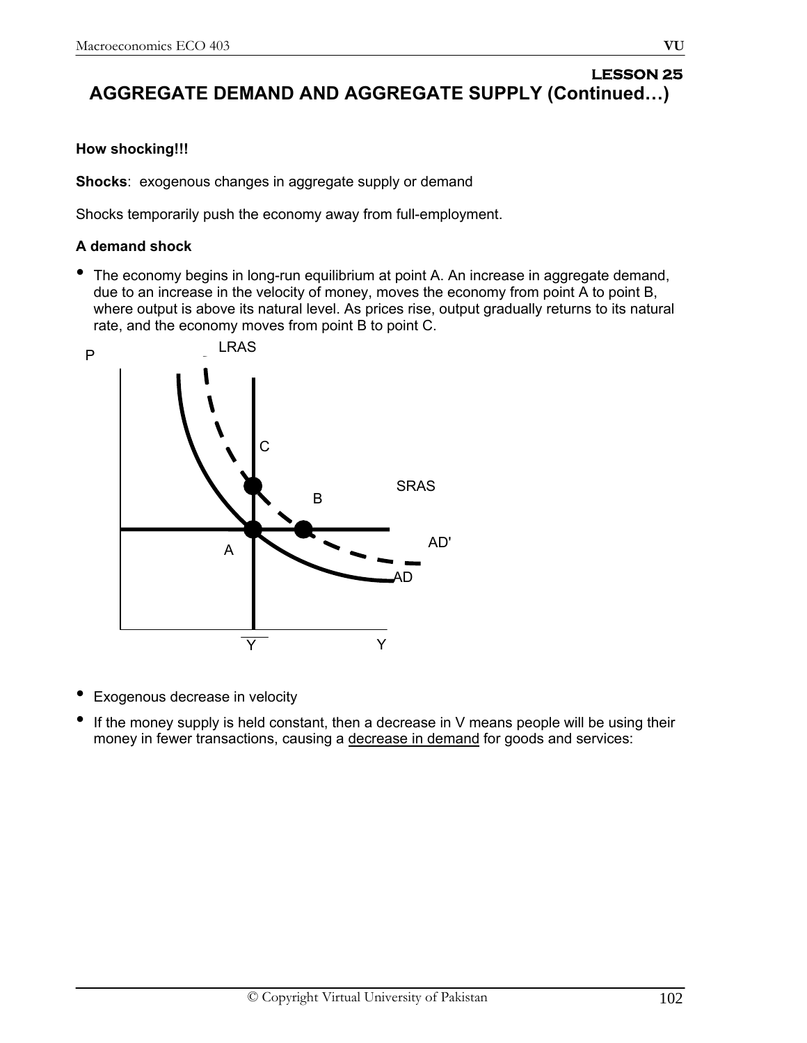## LESSON 25

# AGGREGATE DEMAND AND AGGREGATE SUPPLY (Continued…)

**How shocking!!!**

**Shocks**: exogenous changes in aggregate supply or demand

Shocks temporarily push the economy away from full-employment.

### A demand shock

- The economy begins in long-run equilibrium at point A. An increase in aggregate demand, due to an increase in the velocity of money, moves the economy from point A to point B, where output is above its natural level. As prices rise, output gradually returns to its natural rate, and the economy moves from point B to point C.

- Exogenous decrease in velocity
- If the money supply is held constant, then a decrease in V means people will be using their money in fewer transactions, causing a decrease in demand for goods and services: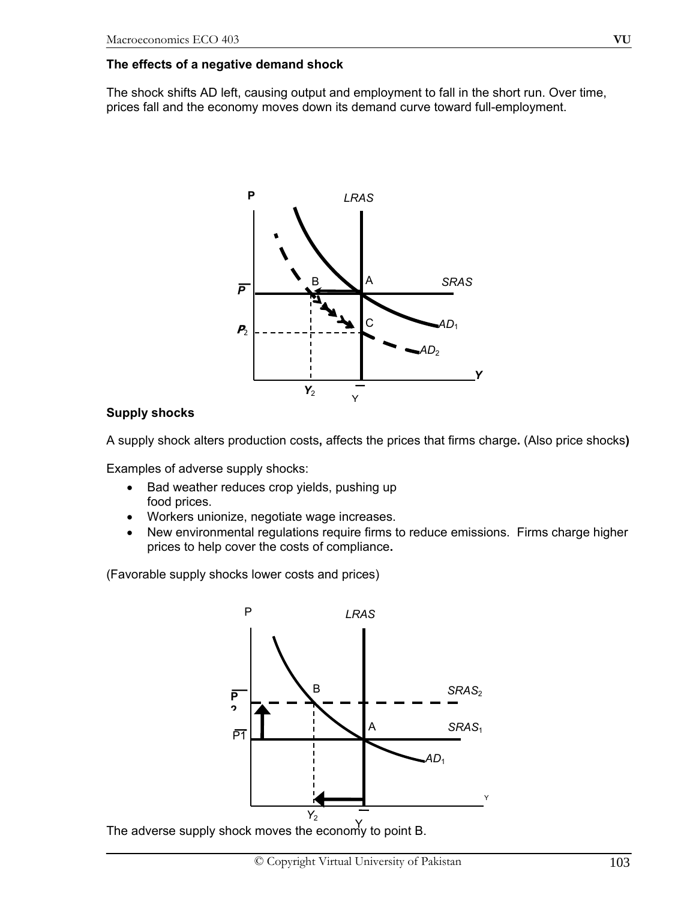### The effects of a negative demand shock

The shock shifts AD left, causing output and employment to fall in the short run. Over time, prices fall and the economy moves down its demand curve toward full-employment.

### Supply shocks

A supply shock alters production costs**,** affects the prices that firms charge**.** (Also price shocks**)**

Examples of adverse supply shocks:

- Bad weather reduces crop yields, pushing up food prices.
- Workers unionize, negotiate wage increases.
- New environmental regulations require firms to reduce emissions. Firms charge higher prices to help cover the costs of compliance**.**

(Favorable supply shocks lower costs and prices)

The adverse supply shock moves the economy to point B.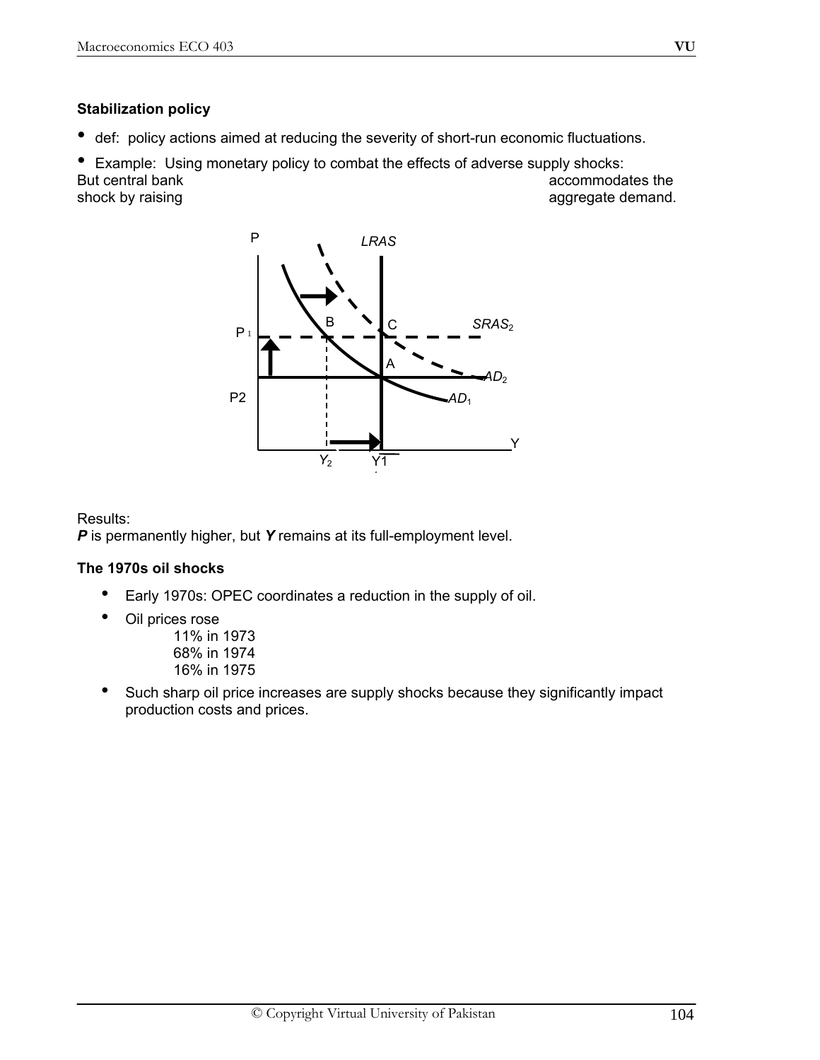**Stabilization policy**

- def: policy actions aimed at reducing the severity of short-run economic fluctuations.
- Example: Using monetary policy to combat the effects of adverse supply shocks:

But central bank accommodates the shock by raising aggregate demand.

Results:

***P*** is permanently higher, but ***Y*** remains at its full-employment level.

**The 1970s oil shocks**

- Early 1970s: OPEC coordinates a reduction in the supply of oil.
- Oil prices rose
  - 11% in 1973
  - 68% in 1974
  - 16% in 1975
- Such sharp oil price increases are supply shocks because they significantly impact production costs and prices.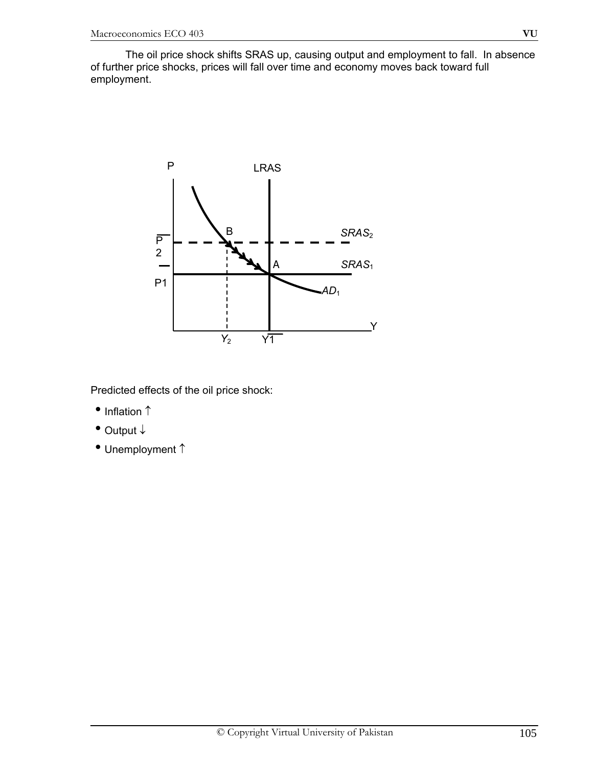The oil price shock shifts SRAS up, causing output and employment to fall. In absence of further price shocks, prices will fall over time and economy moves back toward full employment.

Predicted effects of the oil price shock:

- Inflation ↑
- Output ↓
- Unemployment ↑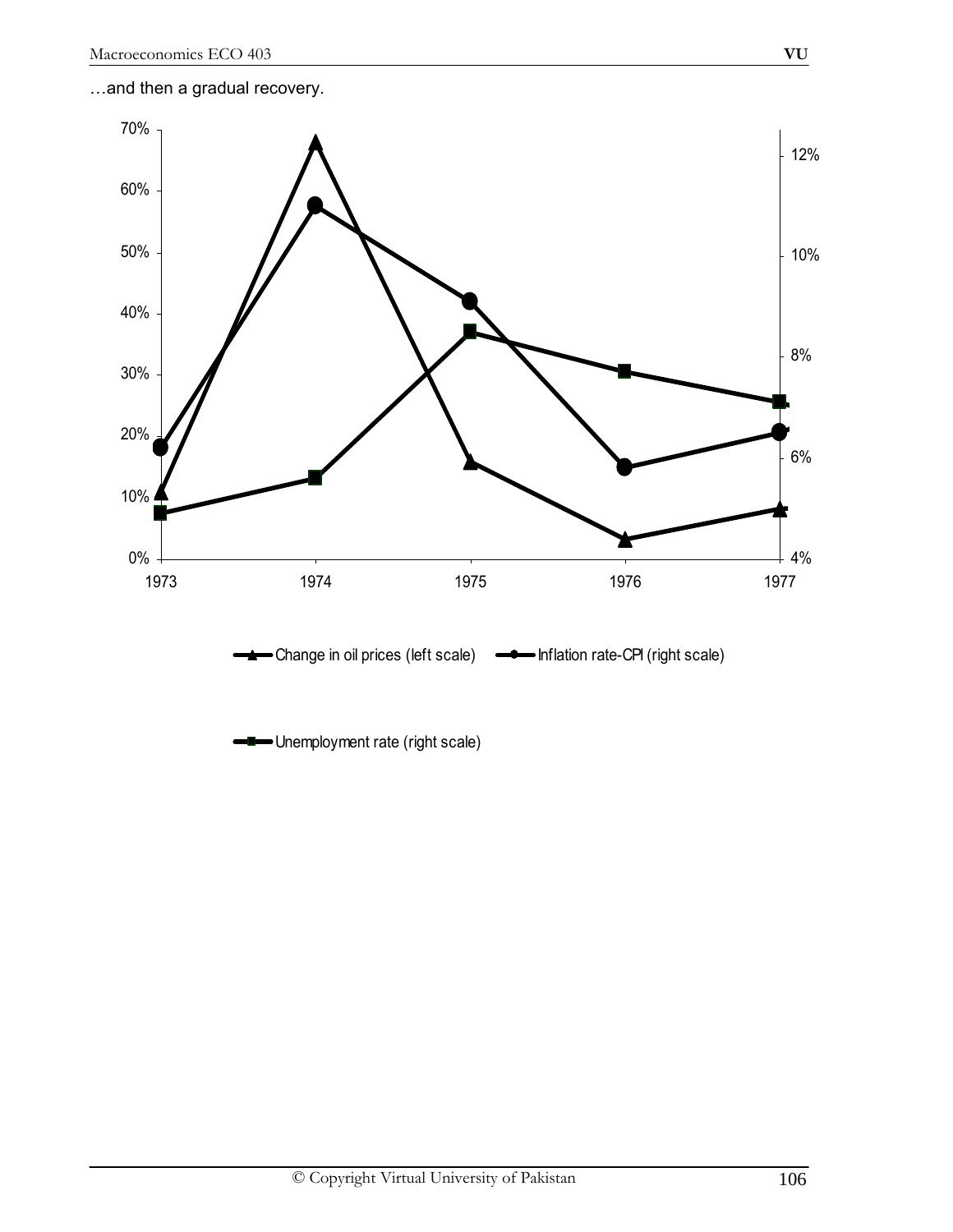…and then a gradual recovery.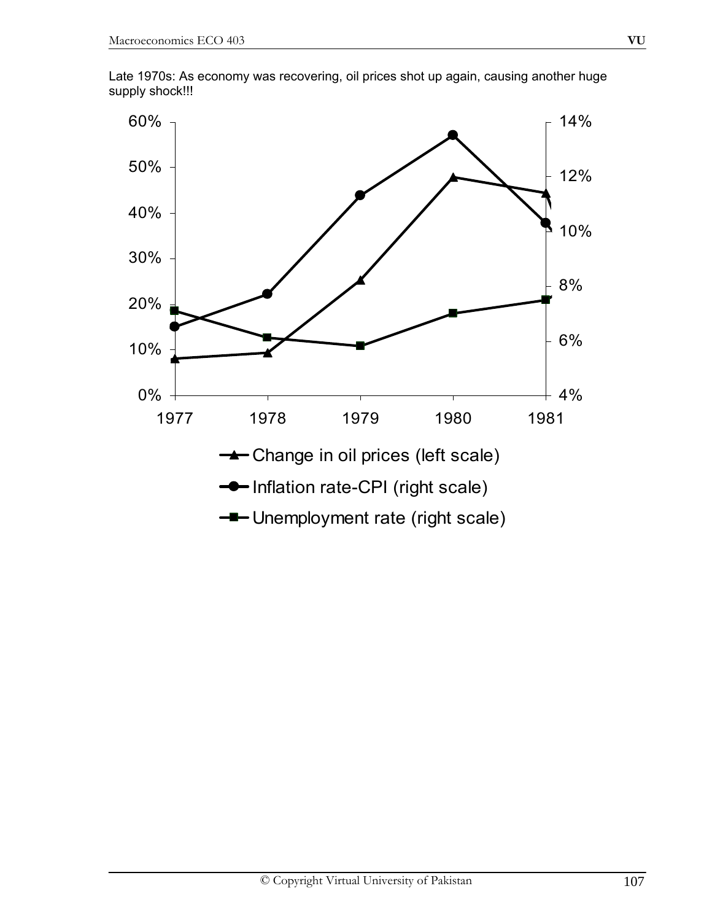Late 1970s: As economy was recovering, oil prices shot up again, causing another huge supply shock!!!

- Change in oil prices (left scale)
- Inflation rate-CPI (right scale)
- Unemployment rate (right scale)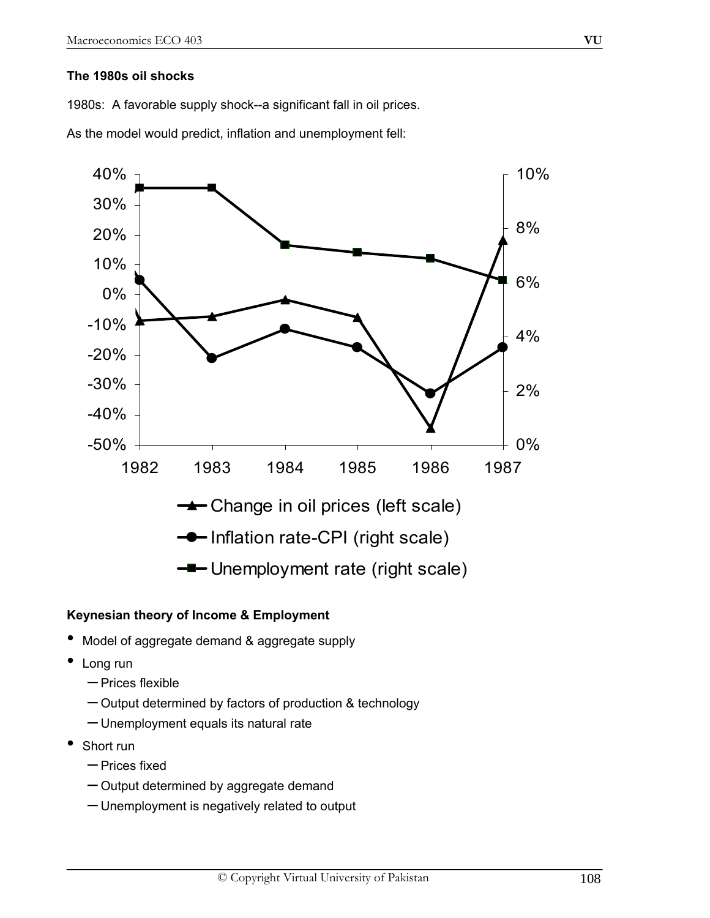**The 1980s oil shocks**

1980s: A favorable supply shock--a significant fall in oil prices.

As the model would predict, inflation and unemployment fell:

**Keynesian theory of Income & Employment**

- Model of aggregate demand & aggregate supply
- Long run
  - Prices flexible
  - Output determined by factors of production & technology
  - Unemployment equals its natural rate
- Short run
  - Prices fixed
  - Output determined by aggregate demand
  - Unemployment is negatively related to output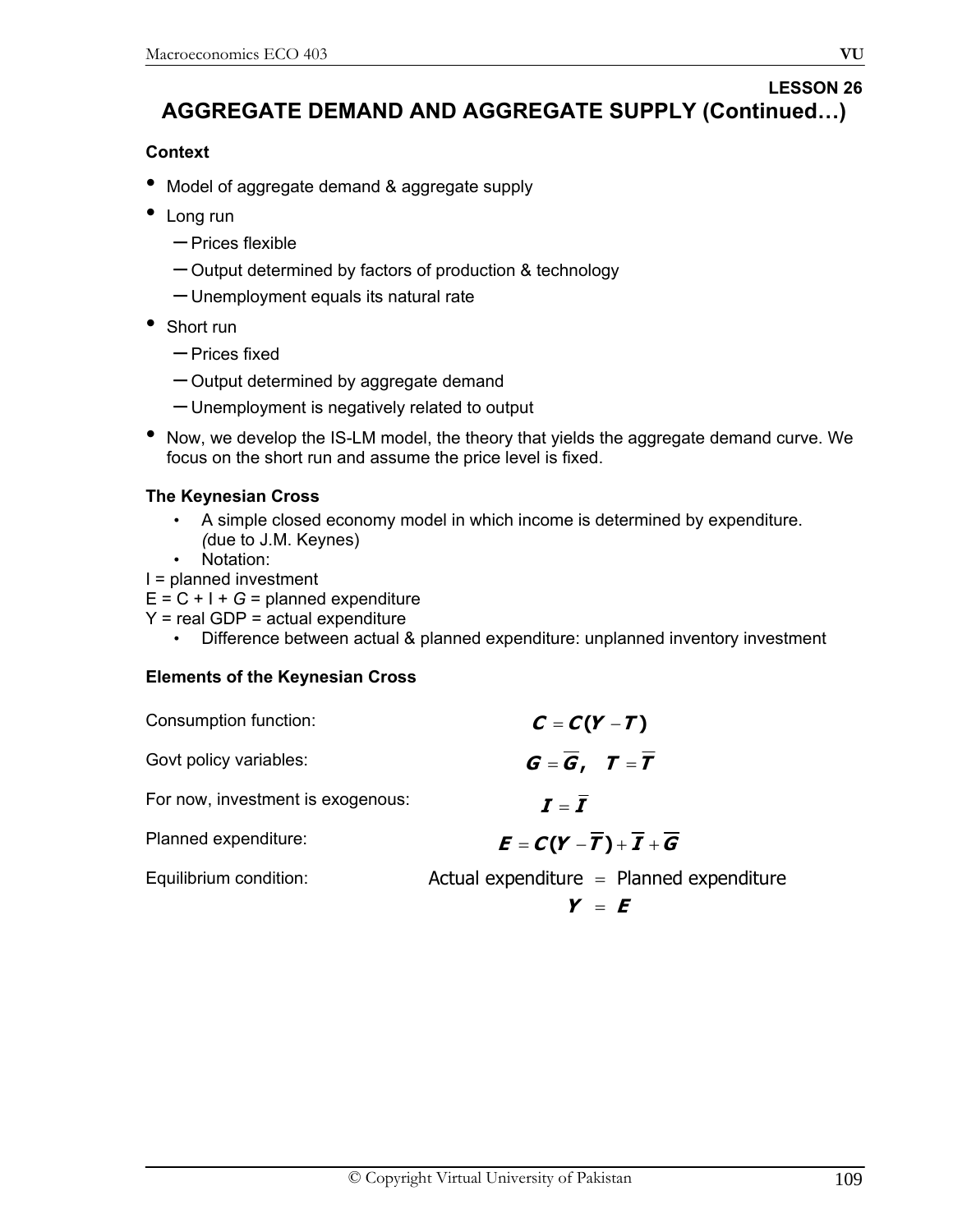### LESSON 26

# AGGREGATE DEMAND AND AGGREGATE SUPPLY (Continued…)

**Context**

- Model of aggregate demand & aggregate supply
- Long run
  - Prices flexible
  - Output determined by factors of production & technology
  - Unemployment equals its natural rate
- Short run
  - Prices fixed
  - Output determined by aggregate demand
  - Unemployment is negatively related to output
- Now, we develop the IS-LM model, the theory that yields the aggregate demand curve. We focus on the short run and assume the price level is fixed.

**The Keynesian Cross**

- A simple closed economy model in which income is determined by expenditure. *(*due to J.M. Keynes)
- Notation:

I = planned investment
E = C + I + *G* = planned expenditure
Y = real GDP = actual expenditure

- Difference between actual & planned expenditure: unplanned inventory investment

**Elements of the Keynesian Cross**

Consumption function: $$C = C(Y - T)$$

Govt policy variables: $$G = \overline{G}, \quad T = \overline{T}$$

For now, investment is exogenous: $$I = \overline{I}$$

Planned expenditure: $$E = C(Y - \overline{T}) + \overline{I} + \overline{G}$$

Equilibrium condition: $$\text{Actual expenditure} = \text{Planned expenditure}$$
$$Y = E$$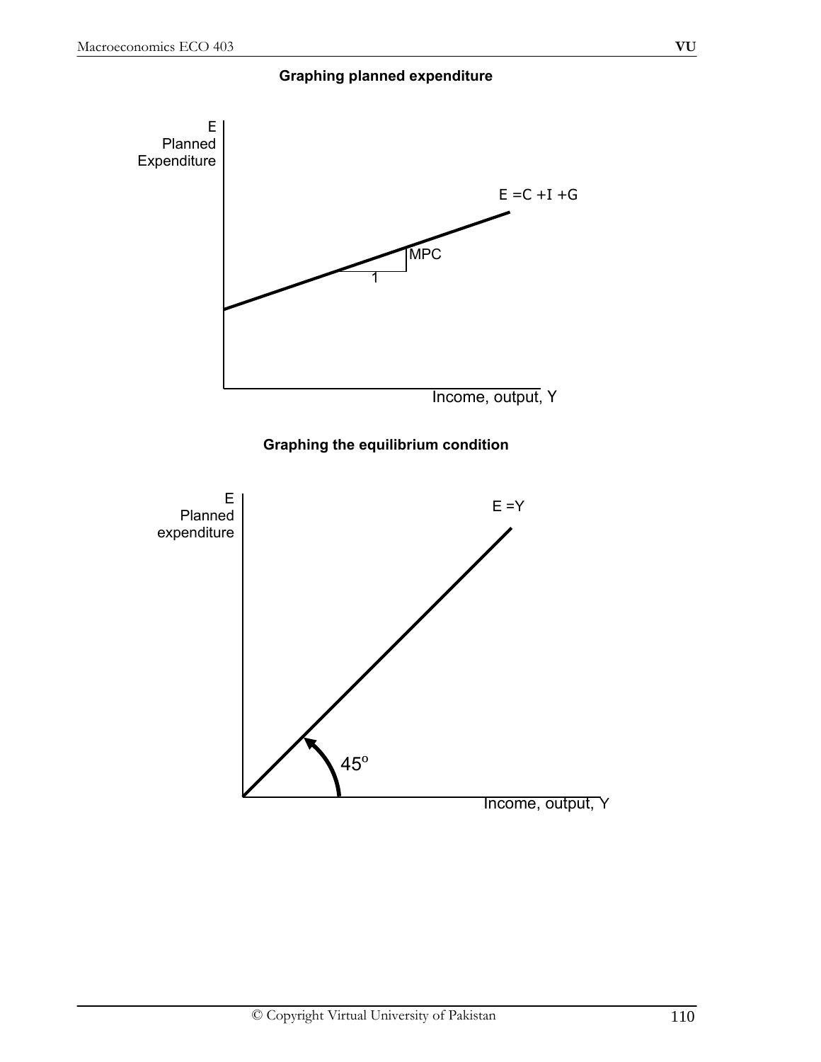**Graphing planned expenditure**

**Graphing the equilibrium condition**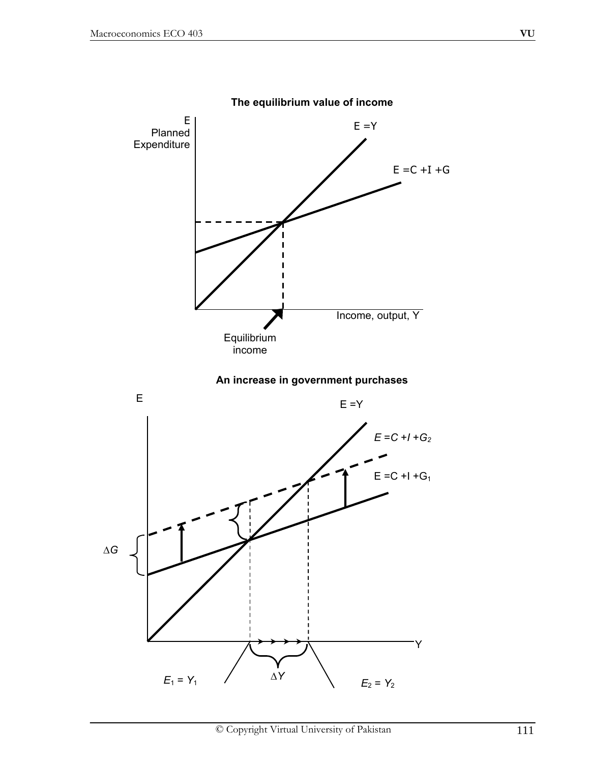**The equilibrium value of income**

E Planned Expenditure

E = Y

E = C + I + G

Income, output, Y

Equilibrium income

**An increase in government purchases**

E

E = Y

$E = C + I + G_2$

$E = C + I + G_1$

$\Delta G$

Y

$E_1 = Y_1$

$\Delta Y$

$E_2 = Y_2$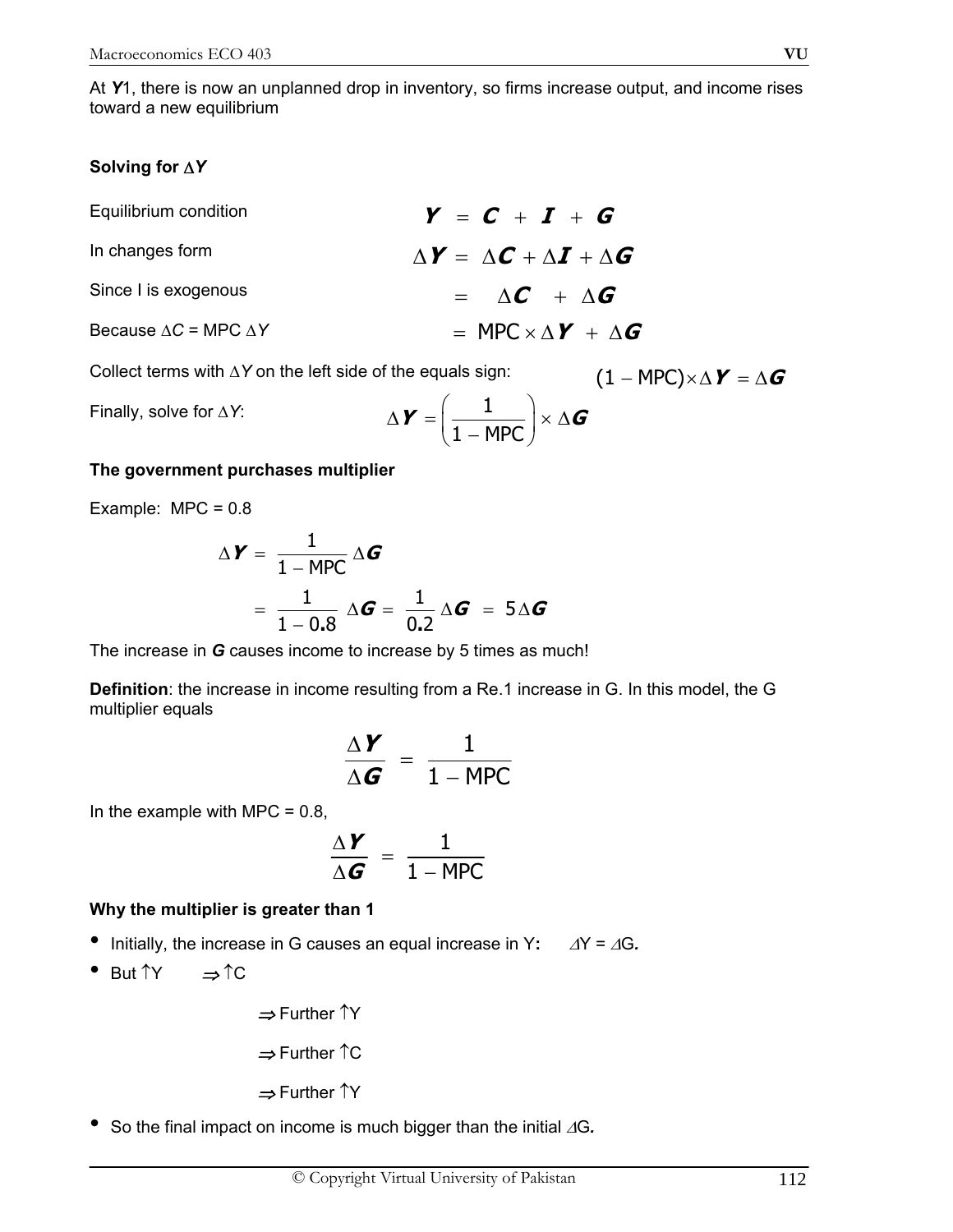At $Y_1$, there is now an unplanned drop in inventory, so firms increase output, and income rises toward a new equilibrium

**Solving for $\Delta Y$**

| | |
|---|---|
| Equilibrium condition | $Y = C + I + G$ |
| In changes form | $\Delta Y = \Delta C + \Delta I + \Delta G$ |
| Since I is exogenous | $= \Delta C + \Delta G$ |
| Because $\Delta C$ = MPC $\Delta Y$ | $= \text{MPC} \times \Delta Y + \Delta G$ |
| Collect terms with $\Delta Y$ on the left side of the equals sign: | $(1 - \text{MPC}) \times \Delta Y = \Delta G$ |
| Finally, solve for $\Delta Y$: | $\Delta Y = \left(\dfrac{1}{1 - \text{MPC}}\right) \times \Delta G$ |

**The government purchases multiplier**

Example: MPC = 0.8

$$\Delta Y = \frac{1}{1 - \text{MPC}} \Delta G$$

$$= \frac{1}{1 - 0.8} \Delta G = \frac{1}{0.2} \Delta G = 5 \Delta G$$

The increase in ***G*** causes income to increase by 5 times as much!

**Definition**: the increase in income resulting from a Re.1 increase in G. In this model, the G multiplier equals

$$\frac{\Delta Y}{\Delta G} = \frac{1}{1 - \text{MPC}}$$

In the example with MPC = 0.8,

$$\frac{\Delta Y}{\Delta G} = \frac{1}{1 - \text{MPC}}$$

**Why the multiplier is greater than 1**

- Initially, the increase in G causes an equal increase in Y: $\Delta Y = \Delta G$.
- But ↑Y ⇒ ↑C
  - ⇒ Further ↑Y
  - ⇒ Further ↑C
  - ⇒ Further ↑Y
- So the final impact on income is much bigger than the initial $\Delta G$.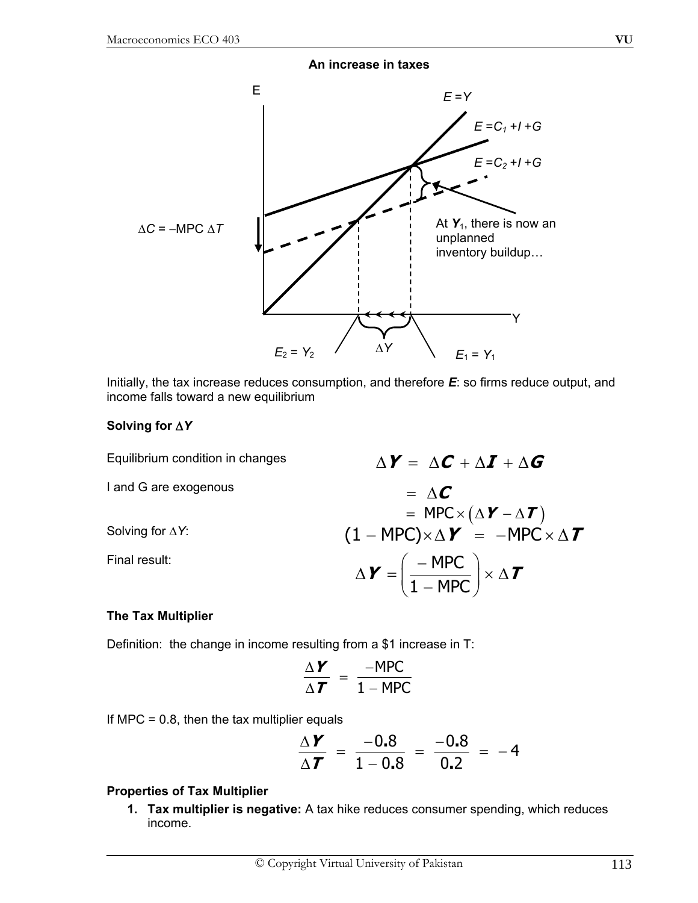**An increase in taxes**

Initially, the tax increase reduces consumption, and therefore ***E***: so firms reduce output, and income falls toward a new equilibrium

**Solving for $\Delta Y$**

Equilibrium condition in changes
$$\Delta \boldsymbol{Y} = \Delta \boldsymbol{C} + \Delta \boldsymbol{I} + \Delta \boldsymbol{G}$$

I and G are exogenous
$$= \Delta \boldsymbol{C}$$
$$= \text{MPC} \times (\Delta \boldsymbol{Y} - \Delta \boldsymbol{T})$$

Solving for $\Delta Y$:
$$(1 - \text{MPC}) \times \Delta \boldsymbol{Y} = -\text{MPC} \times \Delta \boldsymbol{T}$$

Final result:
$$\Delta \boldsymbol{Y} = \left( \frac{-\text{MPC}}{1 - \text{MPC}} \right) \times \Delta \boldsymbol{T}$$

**The Tax Multiplier**

Definition: the change in income resulting from a $1 increase in T:

$$\frac{\Delta \boldsymbol{Y}}{\Delta \boldsymbol{T}} = \frac{-\text{MPC}}{1 - \text{MPC}}$$

If MPC = 0.8, then the tax multiplier equals

$$\frac{\Delta \boldsymbol{Y}}{\Delta \boldsymbol{T}} = \frac{-0.8}{1 - 0.8} = \frac{-0.8}{0.2} = -4$$

**Properties of Tax Multiplier**

1. **Tax multiplier is negative:** A tax hike reduces consumer spending, which reduces income.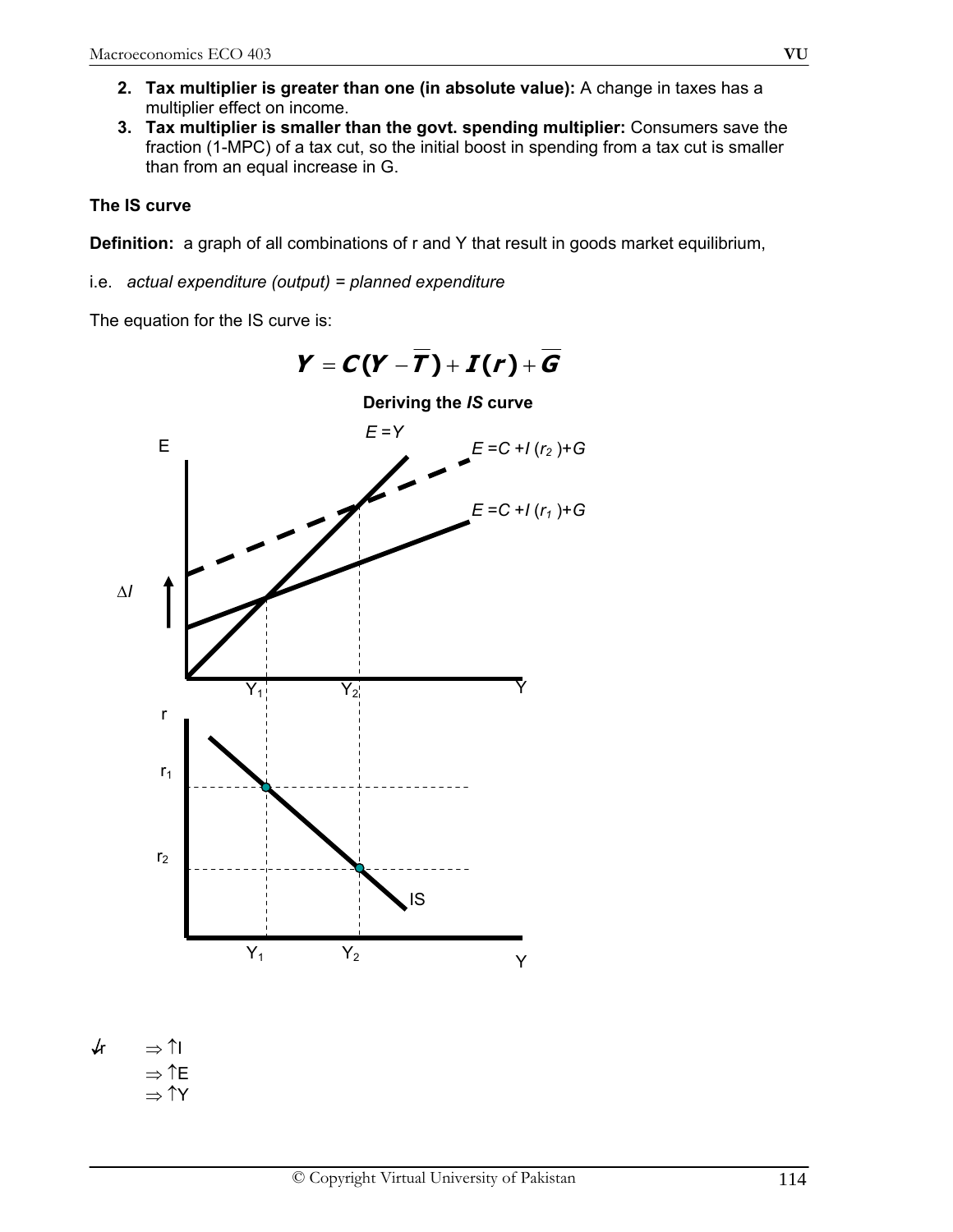2. **Tax multiplier is greater than one (in absolute value):** A change in taxes has a multiplier effect on income.
3. **Tax multiplier is smaller than the govt. spending multiplier:** Consumers save the fraction (1-MPC) of a tax cut, so the initial boost in spending from a tax cut is smaller than from an equal increase in G.

**The IS curve**

**Definition:** a graph of all combinations of r and Y that result in goods market equilibrium,

i.e. *actual expenditure (output) = planned expenditure*

The equation for the IS curve is:

$$Y = C(Y - \overline{T}) + I(r) + \overline{G}$$

**Deriving the *IS* curve**

E

$E = Y$

$E = C + I(r_2) + G$

$E = C + I(r_1) + G$

$\Delta I$

$Y_1$ $Y_2$ Y

r

$r_1$

$r_2$

IS

$Y_1$ $Y_2$ Y

$\downarrow r \Rightarrow \uparrow I$

$\Rightarrow \uparrow E$

$\Rightarrow \uparrow Y$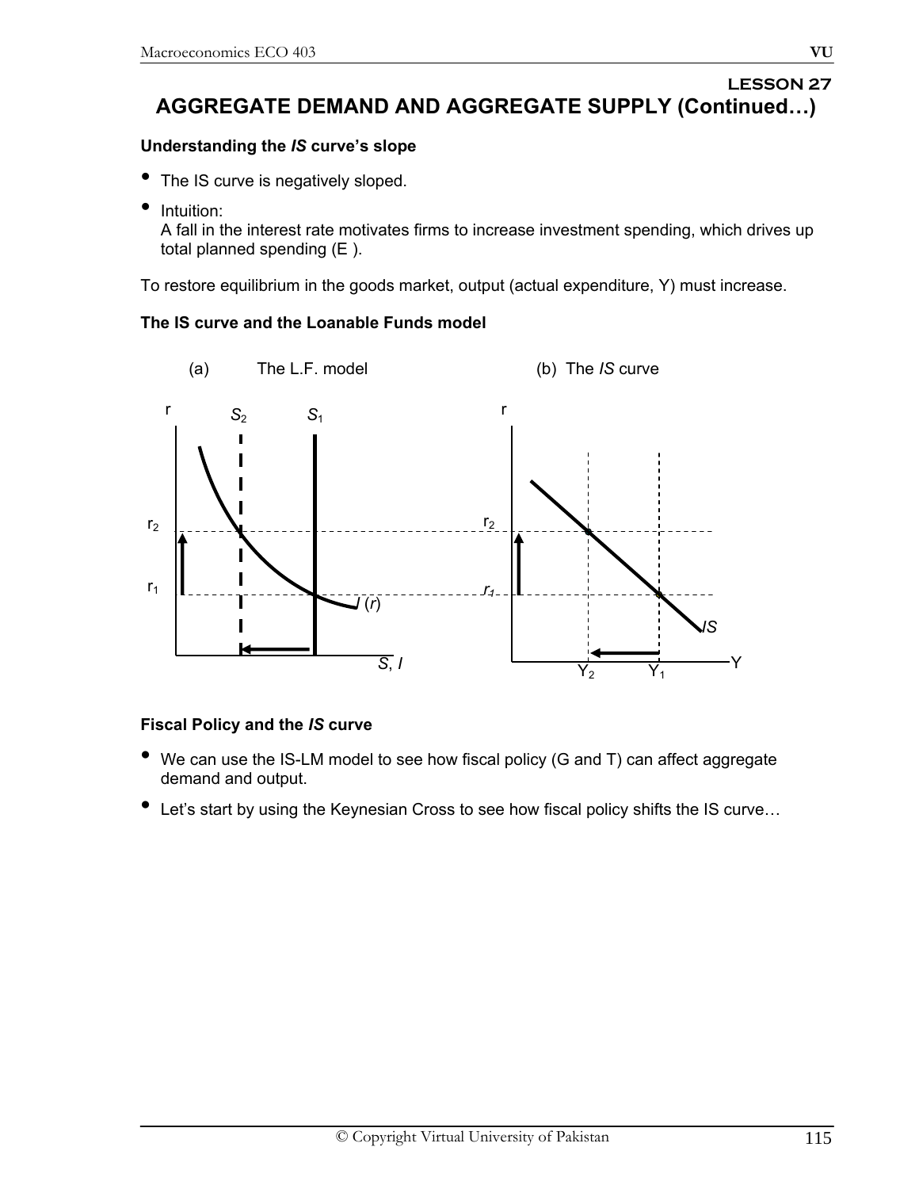## LESSON 27

# AGGREGATE DEMAND AND AGGREGATE SUPPLY (Continued…)

### Understanding the *IS* curve's slope

- The IS curve is negatively sloped.
- Intuition:
  A fall in the interest rate motivates firms to increase investment spending, which drives up total planned spending (E ).

To restore equilibrium in the goods market, output (actual expenditure, Y) must increase.

### The IS curve and the Loanable Funds model

(a) The L.F. model (b) The *IS* curve

### Fiscal Policy and the *IS* curve

- We can use the IS-LM model to see how fiscal policy (G and T) can affect aggregate demand and output.
- Let's start by using the Keynesian Cross to see how fiscal policy shifts the IS curve…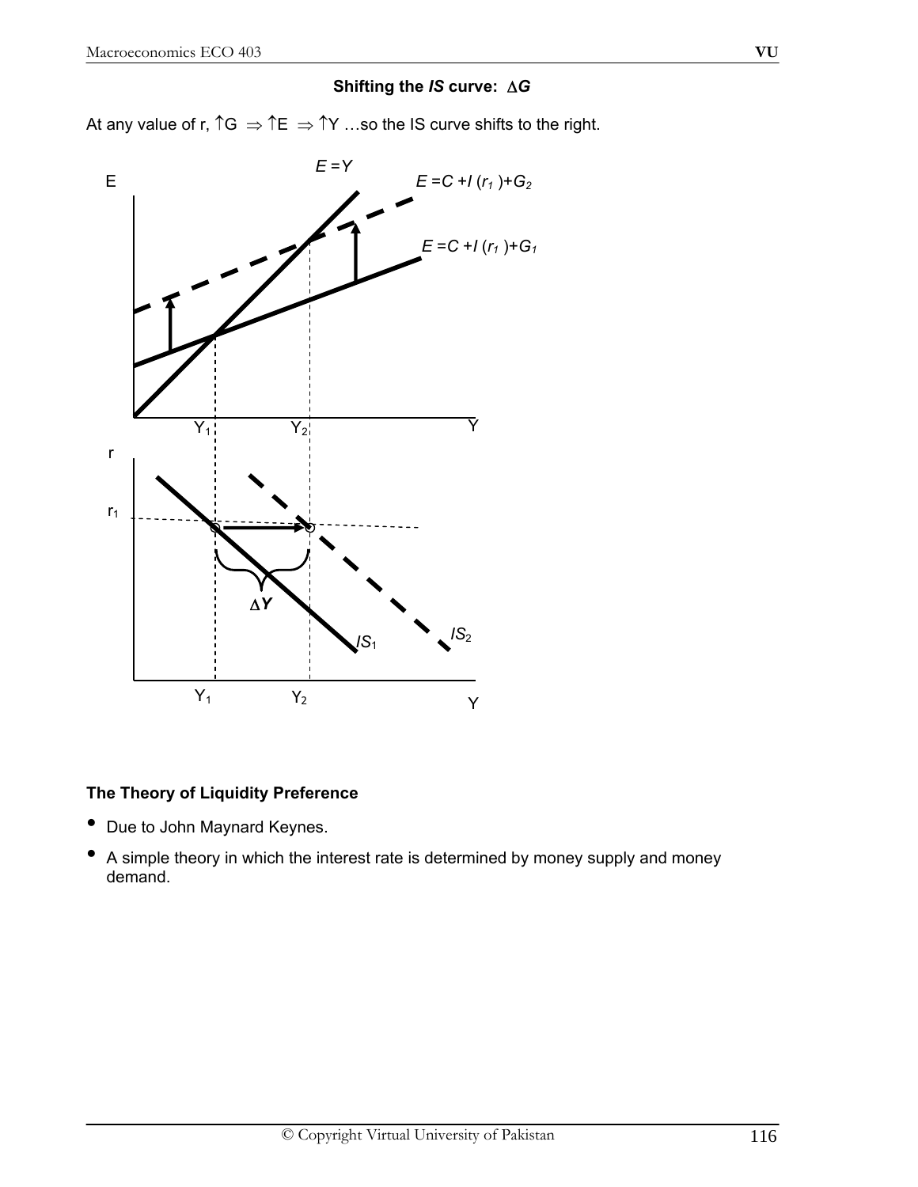### Shifting the *IS* curve: $\Delta G$

At any value of r, $\uparrow$G $\Rightarrow$ $\uparrow$E $\Rightarrow$ $\uparrow$Y …so the IS curve shifts to the right.

### The Theory of Liquidity Preference

- Due to John Maynard Keynes.
- A simple theory in which the interest rate is determined by money supply and money demand.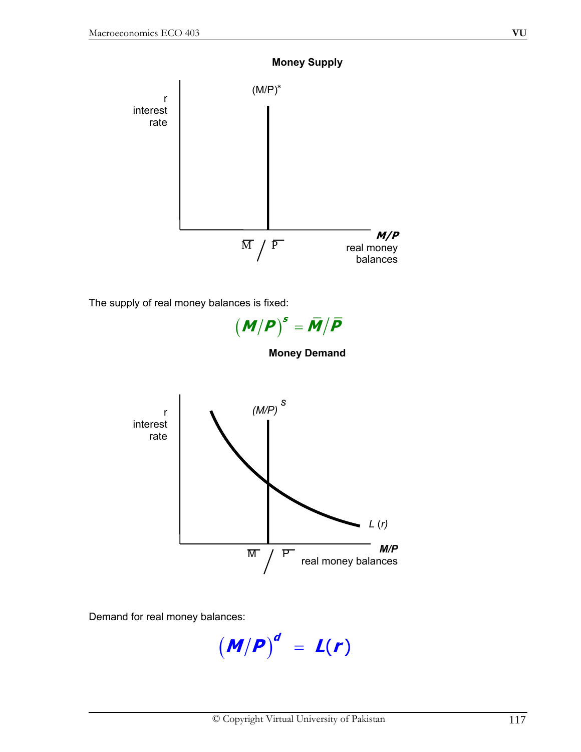**Money Supply**

The supply of real money balances is fixed:

$$\left(M/P\right)^s = \bar{M}/\bar{P}$$

**Money Demand**

Demand for real money balances:

$$\left(M/P\right)^d = L(r)$$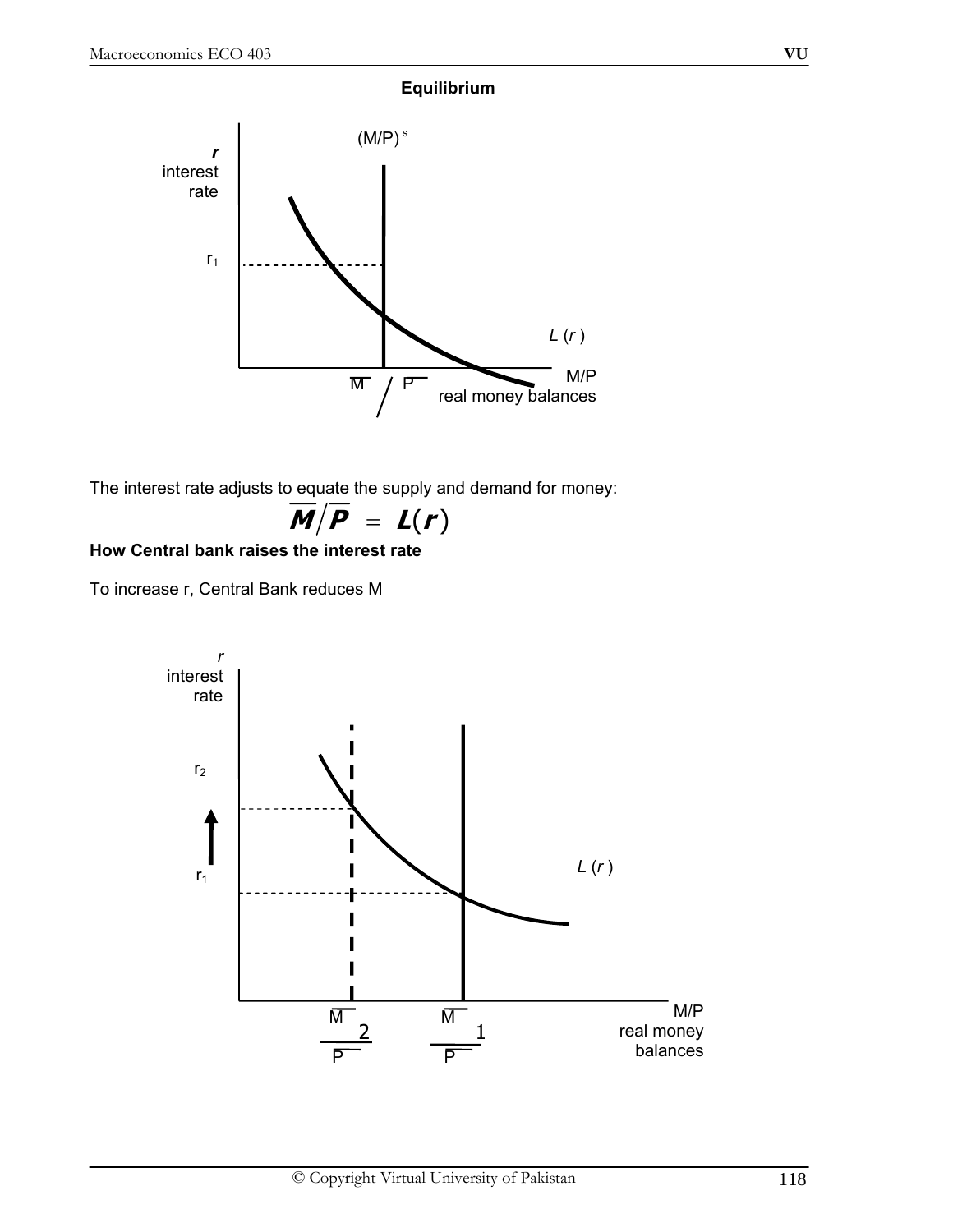**Equilibrium**

The interest rate adjusts to equate the supply and demand for money:

$$\overline{M}/\overline{P} = L(r)$$

**How Central bank raises the interest rate**

To increase r, Central Bank reduces M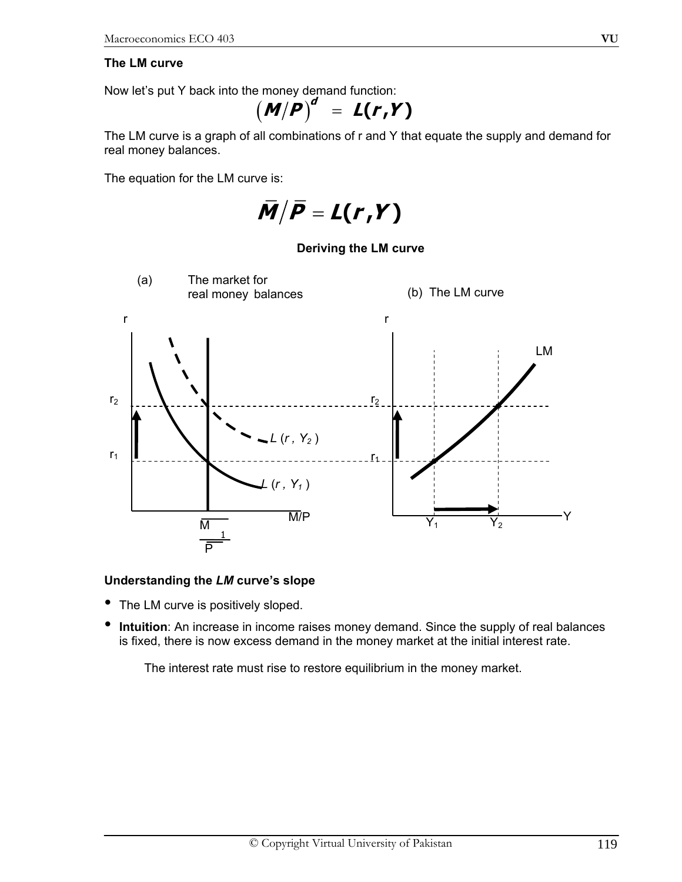### The LM curve

Now let's put Y back into the money demand function:

$$\left(M/P\right)^{d} = L(r, Y)$$

The LM curve is a graph of all combinations of r and Y that equate the supply and demand for real money balances.

The equation for the LM curve is:

$$\bar{M}/\bar{P} = L(r, Y)$$

**Deriving the LM curve**

(a) The market for real money balances

(b) The LM curve

**Understanding the *LM* curve's slope**

- The LM curve is positively sloped.
- **Intuition**: An increase in income raises money demand. Since the supply of real balances is fixed, there is now excess demand in the money market at the initial interest rate.

  The interest rate must rise to restore equilibrium in the money market.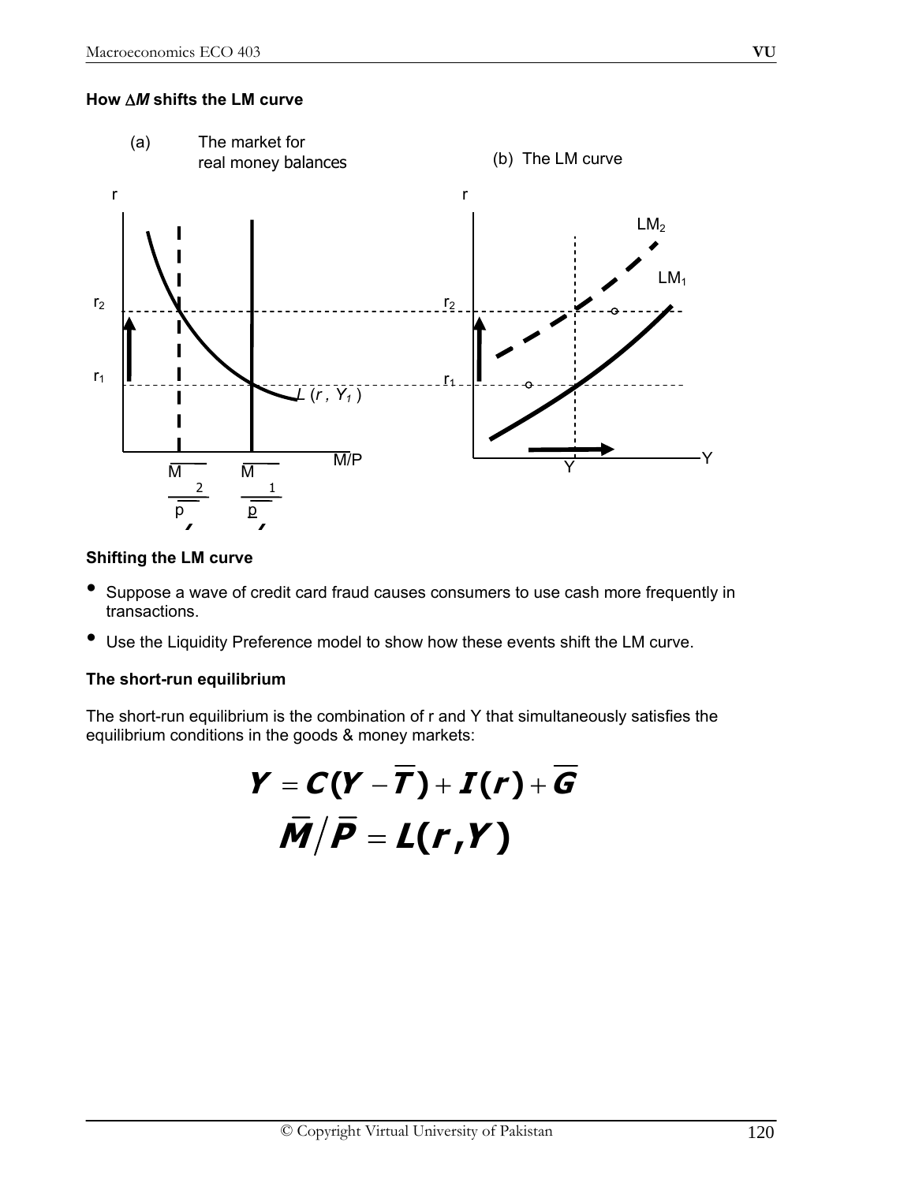**How $\Delta M$ shifts the LM curve**

(a) The market for real money balances

(b) The LM curve

**Shifting the LM curve**

- Suppose a wave of credit card fraud causes consumers to use cash more frequently in transactions.
- Use the Liquidity Preference model to show how these events shift the LM curve.

**The short-run equilibrium**

The short-run equilibrium is the combination of r and Y that simultaneously satisfies the equilibrium conditions in the goods & money markets:

$$Y = C(Y - \overline{T}) + I(r) + \overline{G}$$

$$\overline{M}/\overline{P} = L(r, Y)$$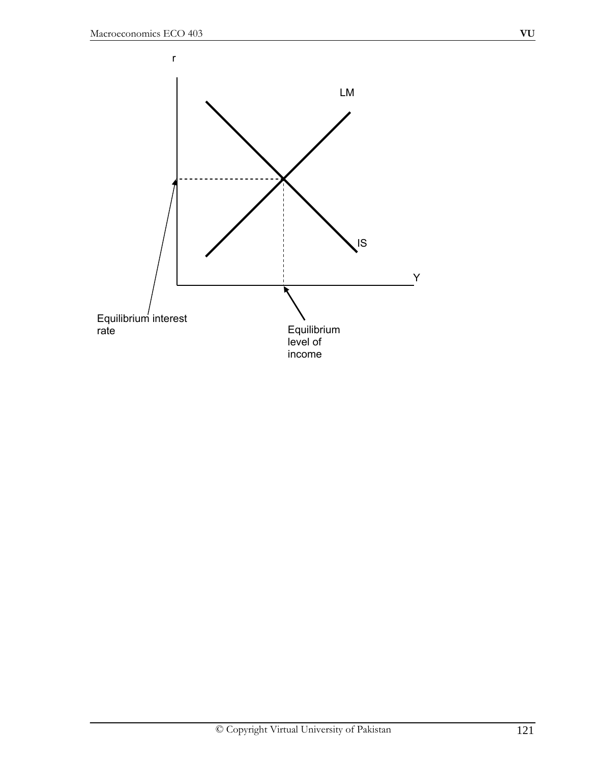r

LM

IS

Y

Equilibrium interest rate

Equilibrium level of income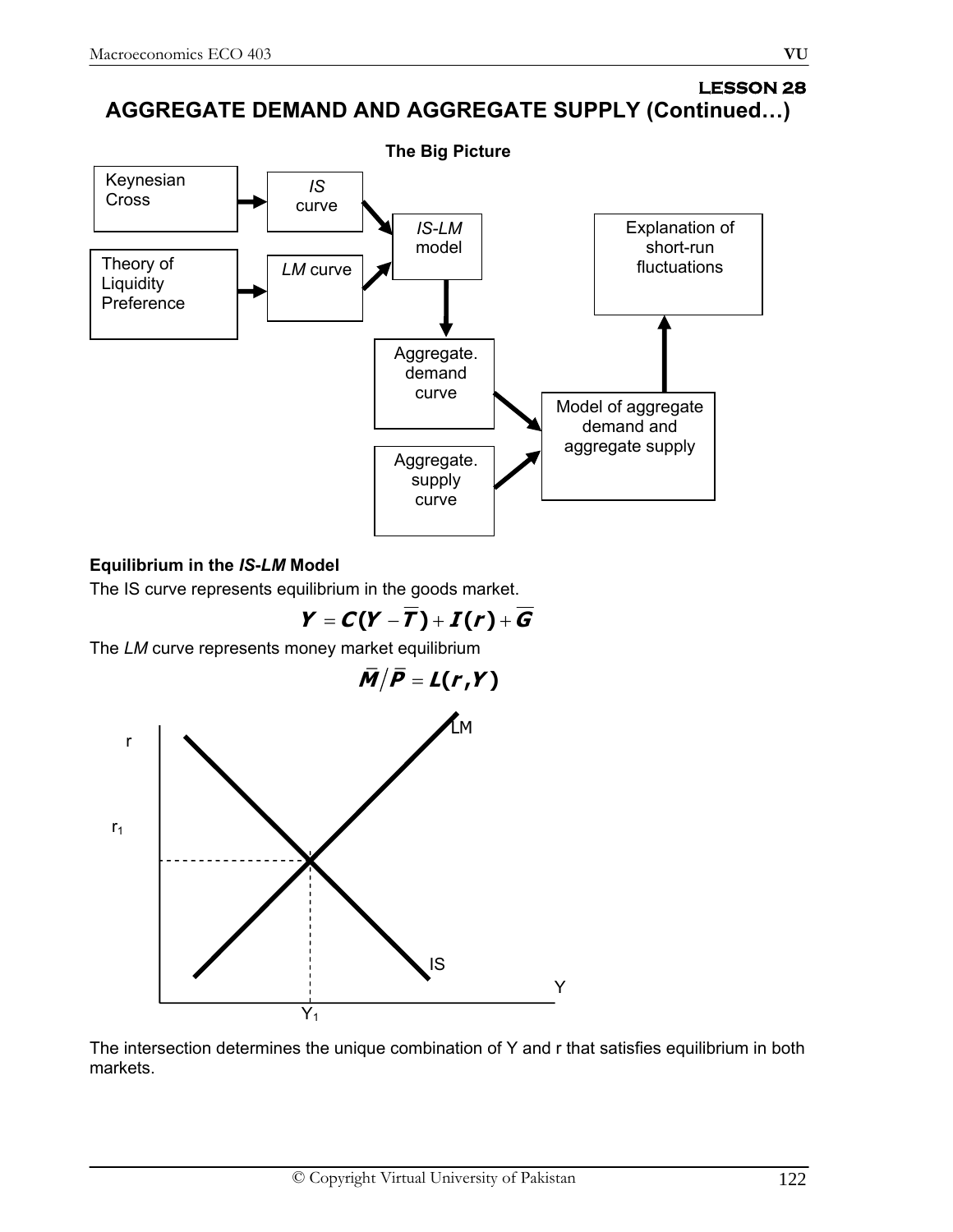# LESSON 28

## AGGREGATE DEMAND AND AGGREGATE SUPPLY (Continued…)

**The Big Picture**

Keynesian Cross → IS curve → IS-LM model

Theory of Liquidity Preference → LM curve → IS-LM model

IS-LM model → Aggregate. demand curve → Model of aggregate demand and aggregate supply

Aggregate. supply curve → Model of aggregate demand and aggregate supply

Model of aggregate demand and aggregate supply → Explanation of short-run fluctuations

**Equilibrium in the *IS-LM* Model**

The IS curve represents equilibrium in the goods market.

$$Y = C(Y - \overline{T}) + I(r) + \overline{G}$$

The *LM* curve represents money market equilibrium

$$\overline{M}/\overline{P} = L(r, Y)$$

The intersection determines the unique combination of Y and r that satisfies equilibrium in both markets.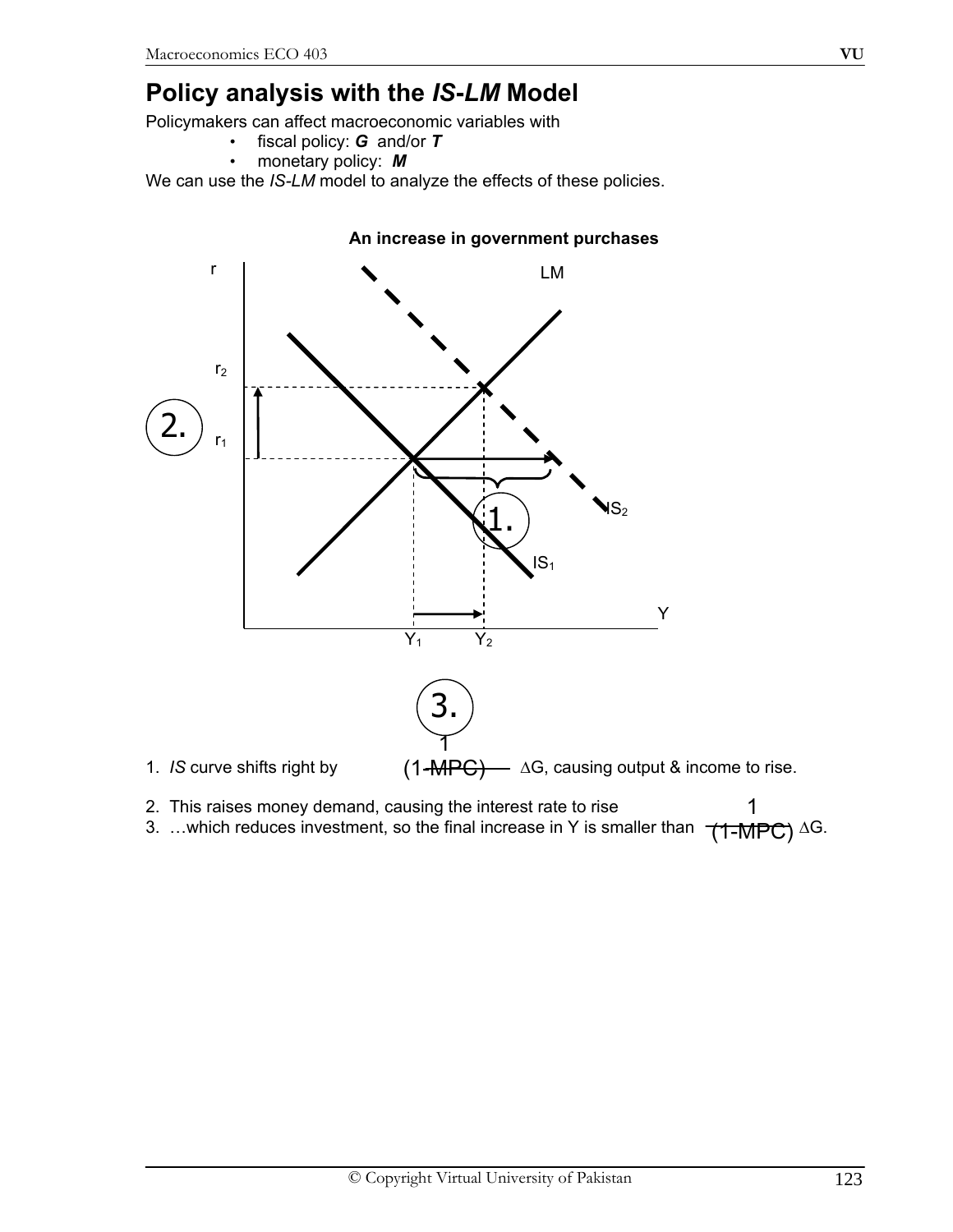# Policy analysis with the *IS-LM* Model

Policymakers can affect macroeconomic variables with

- fiscal policy: ***G*** and/or ***T***
- monetary policy: ***M***

We can use the *IS-LM* model to analyze the effects of these policies.

**An increase in government purchases**

1. *IS* curve shifts right by $\frac{1}{(1-MPC)}\Delta G$, causing output & income to rise.
2. This raises money demand, causing the interest rate to rise
3. …which reduces investment, so the final increase in Y is smaller than $\frac{1}{(1-MPC)}\Delta G$.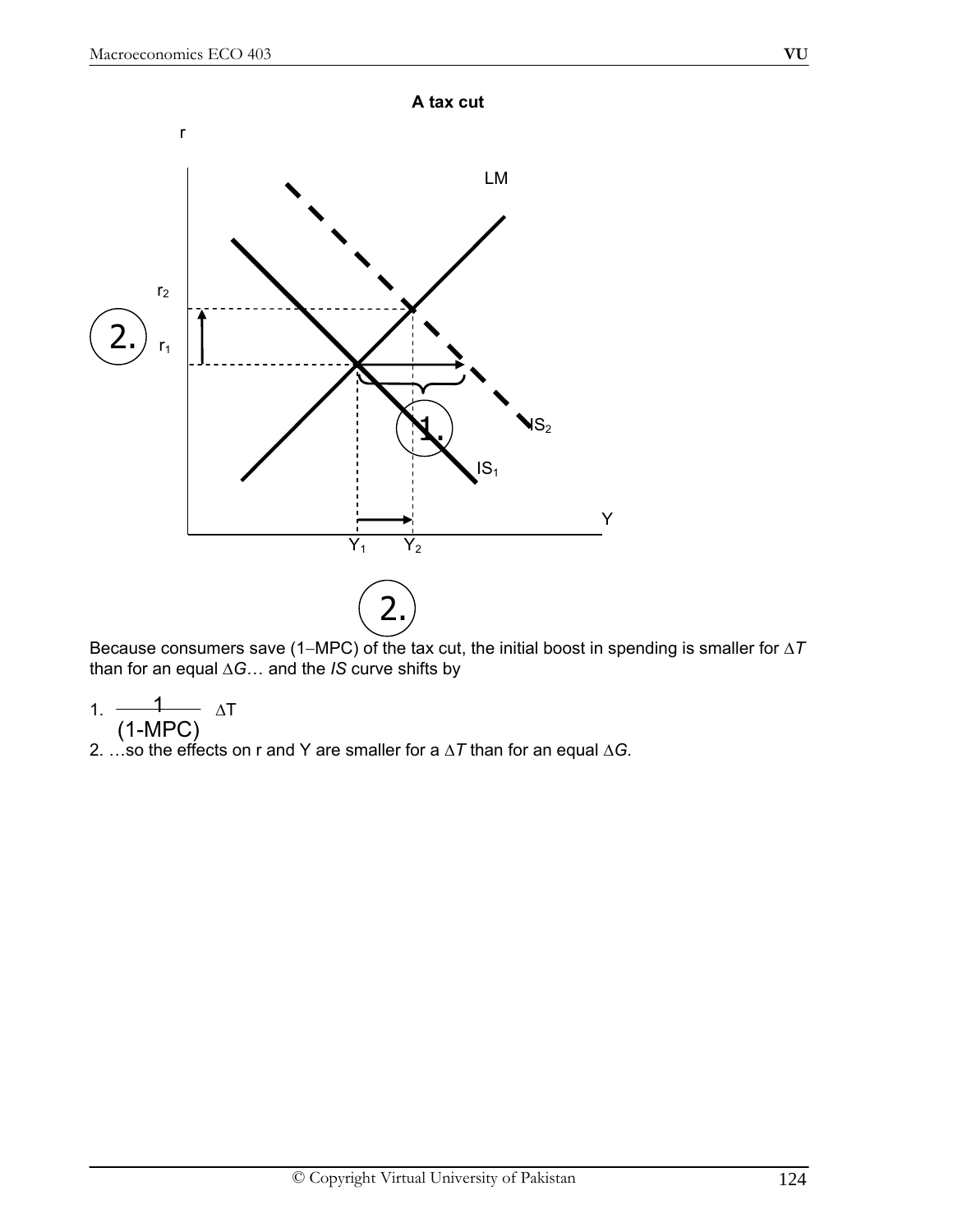**A tax cut**

Because consumers save (1−MPC) of the tax cut, the initial boost in spending is smaller for $\Delta T$ than for an equal $\Delta G$… and the *IS* curve shifts by

1. $\frac{1}{(1\text{-MPC})} \Delta T$
2. …so the effects on r and Y are smaller for a $\Delta T$ than for an equal $\Delta G$.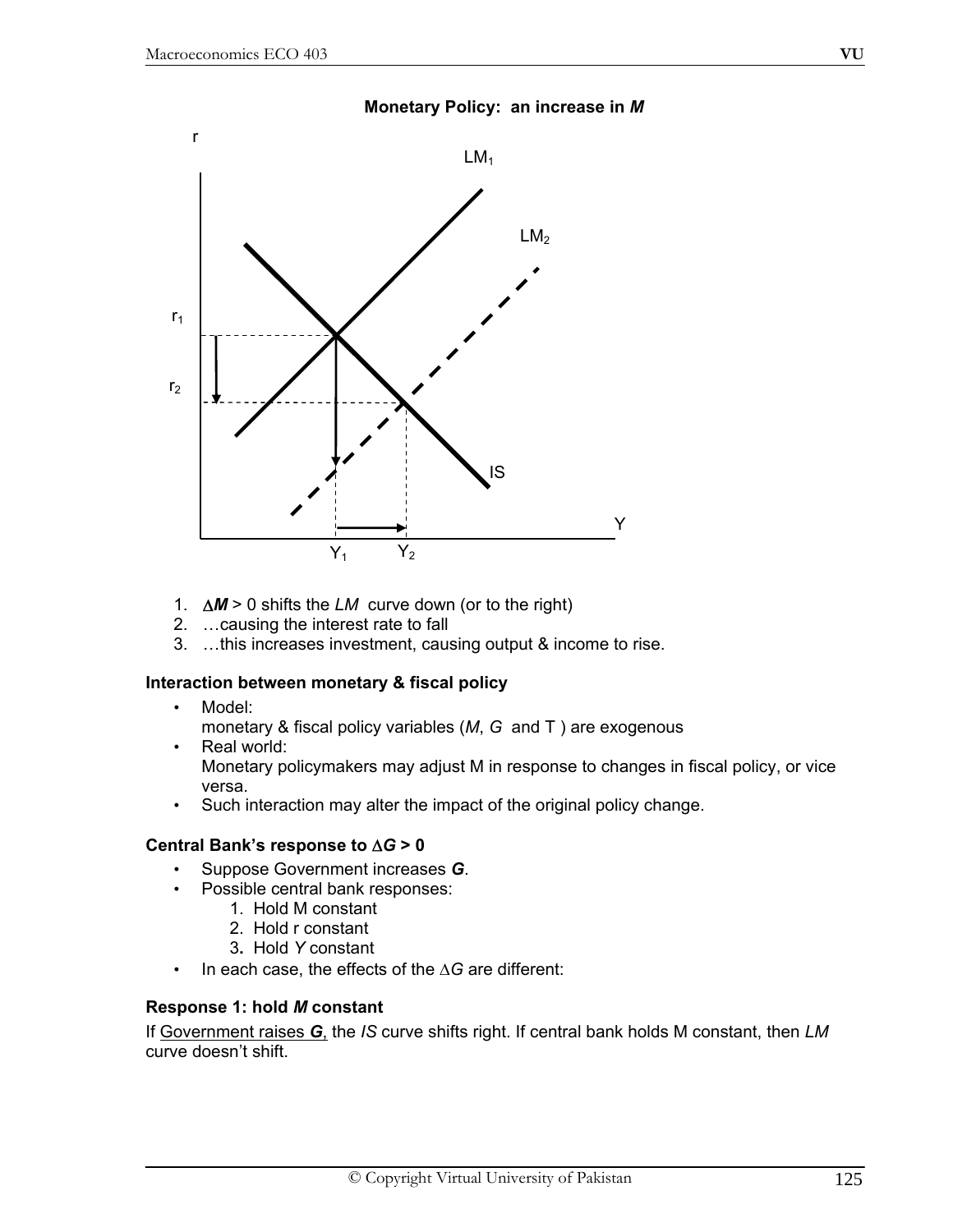**Monetary Policy: an increase in *M***

1. $\Delta M > 0$ shifts the *LM* curve down (or to the right)
2. …causing the interest rate to fall
3. …this increases investment, causing output & income to rise.

**Interaction between monetary & fiscal policy**

- Model:
  monetary & fiscal policy variables (*M*, *G* and T ) are exogenous
- Real world:
  Monetary policymakers may adjust M in response to changes in fiscal policy, or vice versa.
- Such interaction may alter the impact of the original policy change.

**Central Bank's response to $\Delta G > 0$**

- Suppose Government increases ***G***.
- Possible central bank responses:
  1. Hold M constant
  2. Hold r constant
  3. Hold *Y* constant
- In each case, the effects of the $\Delta G$ are different:

**Response 1: hold *M* constant**

If Government raises ***G***, the *IS* curve shifts right. If central bank holds M constant, then *LM* curve doesn't shift.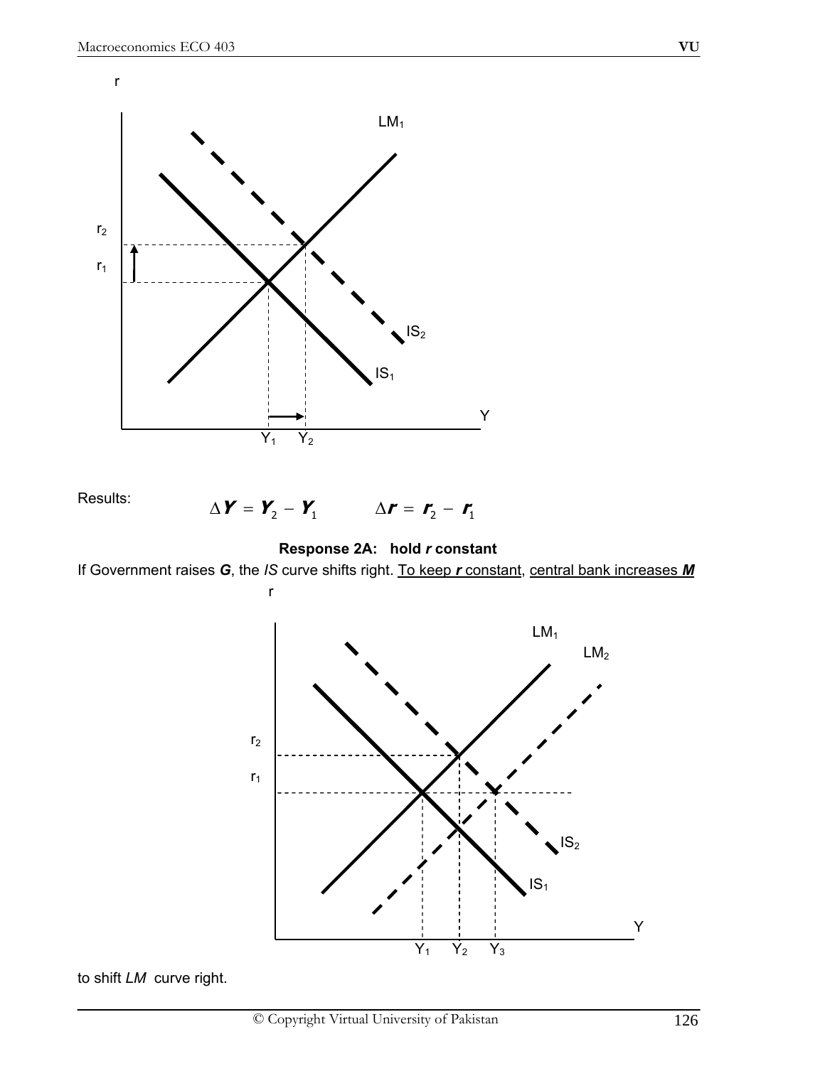Results: $\Delta Y = Y_2 - Y_1$ $\Delta r = r_2 - r_1$

**Response 2A: hold *r* constant**

If Government raises ***G***, the *IS* curve shifts right. To keep ***r*** constant, central bank increases ***M*** to shift *LM* curve right.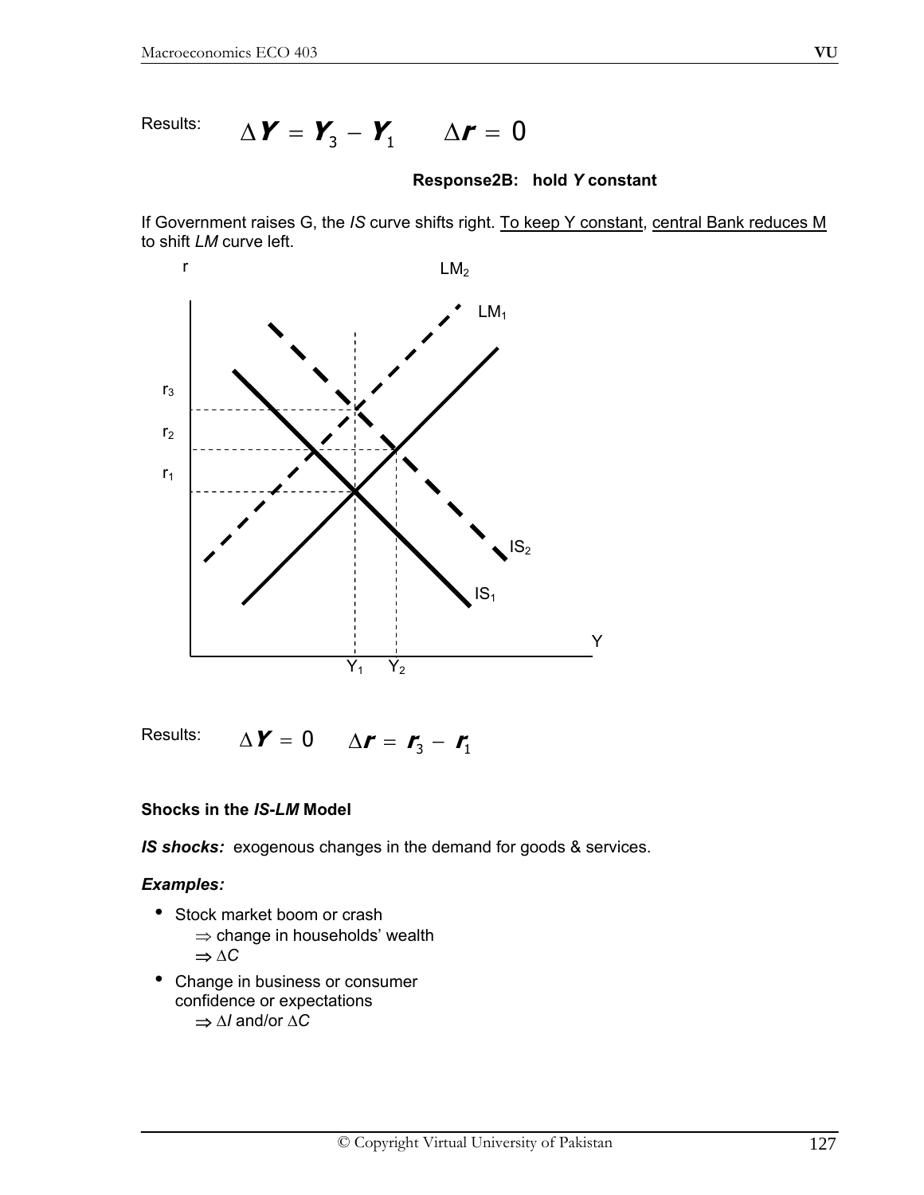Results: $\Delta Y = Y_3 - Y_1 \quad \Delta r = 0$

**Response2B: hold *Y* constant**

If Government raises G, the *IS* curve shifts right. To keep Y constant, central Bank reduces M to shift *LM* curve left.

Results: $\Delta Y = 0 \quad \Delta r = r_3 - r_1$

**Shocks in the *IS-LM* Model**

***IS* shocks:** exogenous changes in the demand for goods & services.

***Examples:***

- Stock market boom or crash
  $\Rightarrow$ change in households' wealth
  $\Rightarrow \Delta C$
- Change in business or consumer confidence or expectations
  $\Rightarrow \Delta I$ and/or $\Delta C$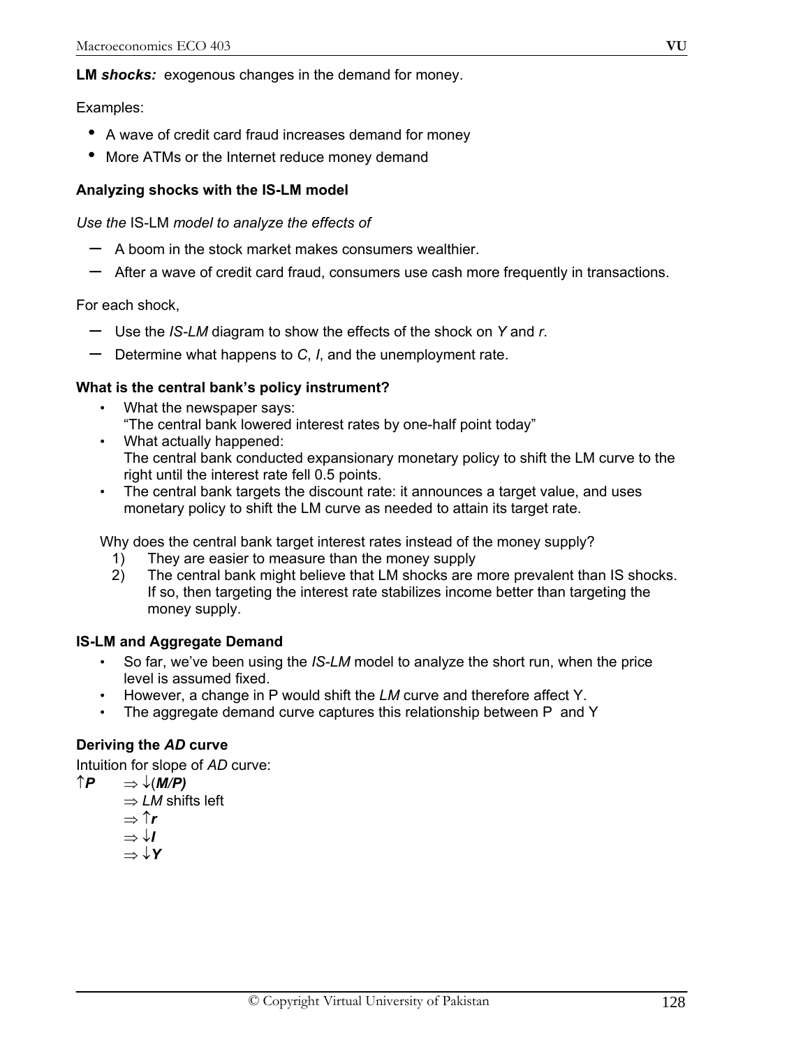**LM *shocks:*** exogenous changes in the demand for money.

Examples:

- A wave of credit card fraud increases demand for money
- More ATMs or the Internet reduce money demand

**Analyzing shocks with the IS-LM model**

*Use the* IS-LM *model to analyze the effects of*

- A boom in the stock market makes consumers wealthier.
- After a wave of credit card fraud, consumers use cash more frequently in transactions.

For each shock,

- Use the *IS-LM* diagram to show the effects of the shock on *Y* and *r*.
- Determine what happens to *C*, *I*, and the unemployment rate.

**What is the central bank's policy instrument?**

- What the newspaper says:
  "The central bank lowered interest rates by one-half point today"
- What actually happened:
  The central bank conducted expansionary monetary policy to shift the LM curve to the right until the interest rate fell 0.5 points.
- The central bank targets the discount rate: it announces a target value, and uses monetary policy to shift the LM curve as needed to attain its target rate.

Why does the central bank target interest rates instead of the money supply?

1) They are easier to measure than the money supply
2) The central bank might believe that LM shocks are more prevalent than IS shocks. If so, then targeting the interest rate stabilizes income better than targeting the money supply.

**IS-LM and Aggregate Demand**

- So far, we've been using the *IS-LM* model to analyze the short run, when the price level is assumed fixed.
- However, a change in P would shift the *LM* curve and therefore affect Y.
- The aggregate demand curve captures this relationship between P and Y

**Deriving the *AD* curve**

Intuition for slope of *AD* curve:

$\uparrow \boldsymbol{P} \quad \Rightarrow \downarrow(\boldsymbol{M/P})$
$\Rightarrow$ *LM* shifts left
$\Rightarrow \uparrow \boldsymbol{r}$
$\Rightarrow \downarrow \boldsymbol{I}$
$\Rightarrow \downarrow \boldsymbol{Y}$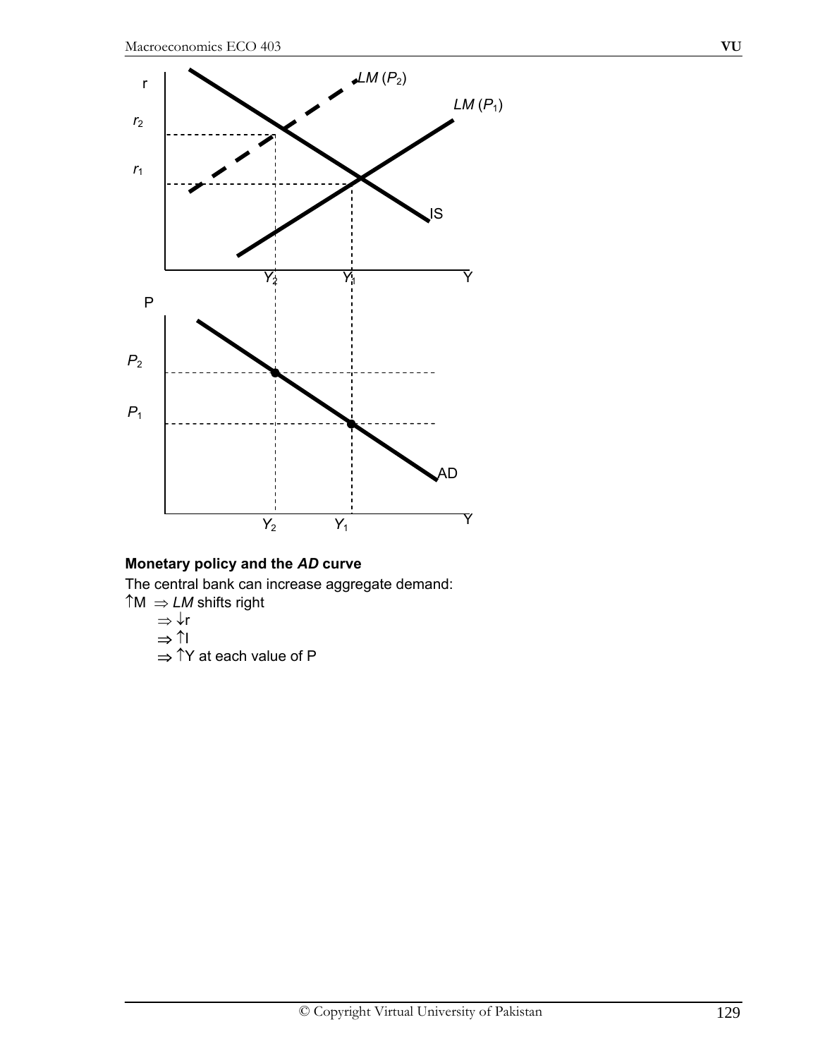**Monetary policy and the *AD* curve**

The central bank can increase aggregate demand:

↑M ⇒ *LM* shifts right

⇒ ↓r

⇒ ↑I

⇒ ↑Y at each value of P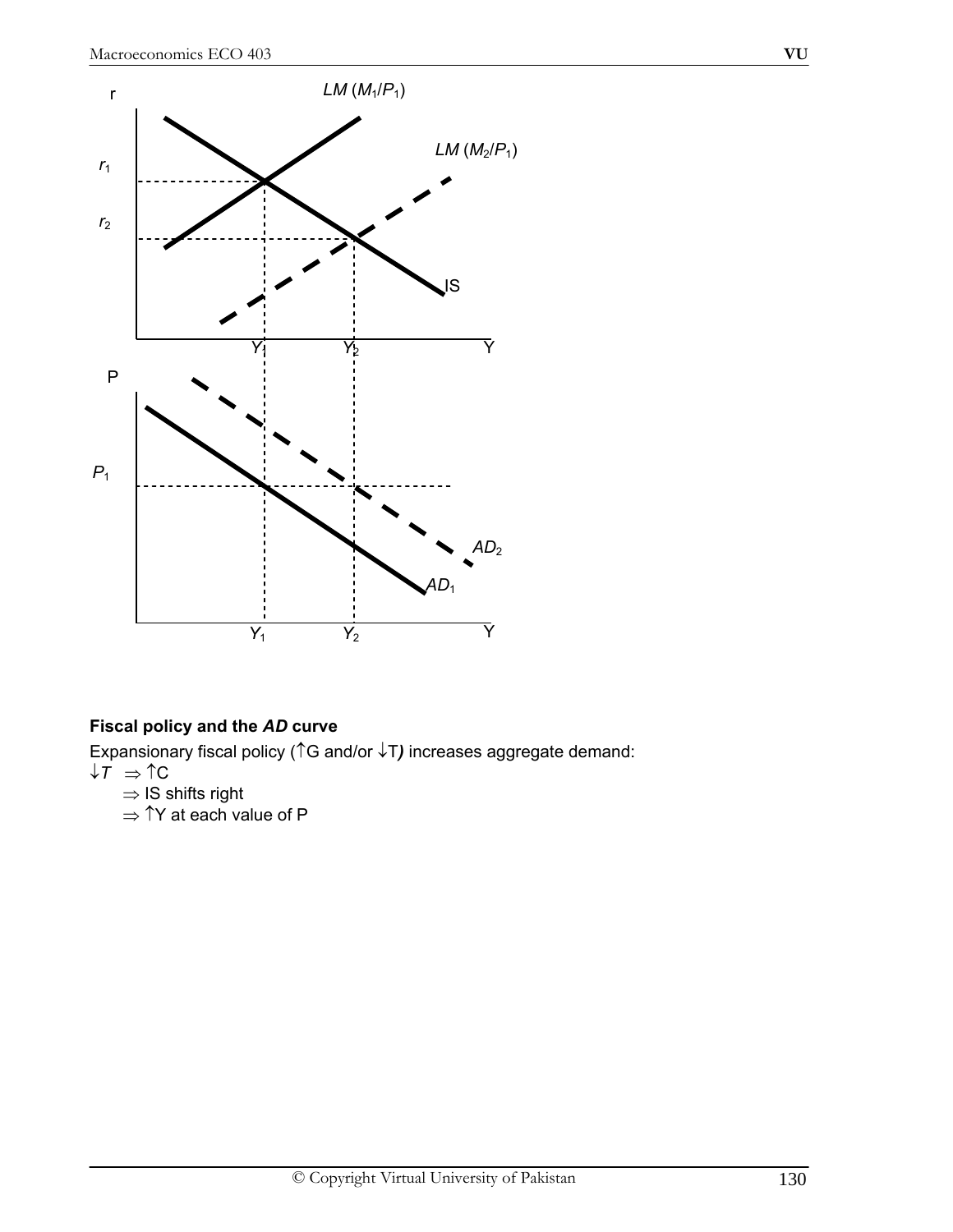**Fiscal policy and the *AD* curve**

Expansionary fiscal policy (↑G and/or ↓T*)* increases aggregate demand:

↓*T* ⇒ ↑C

⇒ IS shifts right

⇒ ↑Y at each value of P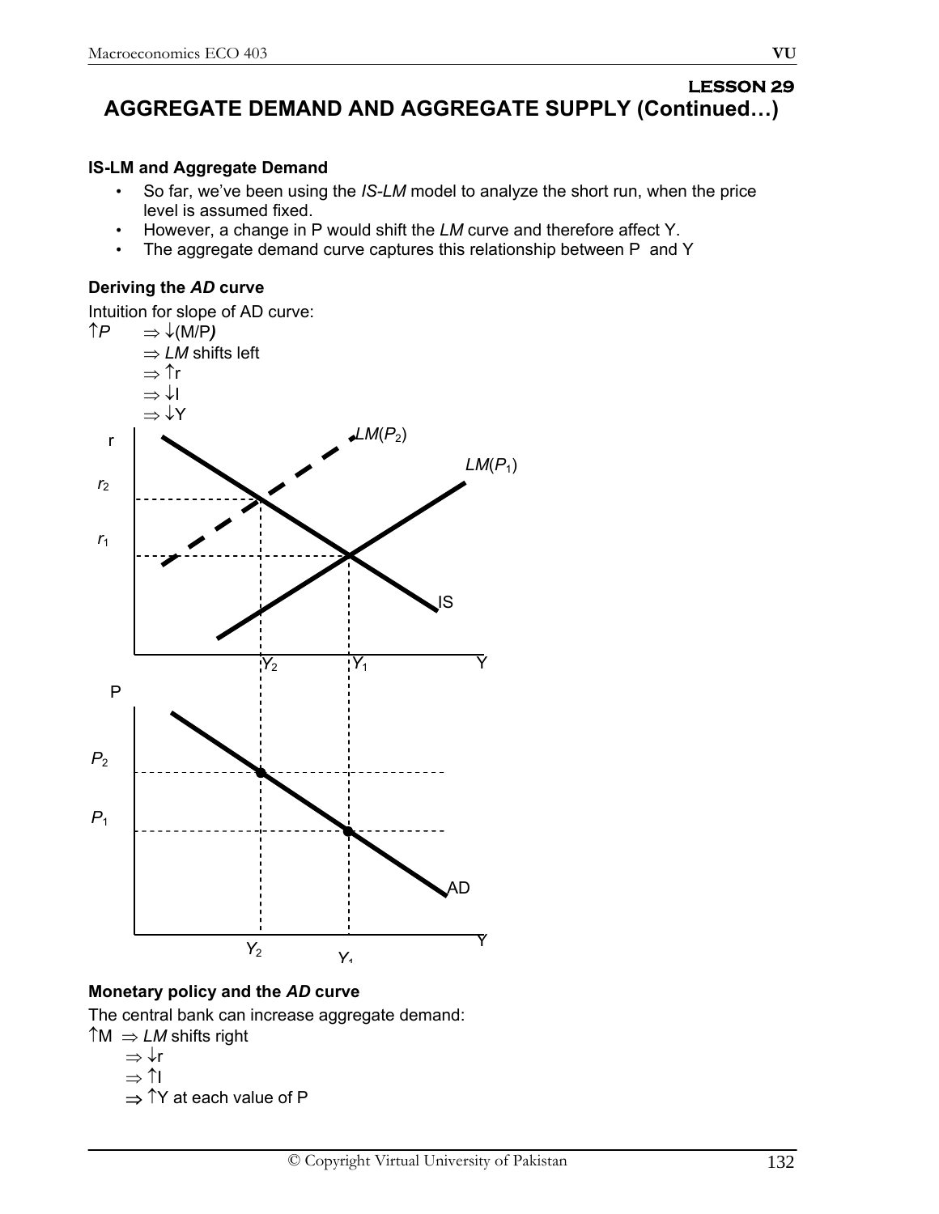## LESSON 29

# AGGREGATE DEMAND AND AGGREGATE SUPPLY (Continued…)

### IS-LM and Aggregate Demand

- So far, we've been using the *IS-LM* model to analyze the short run, when the price level is assumed fixed.
- However, a change in P would shift the *LM* curve and therefore affect Y.
- The aggregate demand curve captures this relationship between P and Y

### Deriving the *AD* curve

Intuition for slope of AD curve:

$\uparrow P \Rightarrow \downarrow (M/P)$

$\Rightarrow$ *LM* shifts left

$\Rightarrow \uparrow r$

$\Rightarrow \downarrow I$

$\Rightarrow \downarrow Y$

### Monetary policy and the *AD* curve

The central bank can increase aggregate demand:

$\uparrow M \Rightarrow$ *LM* shifts right

$\Rightarrow \downarrow r$

$\Rightarrow \uparrow I$

$\Rightarrow \uparrow Y$ at each value of P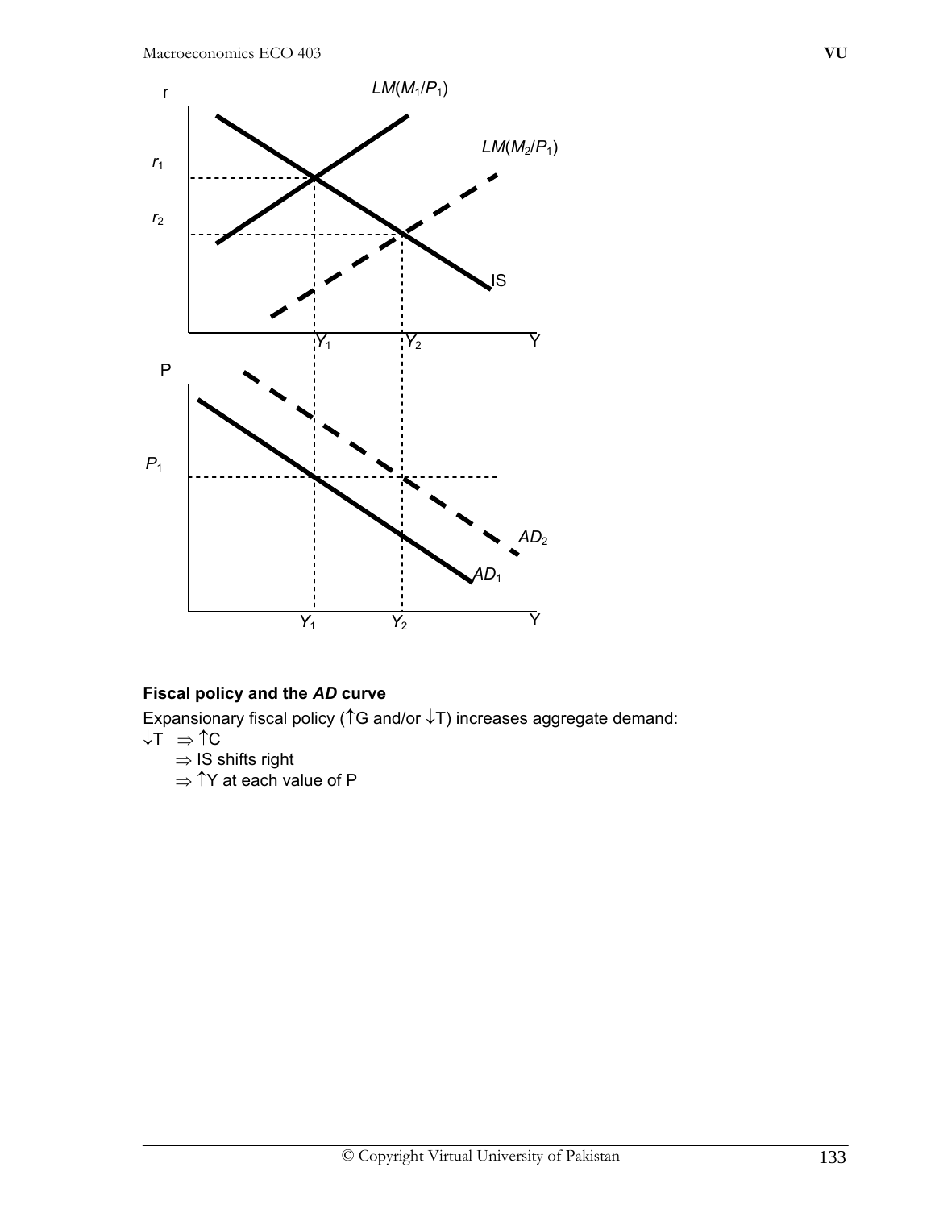### Fiscal policy and the *AD* curve

Expansionary fiscal policy (↑G and/or ↓T) increases aggregate demand:

↓T ⇒ ↑C

⇒ IS shifts right

⇒ ↑Y at each value of P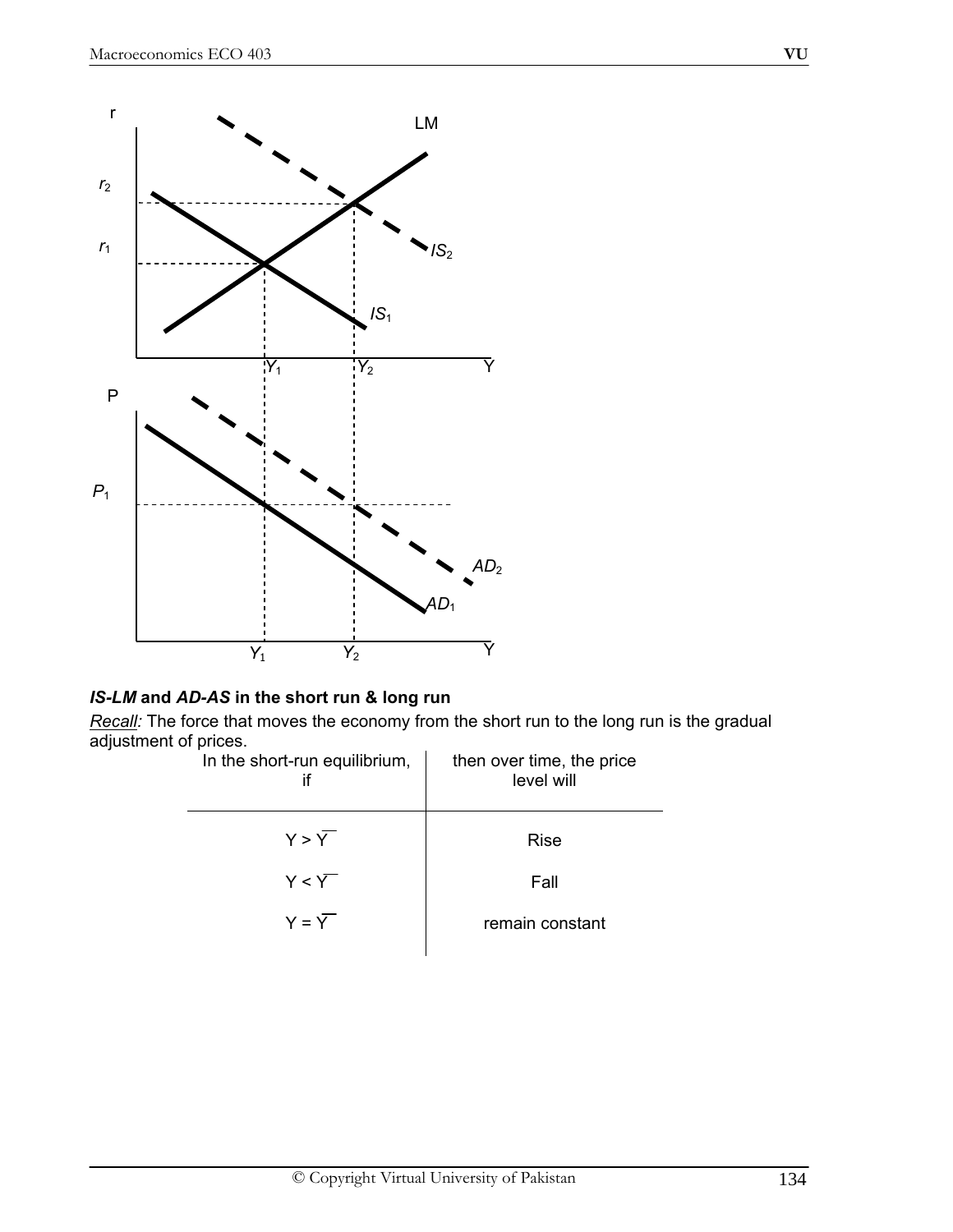***IS-LM* and *AD-AS* in the short run & long run**

*Recall:* The force that moves the economy from the short run to the long run is the gradual adjustment of prices.

| In the short-run equilibrium, if | then over time, the price level will |
|---|---|
| $Y > \overline{Y}$ | Rise |
| $Y < \overline{Y}$ | Fall |
| $Y = \overline{Y}$ | remain constant |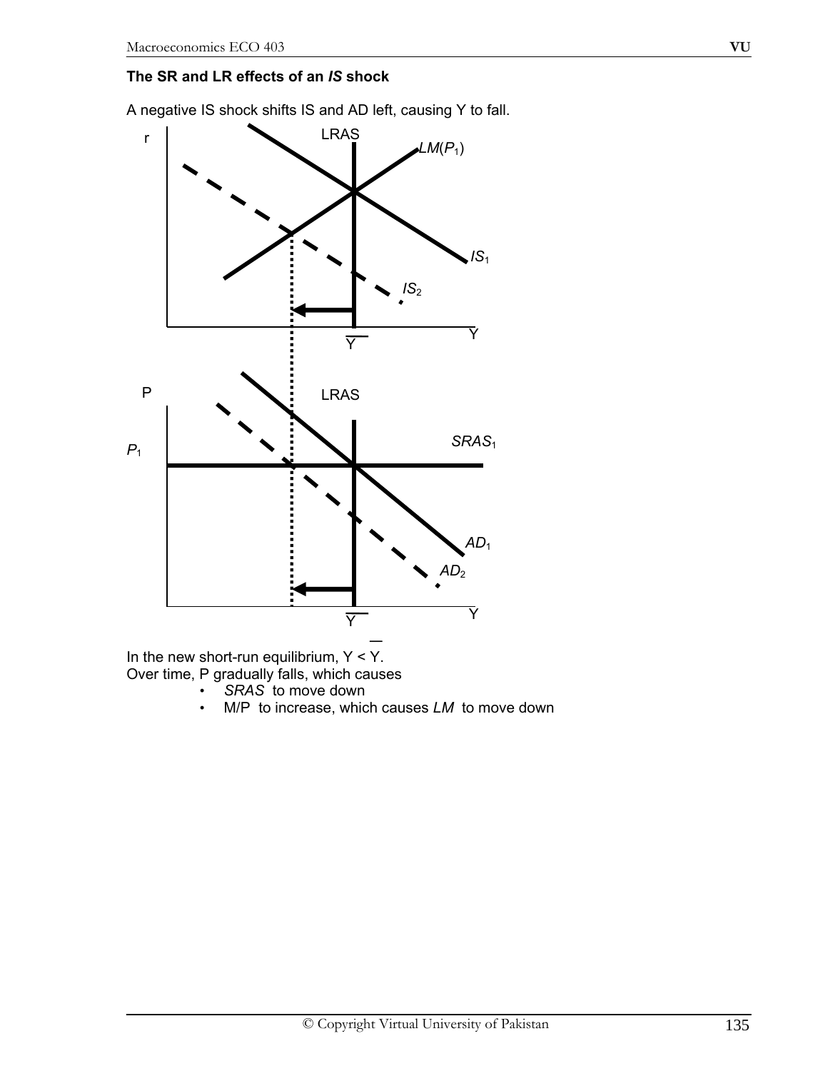**The SR and LR effects of an *IS* shock**

A negative IS shock shifts IS and AD left, causing Y to fall.

In the new short-run equilibrium, $Y < \bar{Y}$.

Over time, P gradually falls, which causes

- *SRAS* to move down
- M/P to increase, which causes *LM* to move down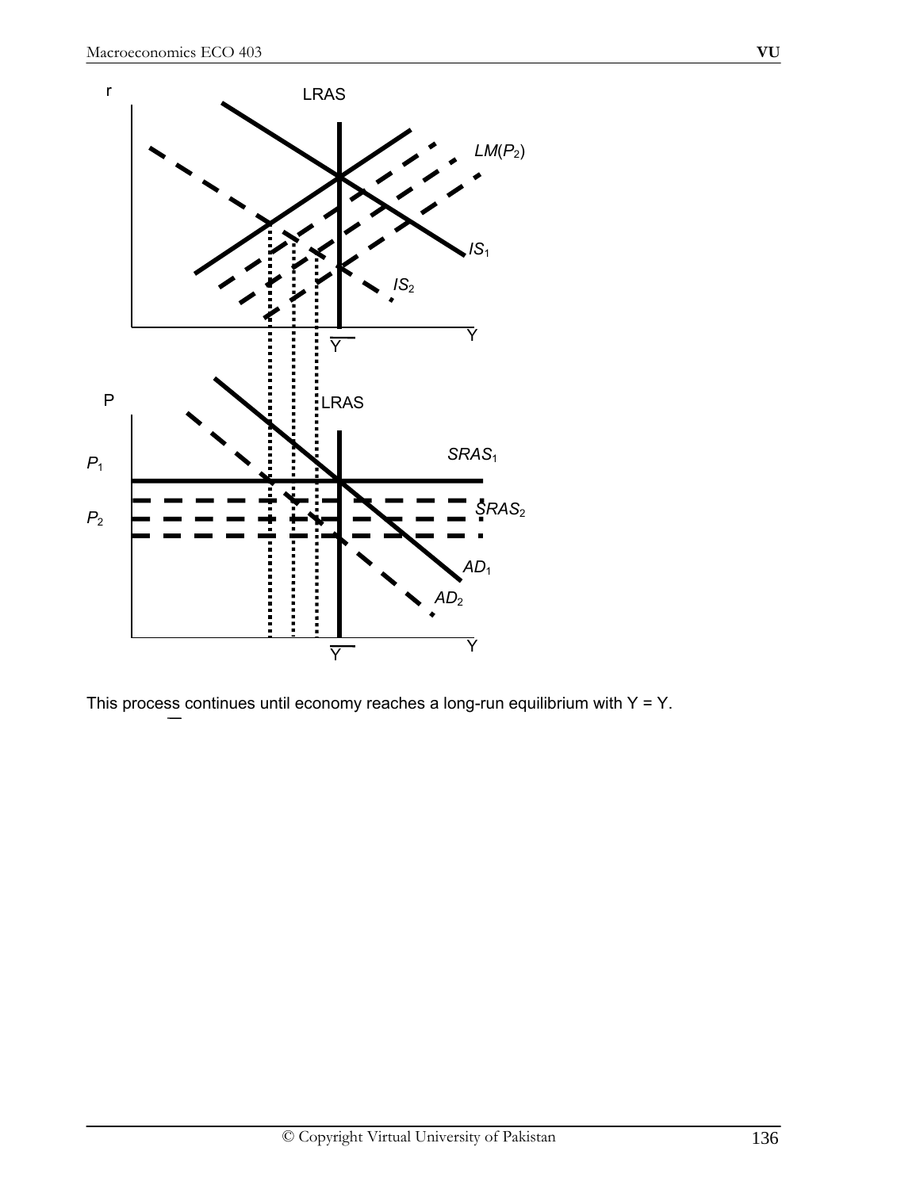This process continues until economy reaches a long-run equilibrium with $Y = \bar{Y}$.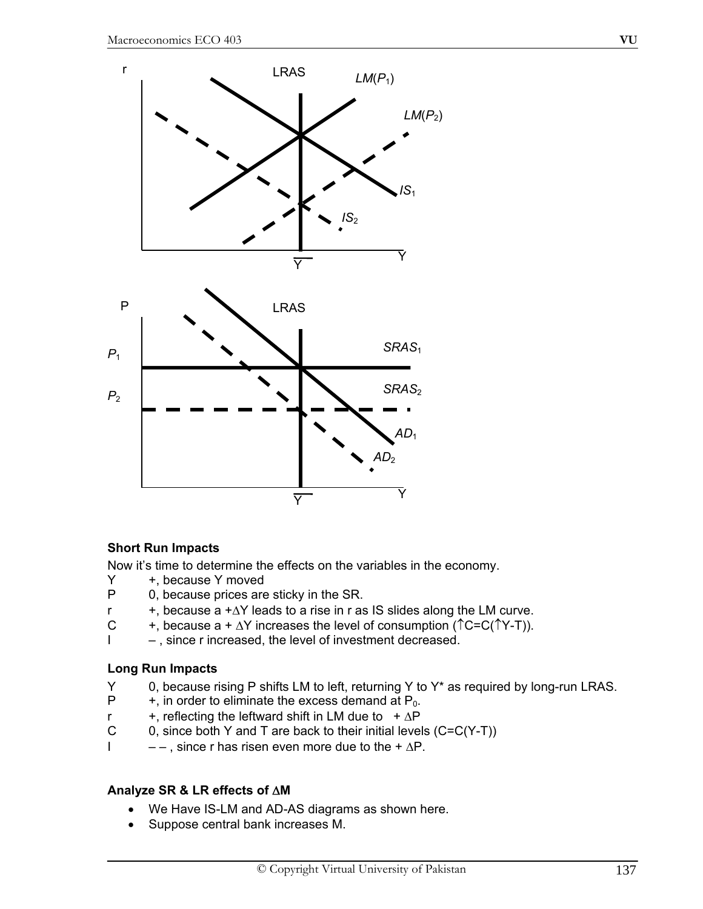### Short Run Impacts

Now it's time to determine the effects on the variables in the economy.

Y +, because Y moved

P 0, because prices are sticky in the SR.

r +, because a $+\Delta Y$ leads to a rise in r as IS slides along the LM curve.

C +, because a $+\Delta Y$ increases the level of consumption ($\uparrow C = C(\uparrow Y - T)$).

I – , since r increased, the level of investment decreased.

### Long Run Impacts

Y 0, because rising P shifts LM to left, returning Y to Y* as required by long-run LRAS.

P +, in order to eliminate the excess demand at $P_0$.

r +, reflecting the leftward shift in LM due to $+\Delta P$

C 0, since both Y and T are back to their initial levels ($C=C(Y-T)$)

I – – , since r has risen even more due to the $+\Delta P$.

### Analyze SR & LR effects of $\Delta M$

- We Have IS-LM and AD-AS diagrams as shown here.
- Suppose central bank increases M.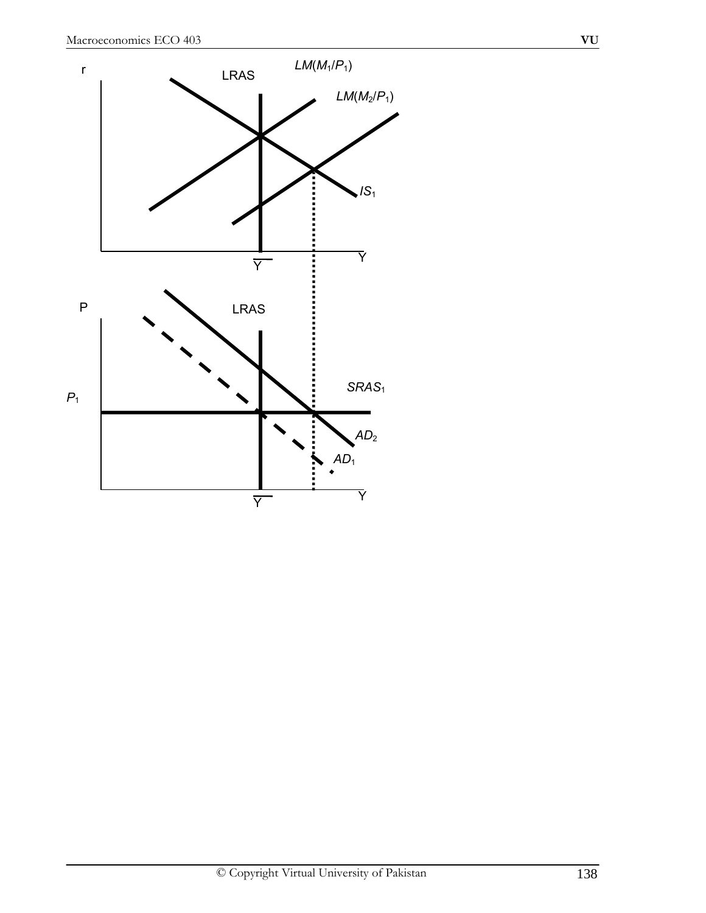r

LRAS

$LM(M_1/P_1)$

$LM(M_2/P_1)$

$IS_1$

Y

$\overline{Y}$

P

LRAS

$SRAS_1$

$P_1$

$AD_2$

$AD_1$

Y

$\overline{Y}$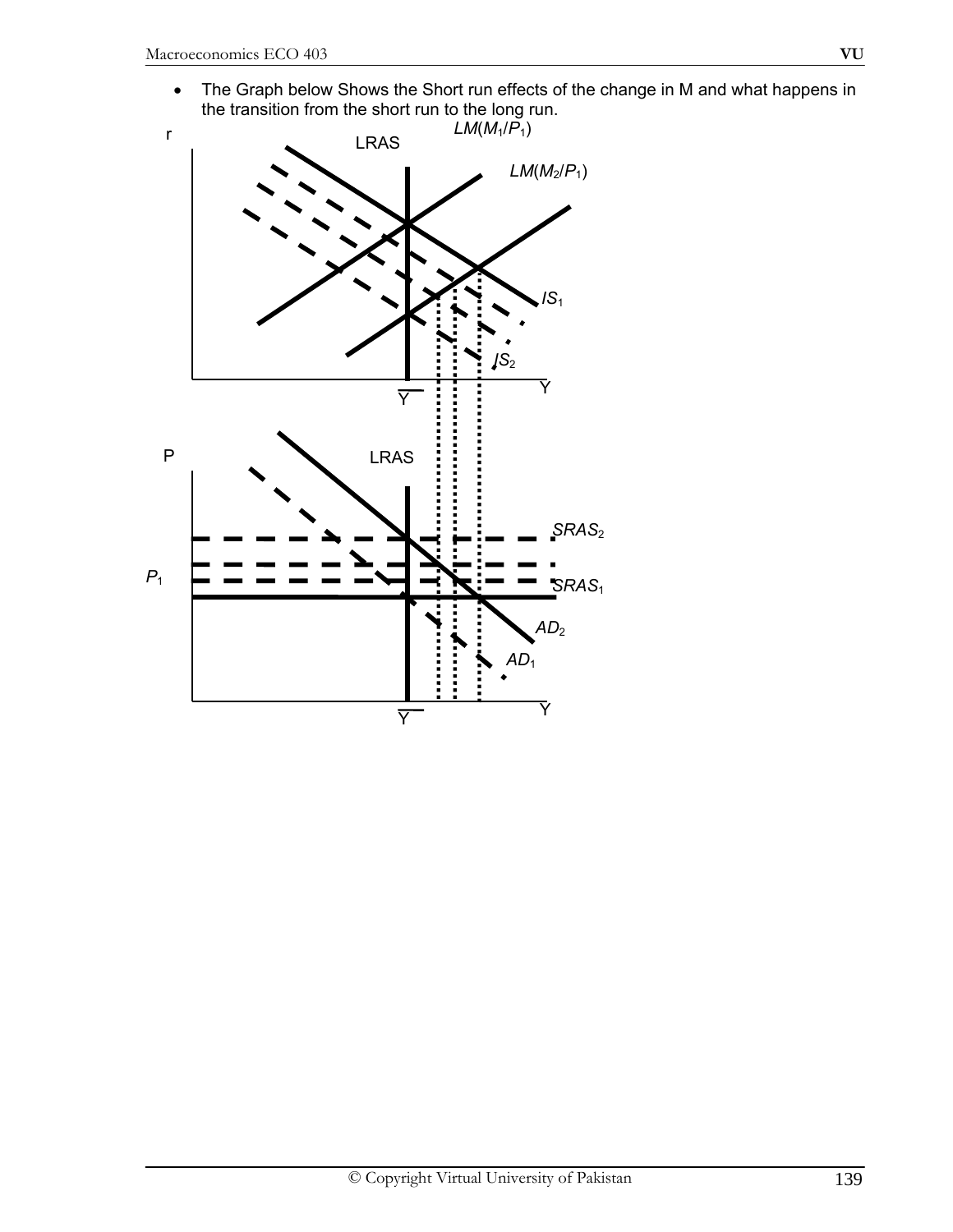- The Graph below Shows the Short run effects of the change in M and what happens in the transition from the short run to the long run.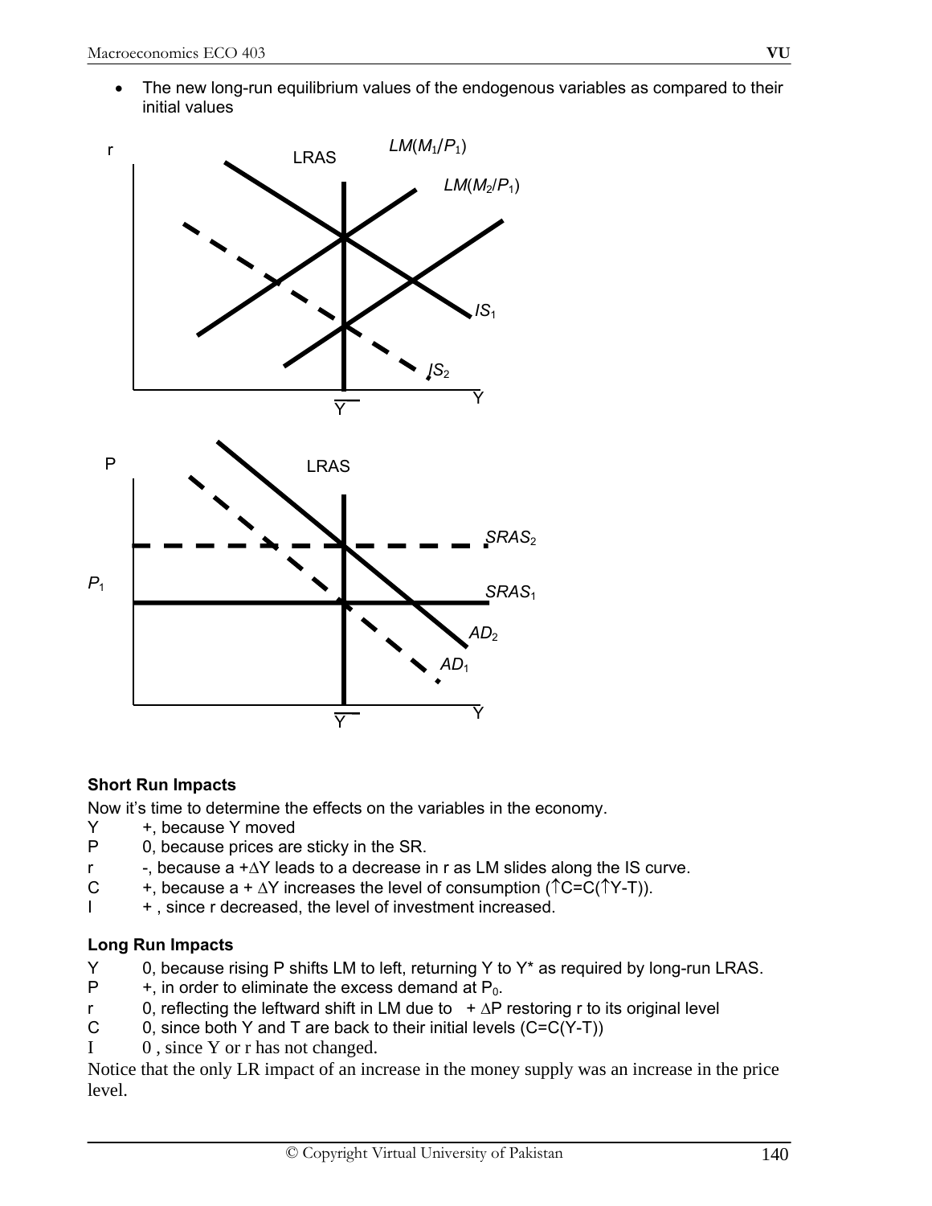- The new long-run equilibrium values of the endogenous variables as compared to their initial values

**Short Run Impacts**

Now it's time to determine the effects on the variables in the economy.

Y +, because Y moved

P 0, because prices are sticky in the SR.

r -, because a +∆Y leads to a decrease in r as LM slides along the IS curve.

C +, because a + ∆Y increases the level of consumption (↑C=C(↑Y-T)).

I + , since r decreased, the level of investment increased.

**Long Run Impacts**

Y 0, because rising P shifts LM to left, returning Y to Y* as required by long-run LRAS.

P +, in order to eliminate the excess demand at $P_0$.

r 0, reflecting the leftward shift in LM due to + ∆P restoring r to its original level

C 0, since both Y and T are back to their initial levels (C=C(Y-T))

I 0 , since Y or r has not changed.

Notice that the only LR impact of an increase in the money supply was an increase in the price level.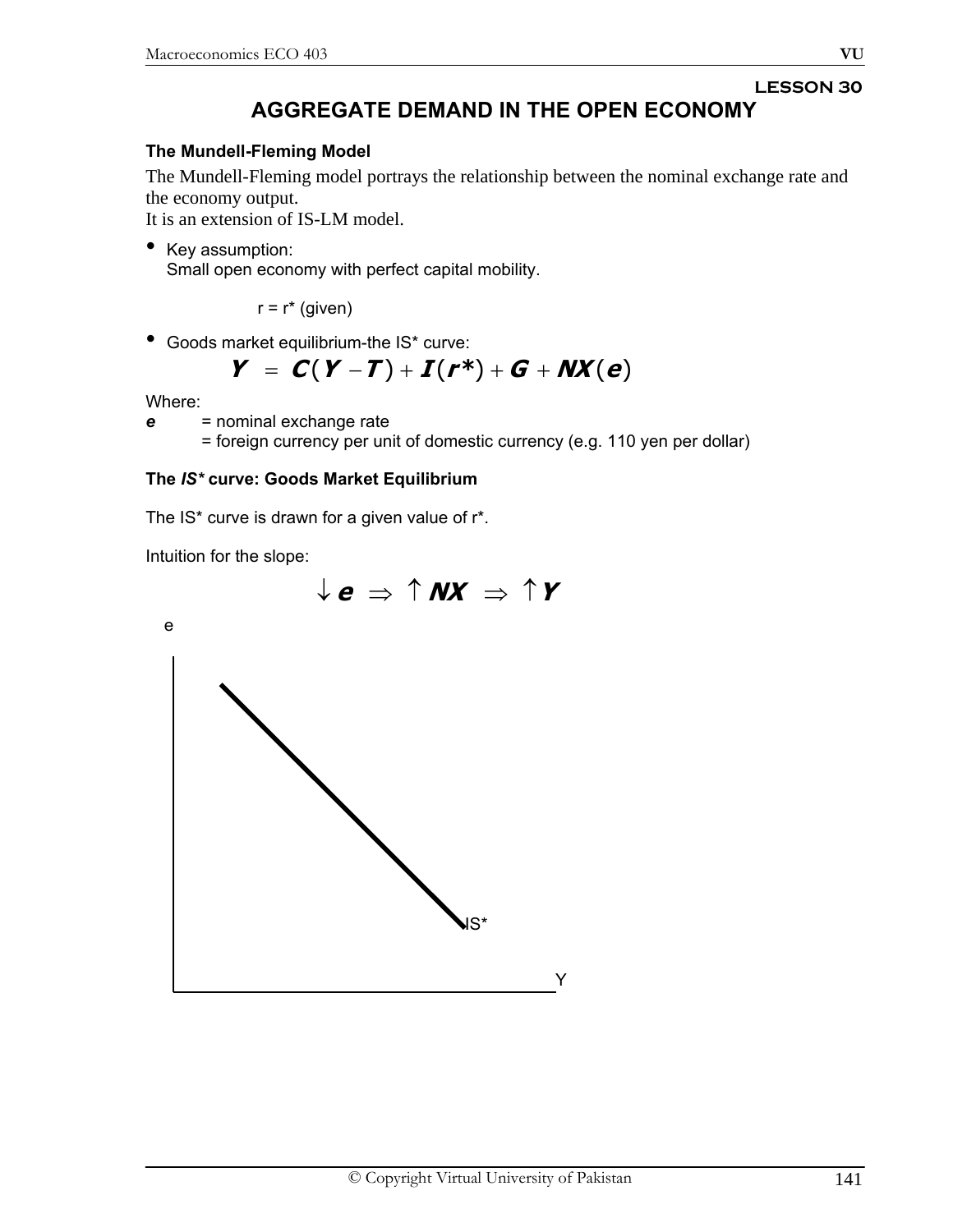# LESSON 30

## AGGREGATE DEMAND IN THE OPEN ECONOMY

### The Mundell-Fleming Model

The Mundell-Fleming model portrays the relationship between the nominal exchange rate and the economy output.
It is an extension of IS-LM model.

- Key assumption:
  Small open economy with perfect capital mobility.

  $r = r^*$ (given)

- Goods market equilibrium-the IS* curve:

$$Y = C(Y - T) + I(r^*) + G + NX(e)$$

Where:

***e*** = nominal exchange rate
= foreign currency per unit of domestic currency (e.g. 110 yen per dollar)

### The *IS** curve: Goods Market Equilibrium

The IS* curve is drawn for a given value of r*.

Intuition for the slope:

$$\downarrow e \Rightarrow \uparrow NX \Rightarrow \uparrow Y$$

e

IS*

Y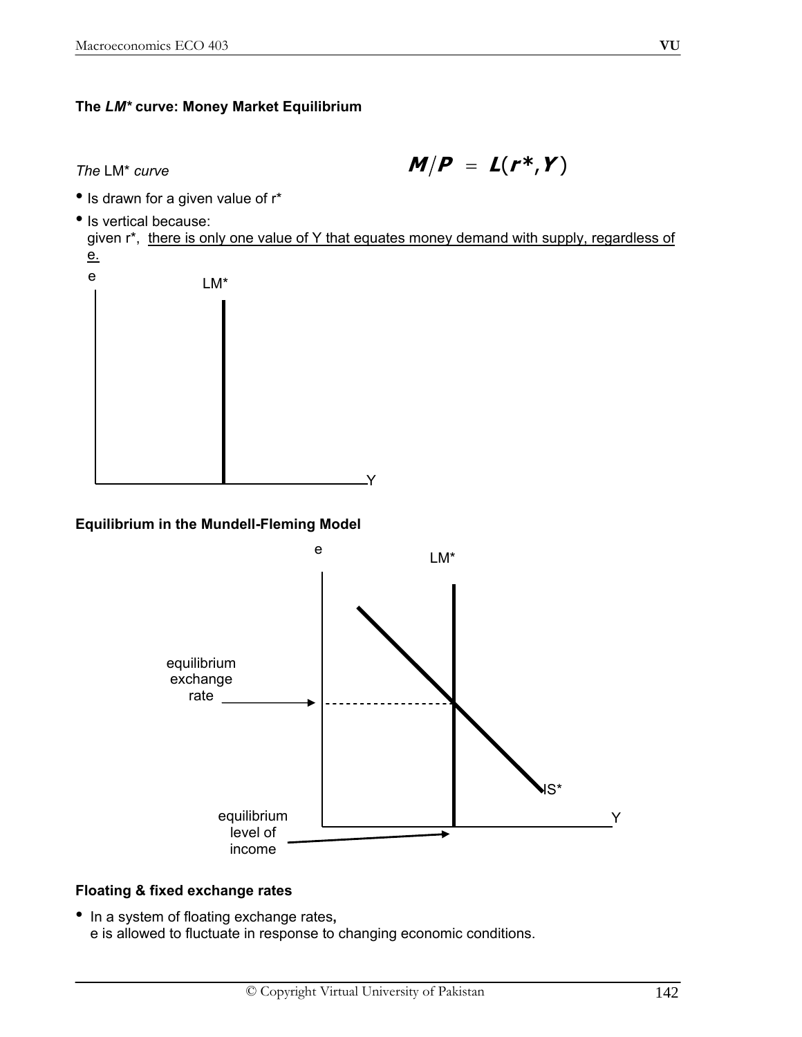**The *LM** curve: Money Market Equilibrium**

*The* LM* *curve*

$$M/P = L(r^*, Y)$$

- Is drawn for a given value of r*
- Is vertical because:
  given r*, <u>there is only one value of Y that equates money demand with supply, regardless of e.</u>

**Equilibrium in the Mundell-Fleming Model**

**Floating & fixed exchange rates**

- In a system of floating exchange rates,
  e is allowed to fluctuate in response to changing economic conditions.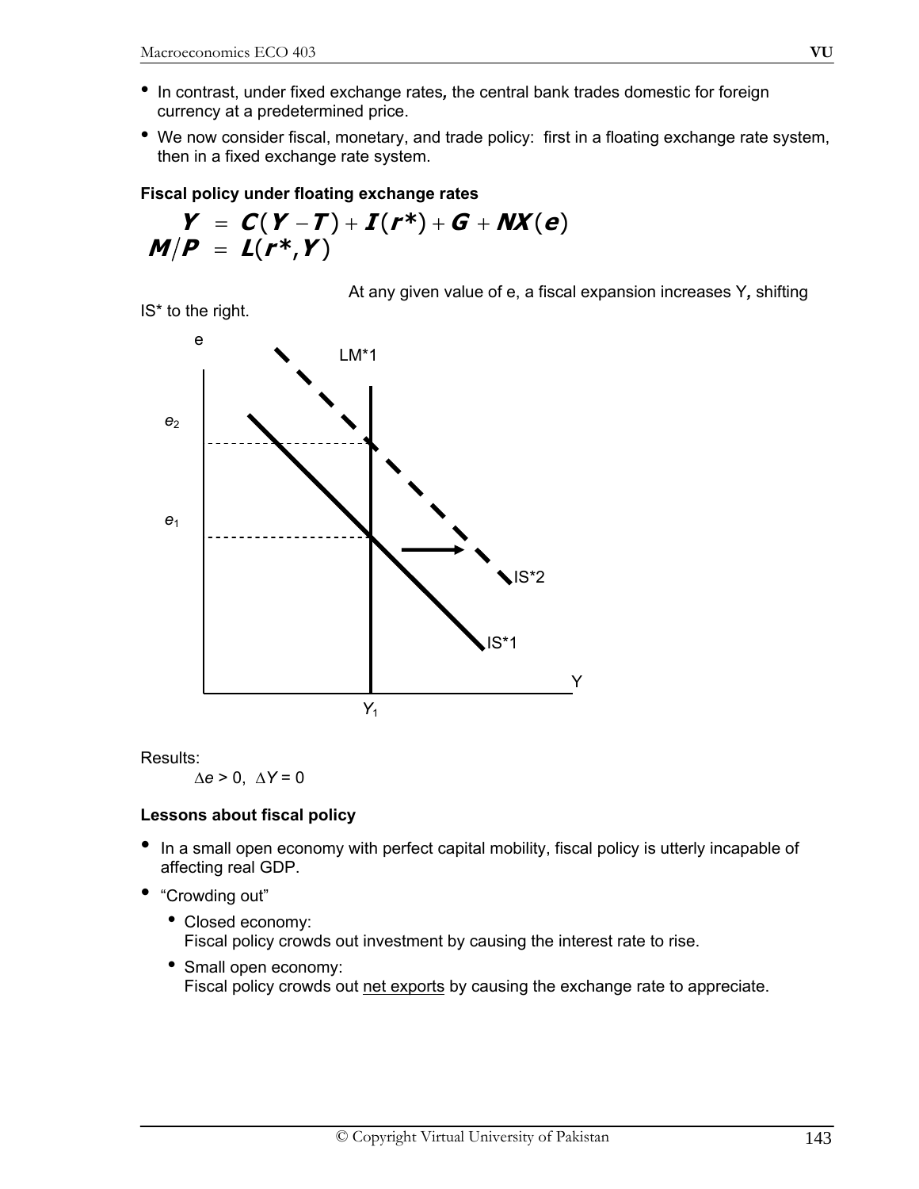- In contrast, under fixed exchange rates, the central bank trades domestic for foreign currency at a predetermined price.
- We now consider fiscal, monetary, and trade policy: first in a floating exchange rate system, then in a fixed exchange rate system.

**Fiscal policy under floating exchange rates**

$$Y = C(Y - T) + I(r^*) + G + NX(e)$$
$$M/P = L(r^*, Y)$$

At any given value of e, a fiscal expansion increases Y, shifting IS* to the right.

Results:

$\Delta e > 0$, $\Delta Y = 0$

**Lessons about fiscal policy**

- In a small open economy with perfect capital mobility, fiscal policy is utterly incapable of affecting real GDP.
- "Crowding out"
  - Closed economy:
    Fiscal policy crowds out investment by causing the interest rate to rise.
  - Small open economy:
    Fiscal policy crowds out net exports by causing the exchange rate to appreciate.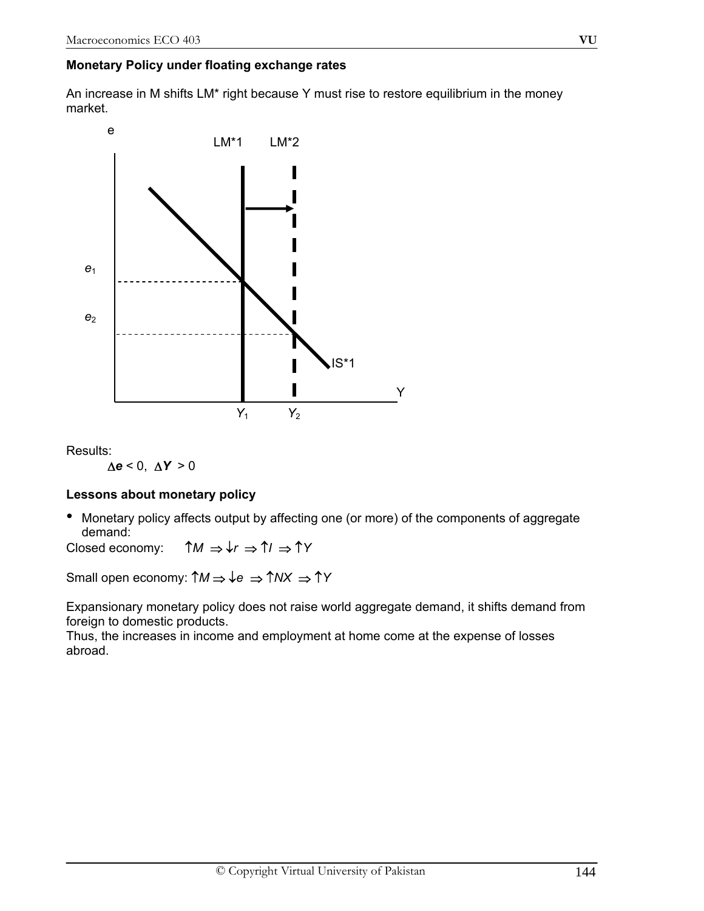**Monetary Policy under floating exchange rates**

An increase in M shifts LM* right because Y must rise to restore equilibrium in the money market.

Results:

$\Delta e < 0$, $\Delta Y > 0$

**Lessons about monetary policy**

- Monetary policy affects output by affecting one (or more) of the components of aggregate demand:

Closed economy: $\uparrow M \Rightarrow \downarrow r \Rightarrow \uparrow I \Rightarrow \uparrow Y$

Small open economy: $\uparrow M \Rightarrow \downarrow e \Rightarrow \uparrow NX \Rightarrow \uparrow Y$

Expansionary monetary policy does not raise world aggregate demand, it shifts demand from foreign to domestic products.
Thus, the increases in income and employment at home come at the expense of losses abroad.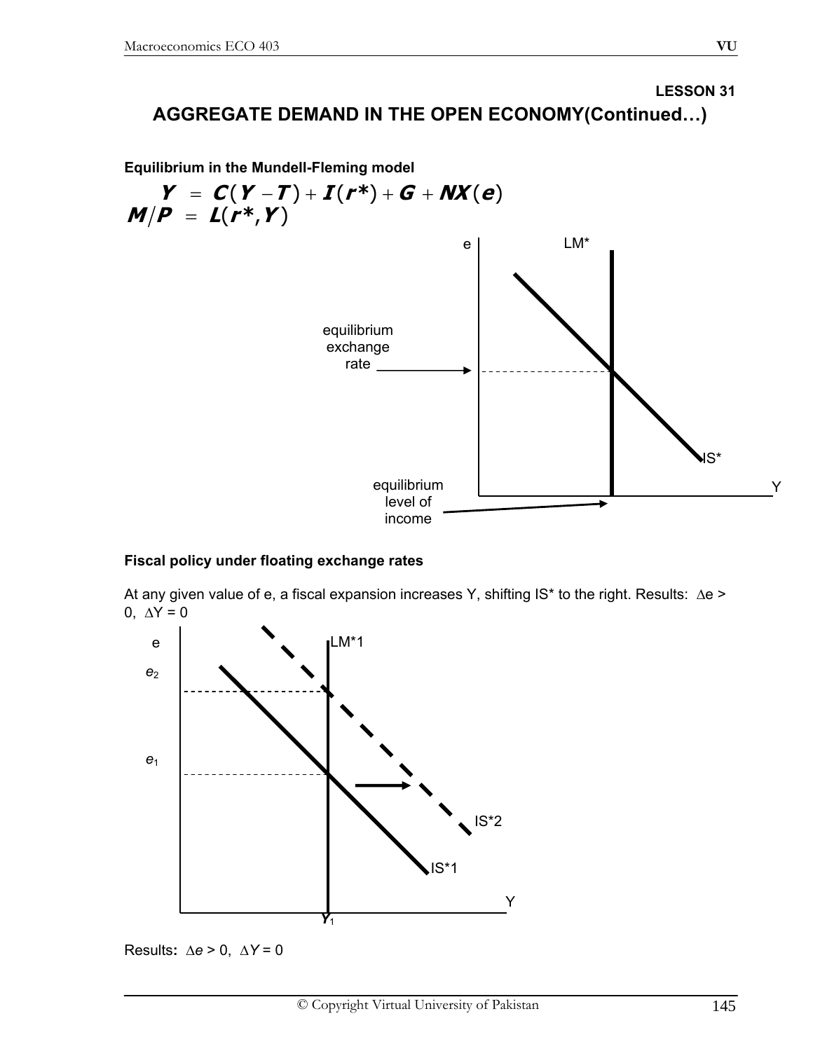## LESSON 31

# AGGREGATE DEMAND IN THE OPEN ECONOMY(Continued…)

**Equilibrium in the Mundell-Fleming model**

$$Y = C(Y - T) + I(r^*) + G + NX(e)$$
$$M/P = L(r^*, Y)$$

e

LM*

equilibrium exchange rate

IS*

equilibrium level of income

Y

**Fiscal policy under floating exchange rates**

At any given value of e, a fiscal expansion increases Y, shifting IS* to the right. Results: $\Delta e > 0$, $\Delta Y = 0$

e

LM*1

$e_2$

$e_1$

IS*2

IS*1

Y

$Y_1$

Results**:** $\Delta e > 0$, $\Delta Y = 0$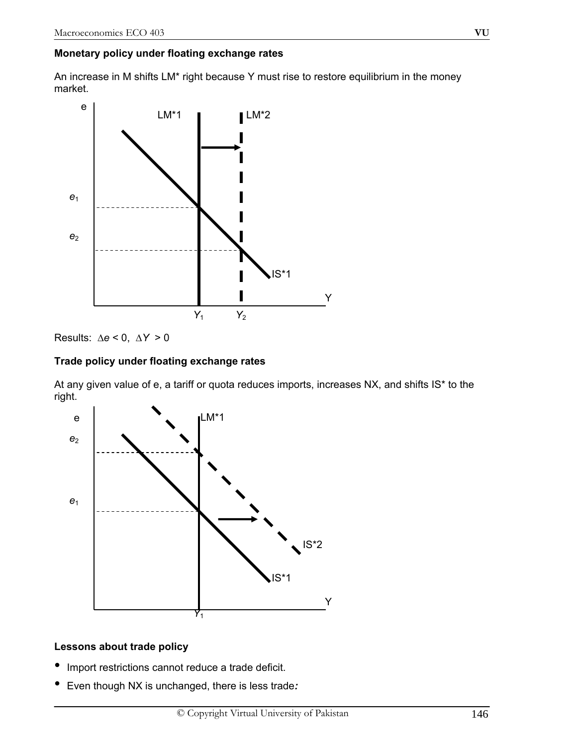**Monetary policy under floating exchange rates**

An increase in M shifts LM* right because Y must rise to restore equilibrium in the money market.

Results: $\Delta e < 0$, $\Delta Y > 0$

**Trade policy under floating exchange rates**

At any given value of e, a tariff or quota reduces imports, increases NX, and shifts IS* to the right.

**Lessons about trade policy**

- Import restrictions cannot reduce a trade deficit.
- Even though NX is unchanged, there is less trade*:*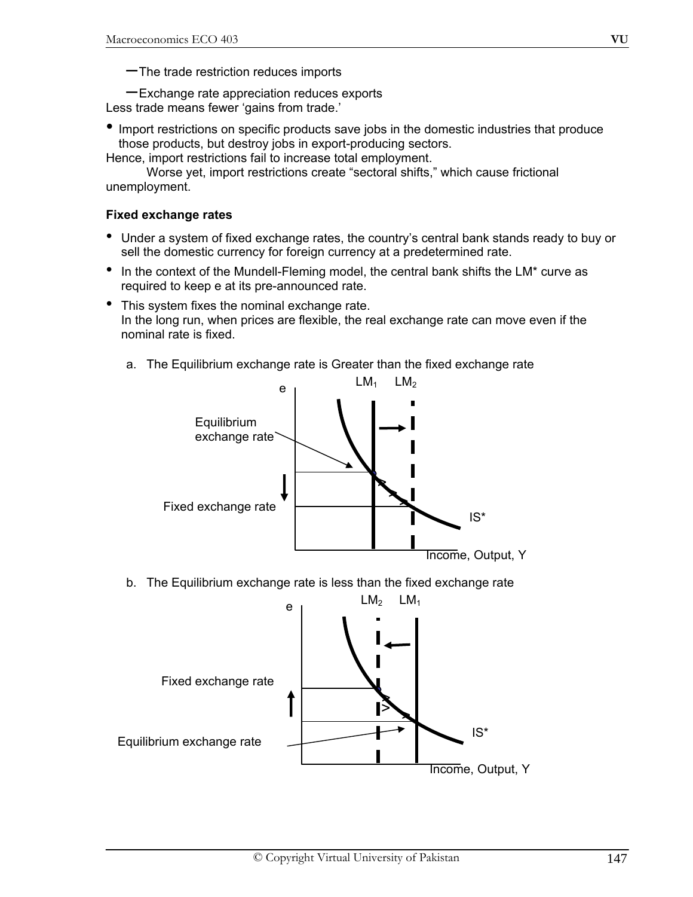– The trade restriction reduces imports

– Exchange rate appreciation reduces exports

Less trade means fewer 'gains from trade.'

- Import restrictions on specific products save jobs in the domestic industries that produce those products, but destroy jobs in export-producing sectors.

Hence, import restrictions fail to increase total employment.

Worse yet, import restrictions create "sectoral shifts," which cause frictional unemployment.

**Fixed exchange rates**

- Under a system of fixed exchange rates, the country's central bank stands ready to buy or sell the domestic currency for foreign currency at a predetermined rate.
- In the context of the Mundell-Fleming model, the central bank shifts the LM* curve as required to keep e at its pre-announced rate.
- This system fixes the nominal exchange rate.
  In the long run, when prices are flexible, the real exchange rate can move even if the nominal rate is fixed.

a. The Equilibrium exchange rate is Greater than the fixed exchange rate

e | $LM_1$ | $LM_2$ | Equilibrium exchange rate | Fixed exchange rate | IS* | Income, Output, Y

b. The Equilibrium exchange rate is less than the fixed exchange rate

e | $LM_2$ | $LM_1$ | Fixed exchange rate | Equilibrium exchange rate | IS* | Income, Output, Y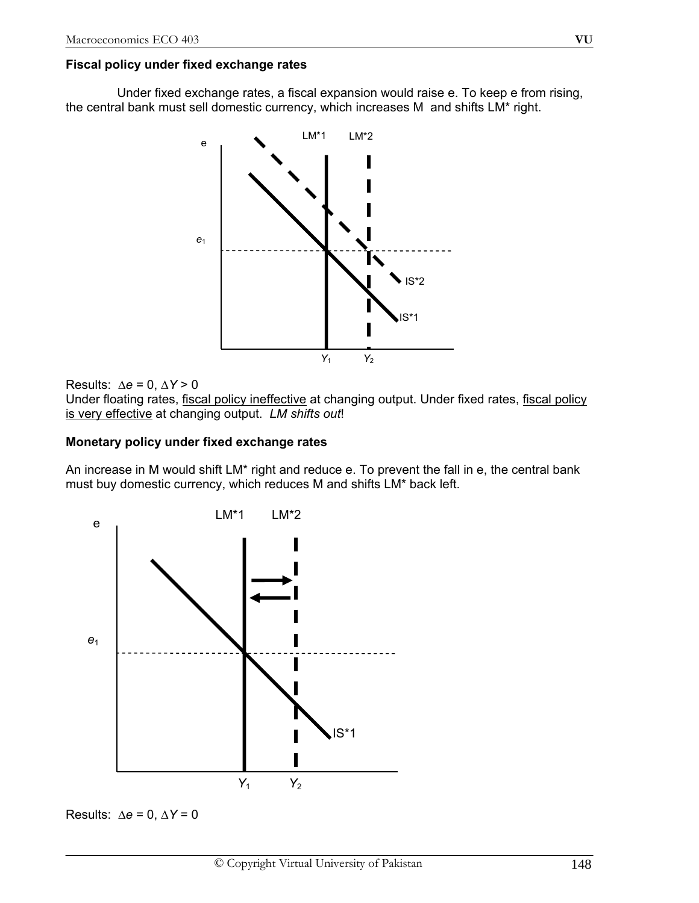### Fiscal policy under fixed exchange rates

Under fixed exchange rates, a fiscal expansion would raise e. To keep e from rising, the central bank must sell domestic currency, which increases M and shifts LM* right.

Results: $\Delta e = 0$, $\Delta Y > 0$

Under floating rates, fiscal policy ineffective at changing output. Under fixed rates, fiscal policy is very effective at changing output. *LM shifts out*!

### Monetary policy under fixed exchange rates

An increase in M would shift LM* right and reduce e. To prevent the fall in e, the central bank must buy domestic currency, which reduces M and shifts LM* back left.

Results: $\Delta e = 0$, $\Delta Y = 0$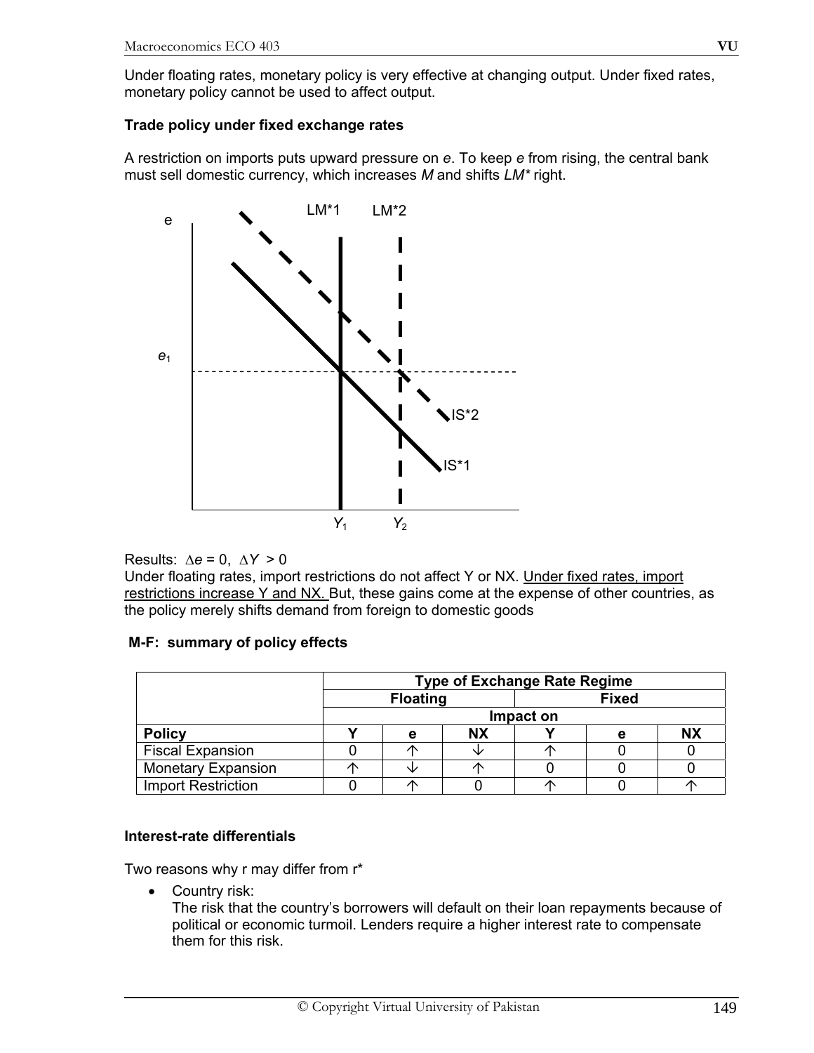Under floating rates, monetary policy is very effective at changing output. Under fixed rates, monetary policy cannot be used to affect output.

**Trade policy under fixed exchange rates**

A restriction on imports puts upward pressure on *e*. To keep *e* from rising, the central bank must sell domestic currency, which increases *M* and shifts *LM\** right.

Results: $\Delta e = 0$, $\Delta Y > 0$

Under floating rates, import restrictions do not affect Y or NX. Under fixed rates, import restrictions increase Y and NX. But, these gains come at the expense of other countries, as the policy merely shifts demand from foreign to domestic goods

**M-F: summary of policy effects**

| | Type of Exchange Rate Regime | | | | | |
|---|---|---|---|---|---|---|
| | Floating | | | Fixed | | |
| | Impact on | | | | | |
| **Policy** | **Y** | **e** | **NX** | **Y** | **e** | **NX** |
| Fiscal Expansion | 0 | ↑ | ↓ | ↑ | 0 | 0 |
| Monetary Expansion | ↑ | ↓ | ↑ | 0 | 0 | 0 |
| Import Restriction | 0 | ↑ | 0 | ↑ | 0 | ↑ |

**Interest-rate differentials**

Two reasons why r may differ from r*

- Country risk:
  The risk that the country's borrowers will default on their loan repayments because of political or economic turmoil. Lenders require a higher interest rate to compensate them for this risk.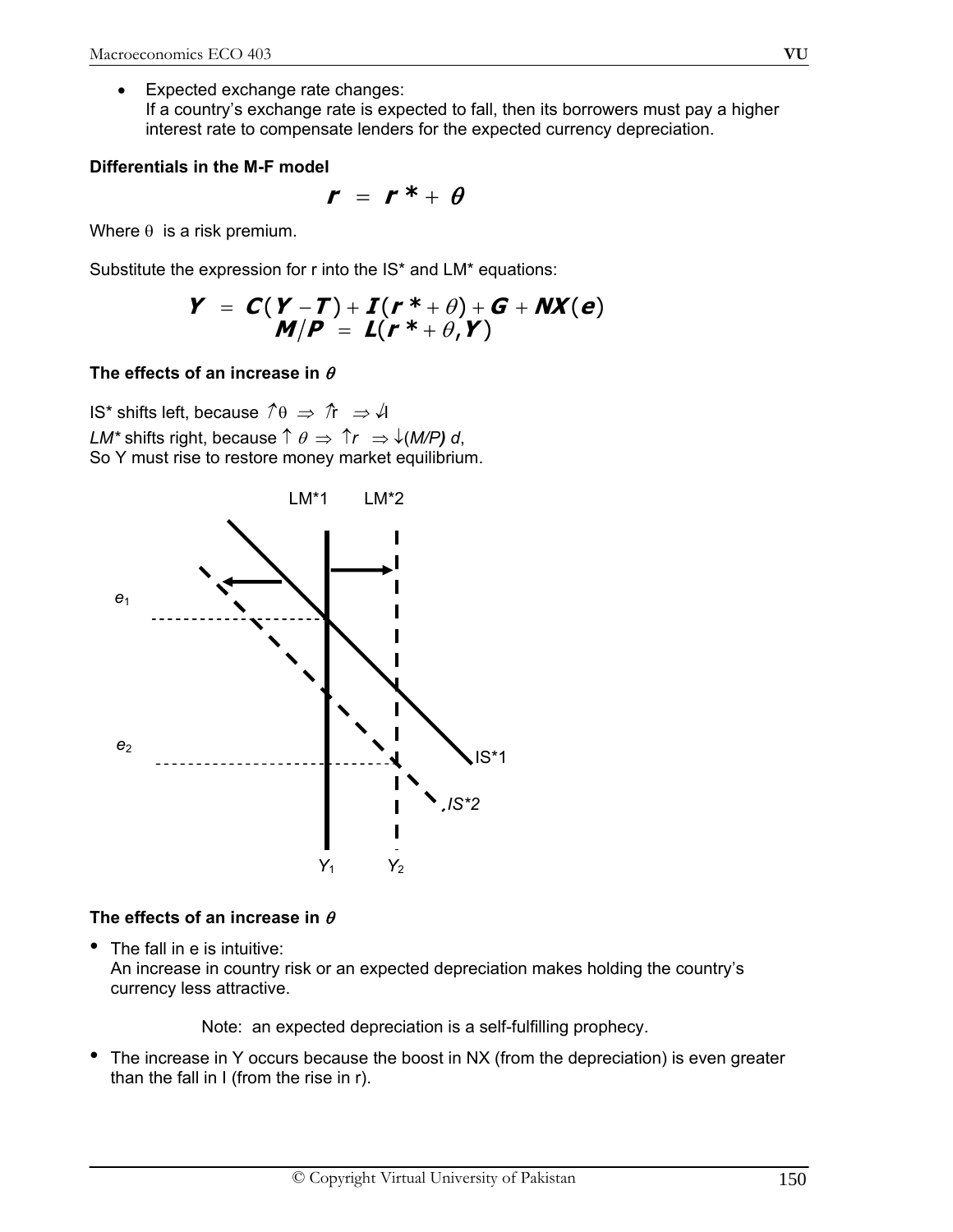- Expected exchange rate changes:
  If a country's exchange rate is expected to fall, then its borrowers must pay a higher interest rate to compensate lenders for the expected currency depreciation.

**Differentials in the M-F model**

$$r = r^* + \theta$$

Where $\theta$ is a risk premium.

Substitute the expression for r into the IS* and LM* equations:

$$Y = C(Y - T) + I(r^* + \theta) + G + NX(e)$$
$$M/P = L(r^* + \theta, Y)$$

**The effects of an increase in $\theta$**

IS* shifts left, because $\uparrow\theta \Rightarrow \uparrow r \Rightarrow \downarrow I$

*LM** shifts right, because $\uparrow\theta \Rightarrow \uparrow r \Rightarrow \downarrow (M/P)\ d$,

So Y must rise to restore money market equilibrium.

LM*1 LM*2

$e_1$

$e_2$

IS*1

IS*2

$Y_1$ $Y_2$

**The effects of an increase in $\theta$**

- The fall in e is intuitive:
  An increase in country risk or an expected depreciation makes holding the country's currency less attractive.

  Note: an expected depreciation is a self-fulfilling prophecy.

- The increase in Y occurs because the boost in NX (from the depreciation) is even greater than the fall in I (from the rise in r).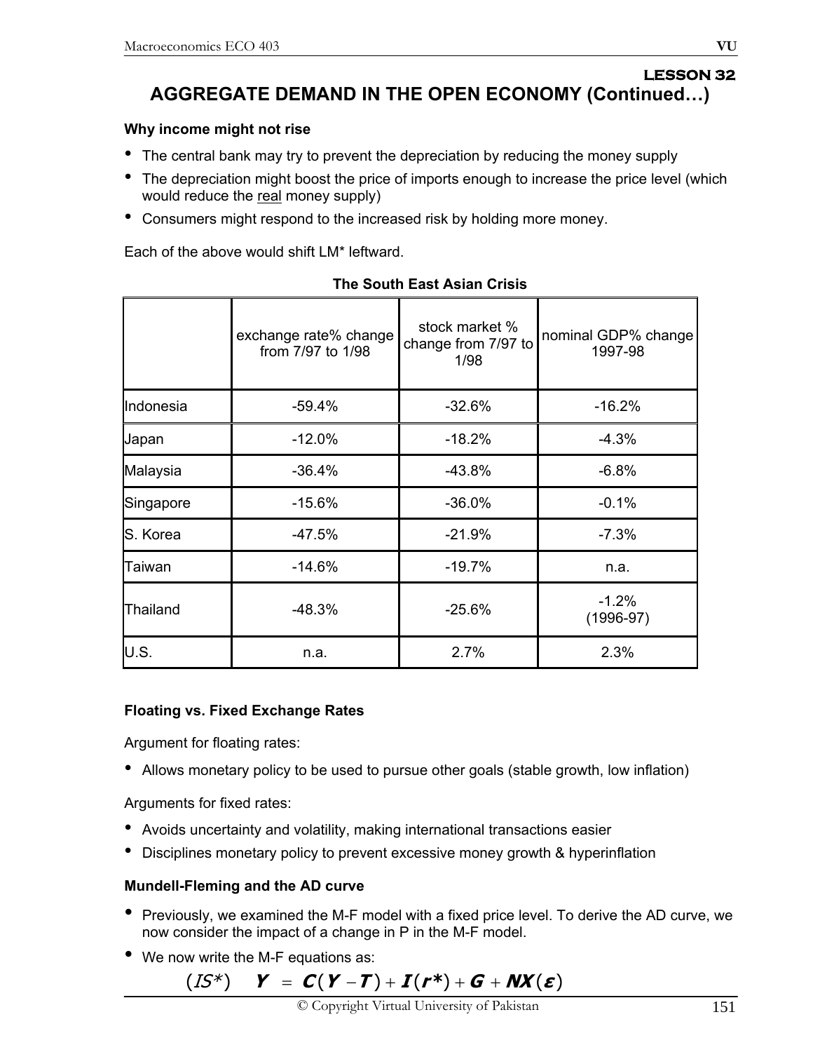## LESSON 32

# AGGREGATE DEMAND IN THE OPEN ECONOMY (Continued…)

**Why income might not rise**

- The central bank may try to prevent the depreciation by reducing the money supply
- The depreciation might boost the price of imports enough to increase the price level (which would reduce the real money supply)
- Consumers might respond to the increased risk by holding more money.

Each of the above would shift LM* leftward.

**The South East Asian Crisis**

| | exchange rate% change from 7/97 to 1/98 | stock market % change from 7/97 to 1/98 | nominal GDP% change 1997-98 |
|---|---|---|---|
| Indonesia | -59.4% | -32.6% | -16.2% |
| Japan | -12.0% | -18.2% | -4.3% |
| Malaysia | -36.4% | -43.8% | -6.8% |
| Singapore | -15.6% | -36.0% | -0.1% |
| S. Korea | -47.5% | -21.9% | -7.3% |
| Taiwan | -14.6% | -19.7% | n.a. |
| Thailand | -48.3% | -25.6% | -1.2% (1996-97) |
| U.S. | n.a. | 2.7% | 2.3% |

**Floating vs. Fixed Exchange Rates**

Argument for floating rates:

- Allows monetary policy to be used to pursue other goals (stable growth, low inflation)

Arguments for fixed rates:

- Avoids uncertainty and volatility, making international transactions easier
- Disciplines monetary policy to prevent excessive money growth & hyperinflation

**Mundell-Fleming and the AD curve**

- Previously, we examined the M-F model with a fixed price level. To derive the AD curve, we now consider the impact of a change in P in the M-F model.
- We now write the M-F equations as:

$$(IS^*) \quad Y = C(Y - T) + I(r^*) + G + NX(\varepsilon)$$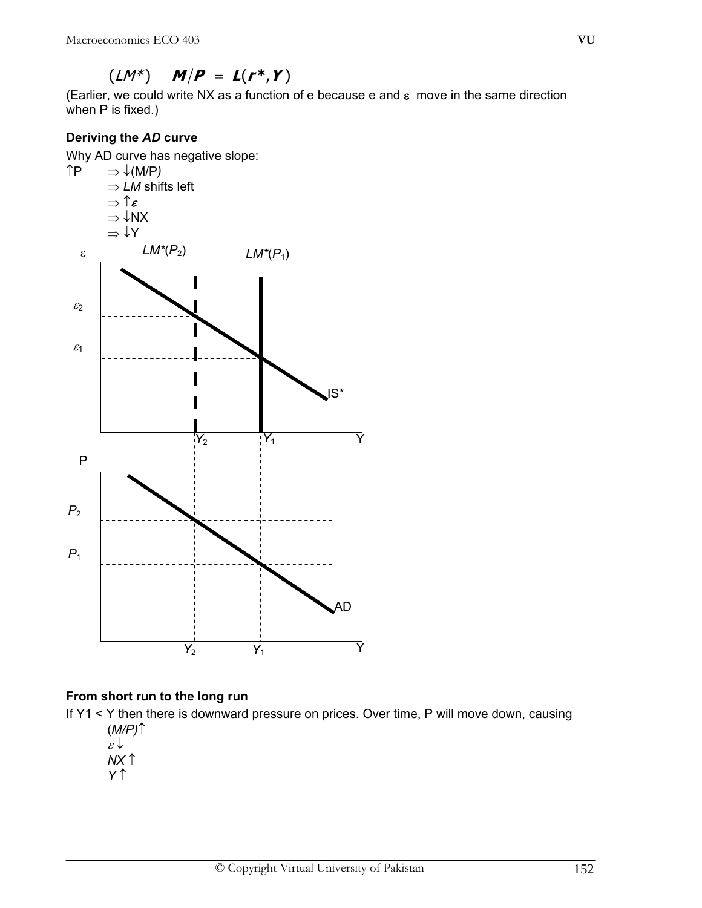$$(LM^*) \quad M/P = L(r^*, Y)$$

(Earlier, we could write NX as a function of e because e and $\varepsilon$ move in the same direction when P is fixed.)

**Deriving the *AD* curve**

Why AD curve has negative slope:

$\uparrow$P $\Rightarrow \downarrow$(M/P)

$\Rightarrow$ *LM* shifts left

$\Rightarrow \uparrow\varepsilon$

$\Rightarrow \downarrow$NX

$\Rightarrow \downarrow$Y

**From short run to the long run**

If Y1 < Y then there is downward pressure on prices. Over time, P will move down, causing

$(M/P)\uparrow$

$\varepsilon\downarrow$

$NX\uparrow$

$Y\uparrow$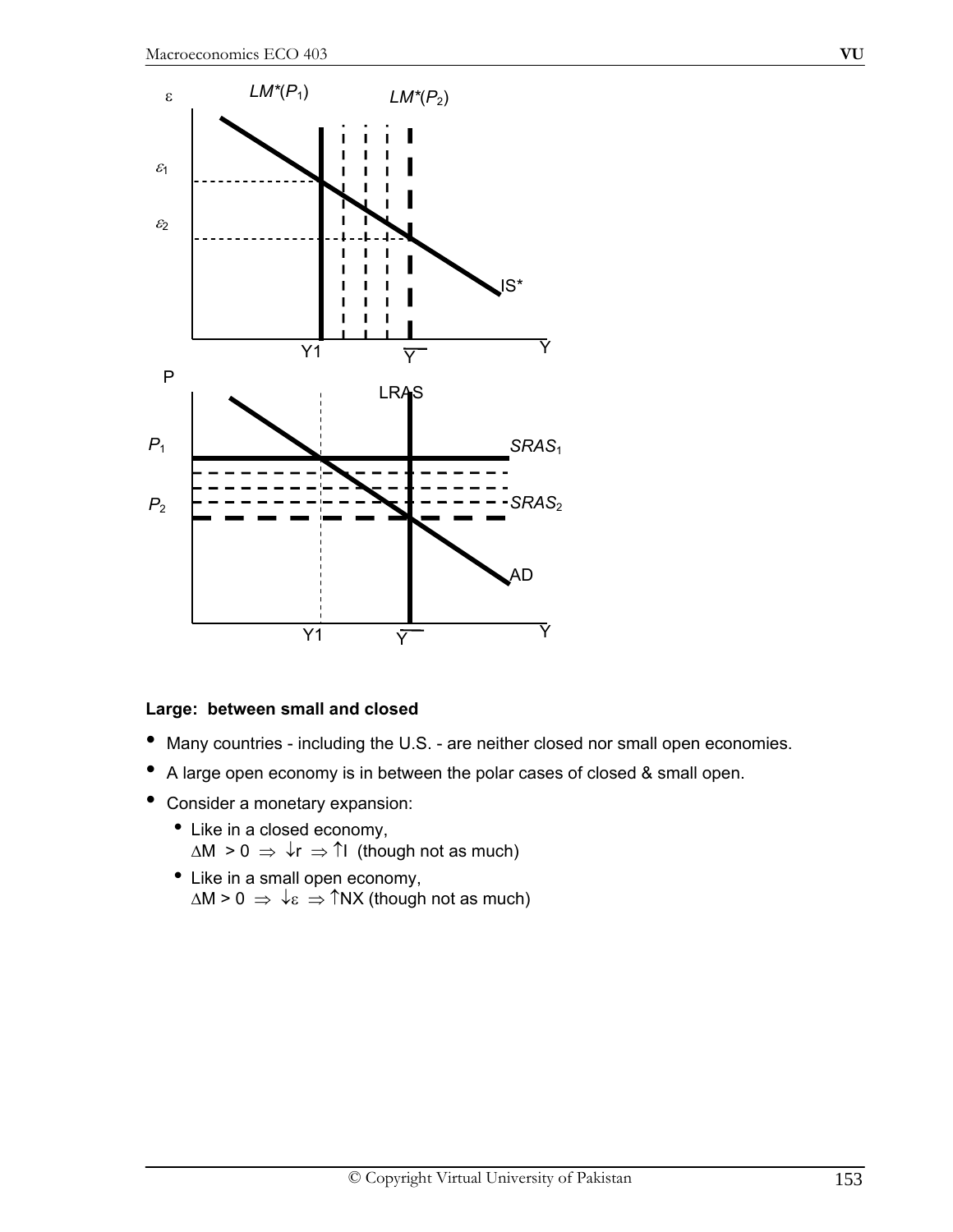**Large: between small and closed**

- Many countries - including the U.S. - are neither closed nor small open economies.
- A large open economy is in between the polar cases of closed & small open.
- Consider a monetary expansion:
  - Like in a closed economy,
    $\Delta M > 0 \Rightarrow \downarrow r \Rightarrow \uparrow I$ (though not as much)
  - Like in a small open economy,
    $\Delta M > 0 \Rightarrow \downarrow \varepsilon \Rightarrow \uparrow NX$ (though not as much)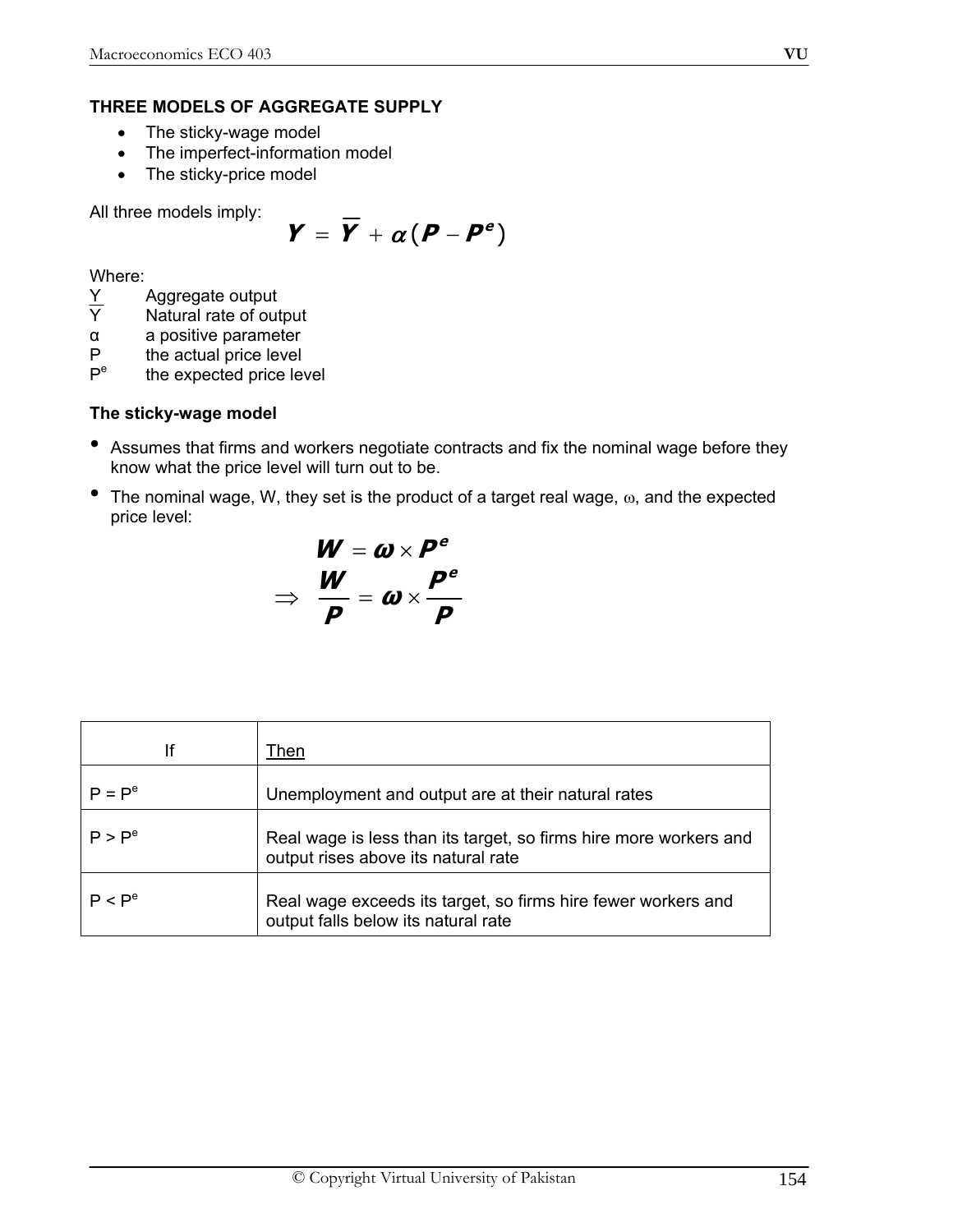### THREE MODELS OF AGGREGATE SUPPLY

- The sticky-wage model
- The imperfect-information model
- The sticky-price model

All three models imply:

$$Y = \overline{Y} + \alpha(P - P^e)$$

Where:

| | |
|---|---|
| $Y$ | Aggregate output |
| $\overline{Y}$ | Natural rate of output |
| $\alpha$ | a positive parameter |
| $P$ | the actual price level |
| $P^e$ | the expected price level |

#### The sticky-wage model

- Assumes that firms and workers negotiate contracts and fix the nominal wage before they know what the price level will turn out to be.
- The nominal wage, W, they set is the product of a target real wage, $\omega$, and the expected price level:

$$W = \omega \times P^e$$

$$\Rightarrow \frac{W}{P} = \omega \times \frac{P^e}{P}$$

| If | Then |
|---|---|
| $P = P^e$ | Unemployment and output are at their natural rates |
| $P > P^e$ | Real wage is less than its target, so firms hire more workers and output rises above its natural rate |
| $P < P^e$ | Real wage exceeds its target, so firms hire fewer workers and output falls below its natural rate |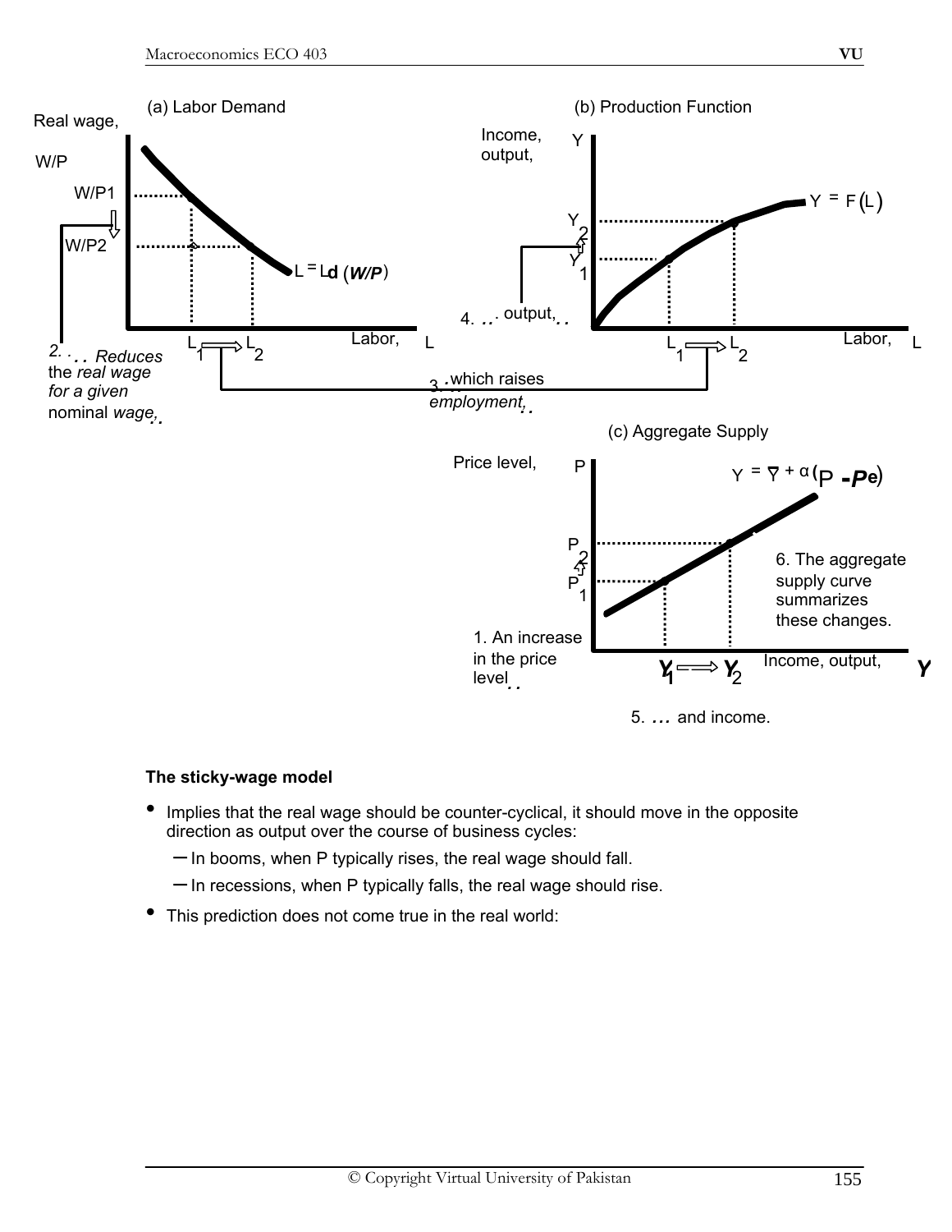(a) Labor Demand

Real wage, W/P

$W/P_1$

$W/P_2$

$L = L^d(W/P)$

Labor, L

$L_1 \Rightarrow L_2$

2. . . . *Reduces the real wage for a given* nominal *wage*, . .

(b) Production Function

Income, output, Y

$Y = F(L)$

$Y_2$

$Y_1$

4. . . . output, . .

Labor, L

$L_1 \Rightarrow L_2$

3. . . . which raises *employment*, . .

(c) Aggregate Supply

Price level, P

$Y = \bar{Y} + \alpha(P - P^e)$

$P_2$

$P_1$

6. The aggregate supply curve summarizes these changes.

1. An increase in the price level . .

$Y_1 \Rightarrow Y_2$

Income, output, Y

5. . . . and income.

**The sticky-wage model**

- Implies that the real wage should be counter-cyclical, it should move in the opposite direction as output over the course of business cycles:
  - In booms, when P typically rises, the real wage should fall.
  - In recessions, when P typically falls, the real wage should rise.
- This prediction does not come true in the real world: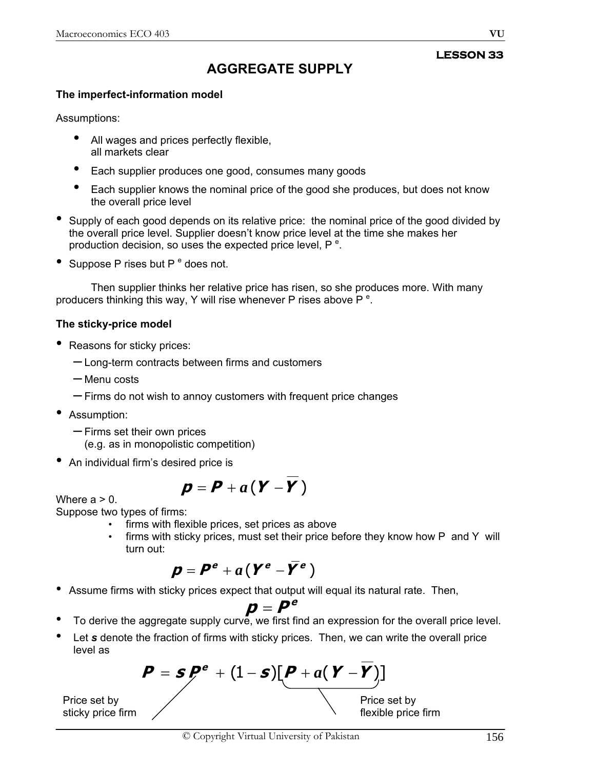**LESSON 33**

# AGGREGATE SUPPLY

**The imperfect-information model**

Assumptions:

- All wages and prices perfectly flexible,
  all markets clear
- Each supplier produces one good, consumes many goods
- Each supplier knows the nominal price of the good she produces, but does not know the overall price level

- Supply of each good depends on its relative price: the nominal price of the good divided by the overall price level. Supplier doesn't know price level at the time she makes her production decision, so uses the expected price level, $P^e$.
- Suppose P rises but $P^e$ does not.

Then supplier thinks her relative price has risen, so she produces more. With many producers thinking this way, Y will rise whenever P rises above $P^e$.

**The sticky-price model**

- Reasons for sticky prices:
  - Long-term contracts between firms and customers
  - Menu costs
  - Firms do not wish to annoy customers with frequent price changes
- Assumption:
  - Firms set their own prices
    (e.g. as in monopolistic competition)
- An individual firm's desired price is

$$p = P + a(Y - \overline{Y})$$

Where a > 0.

Suppose two types of firms:

- firms with flexible prices, set prices as above
- firms with sticky prices, must set their price before they know how P and Y will turn out:

$$p = P^e + a(Y^e - \overline{Y}^e)$$

- Assume firms with sticky prices expect that output will equal its natural rate. Then,

$$p = P^e$$

- To derive the aggregate supply curve, we first find an expression for the overall price level.
- Let ***s*** denote the fraction of firms with sticky prices. Then, we can write the overall price level as

$$P = sP^e + (1 - s)[P + a(Y - \overline{Y})]$$

Price set by sticky price firm ($sP^e$)

Price set by flexible price firm ($P + a(Y - \overline{Y})$)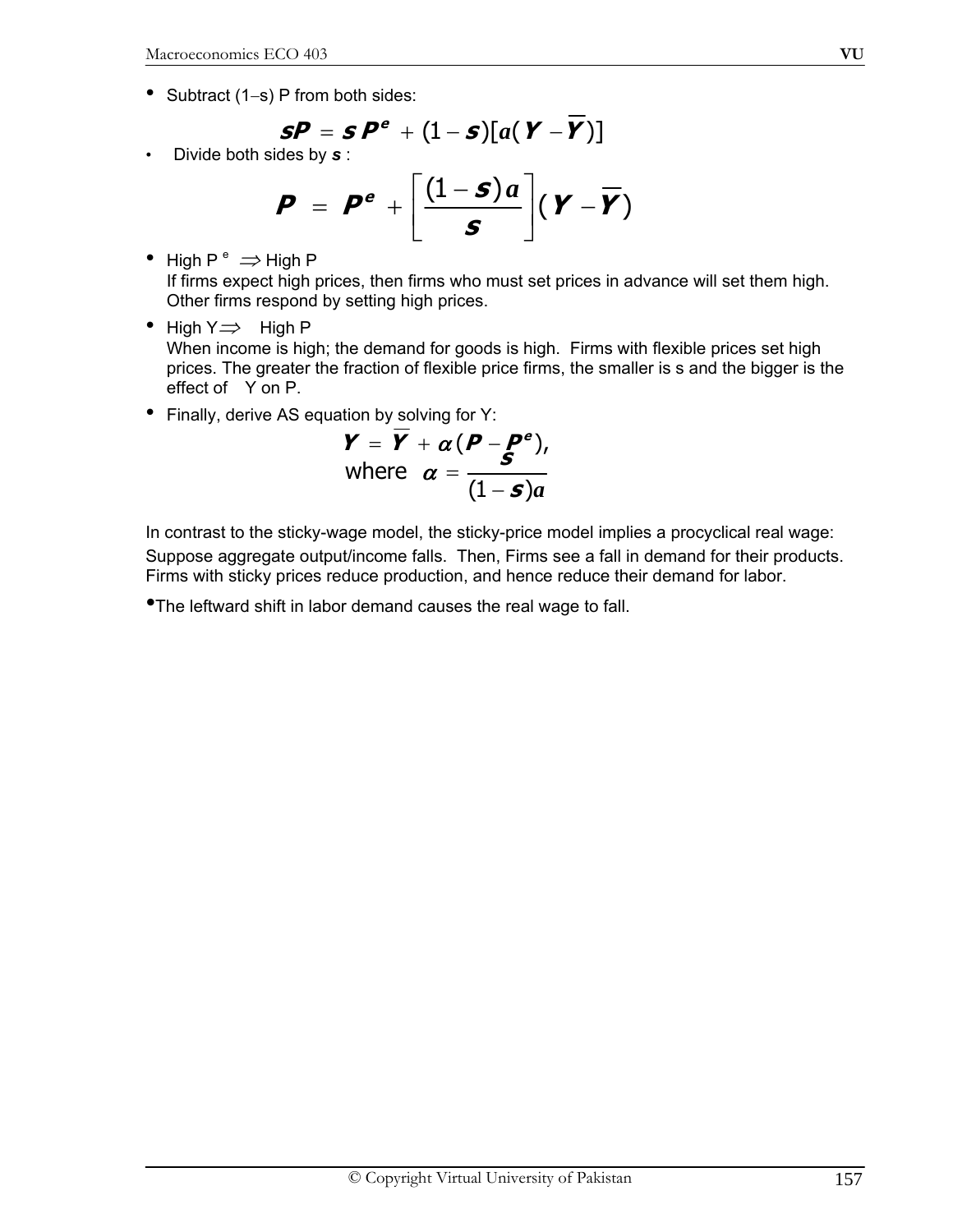- Subtract (1–s) P from both sides:

$$sP = s\,P^e + (1 - s)[a(Y - \overline{Y})]$$

- Divide both sides by $s$ :

$$P = P^e + \left[\frac{(1 - s)\,a}{s}\right](Y - \overline{Y})$$

- High $P^e \Rightarrow$ High P
  If firms expect high prices, then firms who must set prices in advance will set them high. Other firms respond by setting high prices.

- High Y $\Rightarrow$ High P
  When income is high; the demand for goods is high. Firms with flexible prices set high prices. The greater the fraction of flexible price firms, the smaller is s and the bigger is the effect of Y on P.

- Finally, derive AS equation by solving for Y:

$$Y = \overline{Y} + \alpha(P - P^e),$$

$$\text{where } \alpha = \frac{s}{(1 - s)a}$$

In contrast to the sticky-wage model, the sticky-price model implies a procyclical real wage:
Suppose aggregate output/income falls. Then, Firms see a fall in demand for their products. Firms with sticky prices reduce production, and hence reduce their demand for labor.

- The leftward shift in labor demand causes the real wage to fall.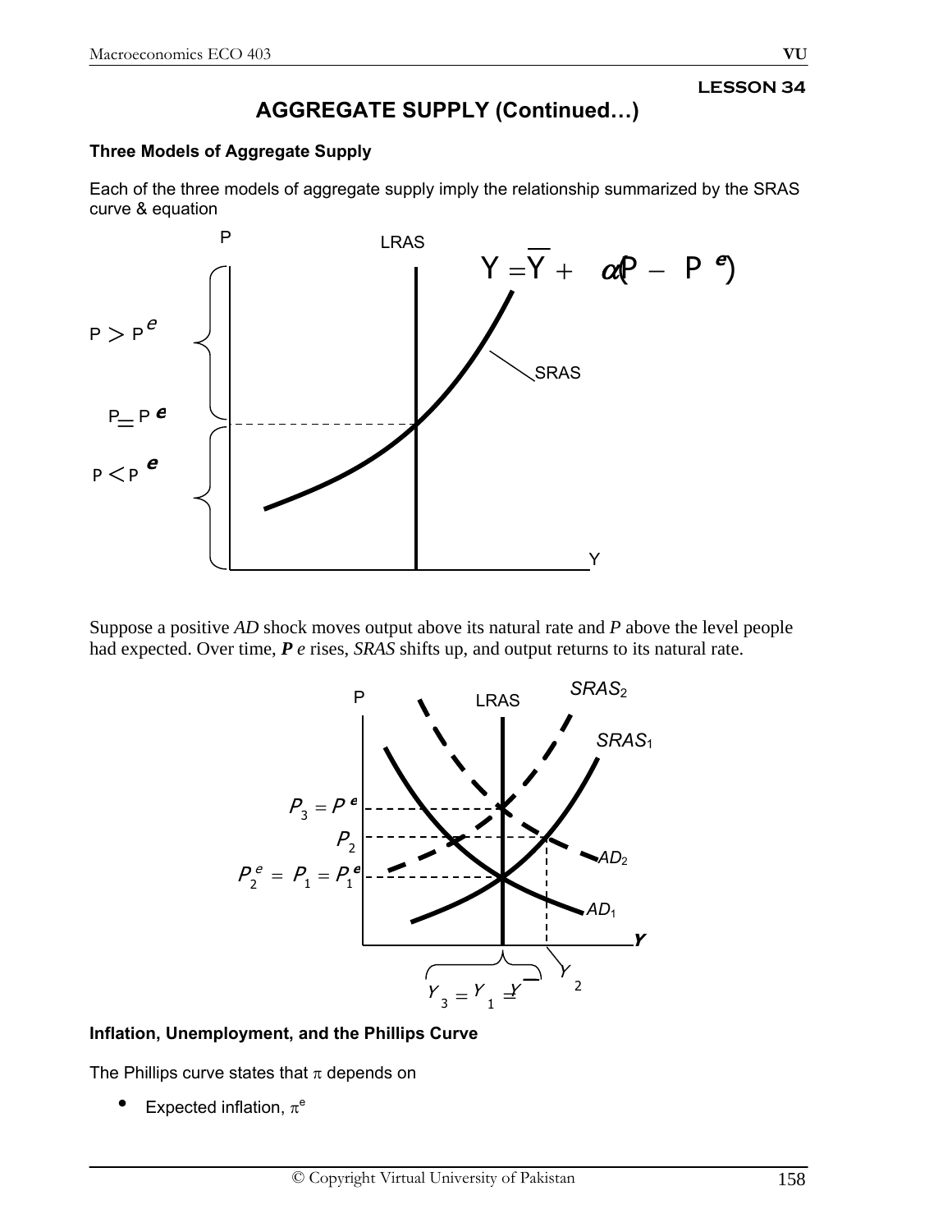## LESSON 34

# AGGREGATE SUPPLY (Continued…)

### Three Models of Aggregate Supply

Each of the three models of aggregate supply imply the relationship summarized by the SRAS curve & equation

P LRAS

$$Y = \bar{Y} + \alpha(P - P^e)$$

$P > P^e$

SRAS

$P = P^e$

$P < P^e$

Y

Suppose a positive *AD* shock moves output above its natural rate and *P* above the level people had expected. Over time, ***P e*** rises, *SRAS* shifts up, and output returns to its natural rate.

P LRAS $SRAS_2$

$SRAS_1$

$P_3 = P^e$

$P_2$

$AD_2$

$P_2^e = P_1 = P_1^e$

$AD_1$

**Y**

$Y_2$

$Y_3 = Y_1 = \bar{Y}$

### Inflation, Unemployment, and the Phillips Curve

The Phillips curve states that $\pi$ depends on

- Expected inflation, $\pi^e$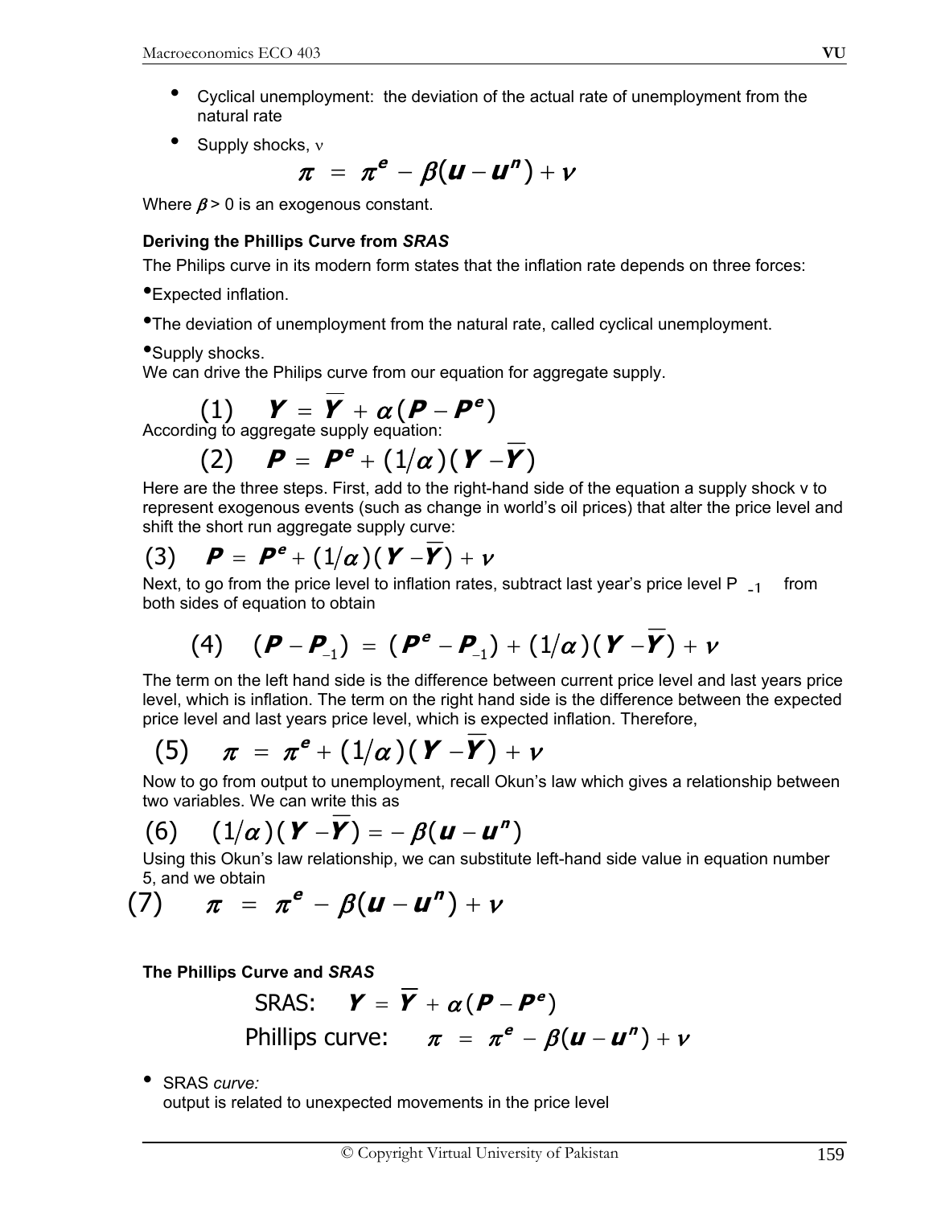- Cyclical unemployment: the deviation of the actual rate of unemployment from the natural rate
- Supply shocks, $\nu$

$$\pi = \pi^e - \beta(u - u^n) + \nu$$

Where $\beta > 0$ is an exogenous constant.

**Deriving the Phillips Curve from *SRAS***

The Philips curve in its modern form states that the inflation rate depends on three forces:

- Expected inflation.
- The deviation of unemployment from the natural rate, called cyclical unemployment.
- Supply shocks.

We can drive the Philips curve from our equation for aggregate supply.

$$(1) \quad Y = \overline{Y} + \alpha(P - P^e)$$

According to aggregate supply equation:

$$(2) \quad P = P^e + (1/\alpha)(Y - \overline{Y})$$

Here are the three steps. First, add to the right-hand side of the equation a supply shock v to represent exogenous events (such as change in world's oil prices) that alter the price level and shift the short run aggregate supply curve:

$$(3) \quad P = P^e + (1/\alpha)(Y - \overline{Y}) + \nu$$

Next, to go from the price level to inflation rates, subtract last year's price level $P_{-1}$ from both sides of equation to obtain

$$(4) \quad (P - P_{-1}) = (P^e - P_{-1}) + (1/\alpha)(Y - \overline{Y}) + \nu$$

The term on the left hand side is the difference between current price level and last years price level, which is inflation. The term on the right hand side is the difference between the expected price level and last years price level, which is expected inflation. Therefore,

$$(5) \quad \pi = \pi^e + (1/\alpha)(Y - \overline{Y}) + \nu$$

Now to go from output to unemployment, recall Okun's law which gives a relationship between two variables. We can write this as

$$(6) \quad (1/\alpha)(Y - \overline{Y}) = -\beta(u - u^n)$$

Using this Okun's law relationship, we can substitute left-hand side value in equation number 5, and we obtain

$$(7) \quad \pi = \pi^e - \beta(u - u^n) + \nu$$

**The Phillips Curve and *SRAS***

$$\text{SRAS:} \quad Y = \overline{Y} + \alpha(P - P^e)$$

$$\text{Phillips curve:} \quad \pi = \pi^e - \beta(u - u^n) + \nu$$

- SRAS *curve:*
  output is related to unexpected movements in the price level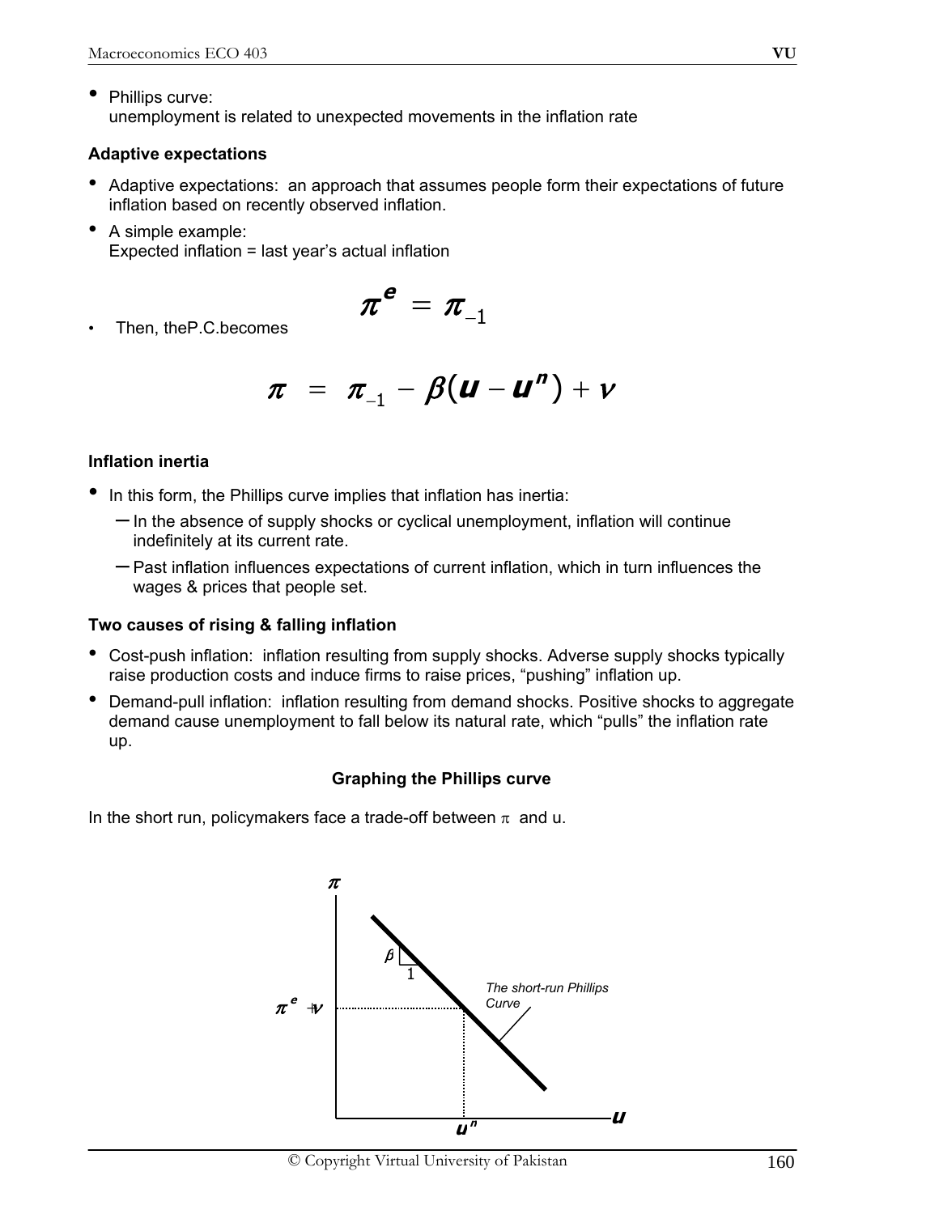- Phillips curve:
  unemployment is related to unexpected movements in the inflation rate

**Adaptive expectations**

- Adaptive expectations: an approach that assumes people form their expectations of future inflation based on recently observed inflation.
- A simple example:
  Expected inflation = last year's actual inflation

$$\pi^e = \pi_{-1}$$

- Then, theP.C.becomes

$$\pi = \pi_{-1} - \beta(u - u^n) + v$$

**Inflation inertia**

- In this form, the Phillips curve implies that inflation has inertia:
  - In the absence of supply shocks or cyclical unemployment, inflation will continue indefinitely at its current rate.
  - Past inflation influences expectations of current inflation, which in turn influences the wages & prices that people set.

**Two causes of rising & falling inflation**

- Cost-push inflation: inflation resulting from supply shocks. Adverse supply shocks typically raise production costs and induce firms to raise prices, "pushing" inflation up.
- Demand-pull inflation: inflation resulting from demand shocks. Positive shocks to aggregate demand cause unemployment to fall below its natural rate, which "pulls" the inflation rate up.

**Graphing the Phillips curve**

In the short run, policymakers face a trade-off between $\pi$ and u.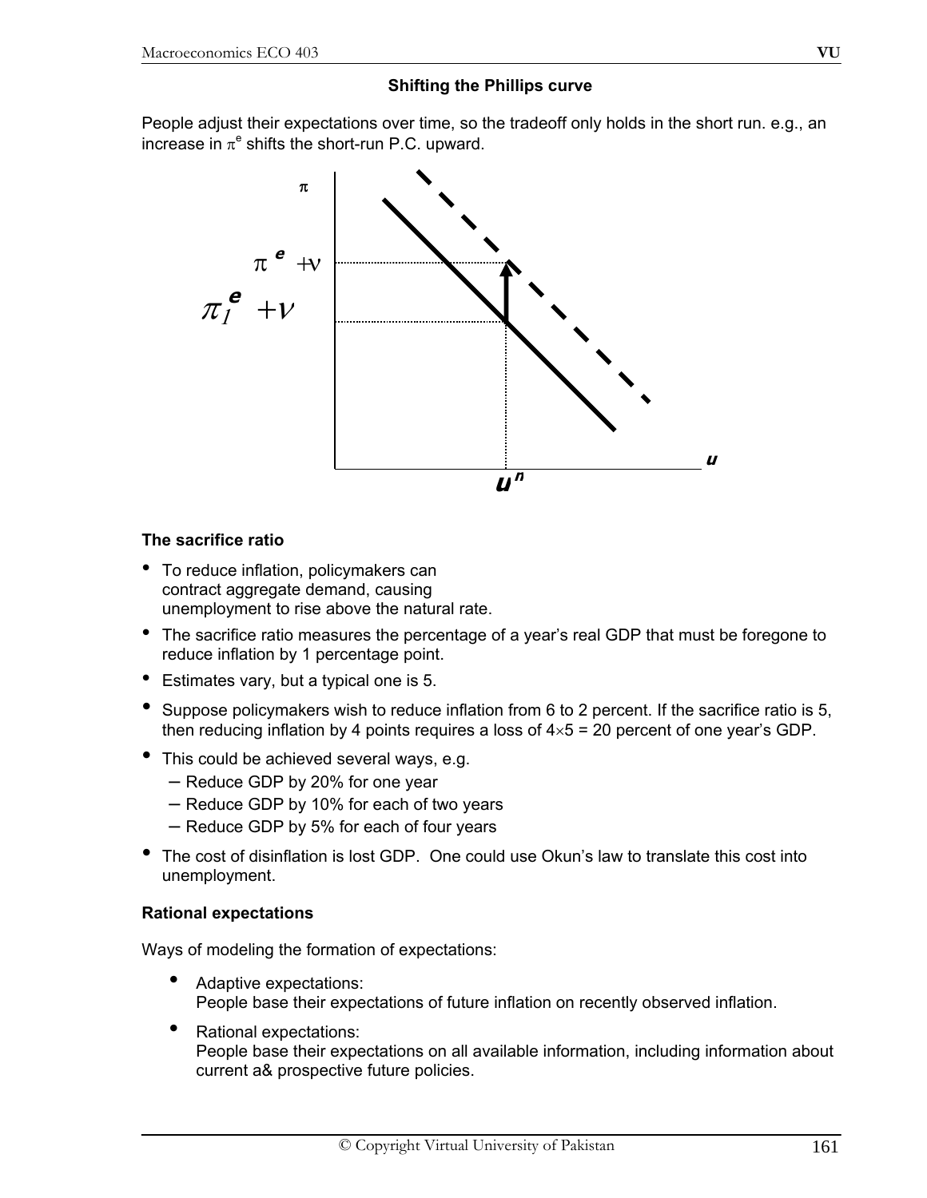**Shifting the Phillips curve**

People adjust their expectations over time, so the tradeoff only holds in the short run. e.g., an increase in $\pi^e$ shifts the short-run P.C. upward.

**The sacrifice ratio**

- To reduce inflation, policymakers can contract aggregate demand, causing unemployment to rise above the natural rate.
- The sacrifice ratio measures the percentage of a year's real GDP that must be foregone to reduce inflation by 1 percentage point.
- Estimates vary, but a typical one is 5.
- Suppose policymakers wish to reduce inflation from 6 to 2 percent. If the sacrifice ratio is 5, then reducing inflation by 4 points requires a loss of $4 \times 5 = 20$ percent of one year's GDP.
- This could be achieved several ways, e.g.
  - Reduce GDP by 20% for one year
  - Reduce GDP by 10% for each of two years
  - Reduce GDP by 5% for each of four years
- The cost of disinflation is lost GDP. One could use Okun's law to translate this cost into unemployment.

**Rational expectations**

Ways of modeling the formation of expectations:

- Adaptive expectations:
  People base their expectations of future inflation on recently observed inflation.
- Rational expectations:
  People base their expectations on all available information, including information about current a& prospective future policies.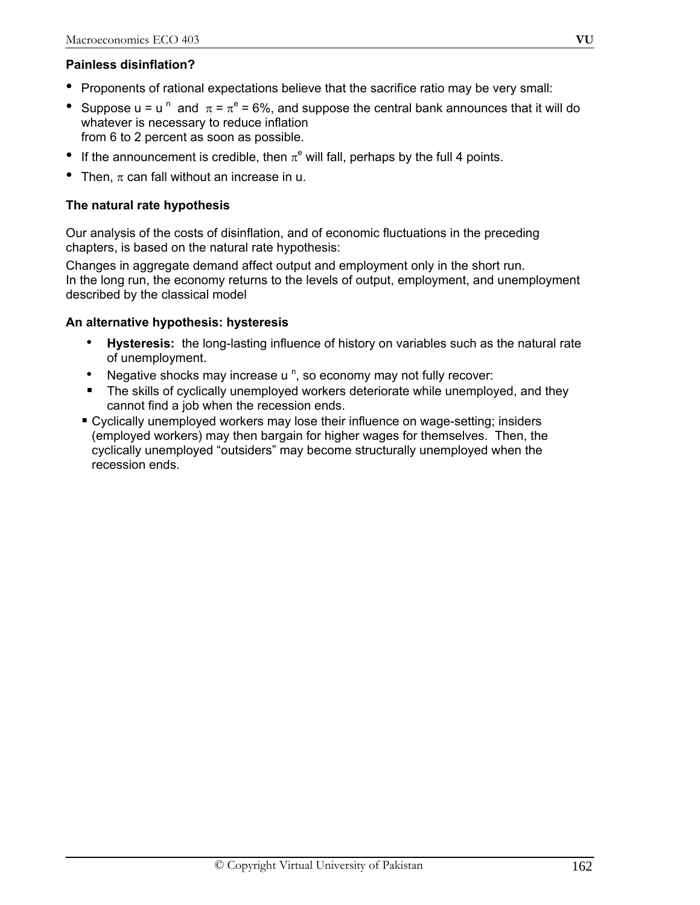**Painless disinflation?**

- Proponents of rational expectations believe that the sacrifice ratio may be very small:
- Suppose $u = u^n$ and $\pi = \pi^e = 6\%$, and suppose the central bank announces that it will do whatever is necessary to reduce inflation from 6 to 2 percent as soon as possible.
- If the announcement is credible, then $\pi^e$ will fall, perhaps by the full 4 points.
- Then, $\pi$ can fall without an increase in u.

**The natural rate hypothesis**

Our analysis of the costs of disinflation, and of economic fluctuations in the preceding chapters, is based on the natural rate hypothesis:

Changes in aggregate demand affect output and employment only in the short run.
In the long run, the economy returns to the levels of output, employment, and unemployment described by the classical model

**An alternative hypothesis: hysteresis**

- **Hysteresis:** the long-lasting influence of history on variables such as the natural rate of unemployment.
- Negative shocks may increase $u^n$, so economy may not fully recover:
  - The skills of cyclically unemployed workers deteriorate while unemployed, and they cannot find a job when the recession ends.
  - Cyclically unemployed workers may lose their influence on wage-setting; insiders (employed workers) may then bargain for higher wages for themselves. Then, the cyclically unemployed "outsiders" may become structurally unemployed when the recession ends.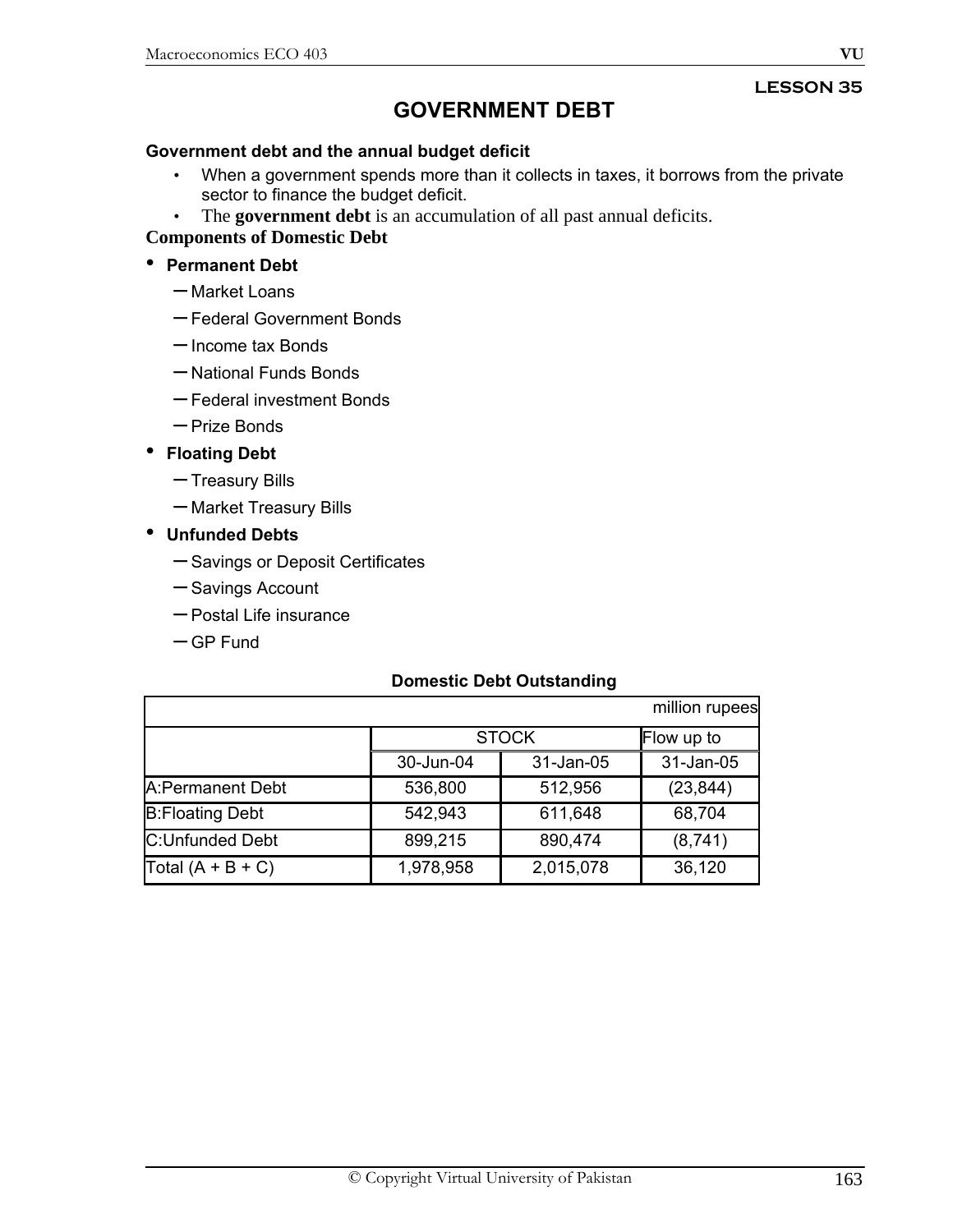**LESSON 35**

# GOVERNMENT DEBT

**Government debt and the annual budget deficit**

- When a government spends more than it collects in taxes, it borrows from the private sector to finance the budget deficit.
- The **government debt** is an accumulation of all past annual deficits.

**Components of Domestic Debt**

- **Permanent Debt**
  - Market Loans
  - Federal Government Bonds
  - Income tax Bonds
  - National Funds Bonds
  - Federal investment Bonds
  - Prize Bonds
- **Floating Debt**
  - Treasury Bills
  - Market Treasury Bills
- **Unfunded Debts**
  - Savings or Deposit Certificates
  - Savings Account
  - Postal Life insurance
  - GP Fund

**Domestic Debt Outstanding**

| | | | million rupees |
|---|---|---|---|
| | STOCK | | Flow up to |
| | 30-Jun-04 | 31-Jan-05 | 31-Jan-05 |
| A:Permanent Debt | 536,800 | 512,956 | (23,844) |
| B:Floating Debt | 542,943 | 611,648 | 68,704 |
| C:Unfunded Debt | 899,215 | 890,474 | (8,741) |
| Total (A + B + C) | 1,978,958 | 2,015,078 | 36,120 |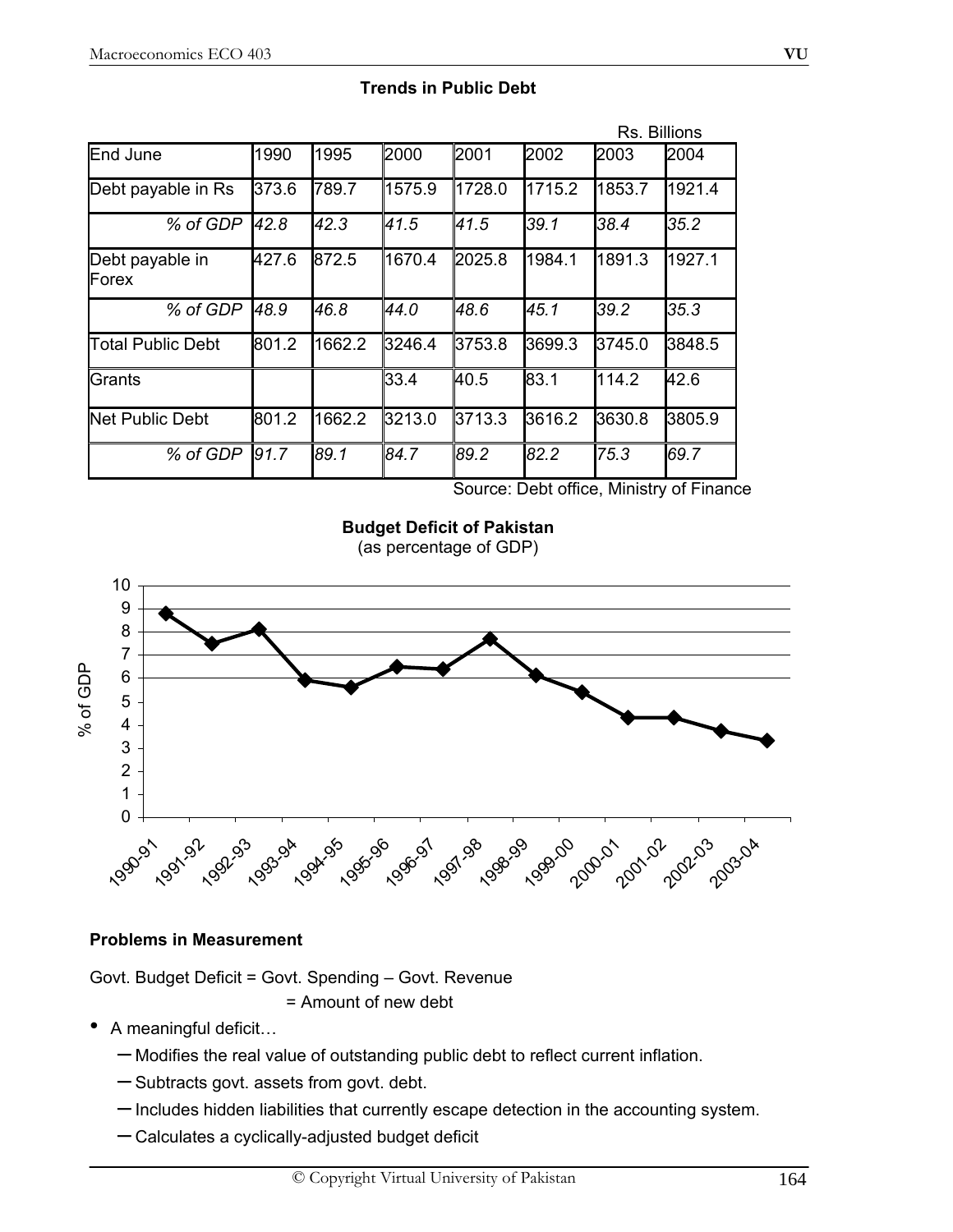**Trends in Public Debt**

Rs. Billions

| End June | 1990 | 1995 | 2000 | 2001 | 2002 | 2003 | 2004 |
|---|---|---|---|---|---|---|---|
| Debt payable in Rs | 373.6 | 789.7 | 1575.9 | 1728.0 | 1715.2 | 1853.7 | 1921.4 |
| *% of GDP* | *42.8* | *42.3* | *41.5* | *41.5* | *39.1* | *38.4* | *35.2* |
| Debt payable in Forex | 427.6 | 872.5 | 1670.4 | 2025.8 | 1984.1 | 1891.3 | 1927.1 |
| *% of GDP* | *48.9* | *46.8* | *44.0* | *48.6* | *45.1* | *39.2* | *35.3* |
| Total Public Debt | 801.2 | 1662.2 | 3246.4 | 3753.8 | 3699.3 | 3745.0 | 3848.5 |
| Grants | | | 33.4 | 40.5 | 83.1 | 114.2 | 42.6 |
| Net Public Debt | 801.2 | 1662.2 | 3213.0 | 3713.3 | 3616.2 | 3630.8 | 3805.9 |
| *% of GDP* | *91.7* | *89.1* | *84.7* | *89.2* | *82.2* | *75.3* | *69.7* |

Source: Debt office, Ministry of Finance

**Budget Deficit of Pakistan**
(as percentage of GDP)

| Year | % of GDP (approx.) |
|---|---|
| 1990-91 | 8.8 |
| 1991-92 | 7.5 |
| 1992-93 | 8.1 |
| 1993-94 | 5.9 |
| 1994-95 | 5.6 |
| 1995-96 | 6.5 |
| 1996-97 | 6.4 |
| 1997-98 | 7.7 |
| 1998-99 | 6.1 |
| 1999-00 | 5.4 |
| 2000-01 | 4.3 |
| 2001-02 | 4.3 |
| 2002-03 | 3.8 |
| 2003-04 | 3.3 |

**Problems in Measurement**

Govt. Budget Deficit = Govt. Spending – Govt. Revenue

= Amount of new debt

- A meaningful deficit…
  - Modifies the real value of outstanding public debt to reflect current inflation.
  - Subtracts govt. assets from govt. debt.
  - Includes hidden liabilities that currently escape detection in the accounting system.
  - Calculates a cyclically-adjusted budget deficit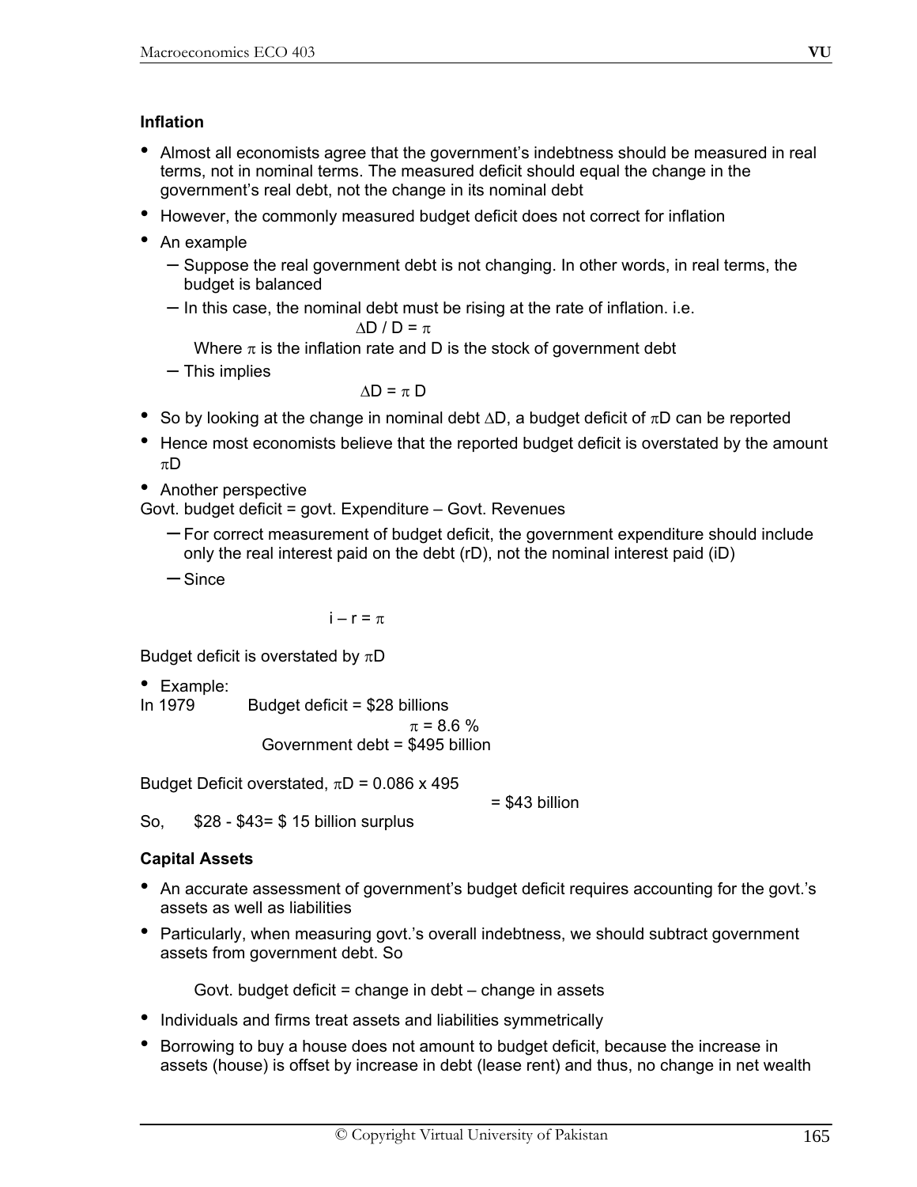**Inflation**

- Almost all economists agree that the government's indebtness should be measured in real terms, not in nominal terms. The measured deficit should equal the change in the government's real debt, not the change in its nominal debt
- However, the commonly measured budget deficit does not correct for inflation
- An example
  - Suppose the real government debt is not changing. In other words, in real terms, the budget is balanced
  - In this case, the nominal debt must be rising at the rate of inflation. i.e.

$$\Delta D / D = \pi$$

    Where $\pi$ is the inflation rate and D is the stock of government debt

  - This implies

$$\Delta D = \pi D$$

- So by looking at the change in nominal debt $\Delta D$, a budget deficit of $\pi D$ can be reported
- Hence most economists believe that the reported budget deficit is overstated by the amount $\pi D$
- Another perspective

Govt. budget deficit = govt. Expenditure – Govt. Revenues

  - For correct measurement of budget deficit, the government expenditure should include only the real interest paid on the debt (rD), not the nominal interest paid (iD)
  - Since

$$i - r = \pi$$

Budget deficit is overstated by $\pi D$

- Example:

In 1979 Budget deficit = $28 billions

$\pi$ = 8.6 %

Government debt = $495 billion

Budget Deficit overstated, $\pi D = 0.086 \times 495$

= $43 billion

So, $28 - $43= $ 15 billion surplus

**Capital Assets**

- An accurate assessment of government's budget deficit requires accounting for the govt.'s assets as well as liabilities
- Particularly, when measuring govt.'s overall indebtness, we should subtract government assets from government debt. So

Govt. budget deficit = change in debt – change in assets

- Individuals and firms treat assets and liabilities symmetrically
- Borrowing to buy a house does not amount to budget deficit, because the increase in assets (house) is offset by increase in debt (lease rent) and thus, no change in net wealth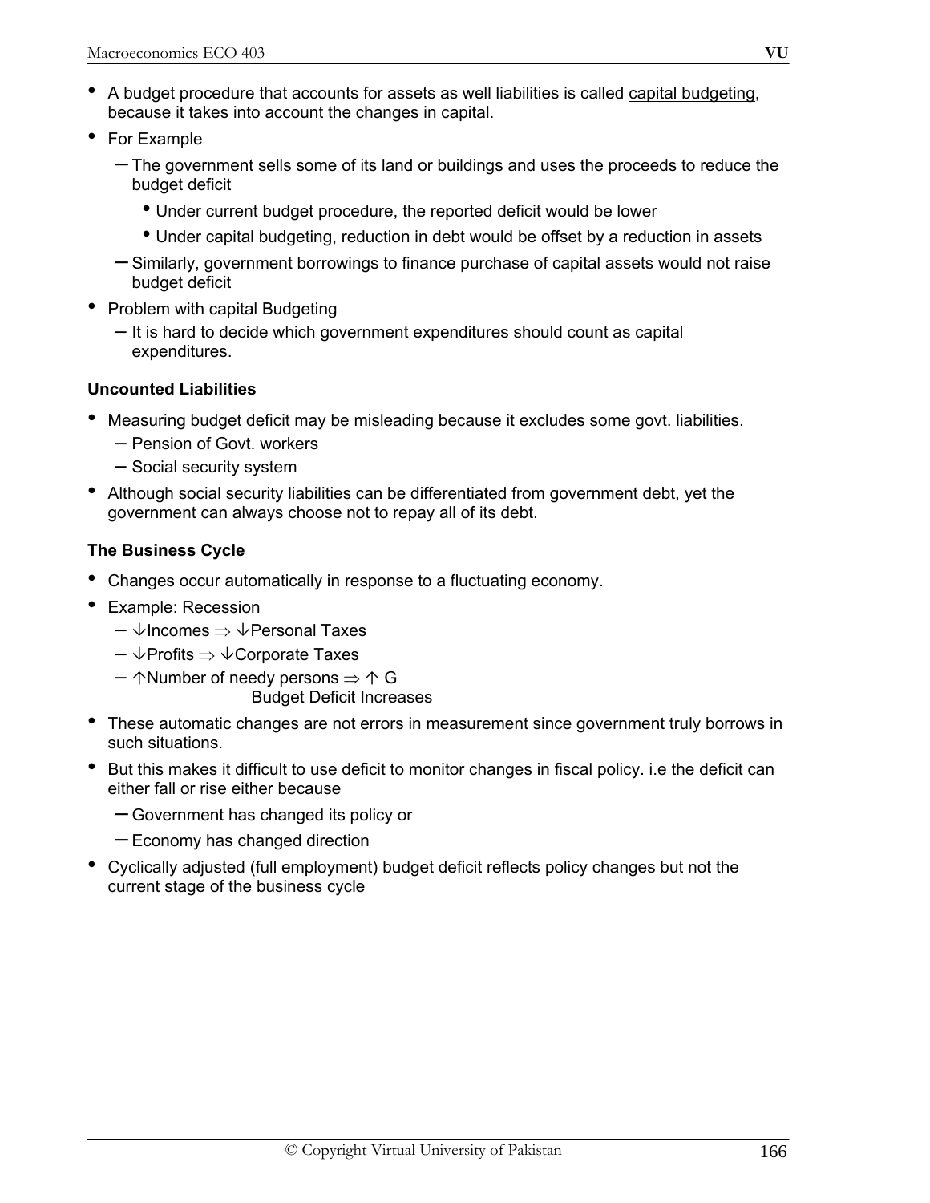- A budget procedure that accounts for assets as well liabilities is called capital budgeting, because it takes into account the changes in capital.
- For Example
  - The government sells some of its land or buildings and uses the proceeds to reduce the budget deficit
    - Under current budget procedure, the reported deficit would be lower
    - Under capital budgeting, reduction in debt would be offset by a reduction in assets
  - Similarly, government borrowings to finance purchase of capital assets would not raise budget deficit
- Problem with capital Budgeting
  - It is hard to decide which government expenditures should count as capital expenditures.

**Uncounted Liabilities**

- Measuring budget deficit may be misleading because it excludes some govt. liabilities.
  - Pension of Govt. workers
  - Social security system
- Although social security liabilities can be differentiated from government debt, yet the government can always choose not to repay all of its debt.

**The Business Cycle**

- Changes occur automatically in response to a fluctuating economy.
- Example: Recession
  - $\downarrow$Incomes $\Rightarrow$ $\downarrow$Personal Taxes
  - $\downarrow$Profits $\Rightarrow$ $\downarrow$Corporate Taxes
  - $\uparrow$Number of needy persons $\Rightarrow$ $\uparrow$ G

    Budget Deficit Increases
- These automatic changes are not errors in measurement since government truly borrows in such situations.
- But this makes it difficult to use deficit to monitor changes in fiscal policy. i.e the deficit can either fall or rise either because
  - Government has changed its policy or
  - Economy has changed direction
- Cyclically adjusted (full employment) budget deficit reflects policy changes but not the current stage of the business cycle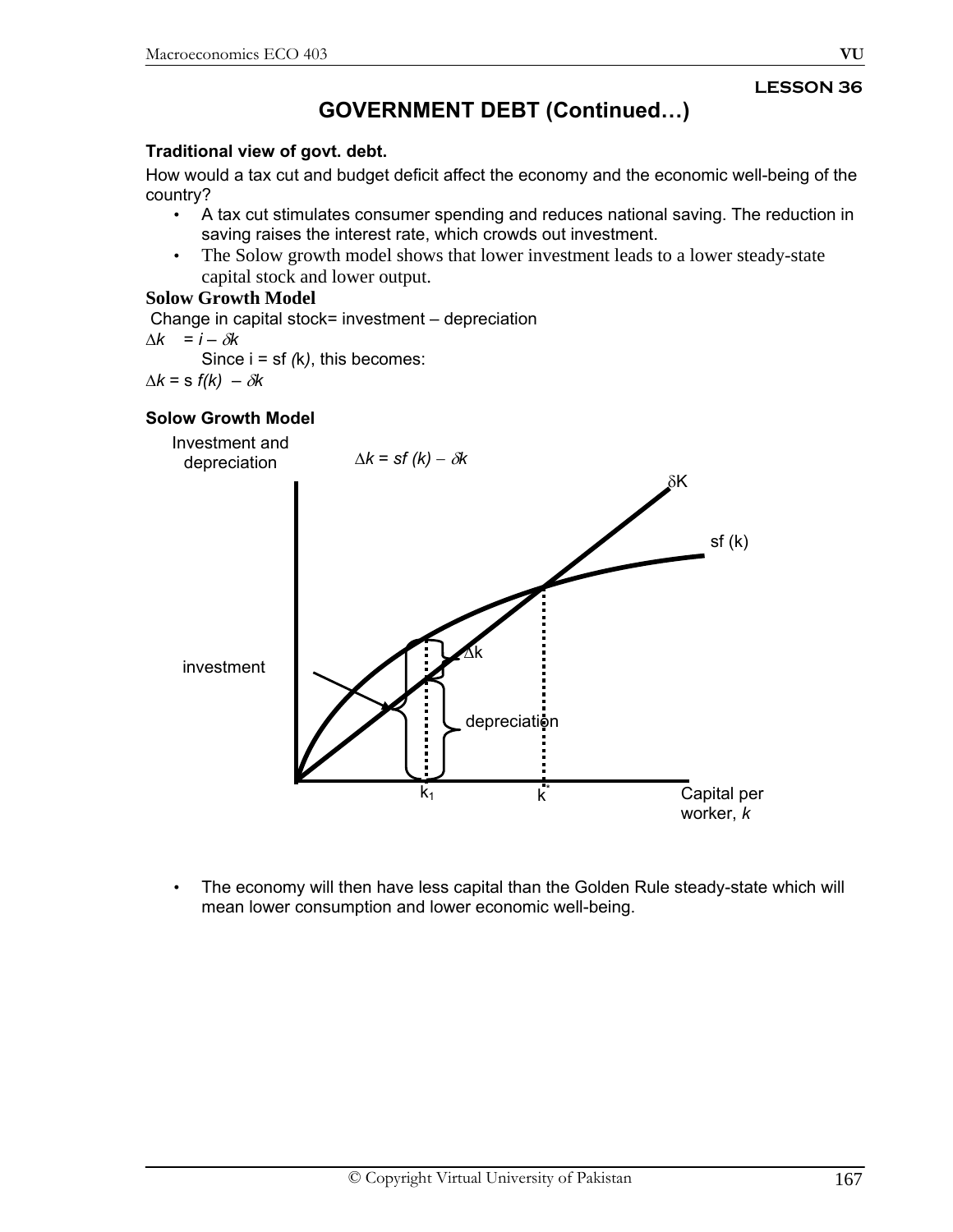**LESSON 36**

# GOVERNMENT DEBT (Continued…)

### Traditional view of govt. debt.

How would a tax cut and budget deficit affect the economy and the economic well-being of the country?

- A tax cut stimulates consumer spending and reduces national saving. The reduction in saving raises the interest rate, which crowds out investment.
- The Solow growth model shows that lower investment leads to a lower steady-state capital stock and lower output.

### Solow Growth Model

Change in capital stock= investment – depreciation

$\Delta k \quad = i - \delta k$

Since i = sf (k), this becomes:

$\Delta k = s\, f(k) \; - \delta k$

### Solow Growth Model

Investment and depreciation

$\Delta k = sf\,(k) - \delta k$

$\delta K$

sf (k)

$\Delta k$

investment

depreciation

$k_1$ $\quad k^*$ Capital per worker, *k*

- The economy will then have less capital than the Golden Rule steady-state which will mean lower consumption and lower economic well-being.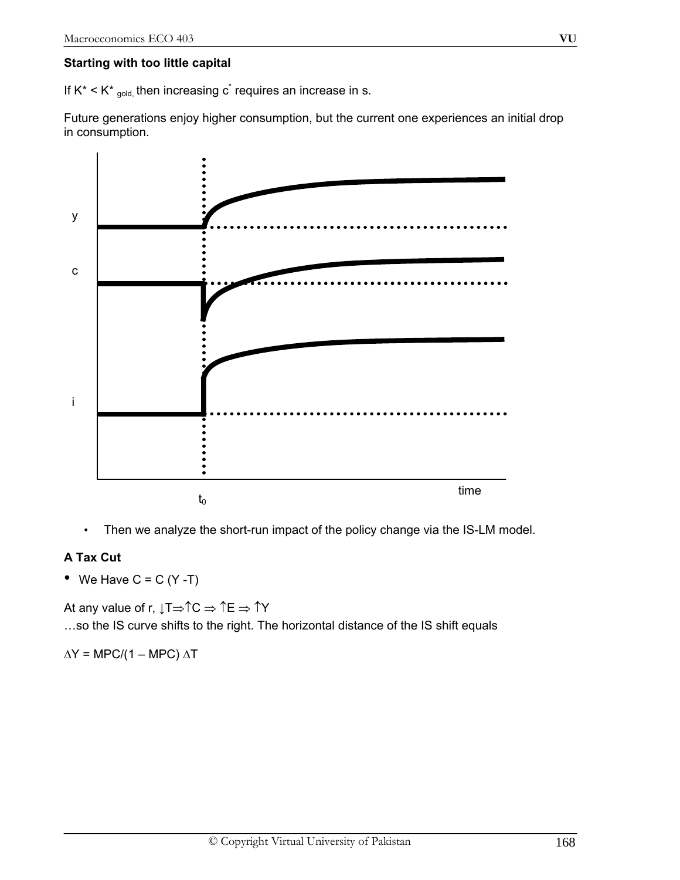**Starting with too little capital**

If $K^* < K^*_{gold,}$ then increasing $c^*$ requires an increase in s.

Future generations enjoy higher consumption, but the current one experiences an initial drop in consumption.

y

c

i

time

$t_0$

- Then we analyze the short-run impact of the policy change via the IS-LM model.

**A Tax Cut**

- We Have C = C (Y -T)

At any value of r, $\downarrow T \Rightarrow \uparrow C \Rightarrow \uparrow E \Rightarrow \uparrow Y$

…so the IS curve shifts to the right. The horizontal distance of the IS shift equals

$\Delta Y = MPC/(1 – MPC)\ \Delta T$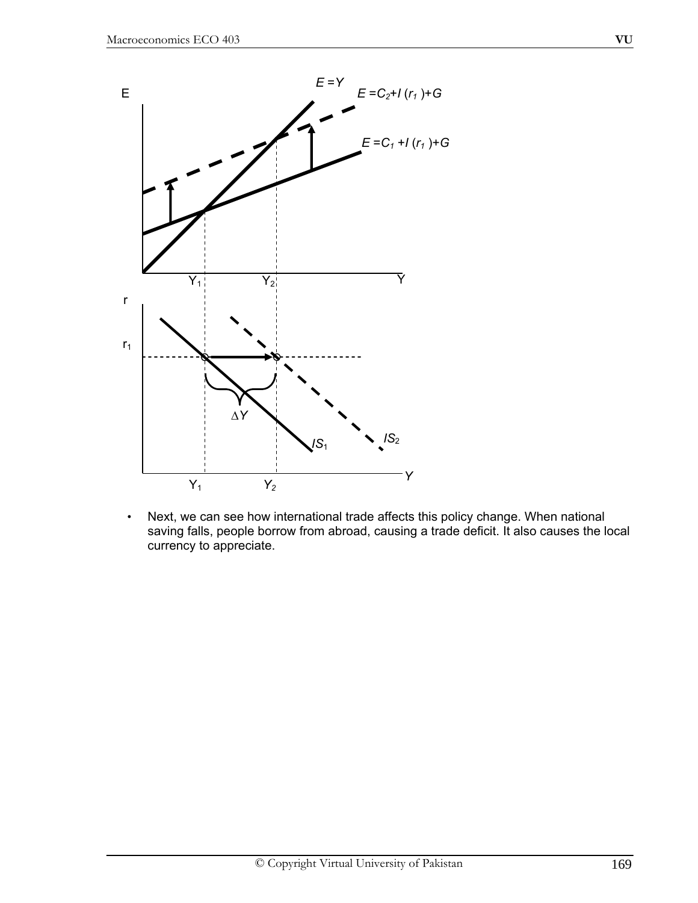- Next, we can see how international trade affects this policy change. When national saving falls, people borrow from abroad, causing a trade deficit. It also causes the local currency to appreciate.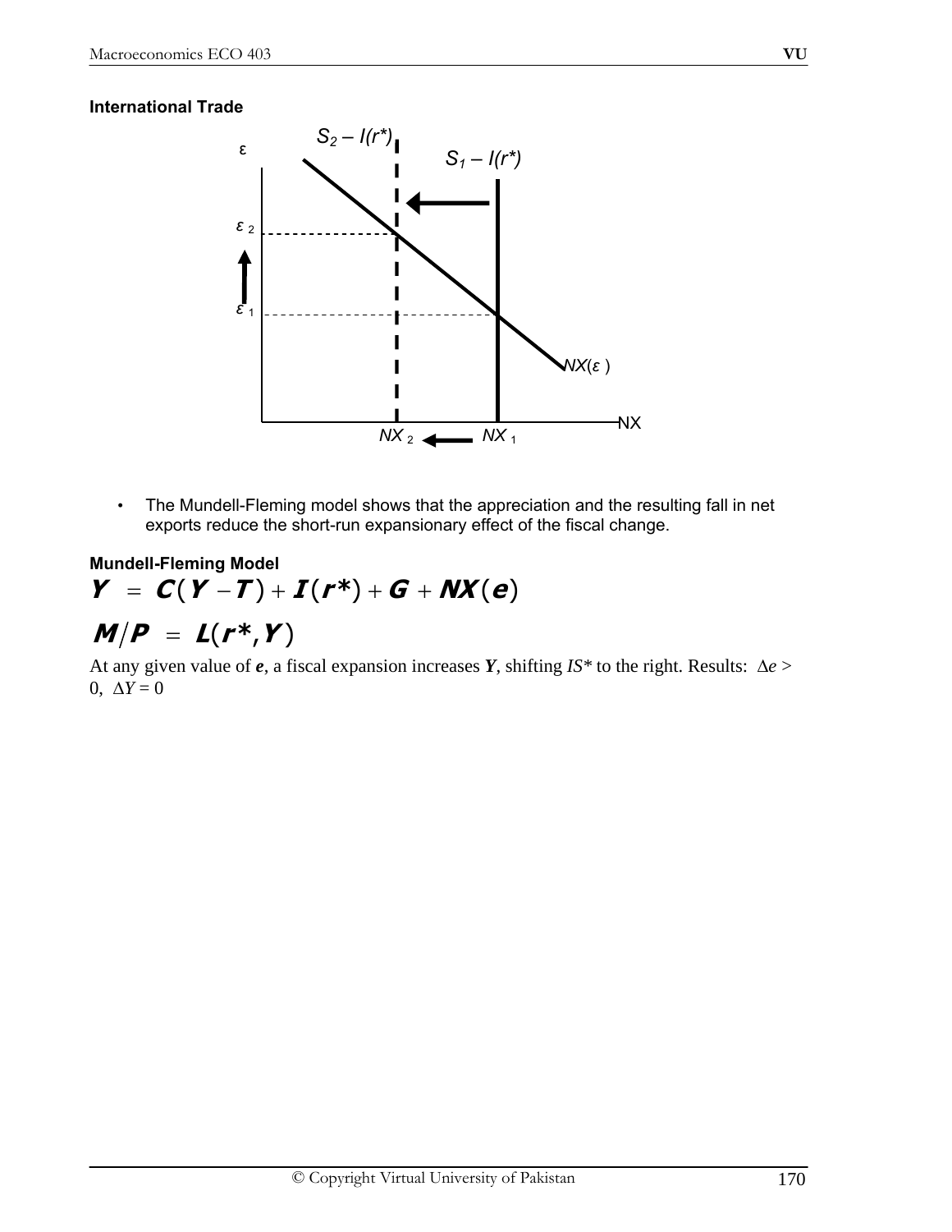**International Trade**

- The Mundell-Fleming model shows that the appreciation and the resulting fall in net exports reduce the short-run expansionary effect of the fiscal change.

**Mundell-Fleming Model**

$$Y = C(Y - T) + I(r^*) + G + NX(e)$$

$$M/P = L(r^*, Y)$$

At any given value of $e$, a fiscal expansion increases $Y$, shifting $IS^*$ to the right. Results: $\Delta e > 0$, $\Delta Y = 0$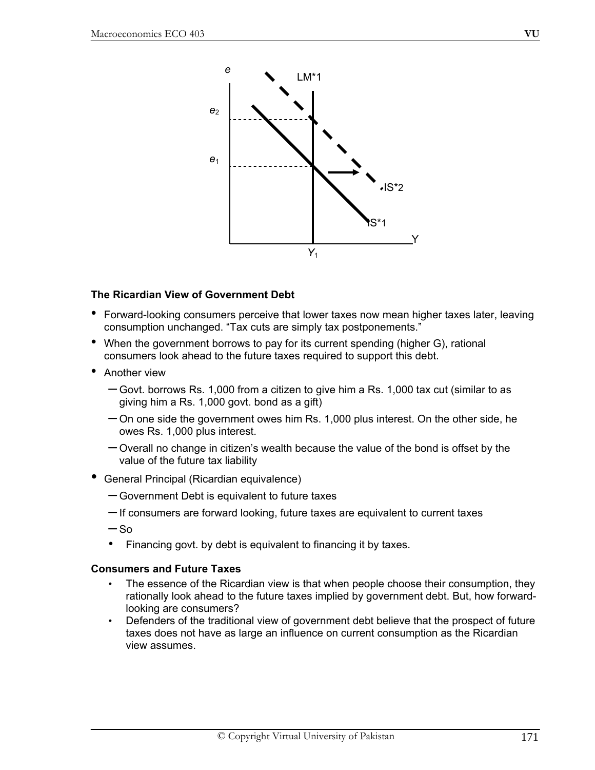### The Ricardian View of Government Debt

- Forward-looking consumers perceive that lower taxes now mean higher taxes later, leaving consumption unchanged. "Tax cuts are simply tax postponements."
- When the government borrows to pay for its current spending (higher G), rational consumers look ahead to the future taxes required to support this debt.
- Another view
  - Govt. borrows Rs. 1,000 from a citizen to give him a Rs. 1,000 tax cut (similar to as giving him a Rs. 1,000 govt. bond as a gift)
  - On one side the government owes him Rs. 1,000 plus interest. On the other side, he owes Rs. 1,000 plus interest.
  - Overall no change in citizen's wealth because the value of the bond is offset by the value of the future tax liability
- General Principal (Ricardian equivalence)
  - Government Debt is equivalent to future taxes
  - If consumers are forward looking, future taxes are equivalent to current taxes
  - So
    - Financing govt. by debt is equivalent to financing it by taxes.

### Consumers and Future Taxes

- The essence of the Ricardian view is that when people choose their consumption, they rationally look ahead to the future taxes implied by government debt. But, how forward-looking are consumers?
- Defenders of the traditional view of government debt believe that the prospect of future taxes does not have as large an influence on current consumption as the Ricardian view assumes.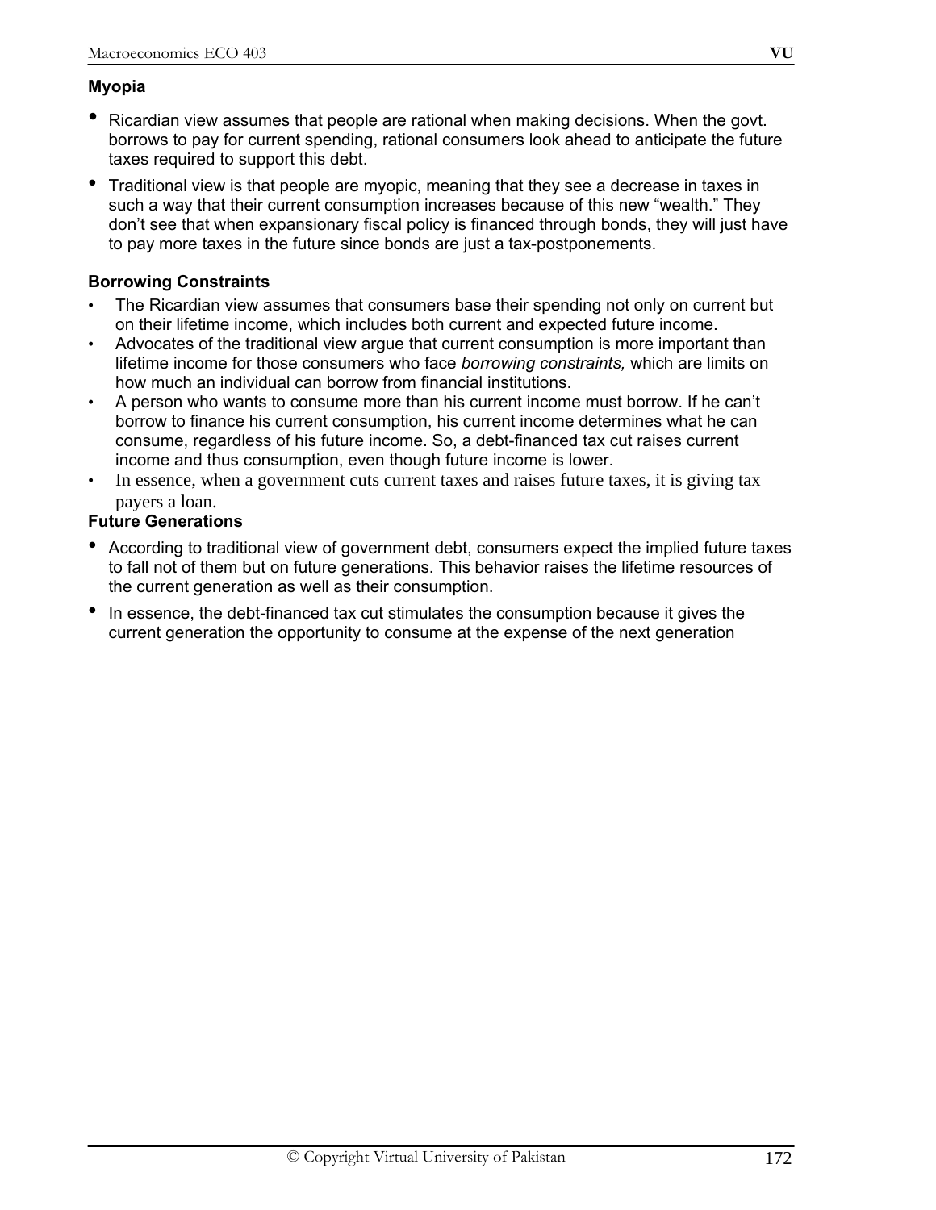**Myopia**

- Ricardian view assumes that people are rational when making decisions. When the govt. borrows to pay for current spending, rational consumers look ahead to anticipate the future taxes required to support this debt.
- Traditional view is that people are myopic, meaning that they see a decrease in taxes in such a way that their current consumption increases because of this new "wealth." They don't see that when expansionary fiscal policy is financed through bonds, they will just have to pay more taxes in the future since bonds are just a tax-postponements.

**Borrowing Constraints**

- The Ricardian view assumes that consumers base their spending not only on current but on their lifetime income, which includes both current and expected future income.
- Advocates of the traditional view argue that current consumption is more important than lifetime income for those consumers who face *borrowing constraints,* which are limits on how much an individual can borrow from financial institutions.
- A person who wants to consume more than his current income must borrow. If he can't borrow to finance his current consumption, his current income determines what he can consume, regardless of his future income. So, a debt-financed tax cut raises current income and thus consumption, even though future income is lower.
- In essence, when a government cuts current taxes and raises future taxes, it is giving tax payers a loan.

**Future Generations**

- According to traditional view of government debt, consumers expect the implied future taxes to fall not of them but on future generations. This behavior raises the lifetime resources of the current generation as well as their consumption.
- In essence, the debt-financed tax cut stimulates the consumption because it gives the current generation the opportunity to consume at the expense of the next generation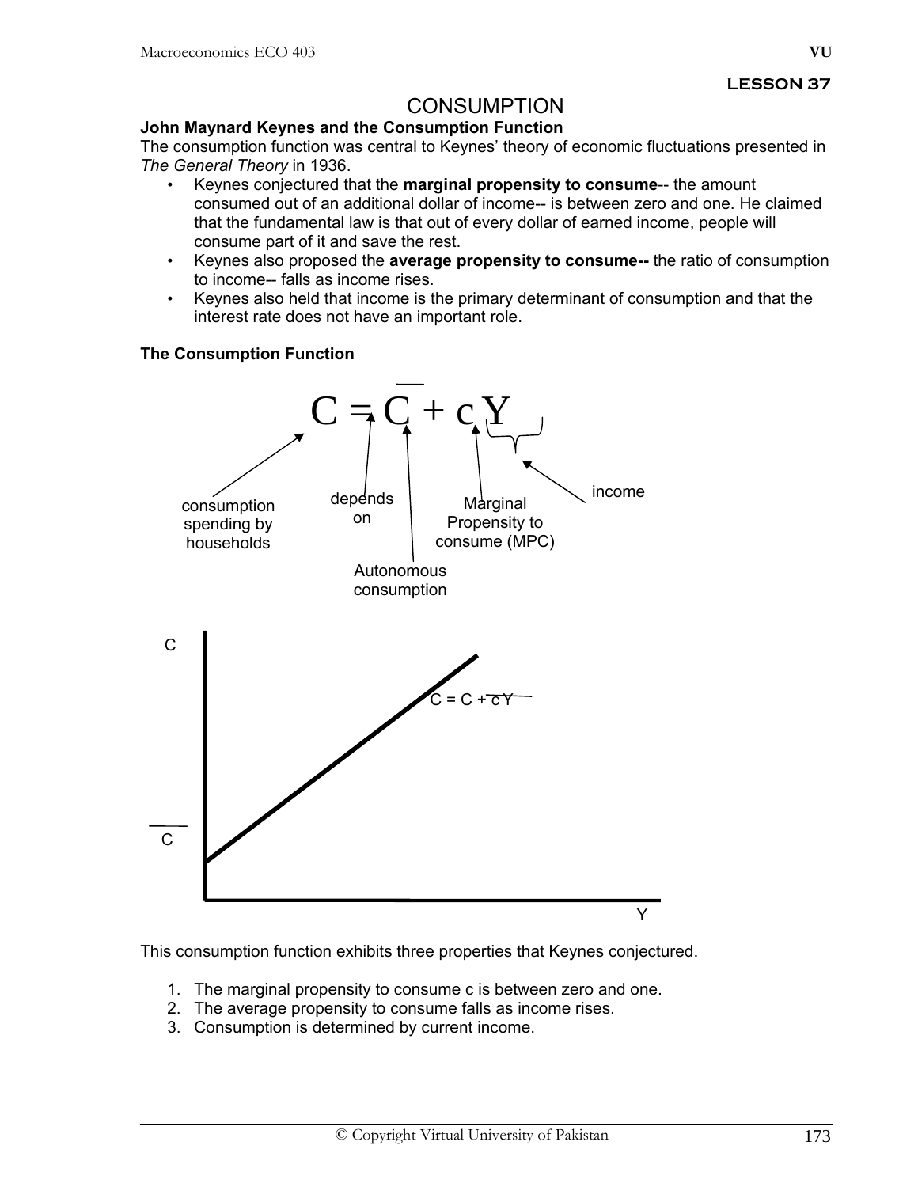**LESSON 37**

# CONSUMPTION

### John Maynard Keynes and the Consumption Function

The consumption function was central to Keynes' theory of economic fluctuations presented in *The General Theory* in 1936.

- Keynes conjectured that the **marginal propensity to consume**-- the amount consumed out of an additional dollar of income-- is between zero and one. He claimed that the fundamental law is that out of every dollar of earned income, people will consume part of it and save the rest.
- Keynes also proposed the **average propensity to consume--** the ratio of consumption to income-- falls as income rises.
- Keynes also held that income is the primary determinant of consumption and that the interest rate does not have an important role.

### The Consumption Function

$$C = \overline{C} + cY$$

- $C$: consumption spending by households
- $=$: depends on
- $\overline{C}$: Autonomous consumption
- $c$: Marginal Propensity to consume (MPC)
- $Y$: income

C

$C = \overline{C} + cY$

$\overline{C}$

Y

This consumption function exhibits three properties that Keynes conjectured.

1. The marginal propensity to consume c is between zero and one.
2. The average propensity to consume falls as income rises.
3. Consumption is determined by current income.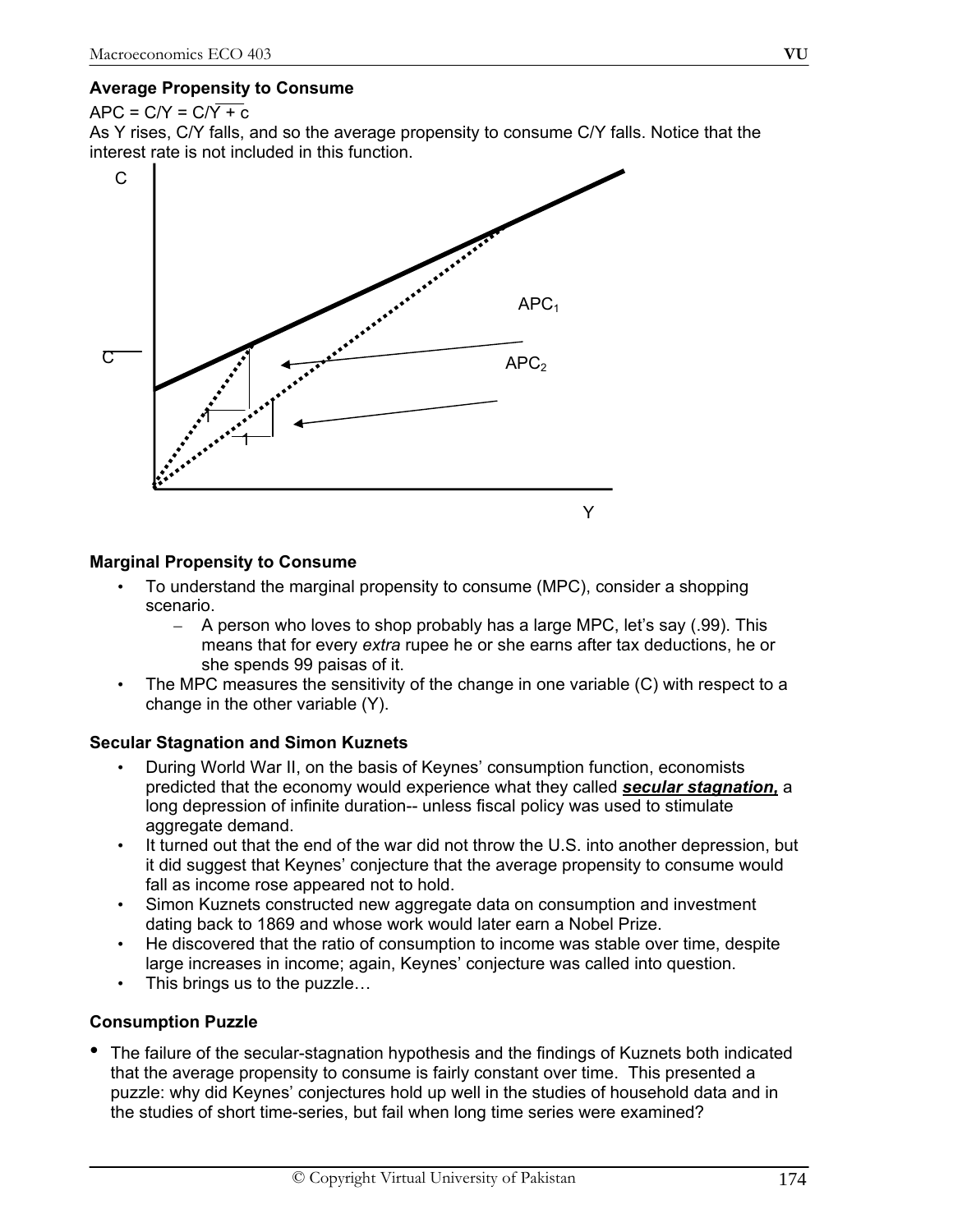**Average Propensity to Consume**

$APC = C/Y = \overline{C}/Y + c$

As Y rises, C/Y falls, and so the average propensity to consume C/Y falls. Notice that the interest rate is not included in this function.

**Marginal Propensity to Consume**

- To understand the marginal propensity to consume (MPC), consider a shopping scenario.
  - A person who loves to shop probably has a large MPC, let's say (.99). This means that for every *extra* rupee he or she earns after tax deductions, he or she spends 99 paisas of it.
- The MPC measures the sensitivity of the change in one variable (C) with respect to a change in the other variable (Y).

**Secular Stagnation and Simon Kuznets**

- During World War II, on the basis of Keynes' consumption function, economists predicted that the economy would experience what they called ***secular stagnation,*** a long depression of infinite duration-- unless fiscal policy was used to stimulate aggregate demand.
- It turned out that the end of the war did not throw the U.S. into another depression, but it did suggest that Keynes' conjecture that the average propensity to consume would fall as income rose appeared not to hold.
- Simon Kuznets constructed new aggregate data on consumption and investment dating back to 1869 and whose work would later earn a Nobel Prize.
- He discovered that the ratio of consumption to income was stable over time, despite large increases in income; again, Keynes' conjecture was called into question.
- This brings us to the puzzle…

**Consumption Puzzle**

- The failure of the secular-stagnation hypothesis and the findings of Kuznets both indicated that the average propensity to consume is fairly constant over time. This presented a puzzle: why did Keynes' conjectures hold up well in the studies of household data and in the studies of short time-series, but fail when long time series were examined?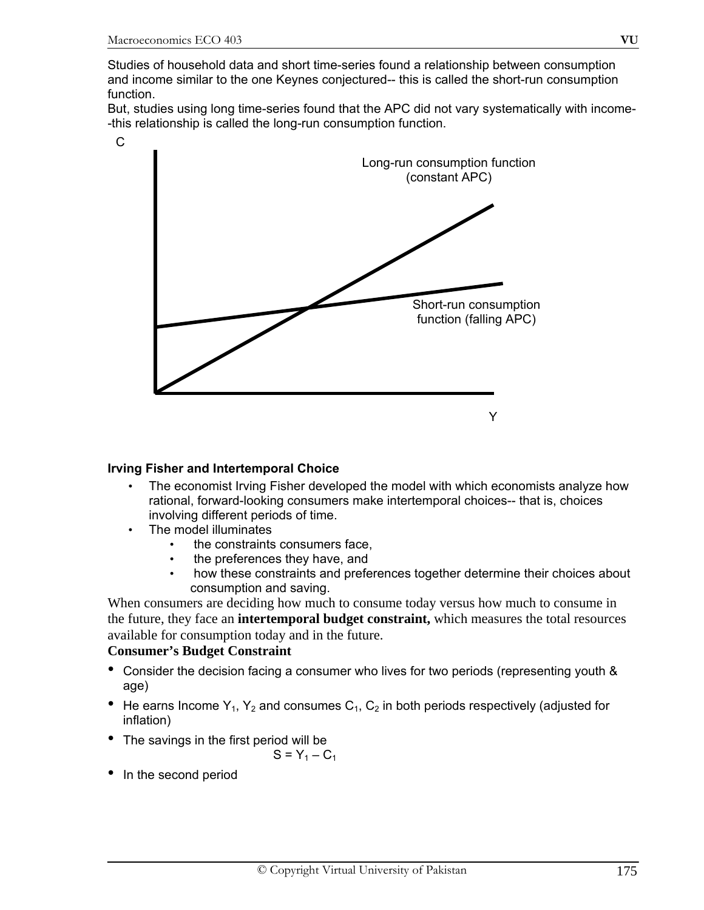Studies of household data and short time-series found a relationship between consumption and income similar to the one Keynes conjectured-- this is called the short-run consumption function.

But, studies using long time-series found that the APC did not vary systematically with income--this relationship is called the long-run consumption function.

C

Long-run consumption function (constant APC)

Short-run consumption function (falling APC)

Y

**Irving Fisher and Intertemporal Choice**

- The economist Irving Fisher developed the model with which economists analyze how rational, forward-looking consumers make intertemporal choices-- that is, choices involving different periods of time.
- The model illuminates
  - the constraints consumers face,
  - the preferences they have, and
  - how these constraints and preferences together determine their choices about consumption and saving.

When consumers are deciding how much to consume today versus how much to consume in the future, they face an **intertemporal budget constraint,** which measures the total resources available for consumption today and in the future.

**Consumer's Budget Constraint**

- Consider the decision facing a consumer who lives for two periods (representing youth & age)
- He earns Income $Y_1$, $Y_2$ and consumes $C_1$, $C_2$ in both periods respectively (adjusted for inflation)
- The savings in the first period will be

$$S = Y_1 – C_1$$

- In the second period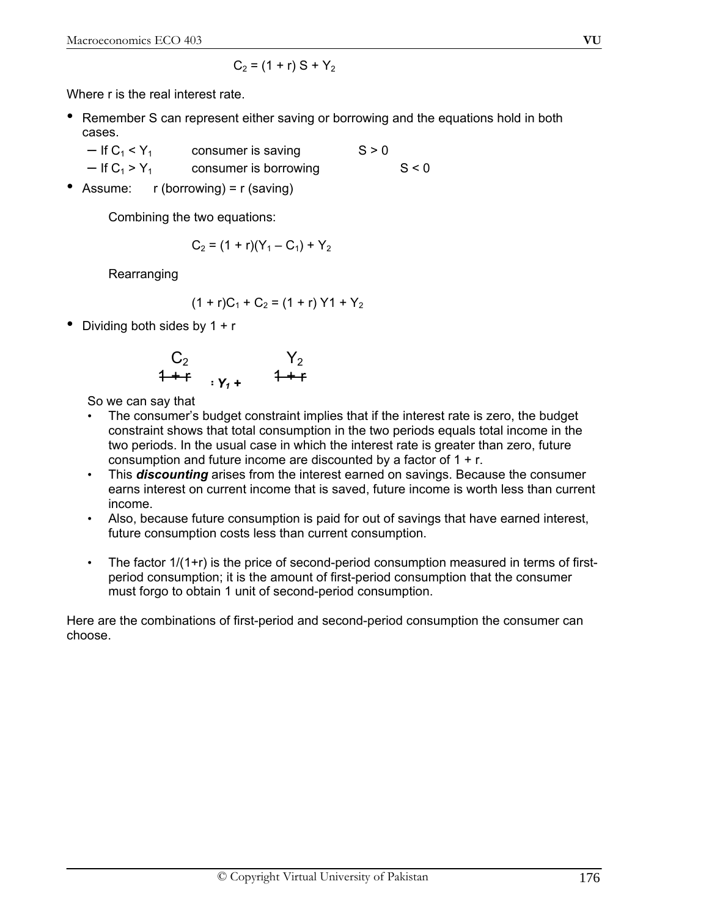$$C_2 = (1 + r) S + Y_2$$

Where r is the real interest rate.

- Remember S can represent either saving or borrowing and the equations hold in both cases.
  - If $C_1 < Y_1$ consumer is saving $S > 0$
  - If $C_1 > Y_1$ consumer is borrowing $S < 0$
- Assume: r (borrowing) = r (saving)

Combining the two equations:

$$C_2 = (1 + r)(Y_1 – C_1) + Y_2$$

Rearranging

$$(1 + r)C_1 + C_2 = (1 + r) Y1 + Y_2$$

- Dividing both sides by 1 + r

$$\frac{C_2}{1 + r} : Y_1 + \frac{Y_2}{1 + r}$$

So we can say that

- The consumer's budget constraint implies that if the interest rate is zero, the budget constraint shows that total consumption in the two periods equals total income in the two periods. In the usual case in which the interest rate is greater than zero, future consumption and future income are discounted by a factor of 1 + r.
- This ***discounting*** arises from the interest earned on savings. Because the consumer earns interest on current income that is saved, future income is worth less than current income.
- Also, because future consumption is paid for out of savings that have earned interest, future consumption costs less than current consumption.
- The factor $1/(1+r)$ is the price of second-period consumption measured in terms of first-period consumption; it is the amount of first-period consumption that the consumer must forgo to obtain 1 unit of second-period consumption.

Here are the combinations of first-period and second-period consumption the consumer can choose.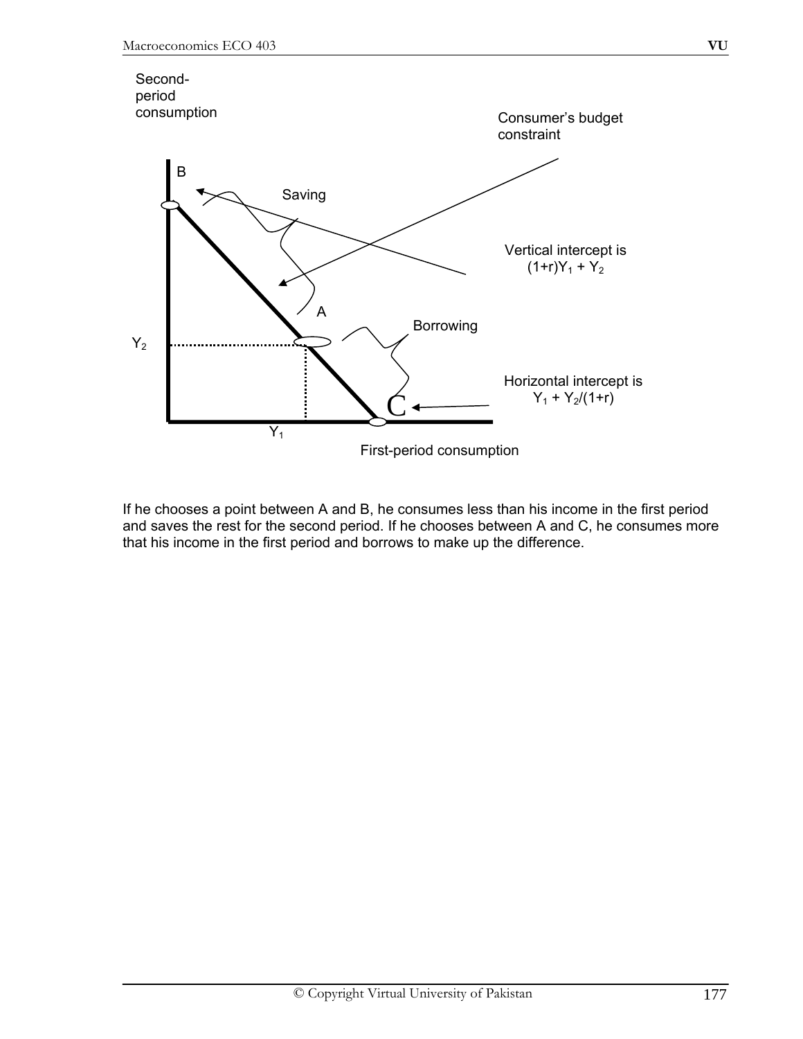Second-period consumption

Consumer's budget constraint

B

Saving

Vertical intercept is $(1+r)Y_1 + Y_2$

A

Borrowing

$Y_2$

Horizontal intercept is $Y_1 + Y_2/(1+r)$

C

$Y_1$

First-period consumption

If he chooses a point between A and B, he consumes less than his income in the first period and saves the rest for the second period. If he chooses between A and C, he consumes more that his income in the first period and borrows to make up the difference.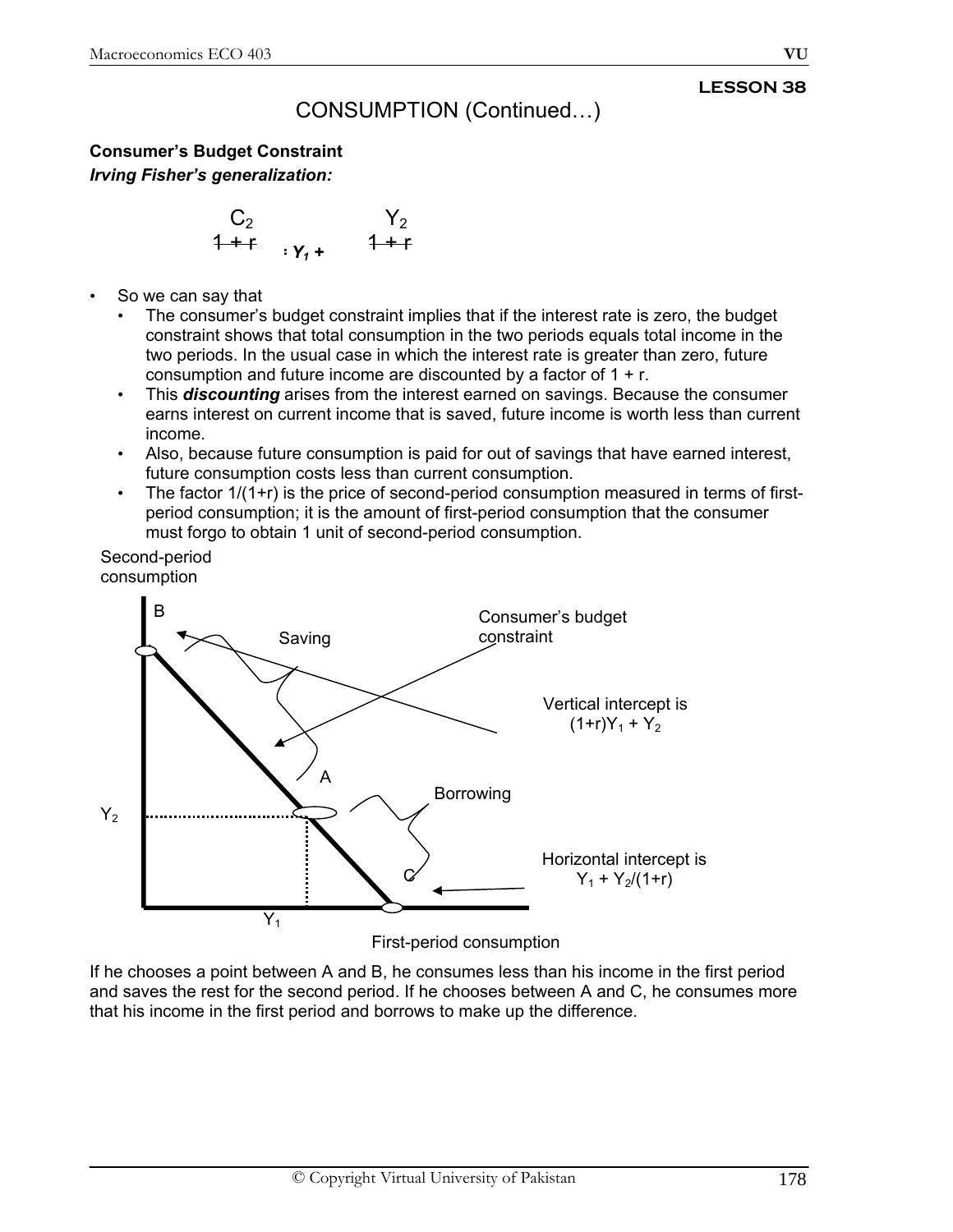## LESSON 38

# CONSUMPTION (Continued…)

**Consumer's Budget Constraint**

***Irving Fisher's generalization:***

$$\frac{C_2}{1+r} : Y_1 + \frac{Y_2}{1+r}$$

- So we can say that
  - The consumer's budget constraint implies that if the interest rate is zero, the budget constraint shows that total consumption in the two periods equals total income in the two periods. In the usual case in which the interest rate is greater than zero, future consumption and future income are discounted by a factor of 1 + r.
  - This ***discounting*** arises from the interest earned on savings. Because the consumer earns interest on current income that is saved, future income is worth less than current income.
  - Also, because future consumption is paid for out of savings that have earned interest, future consumption costs less than current consumption.
  - The factor 1/(1+r) is the price of second-period consumption measured in terms of first-period consumption; it is the amount of first-period consumption that the consumer must forgo to obtain 1 unit of second-period consumption.

Second-period consumption

B

Saving

Consumer's budget constraint

Vertical intercept is $(1+r)Y_1 + Y_2$

A

Borrowing

$Y_2$

Horizontal intercept is $Y_1 + Y_2/(1+r)$

C

$Y_1$

First-period consumption

If he chooses a point between A and B, he consumes less than his income in the first period and saves the rest for the second period. If he chooses between A and C, he consumes more that his income in the first period and borrows to make up the difference.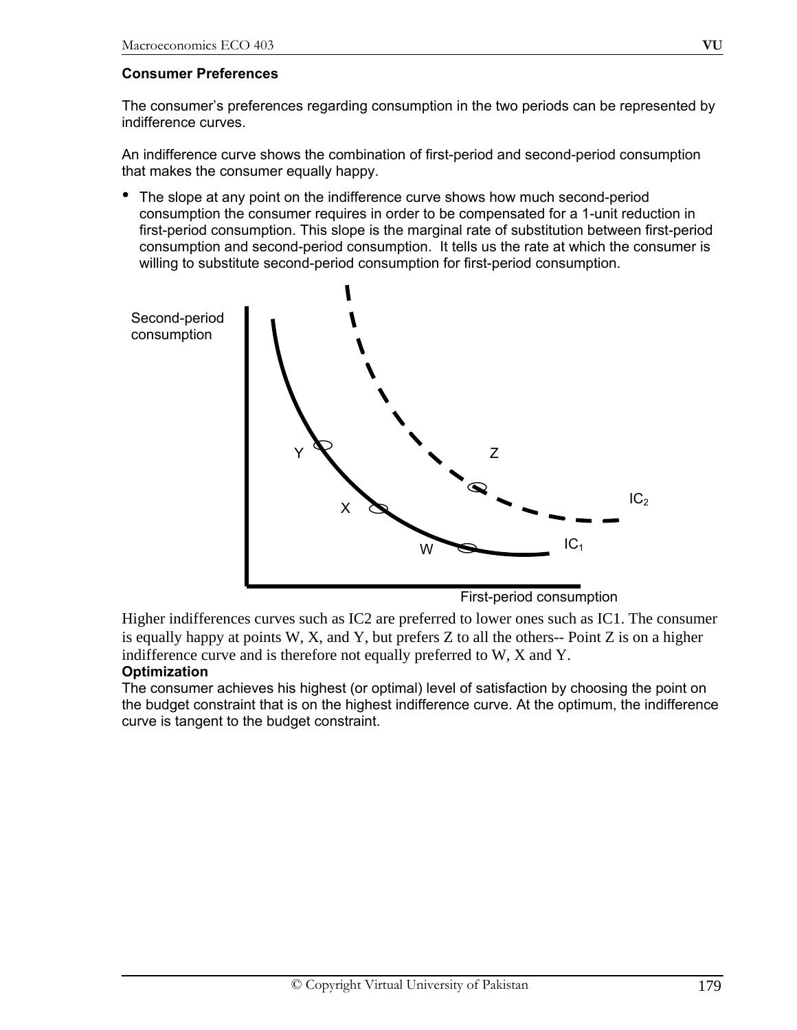**Consumer Preferences**

The consumer's preferences regarding consumption in the two periods can be represented by indifference curves.

An indifference curve shows the combination of first-period and second-period consumption that makes the consumer equally happy.

- The slope at any point on the indifference curve shows how much second-period consumption the consumer requires in order to be compensated for a 1-unit reduction in first-period consumption. This slope is the marginal rate of substitution between first-period consumption and second-period consumption. It tells us the rate at which the consumer is willing to substitute second-period consumption for first-period consumption.

Second-period consumption

Y Z

X $IC_2$

W $IC_1$

First-period consumption

Higher indifferences curves such as IC2 are preferred to lower ones such as IC1. The consumer is equally happy at points W, X, and Y, but prefers Z to all the others-- Point Z is on a higher indifference curve and is therefore not equally preferred to W, X and Y.

**Optimization**

The consumer achieves his highest (or optimal) level of satisfaction by choosing the point on the budget constraint that is on the highest indifference curve. At the optimum, the indifference curve is tangent to the budget constraint.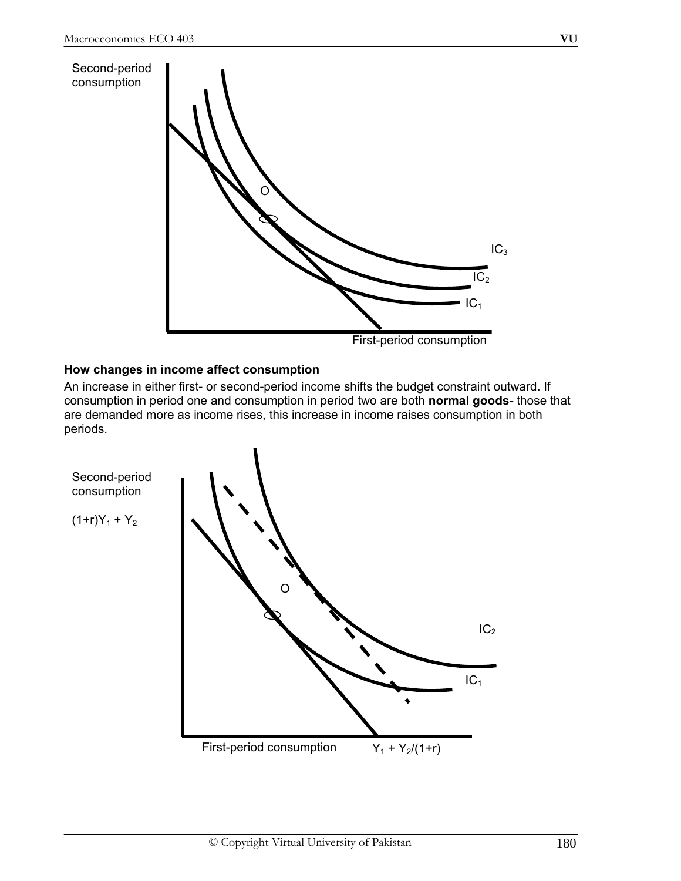Second-period consumption

O

$IC_3$

$IC_2$

$IC_1$

First-period consumption

**How changes in income affect consumption**

An increase in either first- or second-period income shifts the budget constraint outward. If consumption in period one and consumption in period two are both **normal goods-** those that are demanded more as income rises, this increase in income raises consumption in both periods.

Second-period consumption

$(1+r)Y_1 + Y_2$

O

$IC_2$

$IC_1$

First-period consumption $Y_1 + Y_2/(1+r)$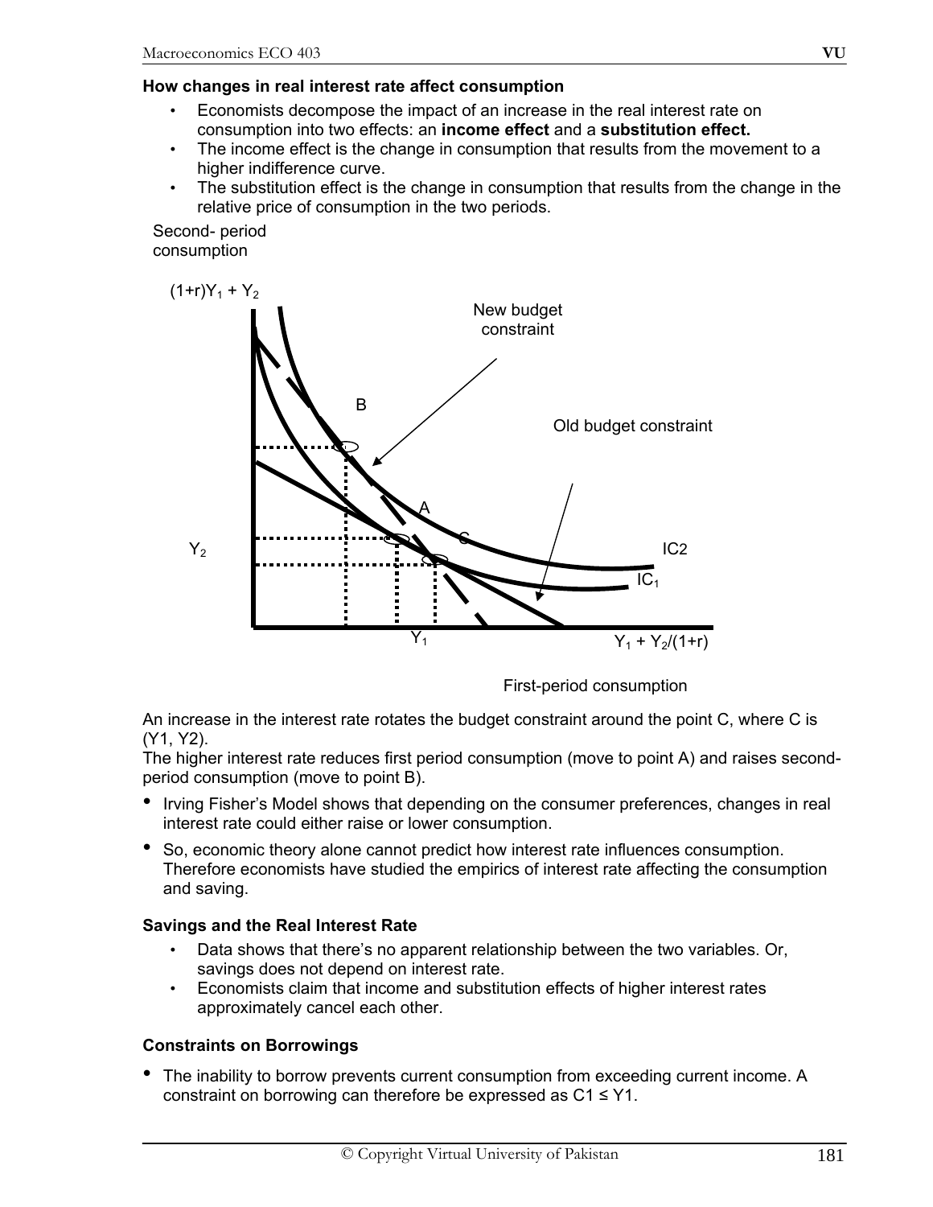**How changes in real interest rate affect consumption**

- Economists decompose the impact of an increase in the real interest rate on consumption into two effects: an **income effect** and a **substitution effect.**
- The income effect is the change in consumption that results from the movement to a higher indifference curve.
- The substitution effect is the change in consumption that results from the change in the relative price of consumption in the two periods.

An increase in the interest rate rotates the budget constraint around the point C, where C is (Y1, Y2).
The higher interest rate reduces first period consumption (move to point A) and raises second-period consumption (move to point B).

- Irving Fisher's Model shows that depending on the consumer preferences, changes in real interest rate could either raise or lower consumption.
- So, economic theory alone cannot predict how interest rate influences consumption. Therefore economists have studied the empirics of interest rate affecting the consumption and saving.

**Savings and the Real Interest Rate**

- Data shows that there's no apparent relationship between the two variables. Or, savings does not depend on interest rate.
- Economists claim that income and substitution effects of higher interest rates approximately cancel each other.

**Constraints on Borrowings**

- The inability to borrow prevents current consumption from exceeding current income. A constraint on borrowing can therefore be expressed as $C1 \leq Y1$.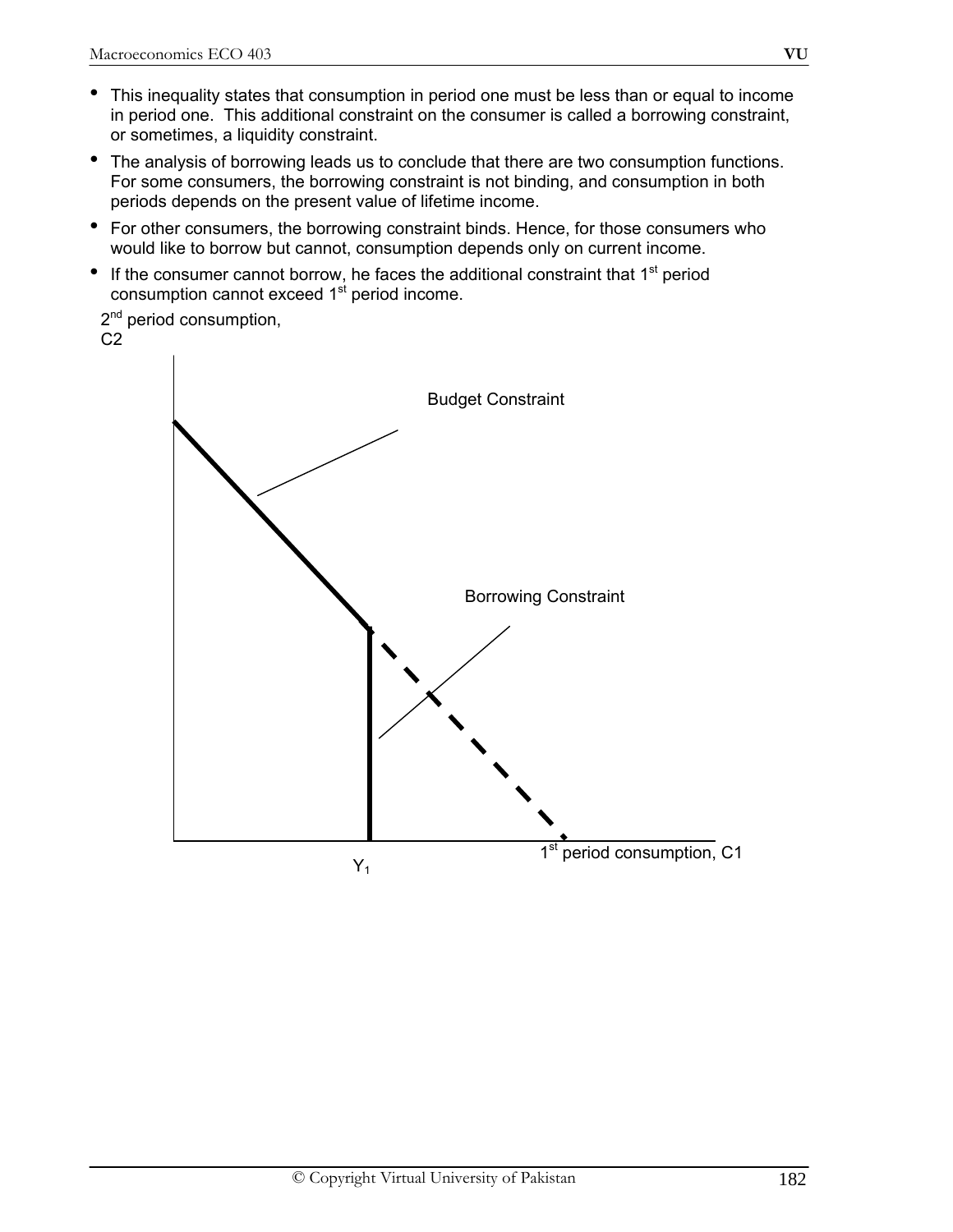- This inequality states that consumption in period one must be less than or equal to income in period one. This additional constraint on the consumer is called a borrowing constraint, or sometimes, a liquidity constraint.
- The analysis of borrowing leads us to conclude that there are two consumption functions. For some consumers, the borrowing constraint is not binding, and consumption in both periods depends on the present value of lifetime income.
- For other consumers, the borrowing constraint binds. Hence, for those consumers who would like to borrow but cannot, consumption depends only on current income.
- If the consumer cannot borrow, he faces the additional constraint that 1st period consumption cannot exceed 1st period income.

2nd period consumption, C2

Budget Constraint

Borrowing Constraint

$Y_1$

1st period consumption, C1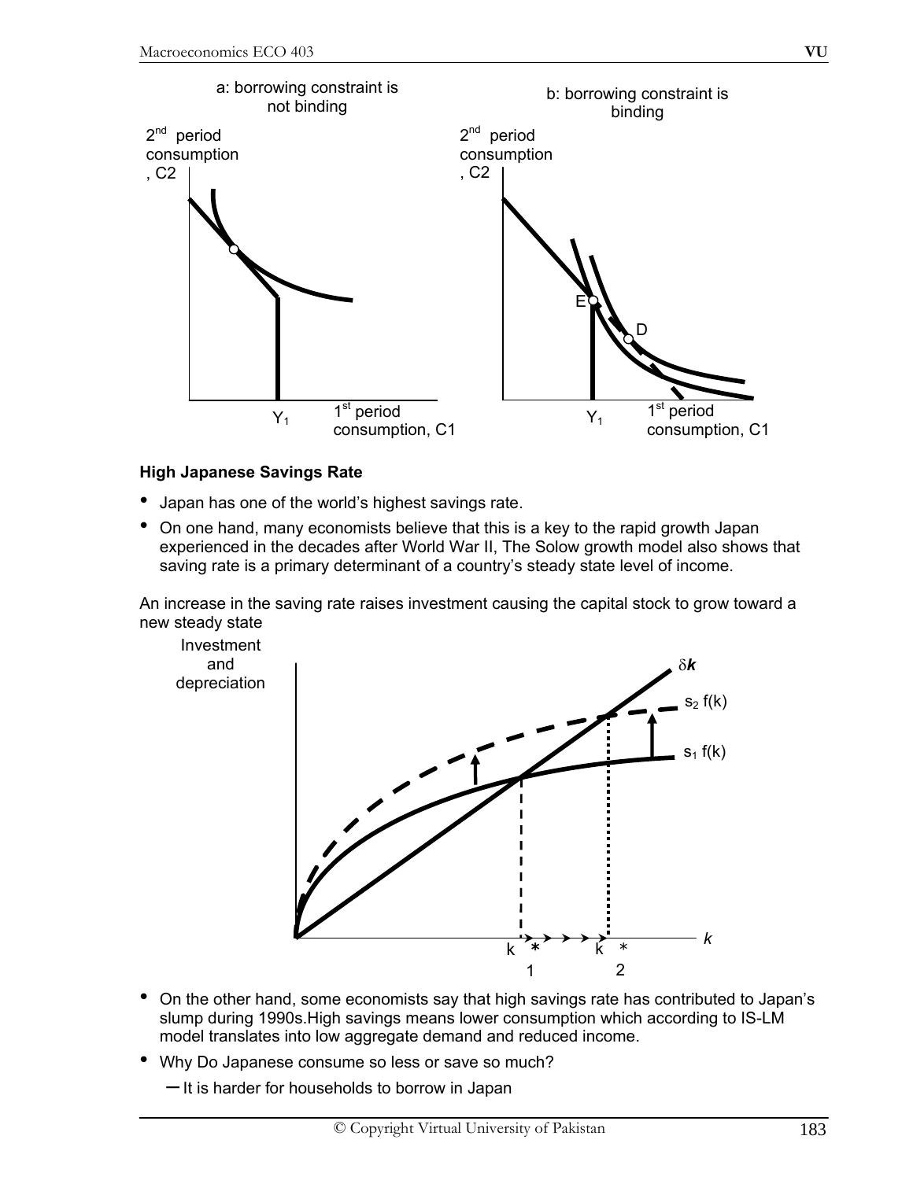a: borrowing constraint is not binding

b: borrowing constraint is binding

**High Japanese Savings Rate**

- Japan has one of the world's highest savings rate.
- On one hand, many economists believe that this is a key to the rapid growth Japan experienced in the decades after World War II, The Solow growth model also shows that saving rate is a primary determinant of a country's steady state level of income.

An increase in the saving rate raises investment causing the capital stock to grow toward a new steady state

- On the other hand, some economists say that high savings rate has contributed to Japan's slump during 1990s.High savings means lower consumption which according to IS-LM model translates into low aggregate demand and reduced income.
- Why Do Japanese consume so less or save so much?
  - It is harder for households to borrow in Japan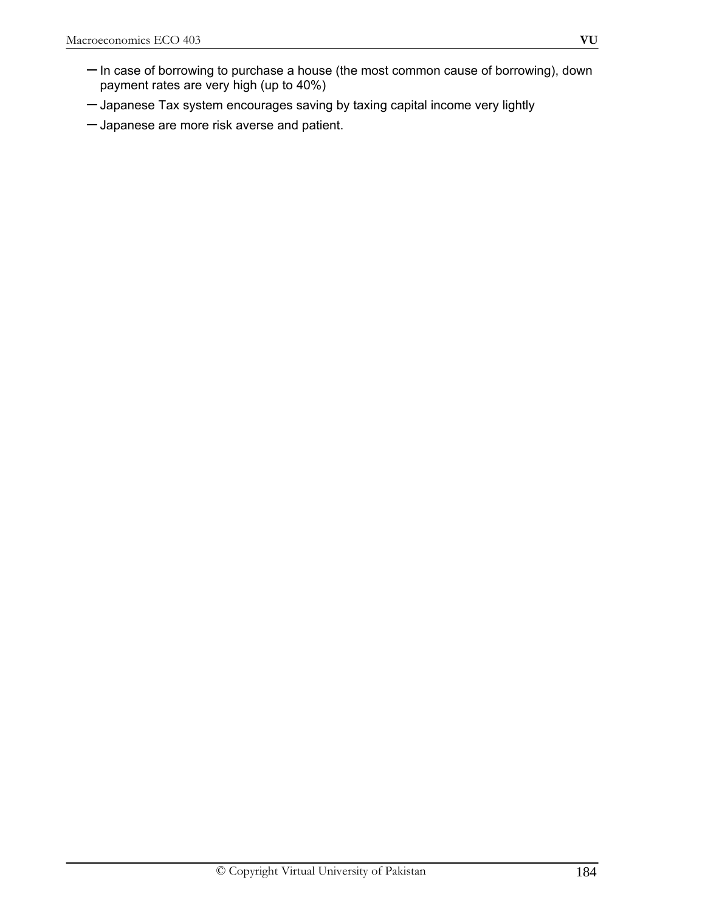- In case of borrowing to purchase a house (the most common cause of borrowing), down payment rates are very high (up to 40%)
- Japanese Tax system encourages saving by taxing capital income very lightly
- Japanese are more risk averse and patient.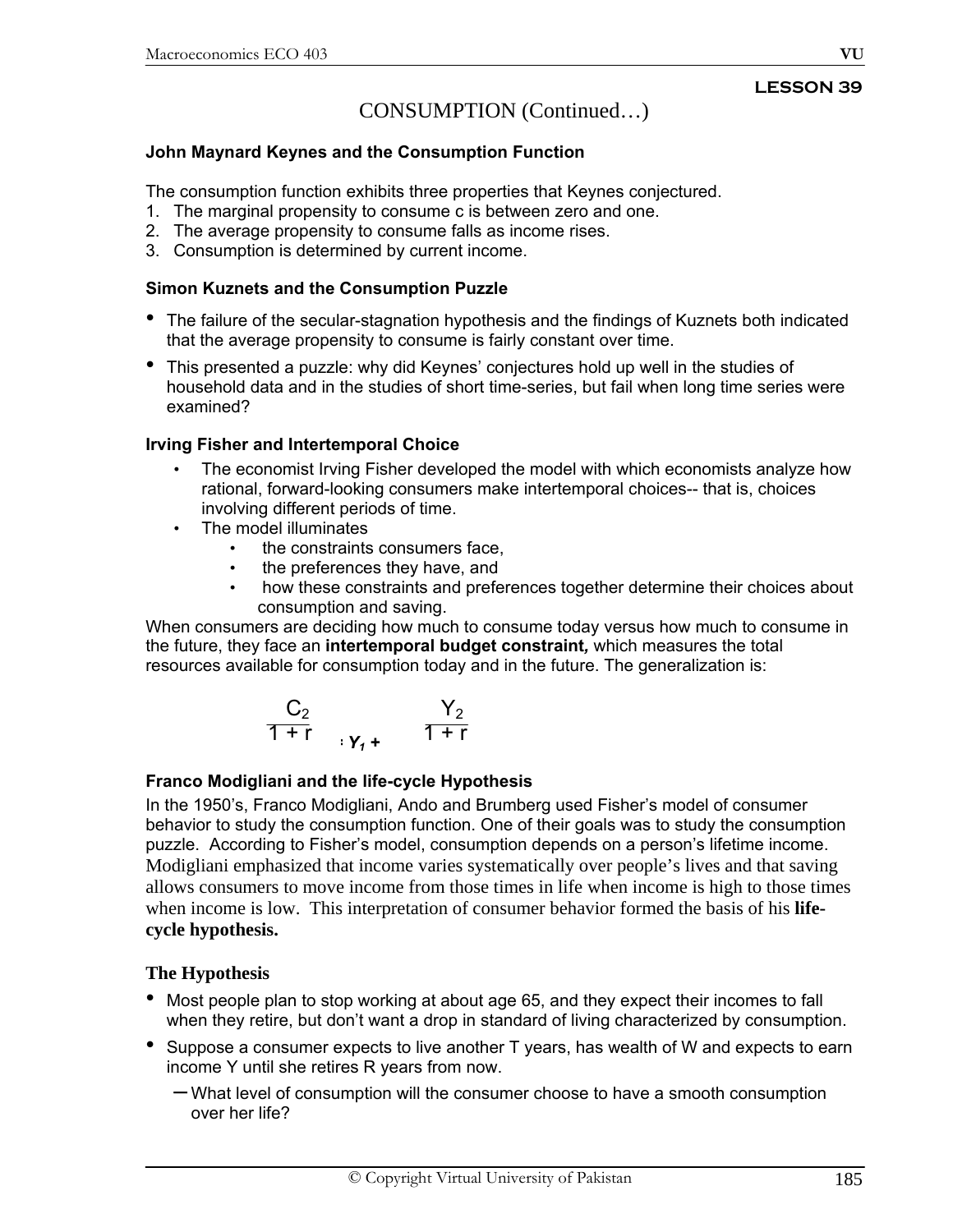# LESSON 39

## CONSUMPTION (Continued…)

### John Maynard Keynes and the Consumption Function

The consumption function exhibits three properties that Keynes conjectured.

1. The marginal propensity to consume c is between zero and one.
2. The average propensity to consume falls as income rises.
3. Consumption is determined by current income.

### Simon Kuznets and the Consumption Puzzle

- The failure of the secular-stagnation hypothesis and the findings of Kuznets both indicated that the average propensity to consume is fairly constant over time.
- This presented a puzzle: why did Keynes' conjectures hold up well in the studies of household data and in the studies of short time-series, but fail when long time series were examined?

### Irving Fisher and Intertemporal Choice

- The economist Irving Fisher developed the model with which economists analyze how rational, forward-looking consumers make intertemporal choices-- that is, choices involving different periods of time.
- The model illuminates
  - the constraints consumers face,
  - the preferences they have, and
  - how these constraints and preferences together determine their choices about consumption and saving.

When consumers are deciding how much to consume today versus how much to consume in the future, they face an **intertemporal budget constraint,** which measures the total resources available for consumption today and in the future. The generalization is:

$$\frac{C_2}{1+r} \quad = Y_1 + \quad \frac{Y_2}{1+r}$$

### Franco Modigliani and the life-cycle Hypothesis

In the 1950's, Franco Modigliani, Ando and Brumberg used Fisher's model of consumer behavior to study the consumption function. One of their goals was to study the consumption puzzle. According to Fisher's model, consumption depends on a person's lifetime income. Modigliani emphasized that income varies systematically over people's lives and that saving allows consumers to move income from those times in life when income is high to those times when income is low. This interpretation of consumer behavior formed the basis of his **life-cycle hypothesis.**

### The Hypothesis

- Most people plan to stop working at about age 65, and they expect their incomes to fall when they retire, but don't want a drop in standard of living characterized by consumption.
- Suppose a consumer expects to live another T years, has wealth of W and expects to earn income Y until she retires R years from now.
  - What level of consumption will the consumer choose to have a smooth consumption over her life?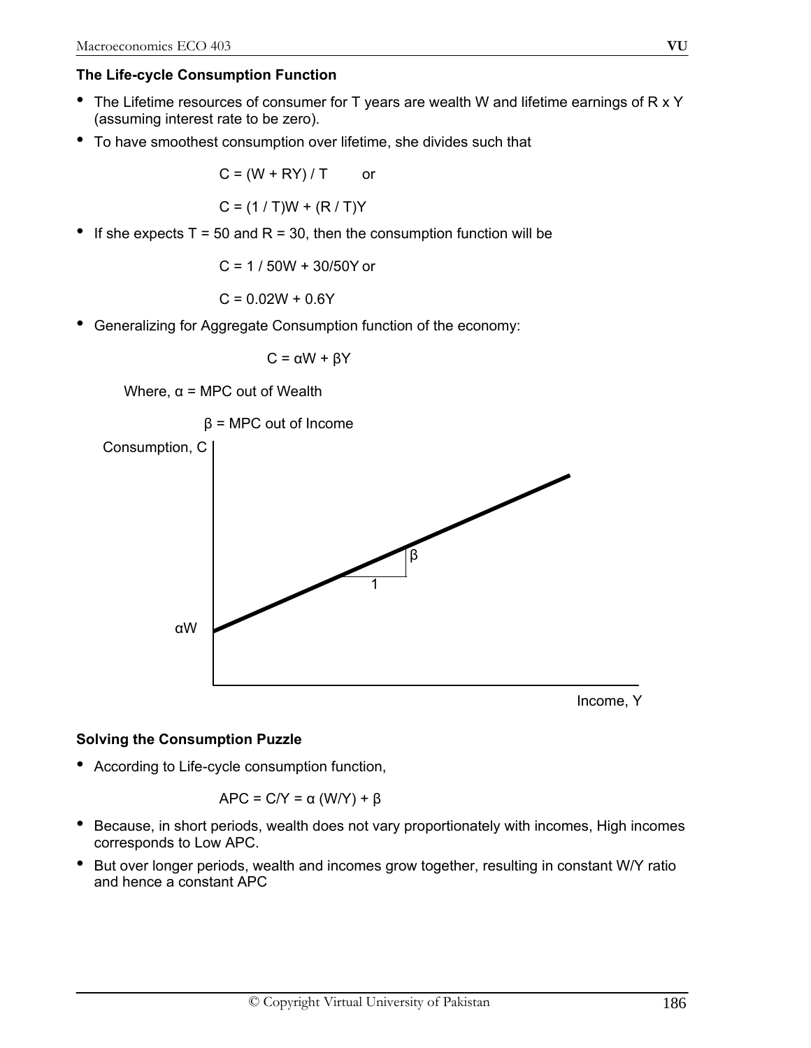### The Life-cycle Consumption Function

- The Lifetime resources of consumer for T years are wealth W and lifetime earnings of R x Y (assuming interest rate to be zero).
- To have smoothest consumption over lifetime, she divides such that

$$C = (W + RY) / T \quad \text{or}$$

$$C = (1 / T)W + (R / T)Y$$

- If she expects T = 50 and R = 30, then the consumption function will be

$$C = 1 / 50W + 30/50Y \text{ or}$$

$$C = 0.02W + 0.6Y$$

- Generalizing for Aggregate Consumption function of the economy:

$$C = \alpha W + \beta Y$$

Where, $\alpha$ = MPC out of Wealth

$\beta$ = MPC out of Income

Consumption, C

$\beta$

1

$\alpha W$

Income, Y

### Solving the Consumption Puzzle

- According to Life-cycle consumption function,

$$APC = C/Y = \alpha (W/Y) + \beta$$

- Because, in short periods, wealth does not vary proportionately with incomes, High incomes corresponds to Low APC.
- But over longer periods, wealth and incomes grow together, resulting in constant W/Y ratio and hence a constant APC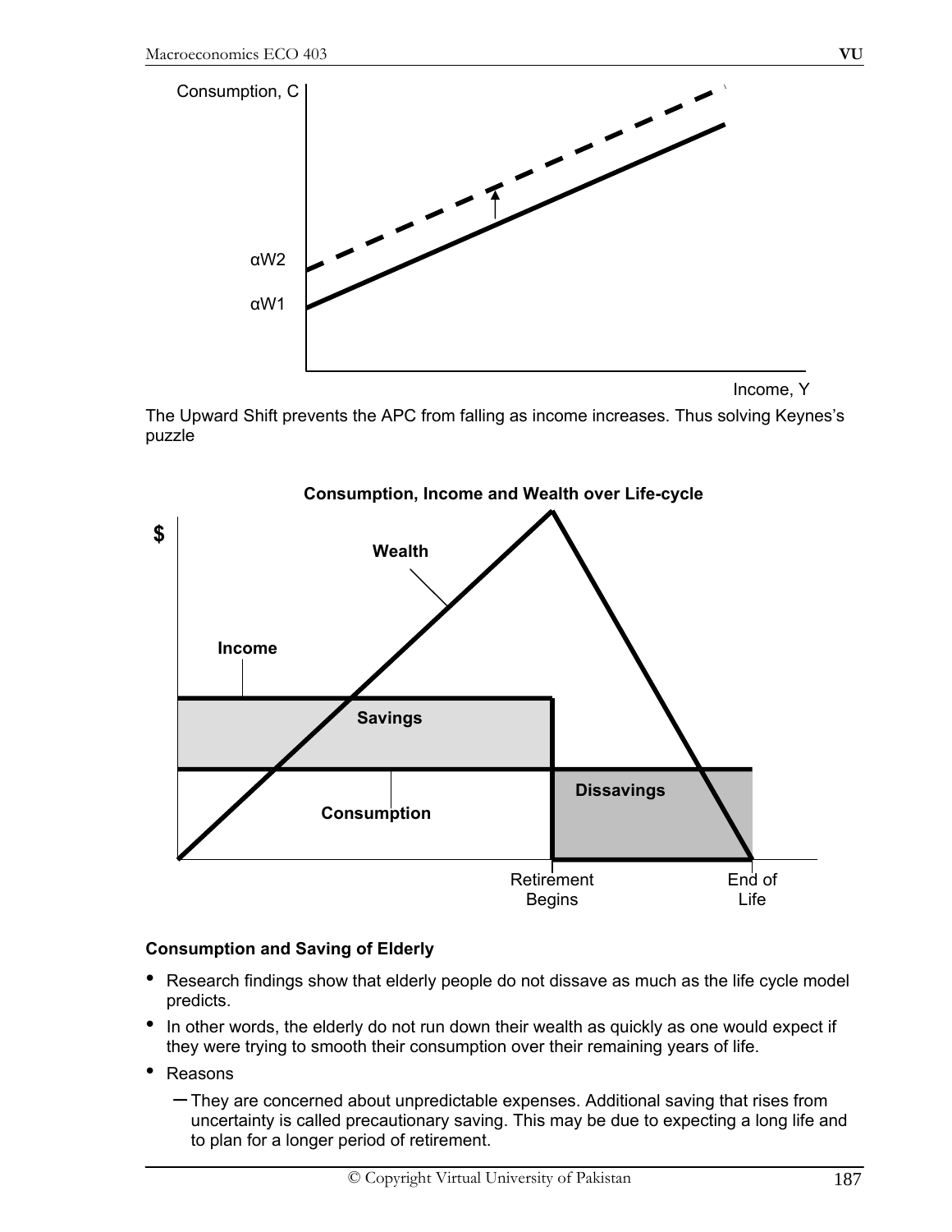The Upward Shift prevents the APC from falling as income increases. Thus solving Keynes's puzzle

**Consumption and Saving of Elderly**

- Research findings show that elderly people do not dissave as much as the life cycle model predicts.
- In other words, the elderly do not run down their wealth as quickly as one would expect if they were trying to smooth their consumption over their remaining years of life.
- Reasons
  - They are concerned about unpredictable expenses. Additional saving that rises from uncertainty is called precautionary saving. This may be due to expecting a long life and to plan for a longer period of retirement.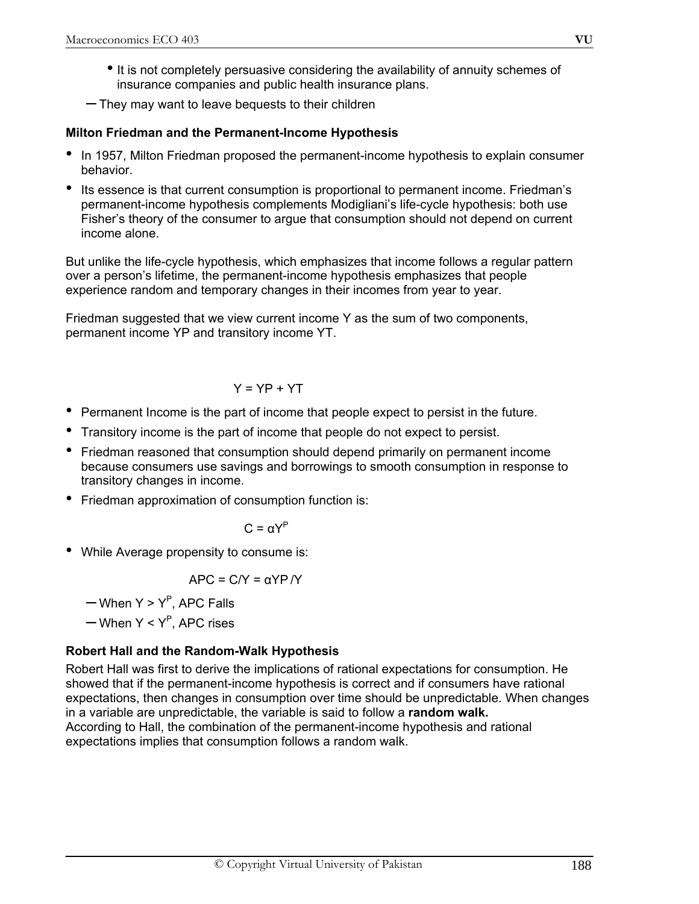- It is not completely persuasive considering the availability of annuity schemes of insurance companies and public health insurance plans.
- They may want to leave bequests to their children

**Milton Friedman and the Permanent-Income Hypothesis**

- In 1957, Milton Friedman proposed the permanent-income hypothesis to explain consumer behavior.
- Its essence is that current consumption is proportional to permanent income. Friedman's permanent-income hypothesis complements Modigliani's life-cycle hypothesis: both use Fisher's theory of the consumer to argue that consumption should not depend on current income alone.

But unlike the life-cycle hypothesis, which emphasizes that income follows a regular pattern over a person's lifetime, the permanent-income hypothesis emphasizes that people experience random and temporary changes in their incomes from year to year.

Friedman suggested that we view current income Y as the sum of two components, permanent income YP and transitory income YT.

$$Y = YP + YT$$

- Permanent Income is the part of income that people expect to persist in the future.
- Transitory income is the part of income that people do not expect to persist.
- Friedman reasoned that consumption should depend primarily on permanent income because consumers use savings and borrowings to smooth consumption in response to transitory changes in income.
- Friedman approximation of consumption function is:

$$C = \alpha Y^P$$

- While Average propensity to consume is:

$$APC = C/Y = \alpha YP/Y$$

  - When $Y > Y^P$, APC Falls
  - When $Y < Y^P$, APC rises

**Robert Hall and the Random-Walk Hypothesis**

Robert Hall was first to derive the implications of rational expectations for consumption. He showed that if the permanent-income hypothesis is correct and if consumers have rational expectations, then changes in consumption over time should be unpredictable. When changes in a variable are unpredictable, the variable is said to follow a **random walk.**
According to Hall, the combination of the permanent-income hypothesis and rational expectations implies that consumption follows a random walk.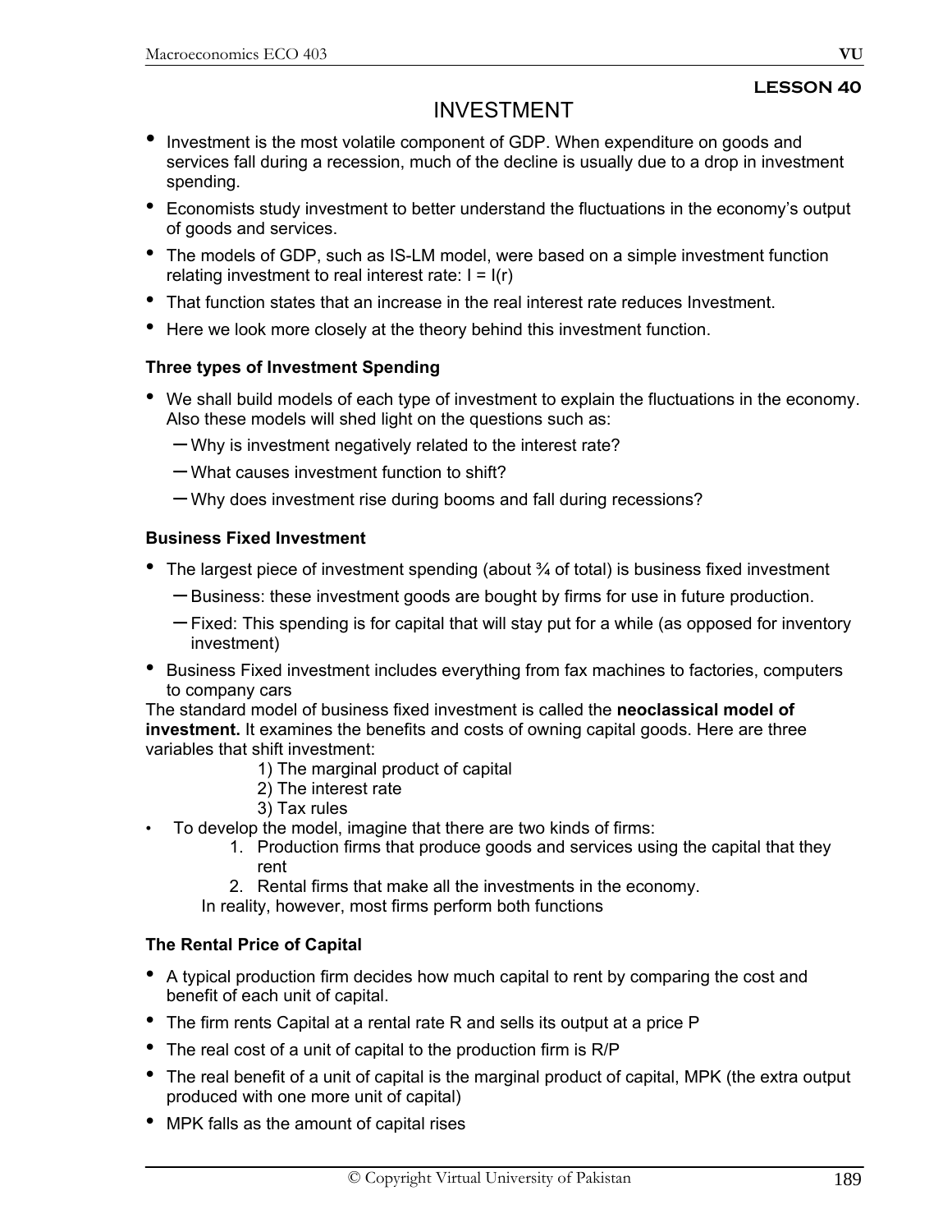**LESSON 40**

# INVESTMENT

- Investment is the most volatile component of GDP. When expenditure on goods and services fall during a recession, much of the decline is usually due to a drop in investment spending.
- Economists study investment to better understand the fluctuations in the economy's output of goods and services.
- The models of GDP, such as IS-LM model, were based on a simple investment function relating investment to real interest rate: $I = I(r)$
- That function states that an increase in the real interest rate reduces Investment.
- Here we look more closely at the theory behind this investment function.

### Three types of Investment Spending

- We shall build models of each type of investment to explain the fluctuations in the economy. Also these models will shed light on the questions such as:
  - Why is investment negatively related to the interest rate?
  - What causes investment function to shift?
  - Why does investment rise during booms and fall during recessions?

### Business Fixed Investment

- The largest piece of investment spending (about ¾ of total) is business fixed investment
  - Business: these investment goods are bought by firms for use in future production.
  - Fixed: This spending is for capital that will stay put for a while (as opposed for inventory investment)
- Business Fixed investment includes everything from fax machines to factories, computers to company cars

The standard model of business fixed investment is called the **neoclassical model of investment.** It examines the benefits and costs of owning capital goods. Here are three variables that shift investment:

1) The marginal product of capital
2) The interest rate
3) Tax rules

- To develop the model, imagine that there are two kinds of firms:
  1. Production firms that produce goods and services using the capital that they rent
  2. Rental firms that make all the investments in the economy.

  In reality, however, most firms perform both functions

### The Rental Price of Capital

- A typical production firm decides how much capital to rent by comparing the cost and benefit of each unit of capital.
- The firm rents Capital at a rental rate $R$ and sells its output at a price $P$
- The real cost of a unit of capital to the production firm is $R/P$
- The real benefit of a unit of capital is the marginal product of capital, MPK (the extra output produced with one more unit of capital)
- MPK falls as the amount of capital rises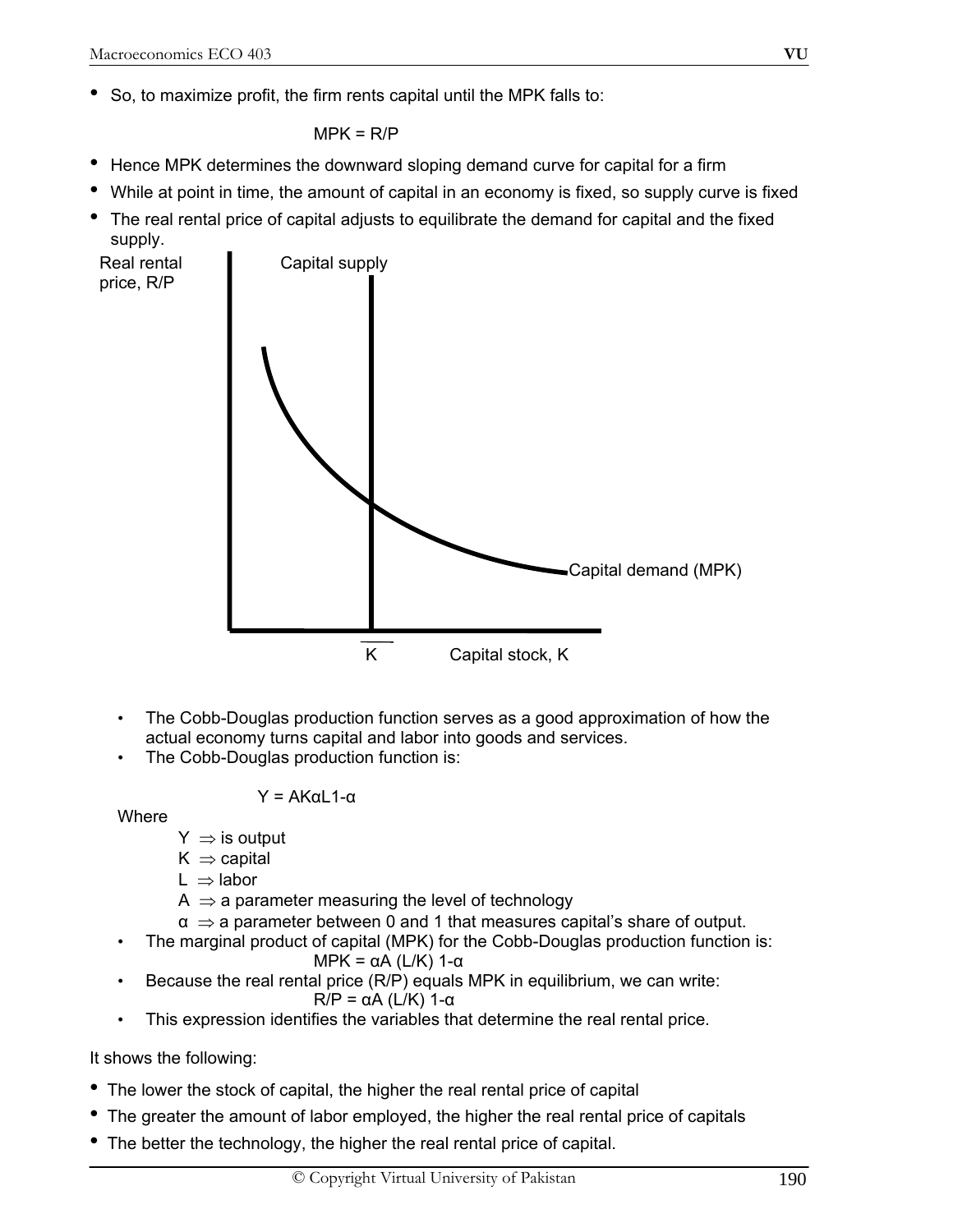- So, to maximize profit, the firm rents capital until the MPK falls to:

$$MPK = R/P$$

- Hence MPK determines the downward sloping demand curve for capital for a firm
- While at point in time, the amount of capital in an economy is fixed, so supply curve is fixed
- The real rental price of capital adjusts to equilibrate the demand for capital and the fixed supply.

Real rental price, R/P

Capital supply

Capital demand (MPK)

$\overline{K}$ Capital stock, K

- The Cobb-Douglas production function serves as a good approximation of how the actual economy turns capital and labor into goods and services.
- The Cobb-Douglas production function is:

$$Y = AK^{\alpha}L^{1-\alpha}$$

Where

- $Y \Rightarrow$ is output
- $K \Rightarrow$ capital
- $L \Rightarrow$ labor
- $A \Rightarrow$ a parameter measuring the level of technology
- $\alpha \Rightarrow$ a parameter between 0 and 1 that measures capital's share of output.

- The marginal product of capital (MPK) for the Cobb-Douglas production function is:

$$MPK = \alpha A (L/K)^{1-\alpha}$$

- Because the real rental price (R/P) equals MPK in equilibrium, we can write:

$$R/P = \alpha A (L/K)^{1-\alpha}$$

- This expression identifies the variables that determine the real rental price.

It shows the following:

- The lower the stock of capital, the higher the real rental price of capital
- The greater the amount of labor employed, the higher the real rental price of capitals
- The better the technology, the higher the real rental price of capital.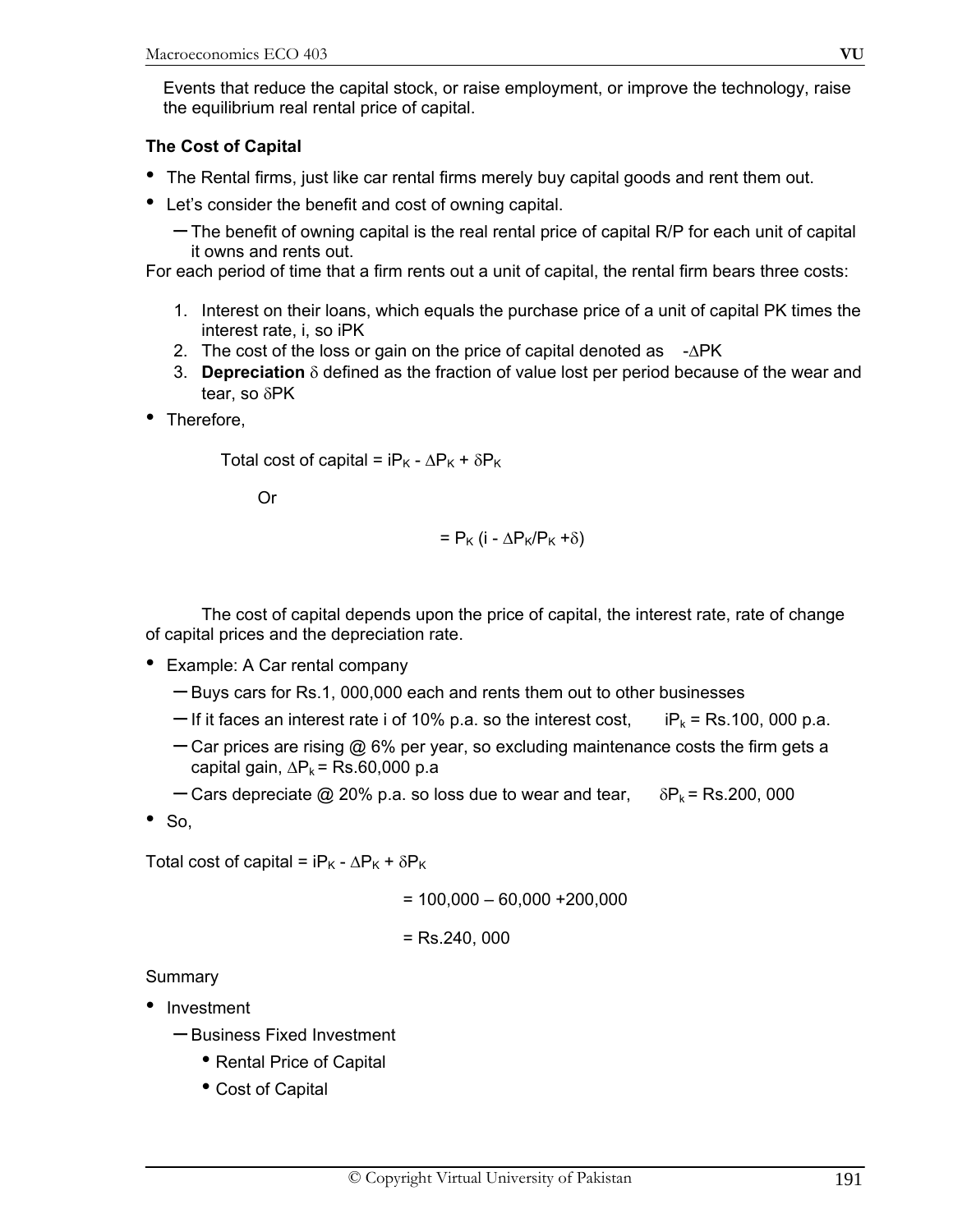Events that reduce the capital stock, or raise employment, or improve the technology, raise the equilibrium real rental price of capital.

**The Cost of Capital**

- The Rental firms, just like car rental firms merely buy capital goods and rent them out.
- Let's consider the benefit and cost of owning capital.
  - The benefit of owning capital is the real rental price of capital R/P for each unit of capital it owns and rents out.

For each period of time that a firm rents out a unit of capital, the rental firm bears three costs:

1. Interest on their loans, which equals the purchase price of a unit of capital PK times the interest rate, i, so iPK
2. The cost of the loss or gain on the price of capital denoted as $-\Delta PK$
3. **Depreciation** $\delta$ defined as the fraction of value lost per period because of the wear and tear, so $\delta PK$

- Therefore,

$$\text{Total cost of capital} = iP_K - \Delta P_K + \delta P_K$$

Or

$$= P_K (i - \Delta P_K/P_K + \delta)$$

The cost of capital depends upon the price of capital, the interest rate, rate of change of capital prices and the depreciation rate.

- Example: A Car rental company
  - Buys cars for Rs.1, 000,000 each and rents them out to other businesses
  - If it faces an interest rate i of 10% p.a. so the interest cost, $iP_k$ = Rs.100, 000 p.a.
  - Car prices are rising @ 6% per year, so excluding maintenance costs the firm gets a capital gain, $\Delta P_k$ = Rs.60,000 p.a
  - Cars depreciate @ 20% p.a. so loss due to wear and tear, $\delta P_k$ = Rs.200, 000
- So,

$$\text{Total cost of capital} = iP_K - \Delta P_K + \delta P_K$$

$$= 100{,}000 - 60{,}000 + 200{,}000$$

$$= \text{Rs.}240{,}000$$

Summary

- Investment
  - Business Fixed Investment
    - Rental Price of Capital
    - Cost of Capital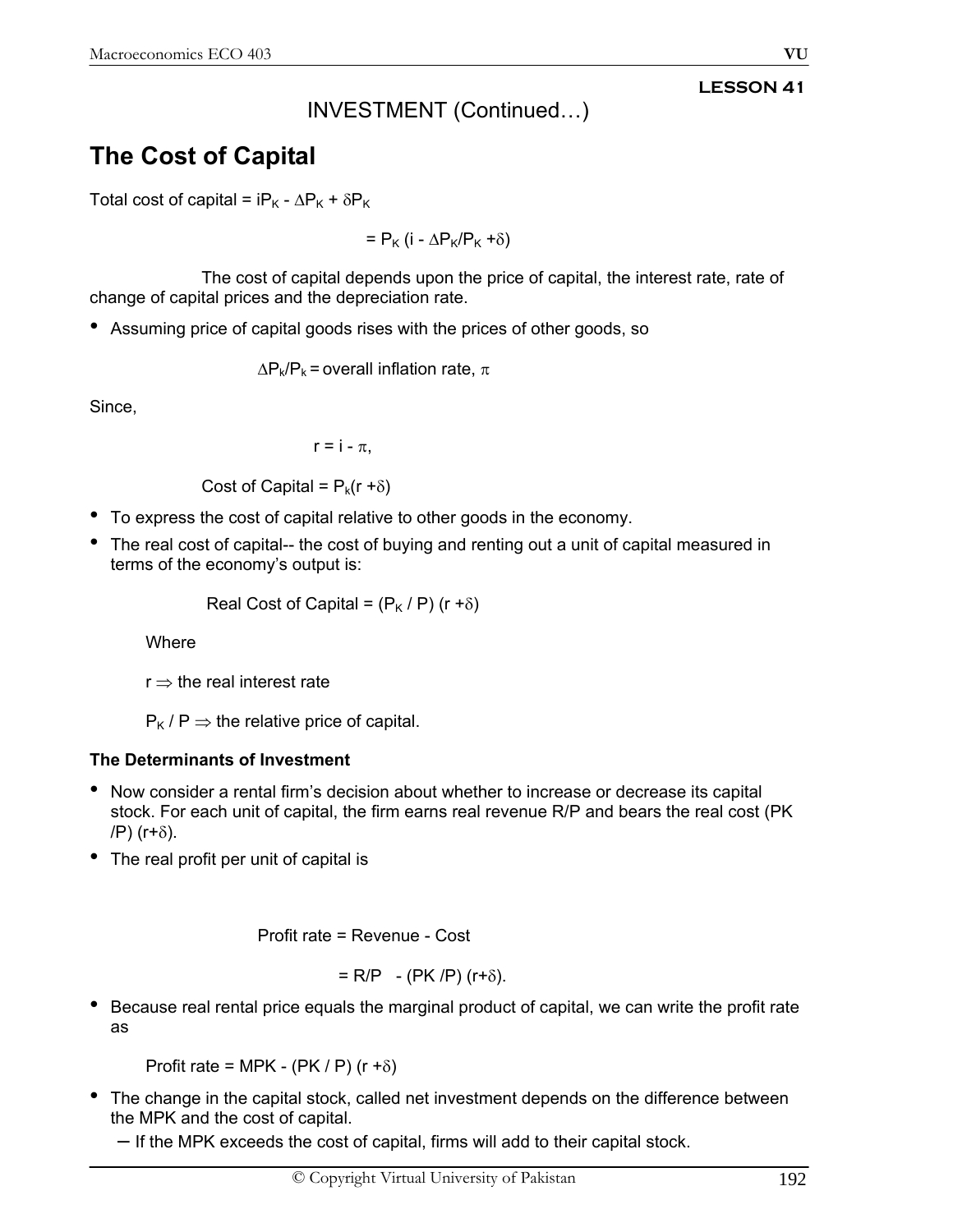**LESSON 41**

INVESTMENT (Continued…)

# The Cost of Capital

Total cost of capital = $iP_K - \Delta P_K + \delta P_K$

$$= P_K (i - \Delta P_K/P_K + \delta)$$

The cost of capital depends upon the price of capital, the interest rate, rate of change of capital prices and the depreciation rate.

- Assuming price of capital goods rises with the prices of other goods, so

$$\Delta P_k/P_k = \text{overall inflation rate, } \pi$$

Since,

$$r = i - \pi,$$

$$\text{Cost of Capital} = P_k(r + \delta)$$

- To express the cost of capital relative to other goods in the economy.
- The real cost of capital-- the cost of buying and renting out a unit of capital measured in terms of the economy's output is:

$$\text{Real Cost of Capital} = (P_K / P)(r + \delta)$$

Where

$r \Rightarrow$ the real interest rate

$P_K / P \Rightarrow$ the relative price of capital.

### The Determinants of Investment

- Now consider a rental firm's decision about whether to increase or decrease its capital stock. For each unit of capital, the firm earns real revenue R/P and bears the real cost (PK /P) (r+$\delta$).
- The real profit per unit of capital is

$$\text{Profit rate} = \text{Revenue} - \text{Cost}$$

$$= R/P - (PK/P)(r+\delta).$$

- Because real rental price equals the marginal product of capital, we can write the profit rate as

$$\text{Profit rate} = MPK - (PK / P)(r + \delta)$$

- The change in the capital stock, called net investment depends on the difference between the MPK and the cost of capital.
  - If the MPK exceeds the cost of capital, firms will add to their capital stock.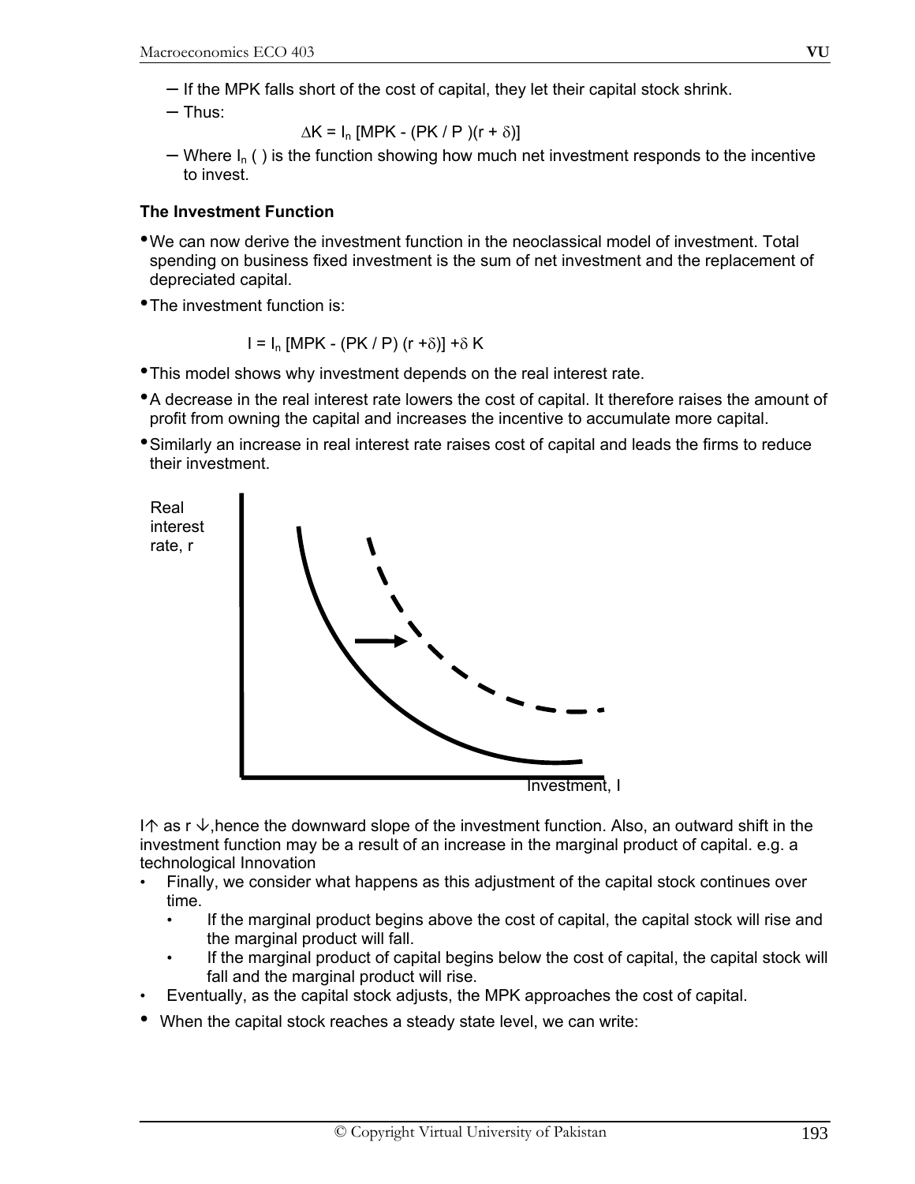– If the MPK falls short of the cost of capital, they let their capital stock shrink.

– Thus:

$$\Delta K = I_n [MPK - (P_K / P)(r + \delta)]$$

– Where $I_n$ ( ) is the function showing how much net investment responds to the incentive to invest.

**The Investment Function**

- We can now derive the investment function in the neoclassical model of investment. Total spending on business fixed investment is the sum of net investment and the replacement of depreciated capital.
- The investment function is:

$$I = I_n [MPK - (P_K / P) (r + \delta)] + \delta K$$

- This model shows why investment depends on the real interest rate.
- A decrease in the real interest rate lowers the cost of capital. It therefore raises the amount of profit from owning the capital and increases the incentive to accumulate more capital.
- Similarly an increase in real interest rate raises cost of capital and leads the firms to reduce their investment.

Real interest rate, r

Investment, I

I↑ as r ↓,hence the downward slope of the investment function. Also, an outward shift in the investment function may be a result of an increase in the marginal product of capital. e.g. a technological Innovation

- Finally, we consider what happens as this adjustment of the capital stock continues over time.
  - If the marginal product begins above the cost of capital, the capital stock will rise and the marginal product will fall.
  - If the marginal product of capital begins below the cost of capital, the capital stock will fall and the marginal product will rise.
- Eventually, as the capital stock adjusts, the MPK approaches the cost of capital.
- When the capital stock reaches a steady state level, we can write: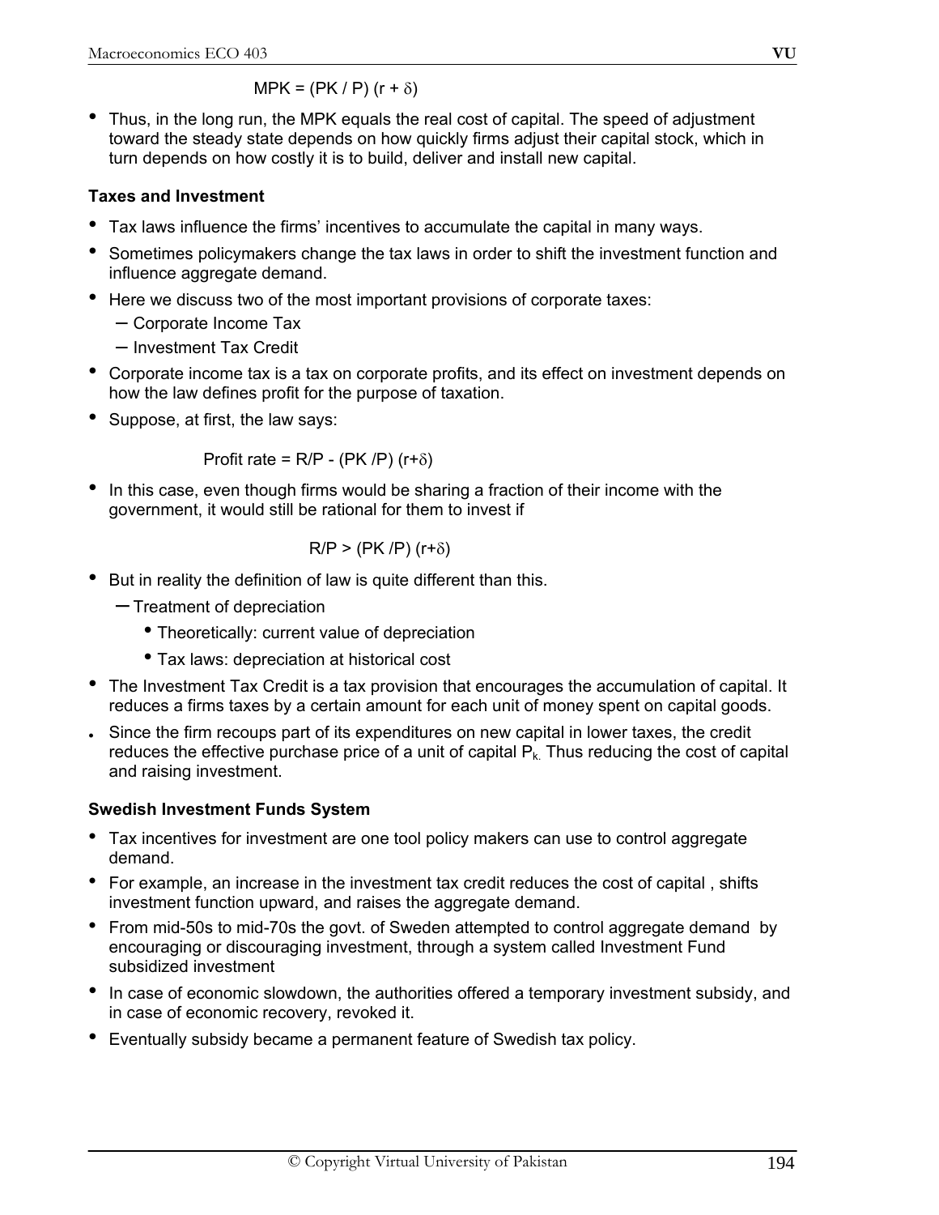$$MPK = (PK / P) (r + \delta)$$

- Thus, in the long run, the MPK equals the real cost of capital. The speed of adjustment toward the steady state depends on how quickly firms adjust their capital stock, which in turn depends on how costly it is to build, deliver and install new capital.

**Taxes and Investment**

- Tax laws influence the firms' incentives to accumulate the capital in many ways.
- Sometimes policymakers change the tax laws in order to shift the investment function and influence aggregate demand.
- Here we discuss two of the most important provisions of corporate taxes:
  - Corporate Income Tax
  - Investment Tax Credit
- Corporate income tax is a tax on corporate profits, and its effect on investment depends on how the law defines profit for the purpose of taxation.
- Suppose, at first, the law says:

$$\text{Profit rate} = R/P - (PK /P) (r+\delta)$$

- In this case, even though firms would be sharing a fraction of their income with the government, it would still be rational for them to invest if

$$R/P > (PK /P) (r+\delta)$$

- But in reality the definition of law is quite different than this.
  - Treatment of depreciation
    - Theoretically: current value of depreciation
    - Tax laws: depreciation at historical cost
- The Investment Tax Credit is a tax provision that encourages the accumulation of capital. It reduces a firms taxes by a certain amount for each unit of money spent on capital goods.
- Since the firm recoups part of its expenditures on new capital in lower taxes, the credit reduces the effective purchase price of a unit of capital $P_k$. Thus reducing the cost of capital and raising investment.

**Swedish Investment Funds System**

- Tax incentives for investment are one tool policy makers can use to control aggregate demand.
- For example, an increase in the investment tax credit reduces the cost of capital , shifts investment function upward, and raises the aggregate demand.
- From mid-50s to mid-70s the govt. of Sweden attempted to control aggregate demand by encouraging or discouraging investment, through a system called Investment Fund subsidized investment
- In case of economic slowdown, the authorities offered a temporary investment subsidy, and in case of economic recovery, revoked it.
- Eventually subsidy became a permanent feature of Swedish tax policy.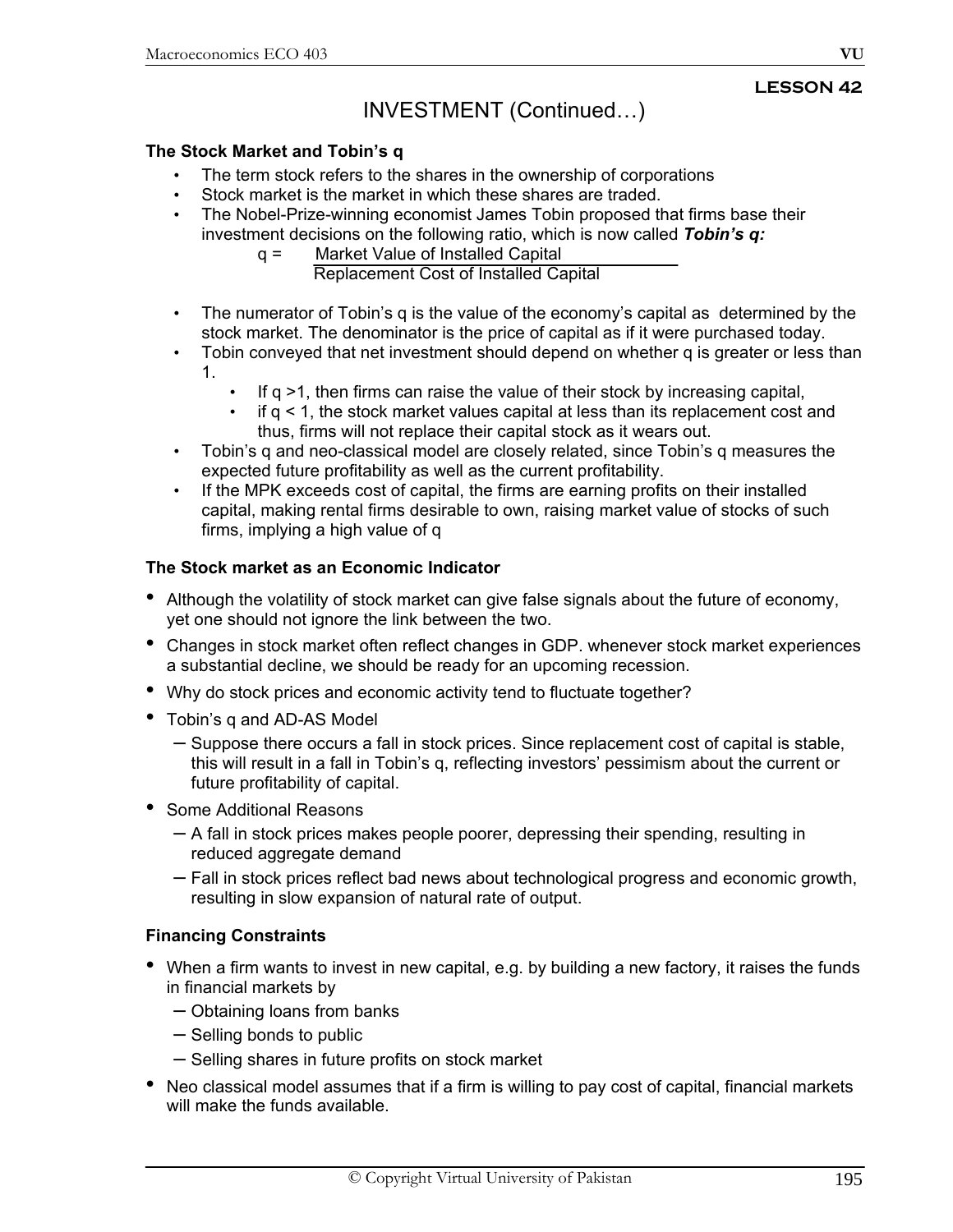LESSON 42

# INVESTMENT (Continued…)

### The Stock Market and Tobin's q

- The term stock refers to the shares in the ownership of corporations
- Stock market is the market in which these shares are traded.
- The Nobel-Prize-winning economist James Tobin proposed that firms base their investment decisions on the following ratio, which is now called ***Tobin's q:***

$$q = \frac{\text{Market Value of Installed Capital}}{\text{Replacement Cost of Installed Capital}}$$

- The numerator of Tobin's q is the value of the economy's capital as determined by the stock market. The denominator is the price of capital as if it were purchased today.
- Tobin conveyed that net investment should depend on whether q is greater or less than 1.
  - If $q > 1$, then firms can raise the value of their stock by increasing capital,
  - if $q < 1$, the stock market values capital at less than its replacement cost and thus, firms will not replace their capital stock as it wears out.
- Tobin's q and neo-classical model are closely related, since Tobin's q measures the expected future profitability as well as the current profitability.
- If the MPK exceeds cost of capital, the firms are earning profits on their installed capital, making rental firms desirable to own, raising market value of stocks of such firms, implying a high value of q

### The Stock market as an Economic Indicator

- Although the volatility of stock market can give false signals about the future of economy, yet one should not ignore the link between the two.
- Changes in stock market often reflect changes in GDP. whenever stock market experiences a substantial decline, we should be ready for an upcoming recession.
- Why do stock prices and economic activity tend to fluctuate together?
- Tobin's q and AD-AS Model
  - Suppose there occurs a fall in stock prices. Since replacement cost of capital is stable, this will result in a fall in Tobin's q, reflecting investors' pessimism about the current or future profitability of capital.
- Some Additional Reasons
  - A fall in stock prices makes people poorer, depressing their spending, resulting in reduced aggregate demand
  - Fall in stock prices reflect bad news about technological progress and economic growth, resulting in slow expansion of natural rate of output.

### Financing Constraints

- When a firm wants to invest in new capital, e.g. by building a new factory, it raises the funds in financial markets by
  - Obtaining loans from banks
  - Selling bonds to public
  - Selling shares in future profits on stock market
- Neo classical model assumes that if a firm is willing to pay cost of capital, financial markets will make the funds available.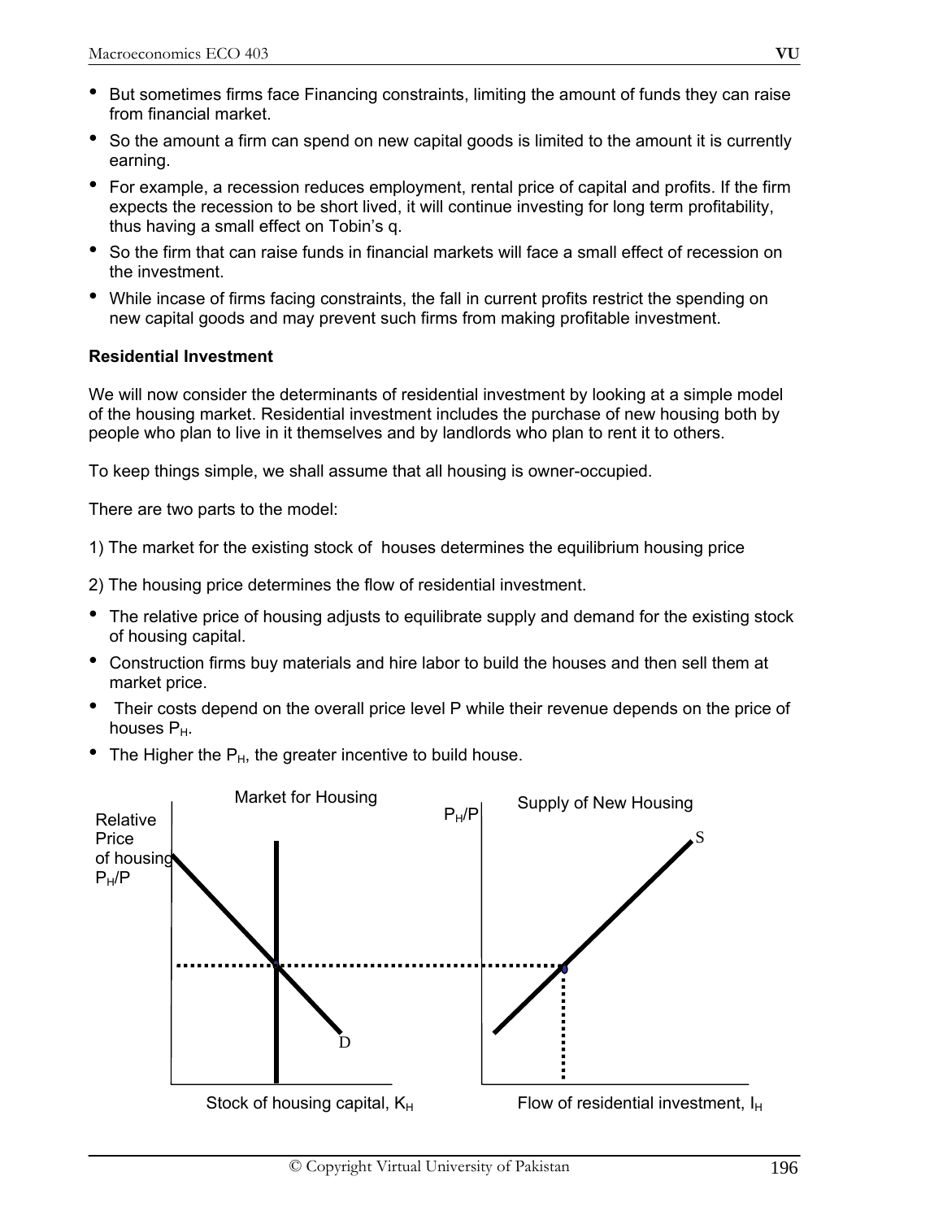- But sometimes firms face Financing constraints, limiting the amount of funds they can raise from financial market.
- So the amount a firm can spend on new capital goods is limited to the amount it is currently earning.
- For example, a recession reduces employment, rental price of capital and profits. If the firm expects the recession to be short lived, it will continue investing for long term profitability, thus having a small effect on Tobin's q.
- So the firm that can raise funds in financial markets will face a small effect of recession on the investment.
- While incase of firms facing constraints, the fall in current profits restrict the spending on new capital goods and may prevent such firms from making profitable investment.

**Residential Investment**

We will now consider the determinants of residential investment by looking at a simple model of the housing market. Residential investment includes the purchase of new housing both by people who plan to live in it themselves and by landlords who plan to rent it to others.

To keep things simple, we shall assume that all housing is owner-occupied.

There are two parts to the model:

1) The market for the existing stock of houses determines the equilibrium housing price

2) The housing price determines the flow of residential investment.

- The relative price of housing adjusts to equilibrate supply and demand for the existing stock of housing capital.
- Construction firms buy materials and hire labor to build the houses and then sell them at market price.
- Their costs depend on the overall price level P while their revenue depends on the price of houses $P_H$.
- The Higher the $P_H$, the greater incentive to build house.

Market for Housing — Relative Price of housing $P_H/P$; D; Stock of housing capital, $K_H$

Supply of New Housing — $P_H/P$; S; Flow of residential investment, $I_H$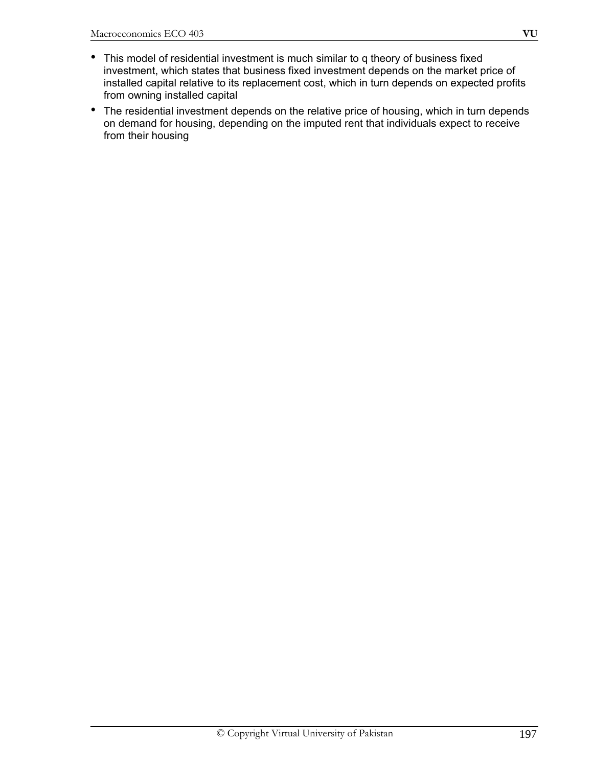- This model of residential investment is much similar to q theory of business fixed investment, which states that business fixed investment depends on the market price of installed capital relative to its replacement cost, which in turn depends on expected profits from owning installed capital
- The residential investment depends on the relative price of housing, which in turn depends on demand for housing, depending on the imputed rent that individuals expect to receive from their housing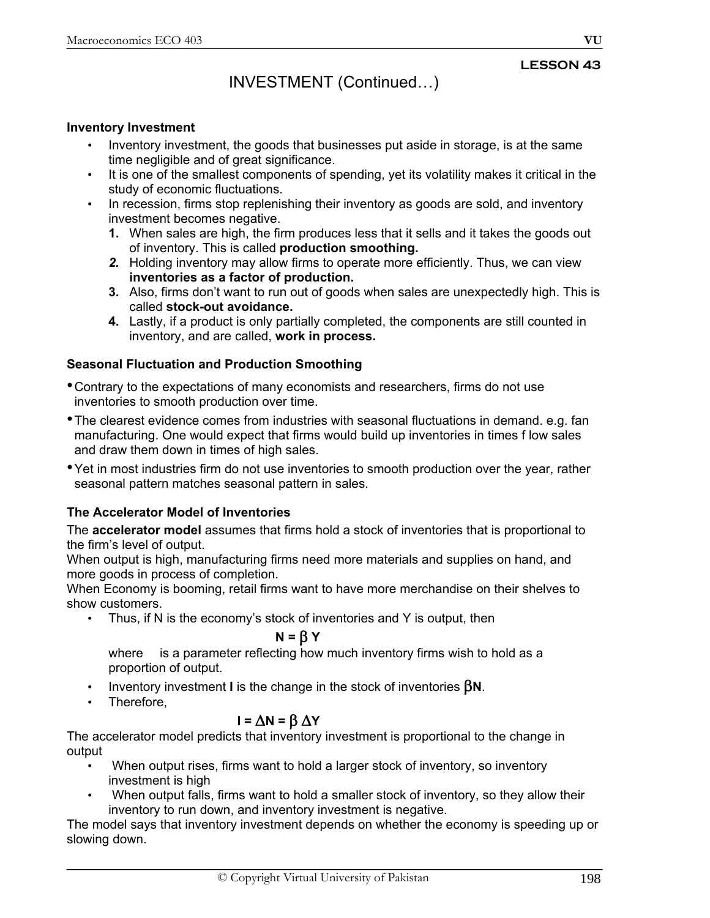**LESSON 43**

# INVESTMENT (Continued…)

### Inventory Investment

- Inventory investment, the goods that businesses put aside in storage, is at the same time negligible and of great significance.
- It is one of the smallest components of spending, yet its volatility makes it critical in the study of economic fluctuations.
- In recession, firms stop replenishing their inventory as goods are sold, and inventory investment becomes negative.
  1. When sales are high, the firm produces less that it sells and it takes the goods out of inventory. This is called **production smoothing.**
  2. Holding inventory may allow firms to operate more efficiently. Thus, we can view **inventories as a factor of production.**
  3. Also, firms don't want to run out of goods when sales are unexpectedly high. This is called **stock-out avoidance.**
  4. Lastly, if a product is only partially completed, the components are still counted in inventory, and are called, **work in process.**

### Seasonal Fluctuation and Production Smoothing

- Contrary to the expectations of many economists and researchers, firms do not use inventories to smooth production over time.
- The clearest evidence comes from industries with seasonal fluctuations in demand. e.g. fan manufacturing. One would expect that firms would build up inventories in times f low sales and draw them down in times of high sales.
- Yet in most industries firm do not use inventories to smooth production over the year, rather seasonal pattern matches seasonal pattern in sales.

### The Accelerator Model of Inventories

The **accelerator model** assumes that firms hold a stock of inventories that is proportional to the firm's level of output.

When output is high, manufacturing firms need more materials and supplies on hand, and more goods in process of completion.

When Economy is booming, retail firms want to have more merchandise on their shelves to show customers.

- Thus, if N is the economy's stock of inventories and Y is output, then

  $$N = \beta Y$$

  where is a parameter reflecting how much inventory firms wish to hold as a proportion of output.

- Inventory investment **I** is the change in the stock of inventories $\beta$**N**.
- Therefore,

  $$I = \Delta N = \beta \Delta Y$$

The accelerator model predicts that inventory investment is proportional to the change in output

- When output rises, firms want to hold a larger stock of inventory, so inventory investment is high
- When output falls, firms want to hold a smaller stock of inventory, so they allow their inventory to run down, and inventory investment is negative.

The model says that inventory investment depends on whether the economy is speeding up or slowing down.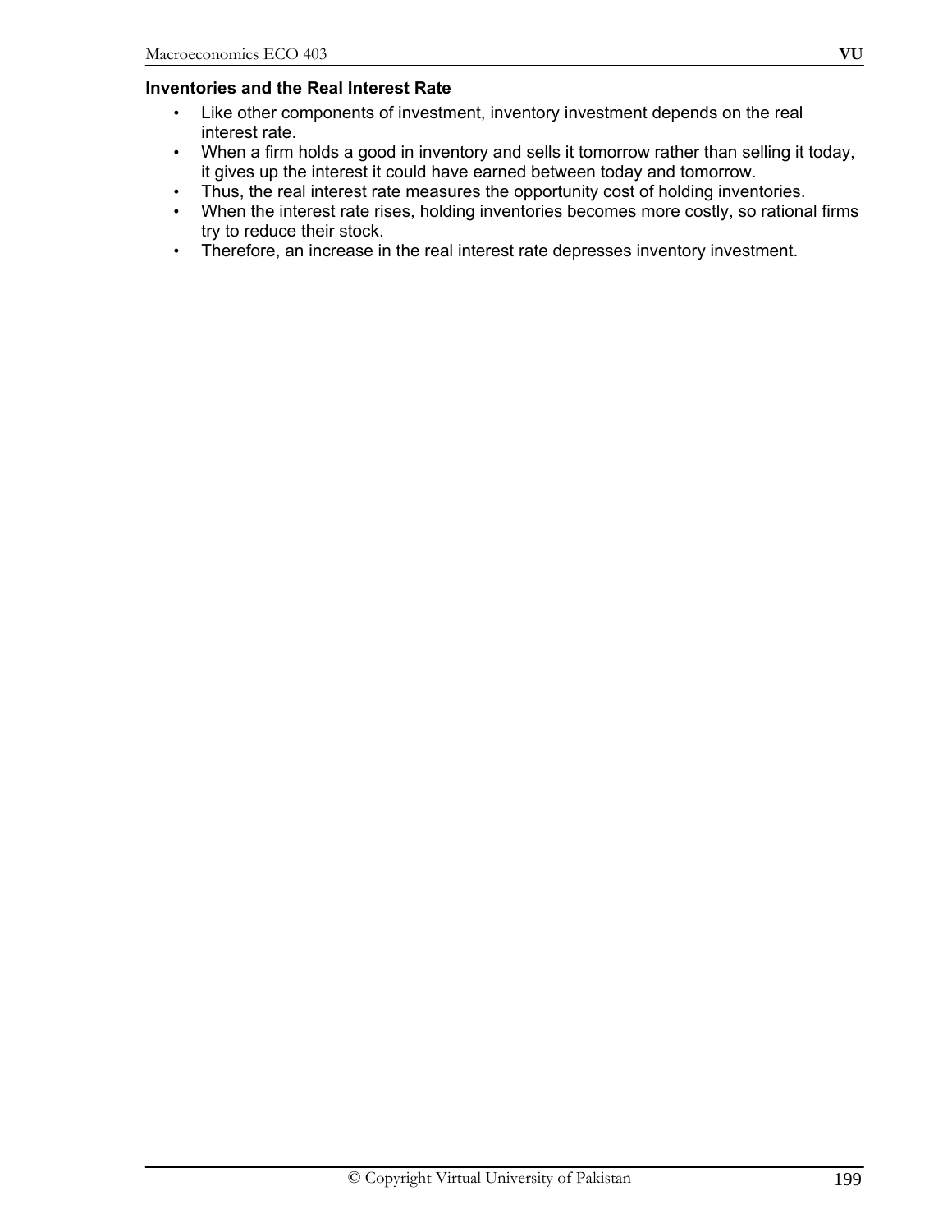**Inventories and the Real Interest Rate**

- Like other components of investment, inventory investment depends on the real interest rate.
- When a firm holds a good in inventory and sells it tomorrow rather than selling it today, it gives up the interest it could have earned between today and tomorrow.
- Thus, the real interest rate measures the opportunity cost of holding inventories.
- When the interest rate rises, holding inventories becomes more costly, so rational firms try to reduce their stock.
- Therefore, an increase in the real interest rate depresses inventory investment.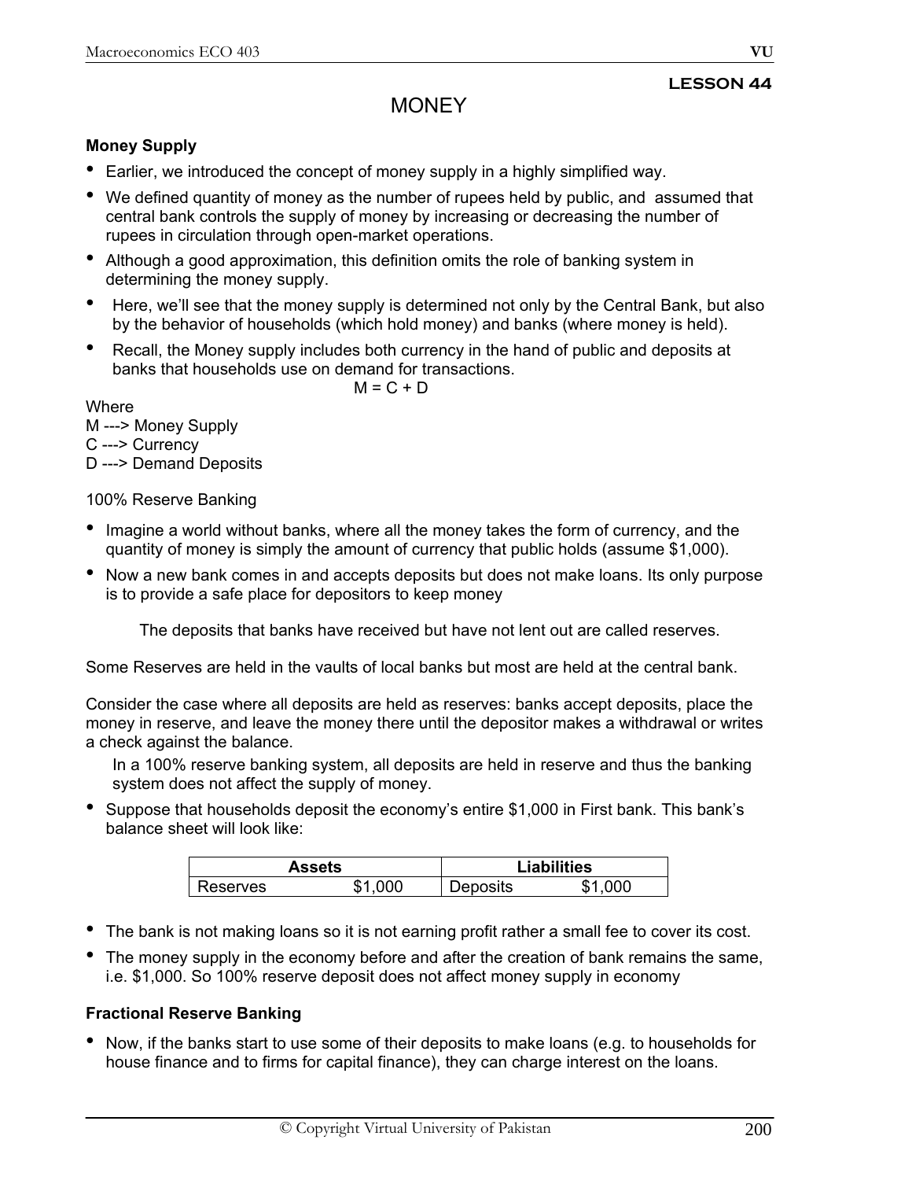## LESSON 44

# MONEY

**Money Supply**

- Earlier, we introduced the concept of money supply in a highly simplified way.
- We defined quantity of money as the number of rupees held by public, and assumed that central bank controls the supply of money by increasing or decreasing the number of rupees in circulation through open-market operations.
- Although a good approximation, this definition omits the role of banking system in determining the money supply.
- Here, we'll see that the money supply is determined not only by the Central Bank, but also by the behavior of households (which hold money) and banks (where money is held).
- Recall, the Money supply includes both currency in the hand of public and deposits at banks that households use on demand for transactions.

$$M = C + D$$

Where
M ---> Money Supply
C ---> Currency
D ---> Demand Deposits

100% Reserve Banking

- Imagine a world without banks, where all the money takes the form of currency, and the quantity of money is simply the amount of currency that public holds (assume $1,000).
- Now a new bank comes in and accepts deposits but does not make loans. Its only purpose is to provide a safe place for depositors to keep money

The deposits that banks have received but have not lent out are called reserves.

Some Reserves are held in the vaults of local banks but most are held at the central bank.

Consider the case where all deposits are held as reserves: banks accept deposits, place the money in reserve, and leave the money there until the depositor makes a withdrawal or writes a check against the balance.

In a 100% reserve banking system, all deposits are held in reserve and thus the banking system does not affect the supply of money.

- Suppose that households deposit the economy's entire $1,000 in First bank. This bank's balance sheet will look like:

| Assets | | Liabilities | |
|---|---|---|---|
| Reserves | $1,000 | Deposits | $1,000 |

- The bank is not making loans so it is not earning profit rather a small fee to cover its cost.
- The money supply in the economy before and after the creation of bank remains the same, i.e. $1,000. So 100% reserve deposit does not affect money supply in economy

**Fractional Reserve Banking**

- Now, if the banks start to use some of their deposits to make loans (e.g. to households for house finance and to firms for capital finance), they can charge interest on the loans.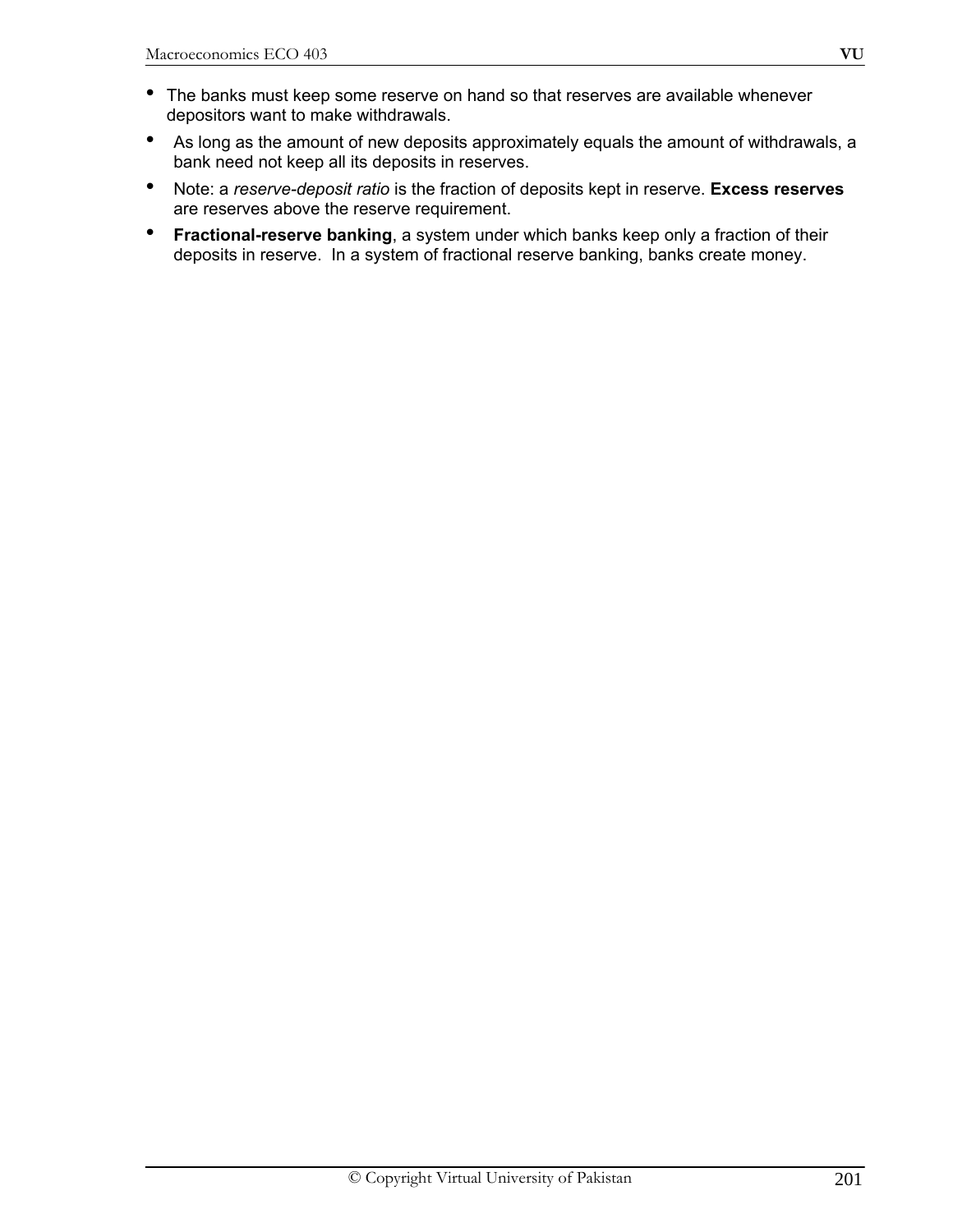- The banks must keep some reserve on hand so that reserves are available whenever depositors want to make withdrawals.
- As long as the amount of new deposits approximately equals the amount of withdrawals, a bank need not keep all its deposits in reserves.
- Note: a *reserve-deposit ratio* is the fraction of deposits kept in reserve. **Excess reserves** are reserves above the reserve requirement.
- **Fractional-reserve banking**, a system under which banks keep only a fraction of their deposits in reserve. In a system of fractional reserve banking, banks create money.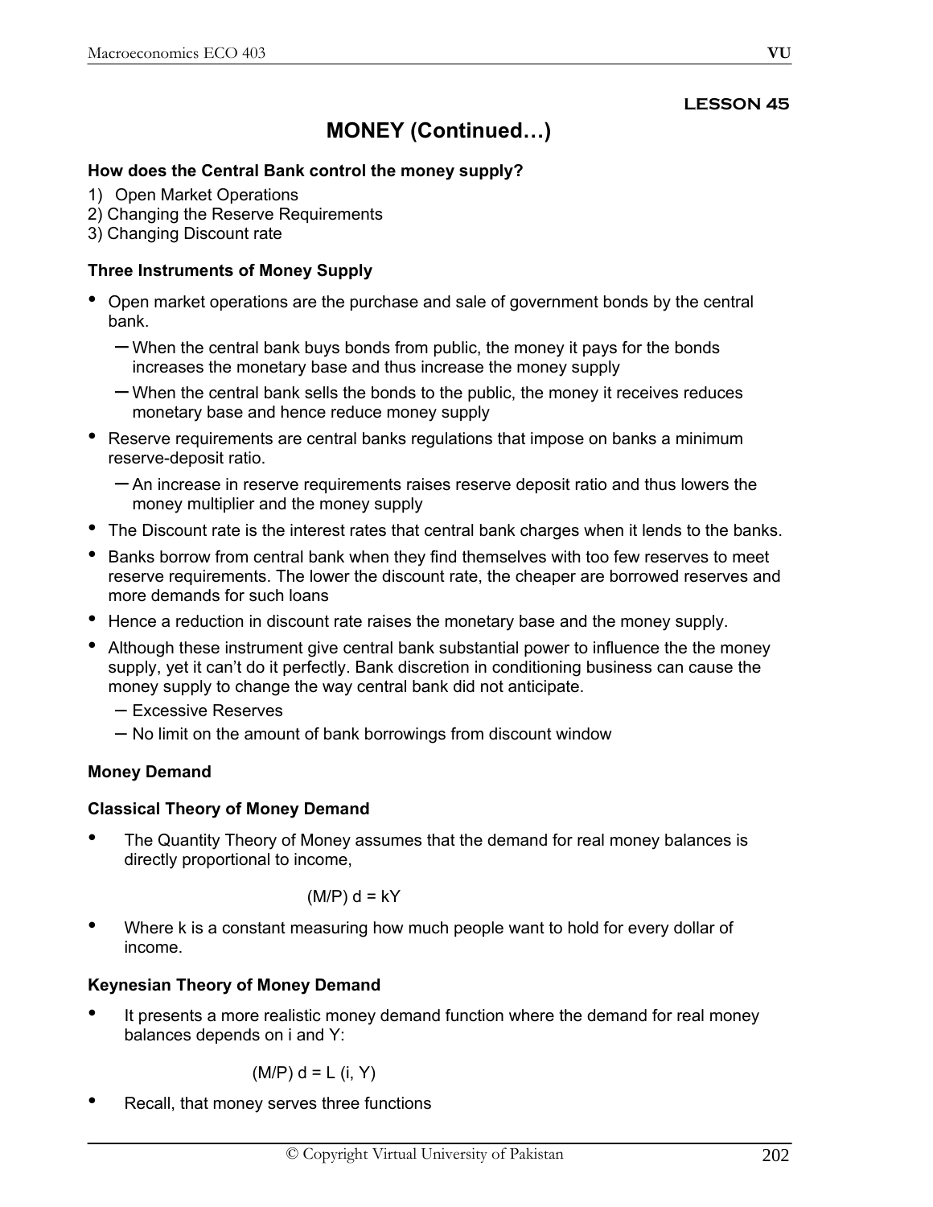**LESSON 45**

# MONEY (Continued…)

### How does the Central Bank control the money supply?

1) Open Market Operations
2) Changing the Reserve Requirements
3) Changing Discount rate

### Three Instruments of Money Supply

- Open market operations are the purchase and sale of government bonds by the central bank.
  - When the central bank buys bonds from public, the money it pays for the bonds increases the monetary base and thus increase the money supply
  - When the central bank sells the bonds to the public, the money it receives reduces monetary base and hence reduce money supply
- Reserve requirements are central banks regulations that impose on banks a minimum reserve-deposit ratio.
  - An increase in reserve requirements raises reserve deposit ratio and thus lowers the money multiplier and the money supply
- The Discount rate is the interest rates that central bank charges when it lends to the banks.
- Banks borrow from central bank when they find themselves with too few reserves to meet reserve requirements. The lower the discount rate, the cheaper are borrowed reserves and more demands for such loans
- Hence a reduction in discount rate raises the monetary base and the money supply.
- Although these instrument give central bank substantial power to influence the the money supply, yet it can't do it perfectly. Bank discretion in conditioning business can cause the money supply to change the way central bank did not anticipate.
  - Excessive Reserves
  - No limit on the amount of bank borrowings from discount window

### Money Demand

### Classical Theory of Money Demand

- The Quantity Theory of Money assumes that the demand for real money balances is directly proportional to income,

$$(M/P)\ d = kY$$

- Where k is a constant measuring how much people want to hold for every dollar of income.

### Keynesian Theory of Money Demand

- It presents a more realistic money demand function where the demand for real money balances depends on i and Y:

$$(M/P)\ d = L\ (i,\ Y)$$

- Recall, that money serves three functions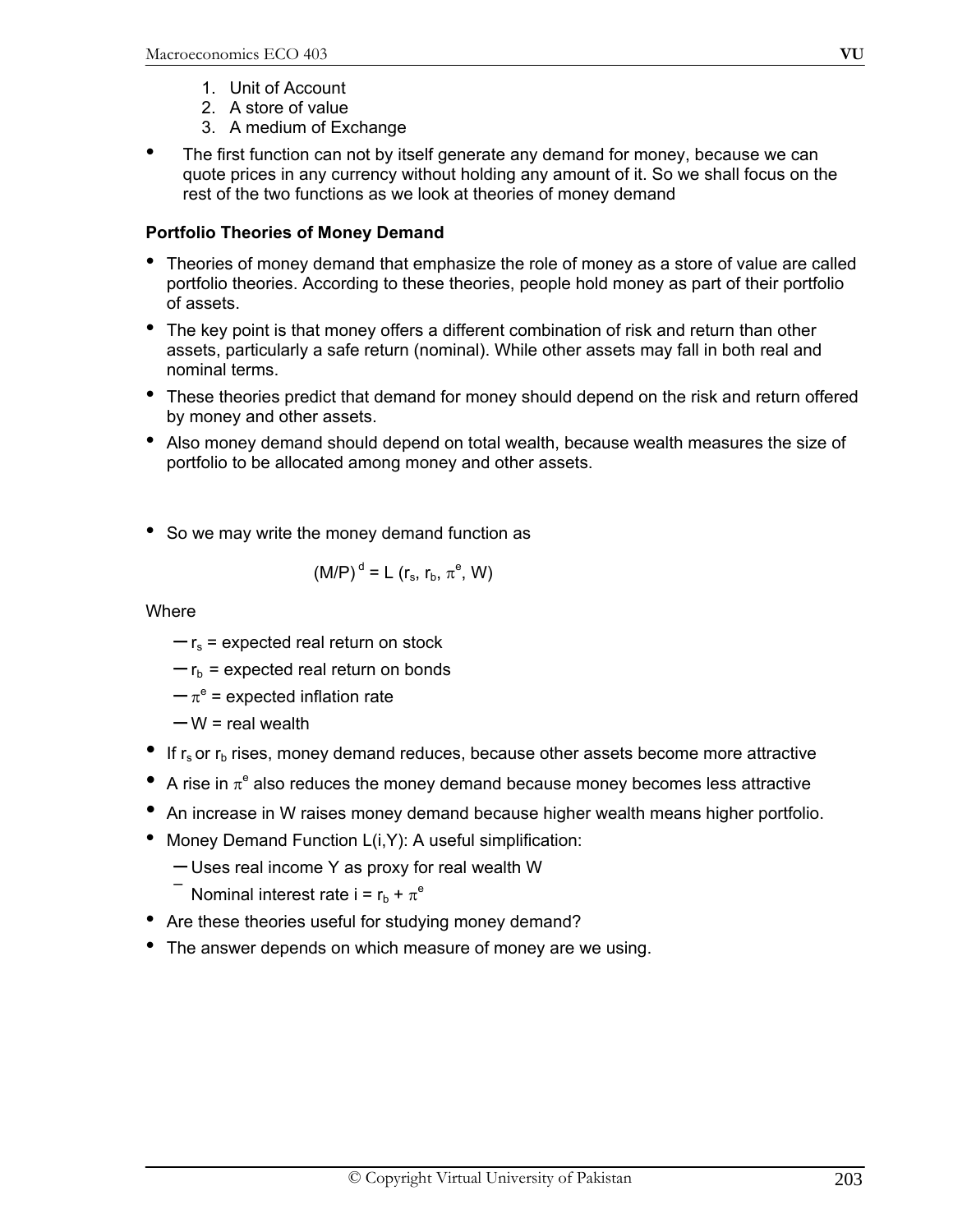1. Unit of Account
2. A store of value
3. A medium of Exchange

- The first function can not by itself generate any demand for money, because we can quote prices in any currency without holding any amount of it. So we shall focus on the rest of the two functions as we look at theories of money demand

**Portfolio Theories of Money Demand**

- Theories of money demand that emphasize the role of money as a store of value are called portfolio theories. According to these theories, people hold money as part of their portfolio of assets.
- The key point is that money offers a different combination of risk and return than other assets, particularly a safe return (nominal). While other assets may fall in both real and nominal terms.
- These theories predict that demand for money should depend on the risk and return offered by money and other assets.
- Also money demand should depend on total wealth, because wealth measures the size of portfolio to be allocated among money and other assets.

- So we may write the money demand function as

$$(M/P)^d = L(r_s, r_b, \pi^e, W)$$

Where

- $r_s$ = expected real return on stock
- $r_b$ = expected real return on bonds
- $\pi^e$ = expected inflation rate
- W = real wealth

- If $r_s$ or $r_b$ rises, money demand reduces, because other assets become more attractive
- A rise in $\pi^e$ also reduces the money demand because money becomes less attractive
- An increase in W raises money demand because higher wealth means higher portfolio.
- Money Demand Function L(i,Y): A useful simplification:
  - Uses real income Y as proxy for real wealth W
  - Nominal interest rate $i = r_b + \pi^e$
- Are these theories useful for studying money demand?
- The answer depends on which measure of money are we using.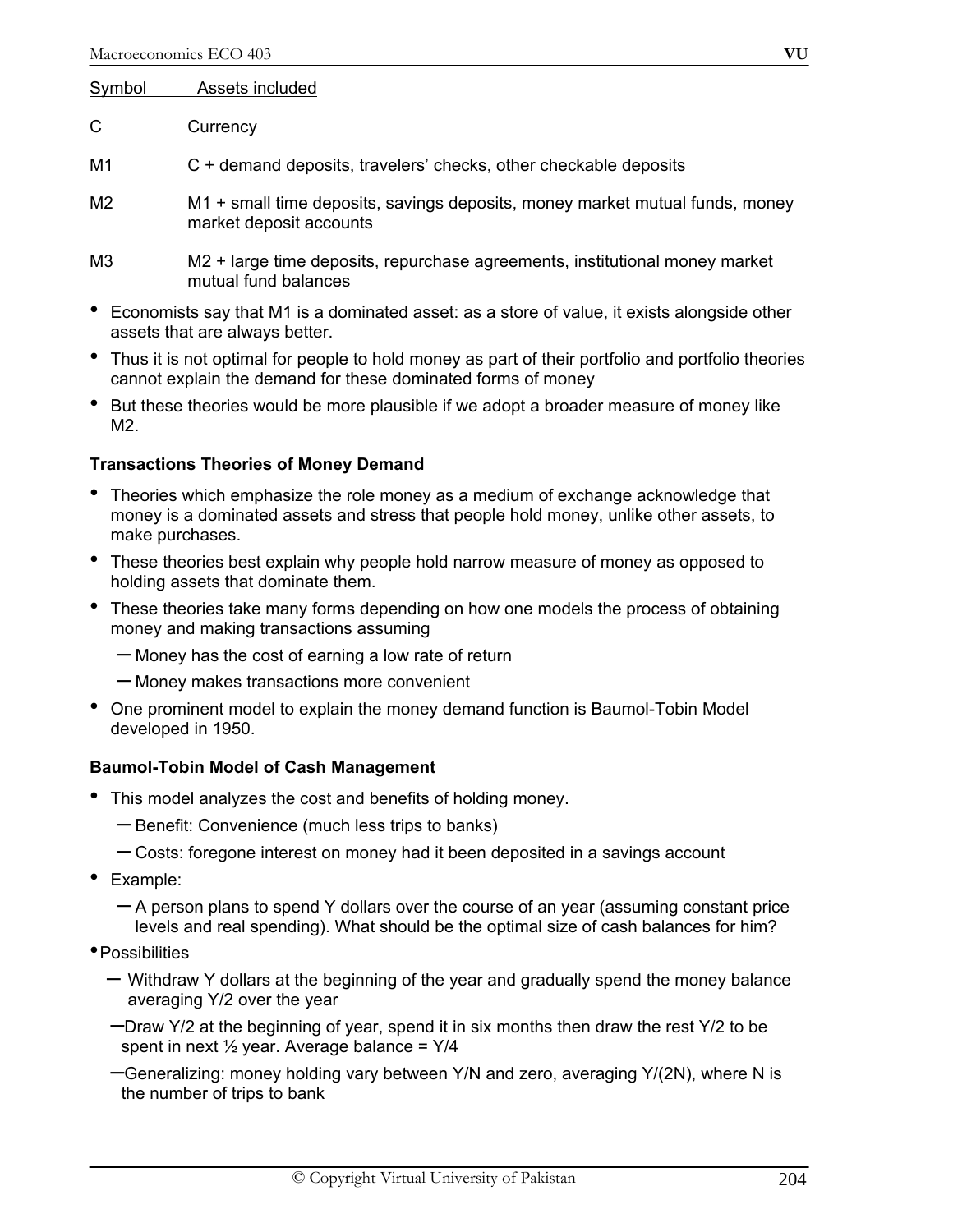| Symbol | Assets included |
|---|---|
| C | Currency |
| M1 | C + demand deposits, travelers' checks, other checkable deposits |
| M2 | M1 + small time deposits, savings deposits, money market mutual funds, money market deposit accounts |
| M3 | M2 + large time deposits, repurchase agreements, institutional money market mutual fund balances |

- Economists say that M1 is a dominated asset: as a store of value, it exists alongside other assets that are always better.
- Thus it is not optimal for people to hold money as part of their portfolio and portfolio theories cannot explain the demand for these dominated forms of money
- But these theories would be more plausible if we adopt a broader measure of money like M2.

**Transactions Theories of Money Demand**

- Theories which emphasize the role money as a medium of exchange acknowledge that money is a dominated assets and stress that people hold money, unlike other assets, to make purchases.
- These theories best explain why people hold narrow measure of money as opposed to holding assets that dominate them.
- These theories take many forms depending on how one models the process of obtaining money and making transactions assuming
  - Money has the cost of earning a low rate of return
  - Money makes transactions more convenient
- One prominent model to explain the money demand function is Baumol-Tobin Model developed in 1950.

**Baumol-Tobin Model of Cash Management**

- This model analyzes the cost and benefits of holding money.
  - Benefit: Convenience (much less trips to banks)
  - Costs: foregone interest on money had it been deposited in a savings account
- Example:
  - A person plans to spend Y dollars over the course of an year (assuming constant price levels and real spending). What should be the optimal size of cash balances for him?
- Possibilities
  - Withdraw Y dollars at the beginning of the year and gradually spend the money balance averaging Y/2 over the year
  - Draw Y/2 at the beginning of year, spend it in six months then draw the rest Y/2 to be spent in next ½ year. Average balance = Y/4
  - Generalizing: money holding vary between Y/N and zero, averaging Y/(2N), where N is the number of trips to bank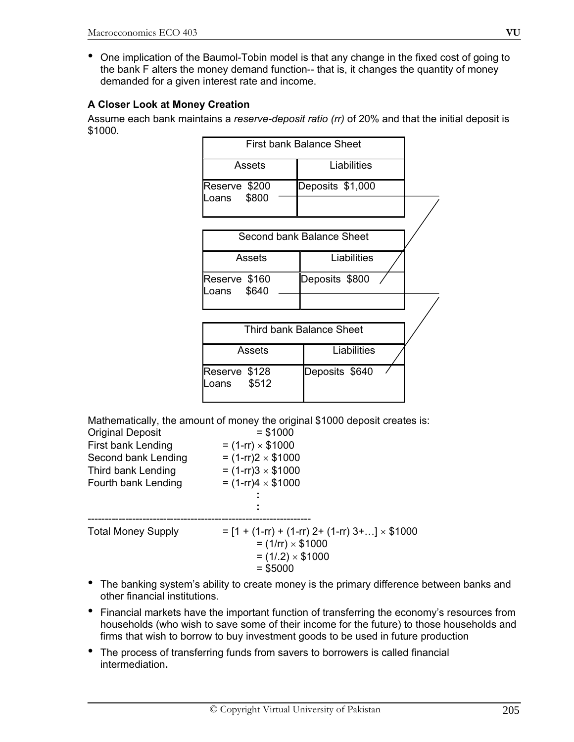- One implication of the Baumol-Tobin model is that any change in the fixed cost of going to the bank F alters the money demand function-- that is, it changes the quantity of money demanded for a given interest rate and income.

**A Closer Look at Money Creation**

Assume each bank maintains a *reserve-deposit ratio (rr)* of 20% and that the initial deposit is $1000.

| First bank Balance Sheet | |
|---|---|
| **Assets** | **Liabilities** |
| Reserve $200<br>Loans $800 | Deposits $1,000 |

| Second bank Balance Sheet | |
|---|---|
| **Assets** | **Liabilities** |
| Reserve $160<br>Loans $640 | Deposits $800 |

| Third bank Balance Sheet | |
|---|---|
| **Assets** | **Liabilities** |
| Reserve $128<br>Loans $512 | Deposits $640 |

Mathematically, the amount of money the original $1000 deposit creates is:

Original Deposit = $1000

First bank Lending $= (1-rr) \times \$1000$

Second bank Lending $= (1-rr)^2 \times \$1000$

Third bank Lending $= (1-rr)^3 \times \$1000$

Fourth bank Lending $= (1-rr)^4 \times \$1000$

:

:

---

Total Money Supply $= [1 + (1-rr) + (1-rr)^2 + (1-rr)^3 + \ldots] \times \$1000$

$= (1/rr) \times \$1000$

$= (1/.2) \times \$1000$

$= \$5000$

- The banking system's ability to create money is the primary difference between banks and other financial institutions.
- Financial markets have the important function of transferring the economy's resources from households (who wish to save some of their income for the future) to those households and firms that wish to borrow to buy investment goods to be used in future production
- The process of transferring funds from savers to borrowers is called financial intermediation**.**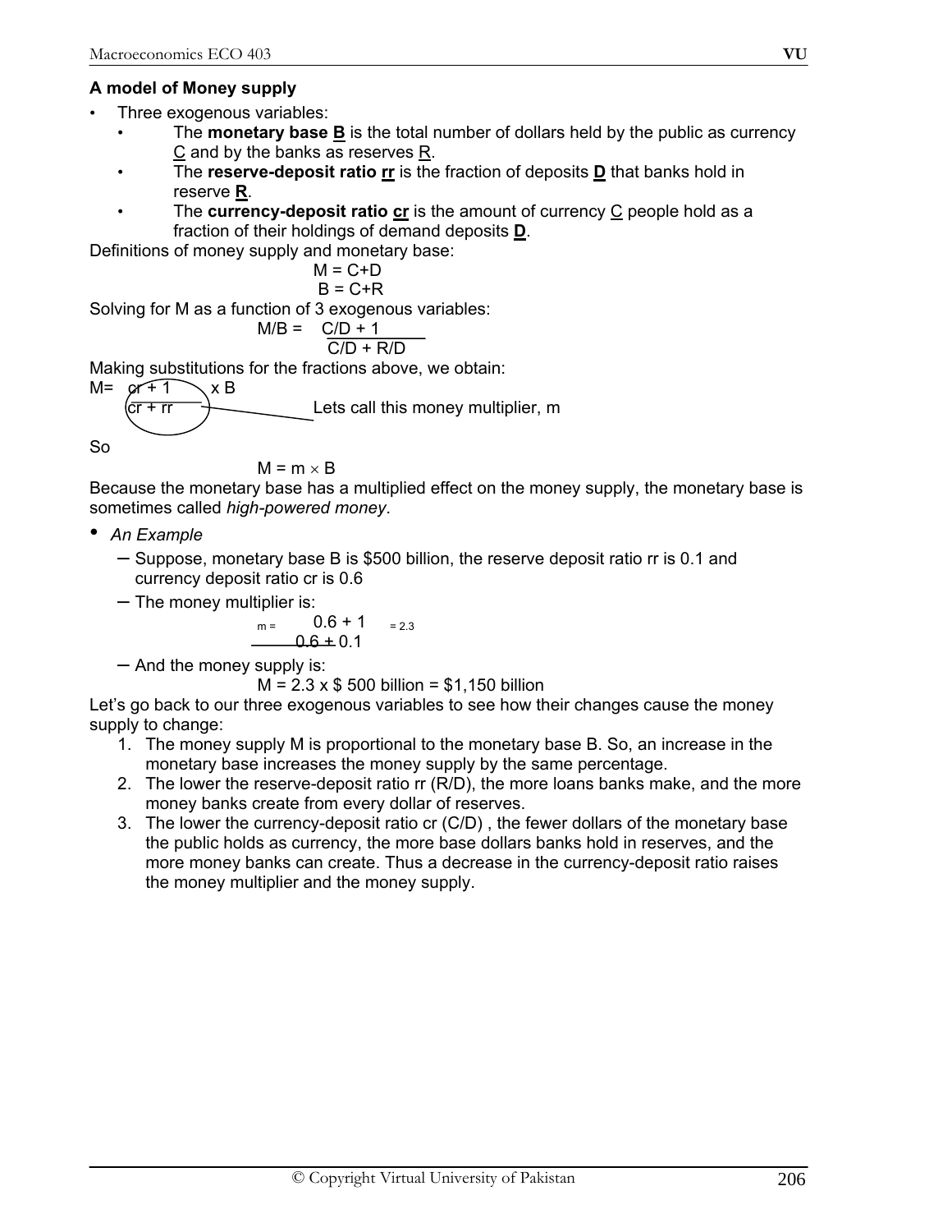**A model of Money supply**

- Three exogenous variables:
  - The **monetary base B** is the total number of dollars held by the public as currency C and by the banks as reserves R.
  - The **reserve-deposit ratio rr** is the fraction of deposits **D** that banks hold in reserve **R**.
  - The **currency-deposit ratio cr** is the amount of currency C people hold as a fraction of their holdings of demand deposits **D**.

Definitions of money supply and monetary base:

$$M = C + D$$

$$B = C + R$$

Solving for M as a function of 3 exogenous variables:

$$M/B = \frac{C/D + 1}{C/D + R/D}$$

Making substitutions for the fractions above, we obtain:

$$M = \frac{cr + 1}{cr + rr} \times B$$

Lets call this money multiplier, m

So

$$M = m \times B$$

Because the monetary base has a multiplied effect on the money supply, the monetary base is sometimes called *high-powered money*.

- *An Example*
  - Suppose, monetary base B is \$500 billion, the reserve deposit ratio rr is 0.1 and currency deposit ratio cr is 0.6
  - The money multiplier is:

$$m = \frac{0.6 + 1}{0.6 + 0.1} = 2.3$$

  - And the money supply is:

$$M = 2.3 \times \$\,500 \text{ billion} = \$1{,}150 \text{ billion}$$

Let's go back to our three exogenous variables to see how their changes cause the money supply to change:

1. The money supply M is proportional to the monetary base B. So, an increase in the monetary base increases the money supply by the same percentage.
2. The lower the reserve-deposit ratio rr (R/D), the more loans banks make, and the more money banks create from every dollar of reserves.
3. The lower the currency-deposit ratio cr (C/D) , the fewer dollars of the monetary base the public holds as currency, the more base dollars banks hold in reserves, and the more money banks can create. Thus a decrease in the currency-deposit ratio raises the money multiplier and the money supply.